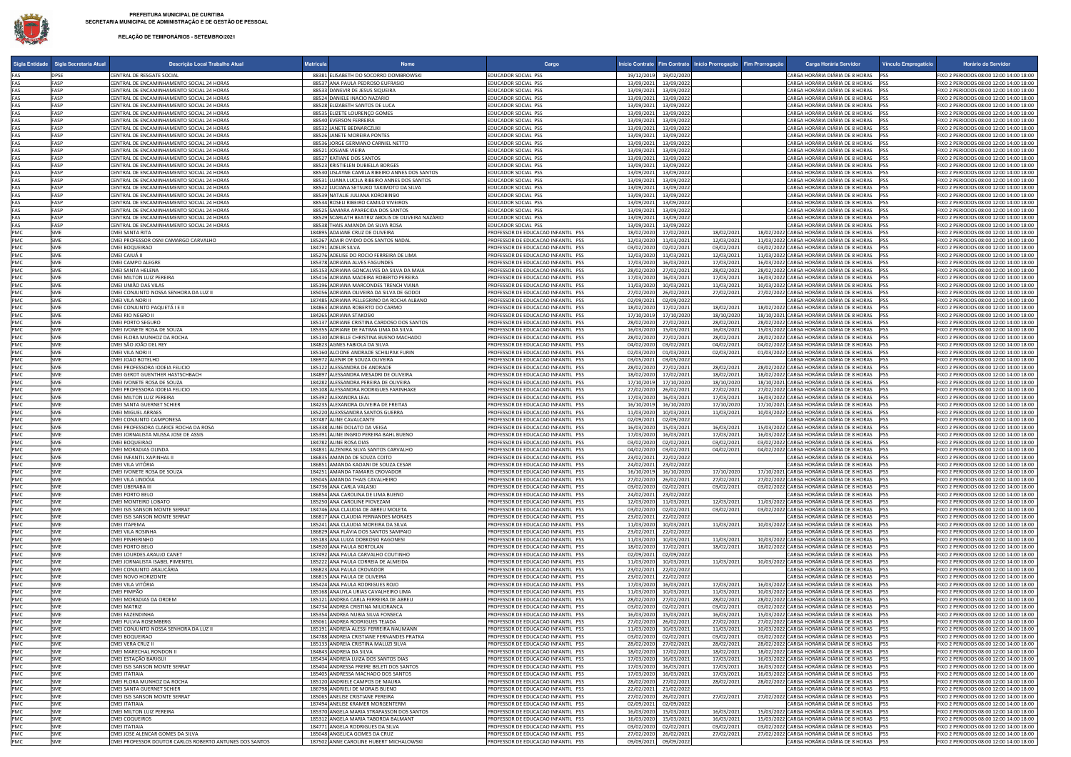**PREFEITURA MUNICIPAL DE CURITIBA**
**SECRETARIA MUNICIPAL DE ADMINISTRAÇÃO E DE GESTÃO DE PESSOAL**

**RELAÇÃO DE TEMPORÁRIOS - SETEMBRO/2021**

| Sigla Entidade | Sigla Secretaria Atual | Descrição Local Trabalho Atual | Matrícula | Nome | Cargo | Início Contrato | Fim Contrato | Início Prorrogação | Fim Prorrogação | Carga Horária Servidor | Vínculo Empregatício | Horário do Servidor |
|---|---|---|---|---|---|---|---|---|---|---|---|---|
| FAS | DPSE | CENTRAL DE RESGATE SOCIAL | 88381 | ELISABETH DO SOCORRO DOMBROWSKI | EDUCADOR SOCIAL PSS | 19/12/2019 | 19/02/2020 | | | CARGA HORÁRIA DIÁRIA DE 8 HORAS | PSS | FIXO 2 PERIODOS 08:00 12:00 14:00 18:00 |
| FAS | FASP | CENTRAL DE ENCAMINHAMENTO SOCIAL 24 HORAS | 88537 | ANA PAULA PEDROSO EUFRASIO | EDUCADOR SOCIAL PSS | 13/09/2021 | 13/09/2022 | | | CARGA HORÁRIA DIÁRIA DE 8 HORAS | PSS | FIXO 2 PERIODOS 08:00 12:00 14:00 18:00 |
| FAS | FASP | CENTRAL DE ENCAMINHAMENTO SOCIAL 24 HORAS | 88533 | DANEVIR DE JESUS SIQUEIRA | EDUCADOR SOCIAL PSS | 13/09/2021 | 13/09/2022 | | | CARGA HORÁRIA DIÁRIA DE 8 HORAS | PSS | FIXO 2 PERIODOS 08:00 12:00 14:00 18:00 |
| FAS | FASP | CENTRAL DE ENCAMINHAMENTO SOCIAL 24 HORAS | 88524 | DANIELE INACIO NAZARIO | EDUCADOR SOCIAL PSS | 13/09/2021 | 13/09/2022 | | | CARGA HORÁRIA DIÁRIA DE 8 HORAS | PSS | FIXO 2 PERIODOS 08:00 12:00 14:00 18:00 |
| FAS | FASP | CENTRAL DE ENCAMINHAMENTO SOCIAL 24 HORAS | 88528 | ELIZABETH SANTOS DE LUCA | EDUCADOR SOCIAL PSS | 13/09/2021 | 13/09/2022 | | | CARGA HORÁRIA DIÁRIA DE 8 HORAS | PSS | FIXO 2 PERIODOS 08:00 12:00 14:00 18:00 |
| FAS | FASP | CENTRAL DE ENCAMINHAMENTO SOCIAL 24 HORAS | 88535 | ELIZETE LOURENÇO GOMES | EDUCADOR SOCIAL PSS | 13/09/2021 | 13/09/2022 | | | CARGA HORÁRIA DIÁRIA DE 8 HORAS | PSS | FIXO 2 PERIODOS 08:00 12:00 14:00 18:00 |
| FAS | FASP | CENTRAL DE ENCAMINHAMENTO SOCIAL 24 HORAS | 88540 | EVERSON FERREIRA | EDUCADOR SOCIAL PSS | 13/09/2021 | 13/09/2022 | | | CARGA HORÁRIA DIÁRIA DE 8 HORAS | PSS | FIXO 2 PERIODOS 08:00 12:00 14:00 18:00 |
| FAS | FASP | CENTRAL DE ENCAMINHAMENTO SOCIAL 24 HORAS | 88532 | JANETE BEDNARCZUKI | EDUCADOR SOCIAL PSS | 13/09/2021 | 13/09/2022 | | | CARGA HORÁRIA DIÁRIA DE 8 HORAS | PSS | FIXO 2 PERIODOS 08:00 12:00 14:00 18:00 |
| FAS | FASP | CENTRAL DE ENCAMINHAMENTO SOCIAL 24 HORAS | 88526 | JANETE MOREIRA PONTES | EDUCADOR SOCIAL PSS | 13/09/2021 | 13/09/2022 | | | CARGA HORÁRIA DIÁRIA DE 8 HORAS | PSS | FIXO 2 PERIODOS 08:00 12:00 14:00 18:00 |
| FAS | FASP | CENTRAL DE ENCAMINHAMENTO SOCIAL 24 HORAS | 88536 | JORGE GERMANO CARNIEL NETTO | EDUCADOR SOCIAL PSS | 13/09/2021 | 13/09/2022 | | | CARGA HORÁRIA DIÁRIA DE 8 HORAS | PSS | FIXO 2 PERIODOS 08:00 12:00 14:00 18:00 |
| FAS | FASP | CENTRAL DE ENCAMINHAMENTO SOCIAL 24 HORAS | 88521 | JOSIANE VIEIRA | EDUCADOR SOCIAL PSS | 13/09/2021 | 13/09/2022 | | | CARGA HORÁRIA DIÁRIA DE 8 HORAS | PSS | FIXO 2 PERIODOS 08:00 12:00 14:00 18:00 |
| FAS | FASP | CENTRAL DE ENCAMINHAMENTO SOCIAL 24 HORAS | 88527 | KATIANE DOS SANTOS | EDUCADOR SOCIAL PSS | 13/09/2021 | 13/09/2022 | | | CARGA HORÁRIA DIÁRIA DE 8 HORAS | PSS | FIXO 2 PERIODOS 08:00 12:00 14:00 18:00 |
| FAS | FASP | CENTRAL DE ENCAMINHAMENTO SOCIAL 24 HORAS | 88523 | KRISTIELEN DUBIELLA BORGES | EDUCADOR SOCIAL PSS | 13/09/2021 | 13/09/2022 | | | CARGA HORÁRIA DIÁRIA DE 8 HORAS | PSS | FIXO 2 PERIODOS 08:00 12:00 14:00 18:00 |
| FAS | FASP | CENTRAL DE ENCAMINHAMENTO SOCIAL 24 HORAS | 88530 | LISLAYNE CAMILA RIBEIRO ANNES DOS SANTOS | EDUCADOR SOCIAL PSS | 13/09/2021 | 13/09/2022 | | | CARGA HORÁRIA DIÁRIA DE 8 HORAS | PSS | FIXO 2 PERIODOS 08:00 12:00 14:00 18:00 |
| FAS | FASP | CENTRAL DE ENCAMINHAMENTO SOCIAL 24 HORAS | 88531 | LUANA LUCILA RIBEIRO ANNES DOS SANTOS | EDUCADOR SOCIAL PSS | 13/09/2021 | 13/09/2022 | | | CARGA HORÁRIA DIÁRIA DE 8 HORAS | PSS | FIXO 2 PERIODOS 08:00 12:00 14:00 18:00 |
| FAS | FASP | CENTRAL DE ENCAMINHAMENTO SOCIAL 24 HORAS | 88522 | LUCIANA SETSUKO TAKIMOTO DA SILVA | EDUCADOR SOCIAL PSS | 13/09/2021 | 13/09/2022 | | | CARGA HORÁRIA DIÁRIA DE 8 HORAS | PSS | FIXO 2 PERIODOS 08:00 12:00 14:00 18:00 |
| FAS | FASP | CENTRAL DE ENCAMINHAMENTO SOCIAL 24 HORAS | 88539 | NATALIE JULIANA KOROBINSKI | EDUCADOR SOCIAL PSS | 13/09/2021 | 13/09/2022 | | | CARGA HORÁRIA DIÁRIA DE 8 HORAS | PSS | FIXO 2 PERIODOS 08:00 12:00 14:00 18:00 |
| FAS | FASP | CENTRAL DE ENCAMINHAMENTO SOCIAL 24 HORAS | 88534 | ROSELI RIBEIRO CAMILO VIVEIROS | EDUCADOR SOCIAL PSS | 13/09/2021 | 13/09/2022 | | | CARGA HORÁRIA DIÁRIA DE 8 HORAS | PSS | FIXO 2 PERIODOS 08:00 12:00 14:00 18:00 |
| FAS | FASP | CENTRAL DE ENCAMINHAMENTO SOCIAL 24 HORAS | 88525 | SAMARA APARECIDA DOS SANTOS | EDUCADOR SOCIAL PSS | 13/09/2021 | 13/09/2022 | | | CARGA HORÁRIA DIÁRIA DE 8 HORAS | PSS | FIXO 2 PERIODOS 08:00 12:00 14:00 18:00 |
| FAS | FASP | CENTRAL DE ENCAMINHAMENTO SOCIAL 24 HORAS | 88529 | SCARLATH BEATRIZ ABOLIS DE OLIVEIRA NAZÁRIO | EDUCADOR SOCIAL PSS | 13/09/2021 | 13/09/2022 | | | CARGA HORÁRIA DIÁRIA DE 8 HORAS | PSS | FIXO 2 PERIODOS 08:00 12:00 14:00 18:00 |
| FAS | FASP | CENTRAL DE ENCAMINHAMENTO SOCIAL 24 HORAS | 88538 | THAIS AMANDA DA SILVA ROSA | EDUCADOR SOCIAL PSS | 13/09/2021 | 13/09/2022 | | | CARGA HORÁRIA DIÁRIA DE 8 HORAS | PSS | FIXO 2 PERIODOS 08:00 12:00 14:00 18:00 |
| PMC | SME | CMEI SANTA RITA | 184895 | ADAIANE CRUZ DE OLIVEIRA | PROFESSOR DE EDUCACAO INFANTIL PSS | 18/02/2020 | 17/02/2021 | 18/02/2021 | 18/02/2022 | CARGA HORÁRIA DIÁRIA DE 8 HORAS | PSS | FIXO 2 PERIODOS 08:00 12:00 14:00 18:00 |
| PMC | SME | CMEI PROFESSOR OSNI CAMARGO CARVALHO | 185267 | ADAIR OVIDIO DOS SANTOS NADAL | PROFESSOR DE EDUCACAO INFANTIL PSS | 12/03/2020 | 11/03/2021 | 12/03/2021 | 11/03/2022 | CARGA HORÁRIA DIÁRIA DE 8 HORAS | PSS | FIXO 2 PERIODOS 08:00 12:00 14:00 18:00 |
| PMC | SME | CMEI BOQUEIRAO | 184791 | ADEUR SILVA | PROFESSOR DE EDUCACAO INFANTIL PSS | 03/02/2020 | 02/02/2021 | 03/02/2021 | 03/02/2022 | CARGA HORÁRIA DIÁRIA DE 8 HORAS | PSS | FIXO 2 PERIODOS 08:00 12:00 14:00 18:00 |
| PMC | SME | CMEI CAIUÁ II | 185276 | ADELISE DO ROCIO FERREIRA DE LIMA | PROFESSOR DE EDUCACAO INFANTIL PSS | 12/03/2020 | 11/03/2021 | 12/03/2021 | 11/03/2022 | CARGA HORÁRIA DIÁRIA DE 8 HORAS | PSS | FIXO 2 PERIODOS 08:00 12:00 14:00 18:00 |
| PMC | SME | CMEI CAMPO ALEGRE | 185378 | ADRIANA ALVES FAGUNDES | PROFESSOR DE EDUCACAO INFANTIL PSS | 17/03/2020 | 16/03/2021 | 17/03/2021 | 16/03/2022 | CARGA HORÁRIA DIÁRIA DE 8 HORAS | PSS | FIXO 2 PERIODOS 08:00 12:00 14:00 18:00 |
| PMC | SME | CMEI SANTA HELENA | 185153 | ADRIANA GONCALVES DA SILVA DA MAIA | PROFESSOR DE EDUCACAO INFANTIL PSS | 28/02/2020 | 27/02/2021 | 28/02/2021 | 28/02/2022 | CARGA HORÁRIA DIÁRIA DE 8 HORAS | PSS | FIXO 2 PERIODOS 08:00 12:00 14:00 18:00 |
| PMC | SME | CMEI MILTON LUIZ PEREIRA | 185416 | ADRIANA MADEIRA ROBERTO PEREIRA | PROFESSOR DE EDUCACAO INFANTIL PSS | 17/03/2020 | 16/03/2021 | 17/03/2021 | 16/03/2022 | CARGA HORÁRIA DIÁRIA DE 8 HORAS | PSS | FIXO 2 PERIODOS 08:00 12:00 14:00 18:00 |
| PMC | SME | CMEI UNIÃO DAS VILAS | 185196 | ADRIANA MARCONDES TRENCH VIANA | PROFESSOR DE EDUCACAO INFANTIL PSS | 11/03/2020 | 10/03/2021 | 11/03/2021 | 10/03/2022 | CARGA HORÁRIA DIÁRIA DE 8 HORAS | PSS | FIXO 2 PERIODOS 08:00 12:00 14:00 18:00 |
| PMC | SME | CMEI CONJUNTO NOSSA SENHORA DA LUZ II | 185056 | ADRIANA OLIVEIRA DA SILVA DE GODOI | PROFESSOR DE EDUCACAO INFANTIL PSS | 27/02/2020 | 26/02/2021 | 27/02/2021 | 27/02/2022 | CARGA HORÁRIA DIÁRIA DE 8 HORAS | PSS | FIXO 2 PERIODOS 08:00 12:00 14:00 18:00 |
| PMC | SME | CMEI VILA NORI II | 187485 | ADRIANA PELLEGRINO DA ROCHA ALBANO | PROFESSOR DE EDUCACAO INFANTIL PSS | 02/09/2021 | 02/09/2022 | | | CARGA HORÁRIA DIÁRIA DE 8 HORAS | PSS | FIXO 2 PERIODOS 08:00 12:00 14:00 18:00 |
| PMC | SME | CMEI CONJUNTO PAQUETÁ I E II | 184863 | ADRIANA ROBERTO DO CARMO | PROFESSOR DE EDUCACAO INFANTIL PSS | 18/02/2020 | 17/02/2021 | 18/02/2021 | 18/02/2022 | CARGA HORÁRIA DIÁRIA DE 8 HORAS | PSS | FIXO 2 PERIODOS 08:00 12:00 14:00 18:00 |
| PMC | SME | CMEI RIO NEGRO II | 184265 | ADRIANA STAKOSKI | PROFESSOR DE EDUCACAO INFANTIL PSS | 17/10/2019 | 17/10/2020 | 18/10/2020 | 18/10/2021 | CARGA HORÁRIA DIÁRIA DE 8 HORAS | PSS | FIXO 2 PERIODOS 08:00 12:00 14:00 18:00 |
| PMC | SME | CMEI PORTO SEGURO | 185137 | ADRIANE CRISTINA CARDOSO DOS SANTOS | PROFESSOR DE EDUCACAO INFANTIL PSS | 28/02/2020 | 27/02/2021 | 28/02/2021 | 28/02/2022 | CARGA HORÁRIA DIÁRIA DE 8 HORAS | PSS | FIXO 2 PERIODOS 08:00 12:00 14:00 18:00 |
| PMC | SME | CMEI IVONETE ROSA DE SOUZA | 185355 | ADRIANE DE FATIMA LIMA DA SILVA | PROFESSOR DE EDUCACAO INFANTIL PSS | 16/03/2020 | 15/03/2021 | 16/03/2021 | 15/03/2022 | CARGA HORÁRIA DIÁRIA DE 8 HORAS | PSS | FIXO 2 PERIODOS 08:00 12:00 14:00 18:00 |
| PMC | SME | CMEI FLORA MUNHOZ DA ROCHA | 185130 | ADRIELLE CHRISTINA BUENO MACHADO | PROFESSOR DE EDUCACAO INFANTIL PSS | 28/02/2020 | 27/02/2021 | 28/02/2021 | 28/02/2022 | CARGA HORÁRIA DIÁRIA DE 8 HORAS | PSS | FIXO 2 PERIODOS 08:00 12:00 14:00 18:00 |
| PMC | SME | CMEI SÃO JOÃO DEL REY | 184823 | AGNES FABIOLA DA SILVA | PROFESSOR DE EDUCACAO INFANTIL PSS | 04/02/2020 | 03/02/2021 | 04/02/2021 | 04/02/2022 | CARGA HORÁRIA DIÁRIA DE 8 HORAS | PSS | FIXO 2 PERIODOS 08:00 12:00 14:00 18:00 |
| PMC | SME | CMEI VILA NORI II | 185160 | ALCIONE ANDRADE SCHILIPAK FURIN | PROFESSOR DE EDUCACAO INFANTIL PSS | 02/03/2020 | 01/03/2021 | 02/03/2021 | 01/03/2022 | CARGA HORÁRIA DIÁRIA DE 8 HORAS | PSS | FIXO 2 PERIODOS 08:00 12:00 14:00 18:00 |
| PMC | SME | CMEI JOAO BOTELHO | 186972 | ALENIR DE SOUZA OLIVEIRA | PROFESSOR DE EDUCACAO INFANTIL PSS | 03/05/2021 | 03/05/2022 | | | CARGA HORÁRIA DIÁRIA DE 8 HORAS | PSS | FIXO 2 PERIODOS 08:00 12:00 14:00 18:00 |
| PMC | SME | CMEI PROFESSORA IODEIA FELICIO | 185122 | ALESSANDRA DE ANDRADE | PROFESSOR DE EDUCACAO INFANTIL PSS | 28/02/2020 | 27/02/2021 | 28/02/2021 | 28/02/2022 | CARGA HORÁRIA DIÁRIA DE 8 HORAS | PSS | FIXO 2 PERIODOS 08:00 12:00 14:00 18:00 |
| PMC | SME | CMEI GERDT GUENTHER HASTSCHBACH | 184897 | ALESSANDRA MESADRI DE OLIVEIRA | PROFESSOR DE EDUCACAO INFANTIL PSS | 18/02/2020 | 17/02/2021 | 18/02/2021 | 18/02/2022 | CARGA HORÁRIA DIÁRIA DE 8 HORAS | PSS | FIXO 2 PERIODOS 08:00 12:00 14:00 18:00 |
| PMC | SME | CMEI IVONETE ROSA DE SOUZA | 184282 | ALESSANDRA PEREIRA DE OLIVEIRA | PROFESSOR DE EDUCACAO INFANTIL PSS | 17/10/2019 | 17/10/2020 | 18/10/2020 | 18/10/2021 | CARGA HORÁRIA DIÁRIA DE 8 HORAS | PSS | FIXO 2 PERIODOS 08:00 12:00 14:00 18:00 |
| PMC | SME | CMEI PROFESSORA IODEIA FELICIO | 185108 | ALESSANDRA RODRIGUES FARINHAKE | PROFESSOR DE EDUCACAO INFANTIL PSS | 27/02/2020 | 26/02/2021 | 27/02/2021 | 27/02/2022 | CARGA HORÁRIA DIÁRIA DE 8 HORAS | PSS | FIXO 2 PERIODOS 08:00 12:00 14:00 18:00 |
| PMC | SME | CMEI MILTON LUIZ PEREIRA | 185392 | ALEXANDRA LEAL | PROFESSOR DE EDUCACAO INFANTIL PSS | 17/03/2020 | 16/03/2021 | 17/03/2021 | 16/03/2022 | CARGA HORÁRIA DIÁRIA DE 8 HORAS | PSS | FIXO 2 PERIODOS 08:00 12:00 14:00 18:00 |
| PMC | SME | CMEI SANTA GUERNET SCHIER | 184235 | ALEXANDRA OLIVEIRA DE FREITAS | PROFESSOR DE EDUCACAO INFANTIL PSS | 16/10/2019 | 16/10/2020 | 17/10/2020 | 17/10/2021 | CARGA HORÁRIA DIÁRIA DE 8 HORAS | PSS | FIXO 2 PERIODOS 08:00 12:00 14:00 18:00 |
| PMC | SME | CMEI MIGUEL ARRAES | 185220 | ALEXSSANDRA SANTOS GUERRA | PROFESSOR DE EDUCACAO INFANTIL PSS | 11/03/2020 | 10/03/2021 | 11/03/2021 | 10/03/2022 | CARGA HORÁRIA DIÁRIA DE 8 HORAS | PSS | FIXO 2 PERIODOS 08:00 12:00 14:00 18:00 |
| PMC | SME | CMEI CONJUNTO CAMPONESA | 187487 | ALINE CAVALCANTE | PROFESSOR DE EDUCACAO INFANTIL PSS | 02/09/2021 | 02/09/2022 | | | CARGA HORÁRIA DIÁRIA DE 8 HORAS | PSS | FIXO 2 PERIODOS 08:00 12:00 14:00 18:00 |
| PMC | SME | CMEI PROFESSORA CLARICE ROCHA DA ROSA | 185338 | ALINE DOLATO DA VEIGA | PROFESSOR DE EDUCACAO INFANTIL PSS | 16/03/2020 | 15/03/2021 | 16/03/2021 | 15/03/2022 | CARGA HORÁRIA DIÁRIA DE 8 HORAS | PSS | FIXO 2 PERIODOS 08:00 12:00 14:00 18:00 |
| PMC | SME | CMEI JORNALISTA MUSSA JOSE DE ASSIS | 185391 | ALINE INGRID PEREIRA BAHL BUENO | PROFESSOR DE EDUCACAO INFANTIL PSS | 17/03/2020 | 16/03/2021 | 17/03/2021 | 16/03/2022 | CARGA HORÁRIA DIÁRIA DE 8 HORAS | PSS | FIXO 2 PERIODOS 08:00 12:00 14:00 18:00 |
| PMC | SME | CMEI BOQUEIRAO | 184782 | ALINE ROSA DIAS | PROFESSOR DE EDUCACAO INFANTIL PSS | 03/02/2020 | 02/02/2021 | 03/02/2021 | 03/02/2022 | CARGA HORÁRIA DIÁRIA DE 8 HORAS | PSS | FIXO 2 PERIODOS 08:00 12:00 14:00 18:00 |
| PMC | SME | CMEI MORADIAS OLINDA | 184831 | ALZENIRA SILVA SANTOS CARVALHO | PROFESSOR DE EDUCACAO INFANTIL PSS | 04/02/2020 | 03/02/2021 | 04/02/2021 | 04/02/2022 | CARGA HORÁRIA DIÁRIA DE 8 HORAS | PSS | FIXO 2 PERIODOS 08:00 12:00 14:00 18:00 |
| PMC | SME | CMEI INFANTIL XAPINHAL II | 186835 | AMANDA DE SOUZA COITO | PROFESSOR DE EDUCACAO INFANTIL PSS | 23/02/2021 | 22/02/2022 | | | CARGA HORÁRIA DIÁRIA DE 8 HORAS | PSS | FIXO 2 PERIODOS 08:00 12:00 14:00 18:00 |
| PMC | SME | CMEI VILA VITÓRIA | 186851 | AMANDA KAOANI DE SOUZA CESAR | PROFESSOR DE EDUCACAO INFANTIL PSS | 24/02/2021 | 23/02/2022 | | | CARGA HORÁRIA DIÁRIA DE 8 HORAS | PSS | FIXO 2 PERIODOS 08:00 12:00 14:00 18:00 |
| PMC | SME | CMEI IVONETE ROSA DE SOUZA | 184251 | AMANDA TAMARIS CROVADOR | PROFESSOR DE EDUCACAO INFANTIL PSS | 16/10/2019 | 16/10/2020 | 17/10/2020 | 17/10/2021 | CARGA HORÁRIA DIÁRIA DE 8 HORAS | PSS | FIXO 2 PERIODOS 08:00 12:00 14:00 18:00 |
| PMC | SME | CMEI VILA LINDÓIA | 185045 | AMANDA THAIS CAVALHEIRO | PROFESSOR DE EDUCACAO INFANTIL PSS | 27/02/2020 | 26/02/2021 | 27/02/2021 | 27/02/2022 | CARGA HORÁRIA DIÁRIA DE 8 HORAS | PSS | FIXO 2 PERIODOS 08:00 12:00 14:00 18:00 |
| PMC | SME | CMEI UBERABA III | 184736 | ANA CARLA VALASKI | PROFESSOR DE EDUCACAO INFANTIL PSS | 03/02/2020 | 02/02/2021 | 03/02/2021 | 03/02/2022 | CARGA HORÁRIA DIÁRIA DE 8 HORAS | PSS | FIXO 2 PERIODOS 08:00 12:00 14:00 18:00 |
| PMC | SME | CMEI PORTO BELO | 186854 | ANA CAROLINA DE LIMA BUENO | PROFESSOR DE EDUCACAO INFANTIL PSS | 24/02/2021 | 23/02/2022 | | | CARGA HORÁRIA DIÁRIA DE 8 HORAS | PSS | FIXO 2 PERIODOS 08:00 12:00 14:00 18:00 |
| PMC | SME | CMEI MONTEIRO LOBATO | 185250 | ANA CAROLINE PIOVEZAM | PROFESSOR DE EDUCACAO INFANTIL PSS | 12/03/2020 | 11/03/2021 | 12/03/2021 | 11/03/2022 | CARGA HORÁRIA DIÁRIA DE 8 HORAS | PSS | FIXO 2 PERIODOS 08:00 12:00 14:00 18:00 |
| PMC | SME | CMEI ISIS SANSON MONTE SERRAT | 184746 | ANA CLAUDIA DE ABREU MOLETA | PROFESSOR DE EDUCACAO INFANTIL PSS | 03/02/2020 | 02/02/2021 | 03/02/2021 | 03/02/2022 | CARGA HORÁRIA DIÁRIA DE 8 HORAS | PSS | FIXO 2 PERIODOS 08:00 12:00 14:00 18:00 |
| PMC | SME | CMEI ISIS SANSON MONTE SERRAT | 186817 | ANA CLAUDIA FERNANDES MORAES | PROFESSOR DE EDUCACAO INFANTIL PSS | 23/02/2021 | 22/02/2022 | | | CARGA HORÁRIA DIÁRIA DE 8 HORAS | PSS | FIXO 2 PERIODOS 08:00 12:00 14:00 18:00 |
| PMC | SME | CMEI ITAPEMA | 185241 | ANA CLAUDIA MOREIRA DA SILVA | PROFESSOR DE EDUCACAO INFANTIL PSS | 11/03/2020 | 10/03/2021 | 11/03/2021 | 10/03/2022 | CARGA HORÁRIA DIÁRIA DE 8 HORAS | PSS | FIXO 2 PERIODOS 08:00 12:00 14:00 18:00 |
| PMC | SME | CMEI VILA ROSINHA | 186829 | ANA FLÁVIA DOS SANTOS SAMPAIO | PROFESSOR DE EDUCACAO INFANTIL PSS | 23/02/2021 | 22/02/2022 | | | CARGA HORÁRIA DIÁRIA DE 8 HORAS | PSS | FIXO 2 PERIODOS 08:00 12:00 14:00 18:00 |
| PMC | SME | CMEI PINHEIRINHO | 185183 | ANA LUIZA DOBKOSKI RAGONESI | PROFESSOR DE EDUCACAO INFANTIL PSS | 11/03/2020 | 10/03/2021 | 11/03/2021 | 10/03/2022 | CARGA HORÁRIA DIÁRIA DE 8 HORAS | PSS | FIXO 2 PERIODOS 08:00 12:00 14:00 18:00 |
| PMC | SME | CMEI PORTO BELO | 184920 | ANA PAULA BORTOLAN | PROFESSOR DE EDUCACAO INFANTIL PSS | 18/02/2020 | 17/02/2021 | 18/02/2021 | 18/02/2022 | CARGA HORÁRIA DIÁRIA DE 8 HORAS | PSS | FIXO 2 PERIODOS 08:00 12:00 14:00 18:00 |
| PMC | SME | CMEI LOURDES ARAUJO CANET | 187492 | ANA PAULA CARVALHO COUTINHO | PROFESSOR DE EDUCACAO INFANTIL PSS | 02/09/2021 | 02/09/2022 | | | CARGA HORÁRIA DIÁRIA DE 8 HORAS | PSS | FIXO 2 PERIODOS 08:00 12:00 14:00 18:00 |
| PMC | SME | CMEI JORNALISTA ISABEL PIMENTEL | 185222 | ANA PAULA CORREIA DE ALMEIDA | PROFESSOR DE EDUCACAO INFANTIL PSS | 11/03/2020 | 10/03/2021 | 11/03/2021 | 10/03/2022 | CARGA HORÁRIA DIÁRIA DE 8 HORAS | PSS | FIXO 2 PERIODOS 08:00 12:00 14:00 18:00 |
| PMC | SME | CMEI CONJUNTO ARAUCÁRIA | 186823 | ANA PAULA CROVADOR | PROFESSOR DE EDUCACAO INFANTIL PSS | 23/02/2021 | 22/02/2022 | | | CARGA HORÁRIA DIÁRIA DE 8 HORAS | PSS | FIXO 2 PERIODOS 08:00 12:00 14:00 18:00 |
| PMC | SME | CMEI NOVO HORIZONTE | 186815 | ANA PAULA DE OLIVEIRA | PROFESSOR DE EDUCACAO INFANTIL PSS | 23/02/2021 | 22/02/2022 | | | CARGA HORÁRIA DIÁRIA DE 8 HORAS | PSS | FIXO 2 PERIODOS 08:00 12:00 14:00 18:00 |
| PMC | SME | CMEI VILA VITÓRIA | 185424 | ANA PAULA RODRIGUES ROJO | PROFESSOR DE EDUCACAO INFANTIL PSS | 17/03/2020 | 16/03/2021 | 17/03/2021 | 16/03/2022 | CARGA HORÁRIA DIÁRIA DE 8 HORAS | PSS | FIXO 2 PERIODOS 08:00 12:00 14:00 18:00 |
| PMC | SME | CMEI PIMPÃO | 185168 | ANAUYLA URIAS CAVALHEIRO LIMA | PROFESSOR DE EDUCACAO INFANTIL PSS | 11/03/2020 | 10/03/2021 | 11/03/2021 | 10/03/2022 | CARGA HORÁRIA DIÁRIA DE 8 HORAS | PSS | FIXO 2 PERIODOS 08:00 12:00 14:00 18:00 |
| PMC | SME | CMEI MORADIAS DA ORDEM | 185121 | ANDREA CARLA FERREIRA DE ABREU | PROFESSOR DE EDUCACAO INFANTIL PSS | 28/02/2020 | 27/02/2021 | 28/02/2021 | 28/02/2022 | CARGA HORÁRIA DIÁRIA DE 8 HORAS | PSS | FIXO 2 PERIODOS 08:00 12:00 14:00 18:00 |
| PMC | SME | CMEI MATRIZ | 184734 | ANDREA CRISTINA MILIORANCA | PROFESSOR DE EDUCACAO INFANTIL PSS | 03/02/2020 | 02/02/2021 | 03/02/2021 | 03/02/2022 | CARGA HORÁRIA DIÁRIA DE 8 HORAS | PSS | FIXO 2 PERIODOS 08:00 12:00 14:00 18:00 |
| PMC | SME | CMEI FAZENDINHA | 185354 | ANDREA NUBIA SILVA FONSECA | PROFESSOR DE EDUCACAO INFANTIL PSS | 16/03/2020 | 15/03/2021 | 16/03/2021 | 15/03/2022 | CARGA HORÁRIA DIÁRIA DE 8 HORAS | PSS | FIXO 2 PERIODOS 08:00 12:00 14:00 18:00 |
| PMC | SME | CMEI FULVIA ROSEMBERG | 185061 | ANDREA RODRIGUES TEJADA | PROFESSOR DE EDUCACAO INFANTIL PSS | 27/02/2020 | 26/02/2021 | 27/02/2021 | 27/02/2022 | CARGA HORÁRIA DIÁRIA DE 8 HORAS | PSS | FIXO 2 PERIODOS 08:00 12:00 14:00 18:00 |
| PMC | SME | CMEI CONJUNTO NOSSA SENHORA DA LUZ II | 185191 | ANDREIA ALESSI FERREIRA NAUMANN | PROFESSOR DE EDUCACAO INFANTIL PSS | 11/03/2020 | 10/03/2021 | 11/03/2021 | 10/03/2022 | CARGA HORÁRIA DIÁRIA DE 8 HORAS | PSS | FIXO 2 PERIODOS 08:00 12:00 14:00 18:00 |
| PMC | SME | CMEI BOQUEIRAO | 184788 | ANDREIA CRISTIANE FERNANDES PRATKA | PROFESSOR DE EDUCACAO INFANTIL PSS | 03/02/2020 | 02/02/2021 | 03/02/2021 | 03/02/2022 | CARGA HORÁRIA DIÁRIA DE 8 HORAS | PSS | FIXO 2 PERIODOS 08:00 12:00 14:00 18:00 |
| PMC | SME | CMEI VERA CRUZ II | 185133 | ANDREIA CRISTINA MALUZI SILVA | PROFESSOR DE EDUCACAO INFANTIL PSS | 28/02/2020 | 27/02/2021 | 28/02/2021 | 28/02/2022 | CARGA HORÁRIA DIÁRIA DE 8 HORAS | PSS | FIXO 2 PERIODOS 08:00 12:00 14:00 18:00 |
| PMC | SME | CMEI MARECHAL RONDON II | 184843 | ANDREIA DA SILVA | PROFESSOR DE EDUCACAO INFANTIL PSS | 18/02/2020 | 17/02/2021 | 18/02/2021 | 18/02/2022 | CARGA HORÁRIA DIÁRIA DE 8 HORAS | PSS | FIXO 2 PERIODOS 08:00 12:00 14:00 18:00 |
| PMC | SME | CMEI ESTAÇÃO BARIGUI | 185434 | ANDREIA LUIZA DOS SANTOS DIAS | PROFESSOR DE EDUCACAO INFANTIL PSS | 17/03/2020 | 16/03/2021 | 17/03/2021 | 16/03/2022 | CARGA HORÁRIA DIÁRIA DE 8 HORAS | PSS | FIXO 2 PERIODOS 08:00 12:00 14:00 18:00 |
| PMC | SME | CMEI ISIS SANSON MONTE SERRAT | 185404 | ANDRESSA FREIRE BELETI DOS SANTOS | PROFESSOR DE EDUCACAO INFANTIL PSS | 17/03/2020 | 16/03/2021 | 17/03/2021 | 16/03/2022 | CARGA HORÁRIA DIÁRIA DE 8 HORAS | PSS | FIXO 2 PERIODOS 08:00 12:00 14:00 18:00 |
| PMC | SME | CMEI ITATIAIA | 185405 | ANDRESSA MACHADO DOS SANTOS | PROFESSOR DE EDUCACAO INFANTIL PSS | 17/03/2020 | 16/03/2021 | 17/03/2021 | 16/03/2022 | CARGA HORÁRIA DIÁRIA DE 8 HORAS | PSS | FIXO 2 PERIODOS 08:00 12:00 14:00 18:00 |
| PMC | SME | CMEI FLORA MUNHOZ DA ROCHA | 185120 | ANDRIELE CAMPOS DE MAURA | PROFESSOR DE EDUCACAO INFANTIL PSS | 28/02/2020 | 27/02/2021 | 28/02/2021 | 28/02/2022 | CARGA HORÁRIA DIÁRIA DE 8 HORAS | PSS | FIXO 2 PERIODOS 08:00 12:00 14:00 18:00 |
| PMC | SME | CMEI SANTA GUERNET SCHIER | 186798 | ANDRIELI DE MORAIS BUENO | PROFESSOR DE EDUCACAO INFANTIL PSS | 22/02/2021 | 21/02/2022 | | | CARGA HORÁRIA DIÁRIA DE 8 HORAS | PSS | FIXO 2 PERIODOS 08:00 12:00 14:00 18:00 |
| PMC | SME | CMEI ISIS SANSON MONTE SERRAT | 185065 | ANELISE CRISTIANE PEREIRA | PROFESSOR DE EDUCACAO INFANTIL PSS | 27/02/2020 | 26/02/2021 | 27/02/2021 | 27/02/2022 | CARGA HORÁRIA DIÁRIA DE 8 HORAS | PSS | FIXO 2 PERIODOS 08:00 12:00 14:00 18:00 |
| PMC | SME | CMEI ITATIAIA | 187494 | ANELISE KRAMER MORGENTERM | PROFESSOR DE EDUCACAO INFANTIL PSS | 02/09/2021 | 02/09/2022 | | | CARGA HORÁRIA DIÁRIA DE 8 HORAS | PSS | FIXO 2 PERIODOS 08:00 12:00 14:00 18:00 |
| PMC | SME | CMEI MILTON LUIZ PEREIRA | 185370 | ANGELA MARIA STRAPASSON DOS SANTOS | PROFESSOR DE EDUCACAO INFANTIL PSS | 16/03/2020 | 15/03/2021 | 16/03/2021 | 15/03/2022 | CARGA HORÁRIA DIÁRIA DE 8 HORAS | PSS | FIXO 2 PERIODOS 08:00 12:00 14:00 18:00 |
| PMC | SME | CMEI COQUEIROS | 185312 | ANGELA MARIA TABORDA BALMANT | PROFESSOR DE EDUCACAO INFANTIL PSS | 16/03/2020 | 15/03/2021 | 16/03/2021 | 15/03/2022 | CARGA HORÁRIA DIÁRIA DE 8 HORAS | PSS | FIXO 2 PERIODOS 08:00 12:00 14:00 18:00 |
| PMC | SME | CMEI ITATIAIA | 184771 | ANGELA RODRIGUES DA SILVA | PROFESSOR DE EDUCACAO INFANTIL PSS | 03/02/2020 | 02/02/2021 | 03/02/2021 | 03/02/2022 | CARGA HORÁRIA DIÁRIA DE 8 HORAS | PSS | FIXO 2 PERIODOS 08:00 12:00 14:00 18:00 |
| PMC | SME | CMEI JOSE ALENCAR GOMES DA SILVA | 185048 | ANGELICA GOMES DA CRUZ | PROFESSOR DE EDUCACAO INFANTIL PSS | 27/02/2020 | 26/02/2021 | 27/02/2021 | 27/02/2022 | CARGA HORÁRIA DIÁRIA DE 8 HORAS | PSS | FIXO 2 PERIODOS 08:00 12:00 14:00 18:00 |
| PMC | SME | CMEI PROFESSOR DOUTOR CARLOS ROBERTO ANTUNES DOS SANTOS | 187502 | ANNE CAROLINE HUBERT MICHALOWSKI | PROFESSOR DE EDUCACAO INFANTIL PSS | 09/09/2021 | 09/09/2022 | | | CARGA HORÁRIA DIÁRIA DE 8 HORAS | PSS | FIXO 2 PERIODOS 08:00 12:00 14:00 18:00 |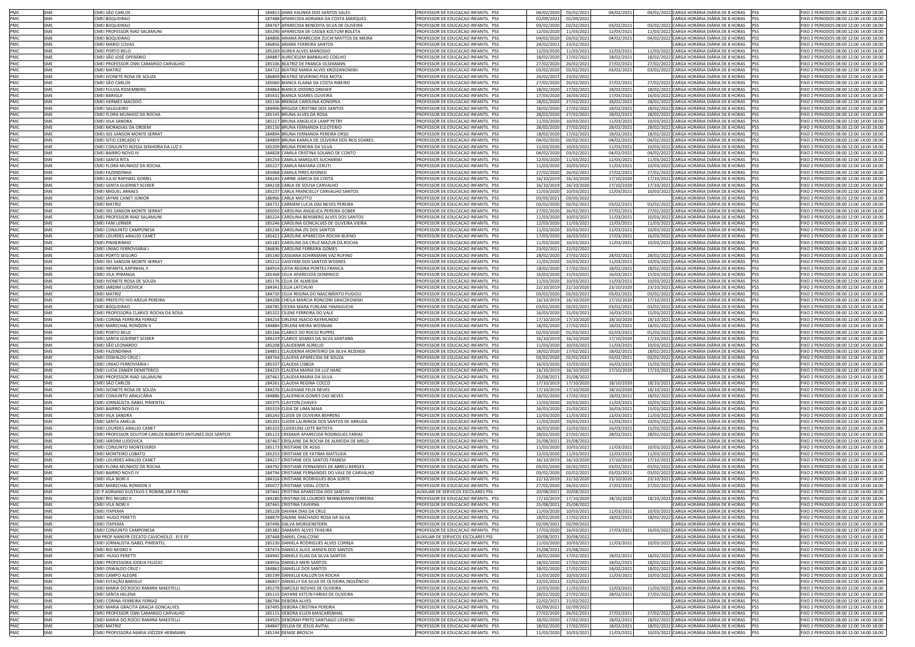| | | | | | | | | | | | |
|---|---|---|---|---|---|---|---|---|---|---|---|
| PMC | SME | CMEI SÃO CARLOS | 184813 | ANNE KALINKA DOS SANTOS SALES | PROFESSOR DE EDUCACAO INFANTIL PSS | 04/02/2020 | 03/02/2021 | 04/02/2021 | 04/02/2022 | CARGA HORÁRIA DIÁRIA DE 8 HORAS | PSS | FIXO 2 PERIODOS 08:00 12:00 14:00 18:00 |
| PMC | SME | CMEI BOQUEIRAO | 187488 | APARECIDA ADRIANA DA COSTA MARQUES | PROFESSOR DE EDUCACAO INFANTIL PSS | 02/09/2021 | 02/09/2022 | | | CARGA HORÁRIA DIÁRIA DE 8 HORAS | PSS | FIXO 2 PERIODOS 08:00 12:00 14:00 18:00 |
| PMC | SME | CMEI BOQUEIRAO | 184767 | APARECIDA BENEDITA SILVA DE OLIVEIRA | PROFESSOR DE EDUCACAO INFANTIL PSS | 03/02/2020 | 02/02/2021 | 03/02/2021 | 03/02/2022 | CARGA HORÁRIA DIÁRIA DE 8 HORAS | PSS | FIXO 2 PERIODOS 08:00 12:00 14:00 18:00 |
| PMC | SME | CMEI PROFESSOR RIAD SALAMUNI | 185290 | APARECIDA DE CASSIA KOLTUM BOLETA | PROFESSOR DE EDUCACAO INFANTIL PSS | 12/03/2020 | 11/03/2021 | 12/03/2021 | 11/03/2022 | CARGA HORÁRIA DIÁRIA DE 8 HORAS | PSS | FIXO 2 PERIODOS 08:00 12:00 14:00 18:00 |
| PMC | SME | CMEI BOQUEIRAO | 184806 | ARIANA APARECIDA ZUCHI MATTOS DE MEIRA | PROFESSOR DE EDUCACAO INFANTIL PSS | 04/02/2020 | 03/02/2021 | 04/02/2021 | 04/02/2022 | CARGA HORÁRIA DIÁRIA DE 8 HORAS | PSS | FIXO 2 PERIODOS 08:00 12:00 14:00 18:00 |
| PMC | SME | CMEI MARIO COVAS | 186856 | ARIANE FERREIRA SANTOS | PROFESSOR DE EDUCACAO INFANTIL PSS | 24/02/2021 | 23/02/2022 | | | CARGA HORÁRIA DIÁRIA DE 8 HORAS | PSS | FIXO 2 PERIODOS 08:00 12:00 14:00 18:00 |
| PMC | SME | CMEI PORTO BELO | 185269 | AUREA ALVES MANOSSO | PROFESSOR DE EDUCACAO INFANTIL PSS | 12/03/2020 | 11/03/2021 | 12/03/2021 | 11/03/2022 | CARGA HORÁRIA DIÁRIA DE 8 HORAS | PSS | FIXO 2 PERIODOS 08:00 12:00 14:00 18:00 |
| PMC | SME | CMEI SÃO JOSÉ OPERÁRIO | 184887 | AURICIELEM BARBALHO COELHO | PROFESSOR DE EDUCACAO INFANTIL PSS | 18/02/2020 | 17/02/2021 | 18/02/2021 | 18/02/2022 | CARGA HORÁRIA DIÁRIA DE 8 HORAS | PSS | FIXO 2 PERIODOS 08:00 12:00 14:00 18:00 |
| PMC | SME | CMEI PROFESSOR OSNI CAMARGO CARVALHO | 185106 | BEATRIZ DE FRANCA OLSEMANN | PROFESSOR DE EDUCACAO INFANTIL PSS | 27/02/2020 | 26/02/2021 | 27/02/2021 | 27/02/2022 | CARGA HORÁRIA DIÁRIA DE 8 HORAS | PSS | FIXO 2 PERIODOS 08:00 12:00 14:00 18:00 |
| PMC | SME | CMEI MATRIZ | 184722 | BEATRIZ MARIA ALVES KRIZIZANOWSKI | PROFESSOR DE EDUCACAO INFANTIL PSS | 03/02/2020 | 02/02/2021 | 03/02/2021 | 03/02/2022 | CARGA HORÁRIA DIÁRIA DE 8 HORAS | PSS | FIXO 2 PERIODOS 08:00 12:00 14:00 18:00 |
| PMC | SME | CMEI IVONETE ROSA DE SOUZA | 186809 | BEATRIZ SEVERINO PIZA MOTA | PROFESSOR DE EDUCACAO INFANTIL PSS | 24/02/2021 | 23/02/2022 | | | CARGA HORÁRIA DIÁRIA DE 8 HORAS | PSS | FIXO 2 PERIODOS 08:00 12:00 14:00 18:00 |
| PMC | SME | CMEI SÃO CARLOS | 185060 | BIANCA ELAINA DA COSTA RIBEIRO | PROFESSOR DE EDUCACAO INFANTIL PSS | 27/02/2020 | 26/02/2021 | 27/02/2021 | 27/02/2022 | CARGA HORÁRIA DIÁRIA DE 8 HORAS | PSS | FIXO 2 PERIODOS 08:00 12:00 14:00 18:00 |
| PMC | SME | CMEI FULVIA ROSEMBERG | 184864 | BIANCA IZIDORO DREHER | PROFESSOR DE EDUCACAO INFANTIL PSS | 18/02/2020 | 17/02/2021 | 18/02/2021 | 18/02/2022 | CARGA HORÁRIA DIÁRIA DE 8 HORAS | PSS | FIXO 2 PERIODOS 08:00 12:00 14:00 18:00 |
| PMC | SME | CMEI BARIGUI | 185431 | BIANCA SOARES OLIVEIRA | PROFESSOR DE EDUCACAO INFANTIL PSS | 17/03/2020 | 16/03/2021 | 17/03/2021 | 16/03/2022 | CARGA HORÁRIA DIÁRIA DE 8 HORAS | PSS | FIXO 2 PERIODOS 08:00 12:00 14:00 18:00 |
| PMC | SME | CMEI HERMES MACEDO | 185136 | BRENDA CAROLINA KONOPKA | PROFESSOR DE EDUCACAO INFANTIL PSS | 28/02/2020 | 27/02/2021 | 28/02/2021 | 28/02/2022 | CARGA HORÁRIA DIÁRIA DE 8 HORAS | PSS | FIXO 2 PERIODOS 08:00 12:00 14:00 18:00 |
| PMC | SME | CMEI SALGUEIRO | 184906 | BRIGIDA CRISTINA DOS SANTOS | PROFESSOR DE EDUCACAO INFANTIL PSS | 18/02/2020 | 17/02/2021 | 18/02/2021 | 18/02/2022 | CARGA HORÁRIA DIÁRIA DE 8 HORAS | PSS | FIXO 2 PERIODOS 08:00 12:00 14:00 18:00 |
| PMC | SME | CMEI FLORA MUNHOZ DA ROCHA | 185145 | BRUNA ALVES DA ROSA | PROFESSOR DE EDUCACAO INFANTIL PSS | 28/02/2020 | 27/02/2021 | 28/02/2021 | 28/02/2022 | CARGA HORÁRIA DIÁRIA DE 8 HORAS | PSS | FIXO 2 PERIODOS 08:00 12:00 14:00 18:00 |
| PMC | SME | CMEI VILA SANDRA | 185217 | BRUNA ANGELICA LAMP PETRY | PROFESSOR DE EDUCACAO INFANTIL PSS | 11/03/2020 | 10/03/2021 | 11/03/2021 | 10/03/2022 | CARGA HORÁRIA DIÁRIA DE 8 HORAS | PSS | FIXO 2 PERIODOS 08:00 12:00 14:00 18:00 |
| PMC | SME | CMEI MORADIAS DA ORDEM | 185150 | BRUNA FERNANDA ELEOTERIO | PROFESSOR DE EDUCACAO INFANTIL PSS | 28/02/2020 | 27/02/2021 | 28/02/2021 | 28/02/2022 | CARGA HORÁRIA DIÁRIA DE 8 HORAS | PSS | FIXO 2 PERIODOS 08:00 12:00 14:00 18:00 |
| PMC | SME | CMEI ISIS SANSON MONTE SERRAT | 184894 | BRUNA FERNANDA PEREIRA ORSO | PROFESSOR DE EDUCACAO INFANTIL PSS | 18/02/2020 | 17/02/2021 | 18/02/2021 | 18/02/2022 | CARGA HORÁRIA DIÁRIA DE 8 HORAS | PSS | FIXO 2 PERIODOS 08:00 12:00 14:00 18:00 |
| PMC | SME | CMEI SITIO CERCADO V | 184809 | BRUNA KAMILA DE OLIVEIRA DOS REIS SOARES | PROFESSOR DE EDUCACAO INFANTIL PSS | 04/02/2020 | 03/02/2021 | 04/02/2021 | 04/02/2022 | CARGA HORÁRIA DIÁRIA DE 8 HORAS | PSS | FIXO 2 PERIODOS 08:00 12:00 14:00 18:00 |
| PMC | SME | CMEI CONJUNTO NOSSA SENHORA DA LUZ II | 185209 | BRUNA PEREIRA DA SILVA | PROFESSOR DE EDUCACAO INFANTIL PSS | 11/03/2020 | 10/03/2021 | 11/03/2021 | 10/03/2022 | CARGA HORÁRIA DIÁRIA DE 8 HORAS | PSS | FIXO 2 PERIODOS 08:00 12:00 14:00 18:00 |
| PMC | SME | CMEI BAIRRO NOVO IV | 184828 | CAMILA CRISTINA SOLANO DE CONTO | PROFESSOR DE EDUCACAO INFANTIL PSS | 04/02/2020 | 03/02/2021 | 04/02/2021 | 04/02/2022 | CARGA HORÁRIA DIÁRIA DE 8 HORAS | PSS | FIXO 2 PERIODOS 08:00 12:00 14:00 18:00 |
| PMC | SME | CMEI SANTA RITA | 185254 | CAMILA MARQUES SUCHARSKI | PROFESSOR DE EDUCACAO INFANTIL PSS | 12/03/2020 | 11/03/2021 | 12/03/2021 | 11/03/2022 | CARGA HORÁRIA DIÁRIA DE 8 HORAS | PSS | FIXO 2 PERIODOS 08:00 12:00 14:00 18:00 |
| PMC | SME | CMEI FLORA MUNHOZ DA ROCHA | 185227 | CAMILA MAYARA CERUTI | PROFESSOR DE EDUCACAO INFANTIL PSS | 11/03/2020 | 10/03/2021 | 11/03/2021 | 10/03/2022 | CARGA HORÁRIA DIÁRIA DE 8 HORAS | PSS | FIXO 2 PERIODOS 08:00 12:00 14:00 18:00 |
| PMC | SME | CMEI FAZENDINHA | 185068 | CAMILA PIRES AFONSO | PROFESSOR DE EDUCACAO INFANTIL PSS | 27/02/2020 | 26/02/2021 | 27/02/2021 | 27/02/2022 | CARGA HORÁRIA DIÁRIA DE 8 HORAS | PSS | FIXO 2 PERIODOS 08:00 12:00 14:00 18:00 |
| PMC | SME | CMEI JULIO RAPHAEL GOMEL | 184243 | CARINE GARCIA DA COSTA | PROFESSOR DE EDUCACAO INFANTIL PSS | 16/10/2019 | 16/10/2020 | 17/10/2020 | 17/10/2021 | CARGA HORÁRIA DIÁRIA DE 8 HORAS | PSS | FIXO 2 PERIODOS 08:00 12:00 14:00 18:00 |
| PMC | SME | CMEI SANTA GUERNET SCHIER | 184218 | CARLA DE SOUSA CARVALHO | PROFESSOR DE EDUCACAO INFANTIL PSS | 16/10/2019 | 16/10/2020 | 17/10/2020 | 17/10/2021 | CARGA HORÁRIA DIÁRIA DE 8 HORAS | PSS | FIXO 2 PERIODOS 08:00 12:00 14:00 18:00 |
| PMC | SME | CMEI MIGUEL ARRAES | 185237 | CARLA FRANCIELLY CARVALHO SANTOS | PROFESSOR DE EDUCACAO INFANTIL PSS | 11/03/2020 | 10/03/2021 | 11/03/2021 | 10/03/2022 | CARGA HORÁRIA DIÁRIA DE 8 HORAS | PSS | FIXO 2 PERIODOS 08:00 12:00 14:00 18:00 |
| PMC | SME | CMEI JAYME CANET JUNIOR | 186966 | CARLA MIOTTO | PROFESSOR DE EDUCACAO INFANTIL PSS | 03/05/2021 | 03/05/2022 | | | CARGA HORÁRIA DIÁRIA DE 8 HORAS | PSS | FIXO 2 PERIODOS 08:00 12:00 14:00 18:00 |
| PMC | SME | CMEI MATRIZ | 184731 | CARMEM LUCIA DAS NEVES PEREIRA | PROFESSOR DE EDUCACAO INFANTIL PSS | 03/02/2020 | 02/02/2021 | 03/02/2021 | 03/02/2022 | CARGA HORÁRIA DIÁRIA DE 8 HORAS | PSS | FIXO 2 PERIODOS 08:00 12:00 14:00 18:00 |
| PMC | SME | CMEI ISIS SANSON MONTE SERRAT | 185050 | CAROLINA ANGELICA PEREIRA GOBER | PROFESSOR DE EDUCACAO INFANTIL PSS | 27/02/2020 | 26/02/2021 | 27/02/2021 | 27/02/2022 | CARGA HORÁRIA DIÁRIA DE 8 HORAS | PSS | FIXO 2 PERIODOS 08:00 12:00 14:00 18:00 |
| PMC | SME | CMEI PROFESSOR RIAD SALAMUNI | 185224 | CAROLINA BENSBERG ALVES DOS SANTOS | PROFESSOR DE EDUCACAO INFANTIL PSS | 11/03/2020 | 10/03/2021 | 11/03/2021 | 10/03/2022 | CARGA HORÁRIA DIÁRIA DE 8 HORAS | PSS | FIXO 2 PERIODOS 08:00 12:00 14:00 18:00 |
| PMC | SME | CMEI FANI LERNER | 185246 | CAROLINA GONCALVES DE OLIVEIRA VIEIRA | PROFESSOR DE EDUCACAO INFANTIL PSS | 12/03/2020 | 11/03/2021 | 12/03/2021 | 11/03/2022 | CARGA HORÁRIA DIÁRIA DE 8 HORAS | PSS | FIXO 2 PERIODOS 08:00 12:00 14:00 18:00 |
| PMC | SME | CMEI CONJUNTO CAMPONESA | 185236 | CAROLINA ZIS DOS SANTOS | PROFESSOR DE EDUCACAO INFANTIL PSS | 11/03/2020 | 10/03/2021 | 11/03/2021 | 10/03/2022 | CARGA HORÁRIA DIÁRIA DE 8 HORAS | PSS | FIXO 2 PERIODOS 08:00 12:00 14:00 18:00 |
| PMC | SME | CMEI LOURDES ARAUJO CANET | 185421 | CAROLINE APARECIDA ROCHA BUENO | PROFESSOR DE EDUCACAO INFANTIL PSS | 17/03/2020 | 16/03/2021 | 17/03/2021 | 16/03/2022 | CARGA HORÁRIA DIÁRIA DE 8 HORAS | PSS | FIXO 2 PERIODOS 08:00 12:00 14:00 18:00 |
| PMC | SME | CMEI PINHERINHO | 185181 | CAROLINE DA CRUZ MAZUR DA ROCHA | PROFESSOR DE EDUCACAO INFANTIL PSS | 11/03/2020 | 10/03/2021 | 11/03/2021 | 10/03/2022 | CARGA HORÁRIA DIÁRIA DE 8 HORAS | PSS | FIXO 2 PERIODOS 08:00 12:00 14:00 18:00 |
| PMC | SME | CMEI UNIAO FERROVIARIA I | 186836 | CAROLINE FERREIRA GOMES | PROFESSOR DE EDUCACAO INFANTIL PSS | 23/02/2021 | 22/02/2022 | | | CARGA HORÁRIA DIÁRIA DE 8 HORAS | PSS | FIXO 2 PERIODOS 08:00 12:00 14:00 18:00 |
| PMC | SME | CMEI PORTO SEGURO | 185140 | CASSIANA SCHIRMANN VAZ RUFINO | PROFESSOR DE EDUCACAO INFANTIL PSS | 28/02/2020 | 27/02/2021 | 28/02/2021 | 28/02/2022 | CARGA HORÁRIA DIÁRIA DE 8 HORAS | PSS | FIXO 2 PERIODOS 08:00 12:00 14:00 18:00 |
| PMC | SME | CMEI ISIS SANSON MONTE SERRAT | 185212 | CASSYANI DOS SANTOS WOSNES | PROFESSOR DE EDUCACAO INFANTIL PSS | 11/03/2020 | 10/03/2021 | 11/03/2021 | 10/03/2022 | CARGA HORÁRIA DIÁRIA DE 8 HORAS | PSS | FIXO 2 PERIODOS 08:00 12:00 14:00 18:00 |
| PMC | SME | CMEI INFANTIL XAPINHAL II | 184914 | CATIA REGINA PONTES FRANCA | PROFESSOR DE EDUCACAO INFANTIL PSS | 18/02/2020 | 17/02/2021 | 18/02/2021 | 18/02/2022 | CARGA HORÁRIA DIÁRIA DE 8 HORAS | PSS | FIXO 2 PERIODOS 08:00 12:00 14:00 18:00 |
| PMC | SME | CMEI VILA IPIRANGA | 185368 | CELIA APARECIDA DOMINICO | PROFESSOR DE EDUCACAO INFANTIL PSS | 16/03/2020 | 15/03/2021 | 16/03/2021 | 15/03/2022 | CARGA HORÁRIA DIÁRIA DE 8 HORAS | PSS | FIXO 2 PERIODOS 08:00 12:00 14:00 18:00 |
| PMC | SME | CMEI IVONETE ROSA DE SOUZA | 185176 | CELIA DE ALMEIDA | PROFESSOR DE EDUCACAO INFANTIL PSS | 11/03/2020 | 10/03/2021 | 11/03/2021 | 10/03/2022 | CARGA HORÁRIA DIÁRIA DE 8 HORAS | PSS | FIXO 2 PERIODOS 08:00 12:00 14:00 18:00 |
| PMC | SME | CMEI JARDIM LUDOVICA | 184341 | CELIA LATCHUKI | PROFESSOR DE EDUCACAO INFANTIL PSS | 22/10/2019 | 22/10/2020 | 23/10/2020 | 23/10/2021 | CARGA HORÁRIA DIÁRIA DE 8 HORAS | PSS | FIXO 2 PERIODOS 08:00 12:00 14:00 18:00 |
| PMC | SME | CMEI MATRIZ | 184730 | CELIA REGINA DO NASCIMENTO PUGIOLI | PROFESSOR DE EDUCACAO INFANTIL PSS | 03/02/2020 | 02/02/2021 | 03/02/2021 | 03/02/2022 | CARGA HORÁRIA DIÁRIA DE 8 HORAS | PSS | FIXO 2 PERIODOS 08:00 12:00 14:00 18:00 |
| PMC | SME | CMEI PREFEITO IVO ARZUA PEREIRA | 184208 | CHEILA MARCIA RONCONI GRACZKOWSKI | PROFESSOR DE EDUCACAO INFANTIL PSS | 16/10/2019 | 16/10/2020 | 17/10/2020 | 17/10/2021 | CARGA HORÁRIA DIÁRIA DE 8 HORAS | PSS | FIXO 2 PERIODOS 08:00 12:00 14:00 18:00 |
| PMC | SME | CMEI BOQUEIRAO | 184785 | CICERA MARA FURLANI YAMAGUCHI | PROFESSOR DE EDUCACAO INFANTIL PSS | 03/02/2020 | 02/02/2021 | 03/02/2021 | 03/02/2022 | CARGA HORÁRIA DIÁRIA DE 8 HORAS | PSS | FIXO 2 PERIODOS 08:00 12:00 14:00 18:00 |
| PMC | SME | CMEI PROFESSORA CLARICE ROCHA DA ROSA | 185322 | CILENE FERREIRA DO VALE | PROFESSOR DE EDUCACAO INFANTIL PSS | 16/03/2020 | 15/03/2021 | 16/03/2021 | 15/03/2022 | CARGA HORÁRIA DIÁRIA DE 8 HORAS | PSS | FIXO 2 PERIODOS 08:00 12:00 14:00 18:00 |
| PMC | SME | CMEI CORINA FERREIRA FERRAZ | 184254 | CIRLENE INACIO RAYMUNDO | PROFESSOR DE EDUCACAO INFANTIL PSS | 17/10/2019 | 17/10/2020 | 18/10/2020 | 18/10/2021 | CARGA HORÁRIA DIÁRIA DE 8 HORAS | PSS | FIXO 2 PERIODOS 08:00 12:00 14:00 18:00 |
| PMC | SME | CMEI MARECHAL RONDON II | 184884 | CIRLENE MEIRA WOSNIAK | PROFESSOR DE EDUCACAO INFANTIL PSS | 18/02/2020 | 17/02/2021 | 18/02/2021 | 18/02/2022 | CARGA HORÁRIA DIÁRIA DE 8 HORAS | PSS | FIXO 2 PERIODOS 08:00 12:00 14:00 18:00 |
| PMC | SME | CMEI PORTO BELO | 185166 | CLARICE DO ROCIO RUPPEL | PROFESSOR DE EDUCACAO INFANTIL PSS | 02/03/2020 | 01/03/2021 | 02/03/2021 | 01/03/2022 | CARGA HORÁRIA DIÁRIA DE 8 HORAS | PSS | FIXO 2 PERIODOS 08:00 12:00 14:00 18:00 |
| PMC | SME | CMEI SANTA GUERNET SCHIER | 184229 | CLARICE SOARES DA SILVA SANTANA | PROFESSOR DE EDUCACAO INFANTIL PSS | 16/10/2019 | 16/10/2020 | 17/10/2020 | 17/10/2021 | CARGA HORÁRIA DIÁRIA DE 8 HORAS | PSS | FIXO 2 PERIODOS 08:00 12:00 14:00 18:00 |
| PMC | SME | CMEI SÃO LEONARDO | 185208 | CLAUDEMIR AURELIO | PROFESSOR DE EDUCACAO INFANTIL PSS | 11/03/2020 | 10/03/2021 | 11/03/2021 | 10/03/2022 | CARGA HORÁRIA DIÁRIA DE 8 HORAS | PSS | FIXO 2 PERIODOS 08:00 12:00 14:00 18:00 |
| PMC | SME | CMEI FAZENDINHA | 184851 | CLAUDENIA MONTEIRO DA SILVA REZENDE | PROFESSOR DE EDUCACAO INFANTIL PSS | 18/02/2020 | 17/02/2021 | 18/02/2021 | 18/02/2022 | CARGA HORÁRIA DIÁRIA DE 8 HORAS | PSS | FIXO 2 PERIODOS 08:00 12:00 14:00 18:00 |
| PMC | SME | CMEI OSWALDO CRUZ I | 184744 | CLAUDIA APARECIDA DE SOUZA | PROFESSOR DE EDUCACAO INFANTIL PSS | 03/02/2020 | 02/02/2021 | 03/02/2021 | 03/02/2022 | CARGA HORÁRIA DIÁRIA DE 8 HORAS | PSS | FIXO 2 PERIODOS 08:00 12:00 14:00 18:00 |
| PMC | SME | CMEI UNIAO FERROVIARIA I | 185337 | CLAUDIA LISBOA | PROFESSOR DE EDUCACAO INFANTIL PSS | 16/03/2020 | 15/03/2021 | 16/03/2021 | 15/03/2022 | CARGA HORÁRIA DIÁRIA DE 8 HORAS | PSS | FIXO 2 PERIODOS 08:00 12:00 14:00 18:00 |
| PMC | SME | CMEI LUCIA ZANIER DEMETERCO | 184225 | CLAUDIA MARIA DA LUZ HANC | PROFESSOR DE EDUCACAO INFANTIL PSS | 16/10/2019 | 16/10/2020 | 17/10/2020 | 17/10/2021 | CARGA HORÁRIA DIÁRIA DE 8 HORAS | PSS | FIXO 2 PERIODOS 08:00 12:00 14:00 18:00 |
| PMC | SME | CMEI PROFESSOR RIAD SALAMUNI | 187461 | CLAUDIA MARIA DA SILVA | PROFESSOR DE EDUCACAO INFANTIL PSS | 25/08/2021 | 25/08/2022 | | | CARGA HORÁRIA DIÁRIA DE 8 HORAS | PSS | FIXO 2 PERIODOS 08:00 12:00 14:00 18:00 |
| PMC | SME | CMEI SÃO CARLOS | 184261 | CLAUDIA REGINA COCCO | PROFESSOR DE EDUCACAO INFANTIL PSS | 17/10/2019 | 17/10/2020 | 18/10/2020 | 18/10/2021 | CARGA HORÁRIA DIÁRIA DE 8 HORAS | PSS | FIXO 2 PERIODOS 08:00 12:00 14:00 18:00 |
| PMC | SME | CMEI IVONETE ROSA DE SOUZA | 184270 | CLAUDIANE FELIX NEVES | PROFESSOR DE EDUCACAO INFANTIL PSS | 17/10/2019 | 17/10/2020 | 18/10/2020 | 18/10/2021 | CARGA HORÁRIA DIÁRIA DE 8 HORAS | PSS | FIXO 2 PERIODOS 08:00 12:00 14:00 18:00 |
| PMC | SME | CMEI CONJUNTO ARAUCÁRIA | 184886 | CLAUDNEIA GOMES DAS NEVES | PROFESSOR DE EDUCACAO INFANTIL PSS | 18/02/2020 | 17/02/2021 | 18/02/2021 | 18/02/2022 | CARGA HORÁRIA DIÁRIA DE 8 HORAS | PSS | FIXO 2 PERIODOS 08:00 12:00 14:00 18:00 |
| PMC | SME | CMEI JORNALISTA ISABEL PIMENTEL | 185375 | CLAYTON CHAVES | PROFESSOR DE EDUCACAO INFANTIL PSS | 11/03/2020 | 10/03/2021 | 11/03/2021 | 10/03/2022 | CARGA HORÁRIA DIÁRIA DE 8 HORAS | PSS | FIXO 2 PERIODOS 08:00 12:00 14:00 18:00 |
| PMC | SME | CMEI BAIRRO NOVO IV | 185319 | CLEIA DE LIMA MAIA | PROFESSOR DE EDUCACAO INFANTIL PSS | 16/03/2020 | 15/03/2021 | 16/03/2021 | 15/03/2022 | CARGA HORÁRIA DIÁRIA DE 8 HORAS | PSS | FIXO 2 PERIODOS 08:00 12:00 14:00 18:00 |
| PMC | SME | CMEI VILA SANDRA | 185243 | CLEIDE DE OLIVEIRA BEHRENS | PROFESSOR DE EDUCACAO INFANTIL PSS | 12/03/2020 | 11/03/2021 | 12/03/2021 | 11/03/2022 | CARGA HORÁRIA DIÁRIA DE 8 HORAS | PSS | FIXO 2 PERIODOS 08:00 12:00 14:00 18:00 |
| PMC | SME | CMEI SANTA AMELIA | 185201 | CLEIDE LAURINDA DOS SANTOS DE ARRUDA | PROFESSOR DE EDUCACAO INFANTIL PSS | 11/03/2020 | 10/03/2021 | 11/03/2021 | 10/03/2022 | CARGA HORÁRIA DIÁRIA DE 8 HORAS | PSS | FIXO 2 PERIODOS 08:00 12:00 14:00 18:00 |
| PMC | SME | CMEI LOURDES ARAUJO CANET | 185323 | CLEIDELINE LEITE BATISTA | PROFESSOR DE EDUCACAO INFANTIL PSS | 16/03/2020 | 15/03/2021 | 16/03/2021 | 15/03/2022 | CARGA HORÁRIA DIÁRIA DE 8 HORAS | PSS | FIXO 2 PERIODOS 08:00 12:00 14:00 18:00 |
| PMC | SME | CMEI PROFESSOR DOUTOR CARLOS ROBERTO ANTUNES DOS SANTOS | 185123 | CREMAIR APARECIDA RODRIGUES FARIAS | PROFESSOR DE EDUCACAO INFANTIL PSS | 28/02/2020 | 27/02/2021 | 28/02/2021 | 28/02/2022 | CARGA HORÁRIA DIÁRIA DE 8 HORAS | PSS | FIXO 2 PERIODOS 08:00 12:00 14:00 18:00 |
| PMC | SME | CMEI JARDIM LUDOVICA | 187467 | CRISLAINE DA ROCHA DE ALMEIDA DE MELO | PROFESSOR DE EDUCACAO INFANTIL PSS | 25/08/2021 | 25/08/2022 | | | CARGA HORÁRIA DIÁRIA DE 8 HORAS | PSS | FIXO 2 PERIODOS 08:00 12:00 14:00 18:00 |
| PMC | SME | CMEI CONJUNTO MONTEVERDI | 185173 | CRISTIANE DE ASSIS | PROFESSOR DE EDUCACAO INFANTIL PSS | 11/03/2020 | 10/03/2021 | 11/03/2021 | 10/03/2022 | CARGA HORÁRIA DIÁRIA DE 8 HORAS | PSS | FIXO 2 PERIODOS 08:00 12:00 14:00 18:00 |
| PMC | SME | CMEI MONTEIRO LOBATO | 185253 | CRISTIANE DE FATIMA MATSUDA | PROFESSOR DE EDUCACAO INFANTIL PSS | 12/03/2020 | 11/03/2021 | 12/03/2021 | 11/03/2022 | CARGA HORÁRIA DIÁRIA DE 8 HORAS | PSS | FIXO 2 PERIODOS 08:00 12:00 14:00 18:00 |
| PMC | SME | CMEI LOURDES ARAUJO CANET | 184217 | CRISTIANE DOS SANTOS FRANDJI | PROFESSOR DE EDUCACAO INFANTIL PSS | 16/10/2019 | 16/10/2020 | 17/10/2020 | 17/10/2021 | CARGA HORÁRIA DIÁRIA DE 8 HORAS | PSS | FIXO 2 PERIODOS 08:00 12:00 14:00 18:00 |
| PMC | SME | CMEI FLORA MUNHOZ DA ROCHA | 184792 | CRISTIANE FERNANDES DE ABREU BERGES | PROFESSOR DE EDUCACAO INFANTIL PSS | 03/02/2020 | 02/02/2021 | 03/02/2021 | 03/02/2022 | CARGA HORÁRIA DIÁRIA DE 8 HORAS | PSS | FIXO 2 PERIODOS 08:00 12:00 14:00 18:00 |
| PMC | SME | CMEI BAIRRO NOVO IV | 184794 | CRISTIANE FERNANDES DO VALE DE CARVALHO | PROFESSOR DE EDUCACAO INFANTIL PSS | 03/02/2020 | 02/02/2021 | 03/02/2021 | 03/02/2022 | CARGA HORÁRIA DIÁRIA DE 8 HORAS | PSS | FIXO 2 PERIODOS 08:00 12:00 14:00 18:00 |
| PMC | SME | CMEI VILA NORI II | 184316 | CRISTIANE RODRIGUES BOA SORTE | PROFESSOR DE EDUCACAO INFANTIL PSS | 22/10/2019 | 22/10/2020 | 23/10/2020 | 23/10/2021 | CARGA HORÁRIA DIÁRIA DE 8 HORAS | PSS | FIXO 2 PERIODOS 08:00 12:00 14:00 18:00 |
| PMC | SME | CMEI MARECHAL RONDON II | 185077 | CRISTIANE VIDAL COSTA | PROFESSOR DE EDUCACAO INFANTIL PSS | 27/02/2020 | 26/02/2021 | 27/02/2021 | 27/02/2022 | CARGA HORÁRIA DIÁRIA DE 8 HORAS | PSS | FIXO 2 PERIODOS 08:00 12:00 14:00 18:00 |
| PMC | SME | CEI P ADRIANO GUSTAVO C ROBINE,EM-E FUND | 187441 | CRISTINA APARECIDA DOS SANTOS | AUXILIAR DE SERVICOS ESCOLARES PSS | 20/08/2021 | 20/08/2022 | | | CARGA HORÁRIA DIÁRIA DE 8 HORAS | PSS | FIXO 2 PERIODOS 08:00 12:00 14:00 18:00 |
| PMC | SME | CMEI RIO NEGRO II | 184280 | CRISTINA DE LOURDES NENNEMANN FERREIRA | PROFESSOR DE EDUCACAO INFANTIL PSS | 17/10/2019 | 17/10/2020 | 18/10/2020 | 18/10/2021 | CARGA HORÁRIA DIÁRIA DE 8 HORAS | PSS | FIXO 2 PERIODOS 08:00 12:00 14:00 18:00 |
| PMC | SME | CMEI VILA NORI II | 187465 | CRISTINA TAVERNA | PROFESSOR DE EDUCACAO INFANTIL PSS | 25/08/2021 | 25/08/2022 | | | CARGA HORÁRIA DIÁRIA DE 8 HORAS | PSS | FIXO 2 PERIODOS 08:00 12:00 14:00 18:00 |
| PMC | SME | CMEI ITAPEMA | 185228 | DAIANA DIAS DA CRUZ | PROFESSOR DE EDUCACAO INFANTIL PSS | 11/03/2020 | 10/03/2021 | 11/03/2021 | 10/03/2022 | CARGA HORÁRIA DIÁRIA DE 8 HORAS | PSS | FIXO 2 PERIODOS 08:00 12:00 14:00 18:00 |
| PMC | SME | CMEI HUGO PERETTI | 184879 | DAIANE MACHADO ROSA DA SILVA | PROFESSOR DE EDUCACAO INFANTIL PSS | 18/02/2020 | 17/02/2021 | 18/02/2021 | 18/02/2022 | CARGA HORÁRIA DIÁRIA DE 8 HORAS | PSS | FIXO 2 PERIODOS 08:00 12:00 14:00 18:00 |
| PMC | SME | CMEI ITAPEMA | 187496 | DALVA MORGENSTERN | PROFESSOR DE EDUCACAO INFANTIL PSS | 02/09/2021 | 02/09/2022 | | | CARGA HORÁRIA DIÁRIA DE 8 HORAS | PSS | FIXO 2 PERIODOS 08:00 12:00 14:00 18:00 |
| PMC | SME | CMEI CONJUNTO CAMPONESA | 185382 | DAMARIS ALVES TEIXEIRA | PROFESSOR DE EDUCACAO INFANTIL PSS | 17/03/2020 | 16/03/2021 | 17/03/2021 | 16/03/2022 | CARGA HORÁRIA DIÁRIA DE 8 HORAS | PSS | FIXO 2 PERIODOS 08:00 12:00 14:00 18:00 |
| PMC | SME | EM PROF NANSYR CECATO CAVICHIOLO - EI E EF | 187448 | DANIEL CHALCOSKI | AUXILIAR DE SERVICOS ESCOLARES PSS | 20/08/2021 | 20/08/2022 | | | CARGA HORÁRIA DIÁRIA DE 8 HORAS | PSS | FIXO 2 PERIODOS 08:00 12:00 14:00 18:00 |
| PMC | SME | CMEI JORNALISTA ISABEL PIMENTEL | 185230 | DANIELA RODRIGUES ALVES CORREA | PROFESSOR DE EDUCACAO INFANTIL PSS | 11/03/2020 | 10/03/2021 | 11/03/2021 | 10/03/2022 | CARGA HORÁRIA DIÁRIA DE 8 HORAS | PSS | FIXO 2 PERIODOS 08:00 12:00 14:00 18:00 |
| PMC | SME | CMEI RIO NEGRO II | 187474 | DANIELE ALICE JANSEN DOS SANTOS | PROFESSOR DE EDUCACAO INFANTIL PSS | 25/08/2021 | 25/08/2022 | | | CARGA HORÁRIA DIÁRIA DE 8 HORAS | PSS | FIXO 2 PERIODOS 08:00 12:00 14:00 18:00 |
| PMC | SME | CMEI HUGO PERETTI | 184942 | DANIELE ELIAS DA SILVA SANTOS | PROFESSOR DE EDUCACAO INFANTIL PSS | 18/02/2020 | 17/02/2021 | 18/02/2021 | 18/02/2022 | CARGA HORÁRIA DIÁRIA DE 8 HORAS | PSS | FIXO 2 PERIODOS 08:00 12:00 14:00 18:00 |
| PMC | SME | CMEI PROFESSORA IODEIA FELICIO | 184916 | DANIELE MERI SANTOS | PROFESSOR DE EDUCACAO INFANTIL PSS | 18/02/2020 | 17/02/2021 | 18/02/2021 | 18/02/2022 | CARGA HORÁRIA DIÁRIA DE 8 HORAS | PSS | FIXO 2 PERIODOS 08:00 12:00 14:00 18:00 |
| PMC | SME | CMEI OSWALDO CRUZ I | 184862 | DANIELLE DOS SANTOS | PROFESSOR DE EDUCACAO INFANTIL PSS | 18/02/2020 | 17/02/2021 | 18/02/2021 | 18/02/2022 | CARGA HORÁRIA DIÁRIA DE 8 HORAS | PSS | FIXO 2 PERIODOS 08:00 12:00 14:00 18:00 |
| PMC | SME | CMEI CAMPO ALEGRE | 185199 | DANIELLE KALUZN DA ROCHA | PROFESSOR DE EDUCACAO INFANTIL PSS | 11/03/2020 | 10/03/2021 | 11/03/2021 | 10/03/2022 | CARGA HORÁRIA DIÁRIA DE 8 HORAS | PSS | FIXO 2 PERIODOS 08:00 12:00 14:00 18:00 |
| PMC | SME | CMEI ESTAÇÃO BARIGUI | 186837 | DANIELLY DA SILVA DE OLIVEIRA INOCÊNCIO | PROFESSOR DE EDUCACAO INFANTIL PSS | 23/02/2021 | 22/02/2022 | | | CARGA HORÁRIA DIÁRIA DE 8 HORAS | PSS | FIXO 2 PERIODOS 08:00 12:00 14:00 18:00 |
| PMC | SME | CMEI MARIA DO ROCIO RAMIRA MAESTELLI | 185278 | DARCILEI NOVAIS DE OLIVEIRA | PROFESSOR DE EDUCACAO INFANTIL PSS | 12/03/2020 | 11/03/2021 | 12/03/2021 | 11/03/2022 | CARGA HORÁRIA DIÁRIA DE 8 HORAS | PSS | FIXO 2 PERIODOS 08:00 12:00 14:00 18:00 |
| PMC | SME | CMEI SANTA HELENA | 185155 | DAYANE KETLIN FARIAS DE OLIVEIRA | PROFESSOR DE EDUCACAO INFANTIL PSS | 28/02/2020 | 27/02/2021 | 28/02/2021 | 27/02/2022 | CARGA HORÁRIA DIÁRIA DE 8 HORAS | PSS | FIXO 2 PERIODOS 08:00 12:00 14:00 18:00 |
| PMC | SME | CMEI CORINA FERREIRA FERRAZ | 186794 | DEBORA ALVES | PROFESSOR DE EDUCACAO INFANTIL PSS | 22/02/2021 | 21/02/2022 | | | CARGA HORÁRIA DIÁRIA DE 8 HORAS | PSS | FIXO 2 PERIODOS 08:00 12:00 14:00 18:00 |
| PMC | SME | CMEI MARIA GRACITA GRACIA GONCALVES | 187495 | DEBORA CRISTINA PEREIRA | PROFESSOR DE EDUCACAO INFANTIL PSS | 02/09/2021 | 02/09/2022 | | | CARGA HORÁRIA DIÁRIA DE 8 HORAS | PSS | FIXO 2 PERIODOS 08:00 12:00 14:00 18:00 |
| PMC | SME | CMEI PROFESSOR OSNI CAMARGO CARVALHO | 185115 | DEBORA ELLEN MASCARENHAS | PROFESSOR DE EDUCACAO INFANTIL PSS | 27/02/2020 | 26/02/2021 | 27/02/2021 | 27/02/2022 | CARGA HORÁRIA DIÁRIA DE 8 HORAS | PSS | FIXO 2 PERIODOS 08:00 12:00 14:00 18:00 |
| PMC | SME | CMEI MARIA DO ROCIO RAMIRA MAESTELLI | 184925 | DEBORAH PINTO SANTIAGO LICHESKI | PROFESSOR DE EDUCACAO INFANTIL PSS | 18/02/2020 | 17/02/2021 | 18/02/2021 | 18/02/2022 | CARGA HORÁRIA DIÁRIA DE 8 HORAS | PSS | FIXO 2 PERIODOS 08:00 12:00 14:00 18:00 |
| PMC | SME | CMEI MATRIZ | 184847 | DELEIA DE JESUS AVITAL | PROFESSOR DE EDUCACAO INFANTIL PSS | 18/02/2020 | 17/02/2021 | 18/02/2021 | 18/02/2022 | CARGA HORÁRIA DIÁRIA DE 8 HORAS | PSS | FIXO 2 PERIODOS 08:00 12:00 14:00 18:00 |
| PMC | SME | CMEI PROFESSORA MARIA VIÉZZER HERMANN | 185194 | DENISE BROSCH | PROFESSOR DE EDUCACAO INFANTIL PSS | 11/03/2020 | 10/03/2021 | 11/03/2021 | 10/03/2022 | CARGA HORÁRIA DIÁRIA DE 8 HORAS | PSS | FIXO 2 PERIODOS 08:00 12:00 14:00 18:00 |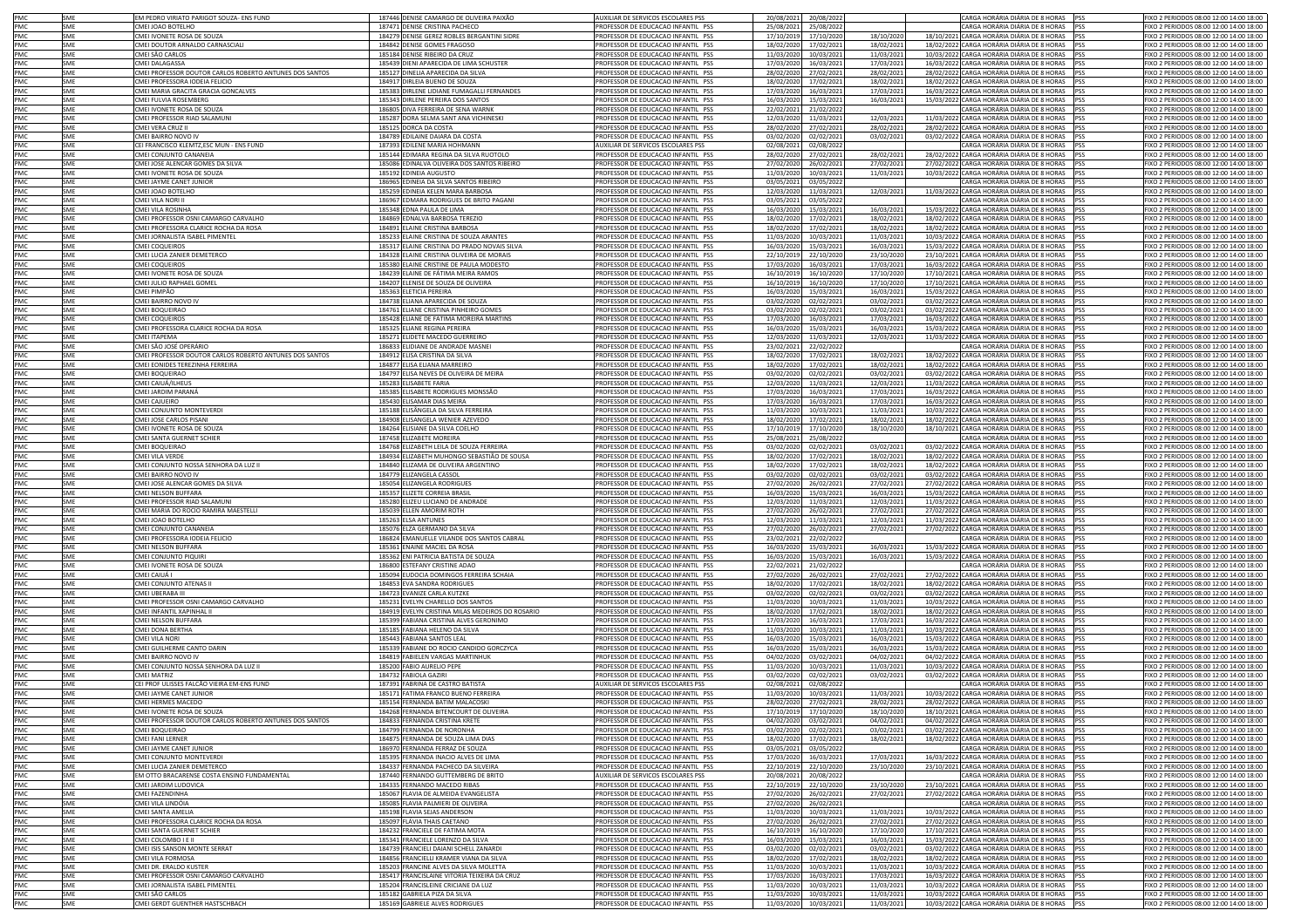| | | | | | | | | | | | | |
|---|---|---|---|---|---|---|---|---|---|---|---|---|
| PMC | SME | EM PEDRO VIRIATO PARIGOT SOUZA- ENS FUND | 187446 | DENISE CAMARGO DE OLIVEIRA PAIXÃO | AUXILIAR DE SERVICOS ESCOLARES PSS | 20/08/2021 | 20/08/2022 | | | CARGA HORÁRIA DIÁRIA DE 8 HORAS | PSS | FIXO 2 PERIODOS 08:00 12:00 14:00 18:00 |
| PMC | SME | CMEI JOAO BOTELHO | 187471 | DENISE CRISTINA PACHECO | PROFESSOR DE EDUCACAO INFANTIL PSS | 25/08/2021 | 25/08/2022 | | | CARGA HORÁRIA DIÁRIA DE 8 HORAS | PSS | FIXO 2 PERIODOS 08:00 12:00 14:00 18:00 |
| PMC | SME | CMEI IVONETE ROSA DE SOUZA | 184279 | DENISE GEREZ ROBLES BERGANTINI SIDRE | PROFESSOR DE EDUCACAO INFANTIL PSS | 17/10/2019 | 17/10/2020 | 18/10/2020 | 18/10/2021 | CARGA HORÁRIA DIÁRIA DE 8 HORAS | PSS | FIXO 2 PERIODOS 08:00 12:00 14:00 18:00 |
| PMC | SME | CMEI DOUTOR ARNALDO CARNASCIALI | 184842 | DENISE GOMES FRAGOSO | PROFESSOR DE EDUCACAO INFANTIL PSS | 18/02/2020 | 17/02/2021 | 18/02/2021 | 18/02/2022 | CARGA HORÁRIA DIÁRIA DE 8 HORAS | PSS | FIXO 2 PERIODOS 08:00 12:00 14:00 18:00 |
| PMC | SME | CMEI SÃO CARLOS | 185184 | DENISE RIBEIRO DA CRUZ | PROFESSOR DE EDUCACAO INFANTIL PSS | 11/03/2020 | 10/03/2021 | 11/03/2021 | 10/03/2022 | CARGA HORÁRIA DIÁRIA DE 8 HORAS | PSS | FIXO 2 PERIODOS 08:00 12:00 14:00 18:00 |
| PMC | SME | CMEI DALAGASSA | 185439 | DIENI APARECIDA DE LIMA SCHUSTER | PROFESSOR DE EDUCACAO INFANTIL PSS | 17/03/2020 | 16/03/2021 | 17/03/2021 | 16/03/2022 | CARGA HORÁRIA DIÁRIA DE 8 HORAS | PSS | FIXO 2 PERIODOS 08:00 12:00 14:00 18:00 |
| PMC | SME | CMEI PROFESSOR DOUTOR CARLOS ROBERTO ANTUNES DOS SANTOS | 185127 | DINEIA APARECIDA DA SILVA | PROFESSOR DE EDUCACAO INFANTIL PSS | 28/02/2020 | 27/02/2021 | 28/02/2021 | 28/02/2022 | CARGA HORÁRIA DIÁRIA DE 8 HORAS | PSS | FIXO 2 PERIODOS 08:00 12:00 14:00 18:00 |
| PMC | SME | CMEI PROFESSORA IODEIA FELICIO | 184917 | DIRLEIA BUENO DE SOUZA | PROFESSOR DE EDUCACAO INFANTIL PSS | 18/02/2020 | 17/02/2021 | 18/02/2021 | 18/02/2022 | CARGA HORÁRIA DIÁRIA DE 8 HORAS | PSS | FIXO 2 PERIODOS 08:00 12:00 14:00 18:00 |
| PMC | SME | CMEI MARIA GRACITA GRACIA GONCALVES | 185383 | DIRLENE LIDIANE FUMAGALLI FERNANDES | PROFESSOR DE EDUCACAO INFANTIL PSS | 17/03/2020 | 16/03/2021 | 17/03/2021 | 16/03/2022 | CARGA HORÁRIA DIÁRIA DE 8 HORAS | PSS | FIXO 2 PERIODOS 08:00 12:00 14:00 18:00 |
| PMC | SME | CMEI FULVIA ROSEMBERG | 185343 | DIRLENE PEREIRA DOS SANTOS | PROFESSOR DE EDUCACAO INFANTIL PSS | 16/03/2020 | 15/03/2021 | 16/03/2021 | 15/03/2022 | CARGA HORÁRIA DIÁRIA DE 8 HORAS | PSS | FIXO 2 PERIODOS 08:00 12:00 14:00 18:00 |
| PMC | SME | CMEI IVONETE ROSA DE SOUZA | 186805 | DIVA FERREIRA DE SENA WARNK | PROFESSOR DE EDUCACAO INFANTIL PSS | 22/02/2021 | 21/02/2022 | | | CARGA HORÁRIA DIÁRIA DE 8 HORAS | PSS | FIXO 2 PERIODOS 08:00 12:00 14:00 18:00 |
| PMC | SME | CMEI PROFESSOR RIAD SALAMUNI | 185287 | DORA SELMA SANT ANA VICHINESKI | PROFESSOR DE EDUCACAO INFANTIL PSS | 12/03/2020 | 11/03/2021 | 12/03/2021 | 11/03/2022 | CARGA HORÁRIA DIÁRIA DE 8 HORAS | PSS | FIXO 2 PERIODOS 08:00 12:00 14:00 18:00 |
| PMC | SME | CMEI VERA CRUZ II | 185125 | DORCA DA COSTA | PROFESSOR DE EDUCACAO INFANTIL PSS | 28/02/2020 | 27/02/2021 | 28/02/2021 | 28/02/2022 | CARGA HORÁRIA DIÁRIA DE 8 HORAS | PSS | FIXO 2 PERIODOS 08:00 12:00 14:00 18:00 |
| PMC | SME | CMEI BAIRRO NOVO IV | 184789 | EDILAINE DAIARA DA COSTA | PROFESSOR DE EDUCACAO INFANTIL PSS | 03/02/2020 | 02/02/2021 | 03/02/2021 | 03/02/2022 | CARGA HORÁRIA DIÁRIA DE 8 HORAS | PSS | FIXO 2 PERIODOS 08:00 12:00 14:00 18:00 |
| PMC | SME | CEI FRANCISCO KLEMTZ,ESC MUN - ENS FUND | 187393 | EDILENE MARIA HOHMANN | AUXILIAR DE SERVICOS ESCOLARES PSS | 02/08/2021 | 02/08/2022 | | | CARGA HORÁRIA DIÁRIA DE 8 HORAS | PSS | FIXO 2 PERIODOS 08:00 12:00 14:00 18:00 |
| PMC | SME | CMEI CONJUNTO CANANEIA | 185144 | EDIMARA REGINA DA SILVA RUOTOLO | PROFESSOR DE EDUCACAO INFANTIL PSS | 28/02/2020 | 27/02/2021 | 28/02/2021 | 28/02/2022 | CARGA HORÁRIA DIÁRIA DE 8 HORAS | PSS | FIXO 2 PERIODOS 08:00 12:00 14:00 18:00 |
| PMC | SME | CMEI JOSE ALENCAR GOMES DA SILVA | 185086 | EDINALVA OLIVEIRA DOS SANTOS RIBEIRO | PROFESSOR DE EDUCACAO INFANTIL PSS | 27/02/2020 | 26/02/2021 | 27/02/2021 | 27/02/2022 | CARGA HORÁRIA DIÁRIA DE 8 HORAS | PSS | FIXO 2 PERIODOS 08:00 12:00 14:00 18:00 |
| PMC | SME | CMEI IVONETE ROSA DE SOUZA | 185192 | EDINEIA AUGUSTO | PROFESSOR DE EDUCACAO INFANTIL PSS | 11/03/2020 | 10/03/2021 | 11/03/2021 | 10/03/2022 | CARGA HORÁRIA DIÁRIA DE 8 HORAS | PSS | FIXO 2 PERIODOS 08:00 12:00 14:00 18:00 |
| PMC | SME | CMEI JAYME CANET JUNIOR | 186965 | EDINEIA DA SILVA SANTOS RIBEIRO | PROFESSOR DE EDUCACAO INFANTIL PSS | 03/05/2021 | 03/05/2022 | | | CARGA HORÁRIA DIÁRIA DE 8 HORAS | PSS | FIXO 2 PERIODOS 08:00 12:00 14:00 18:00 |
| PMC | SME | CMEI JOAO BOTELHO | 185259 | EDINEIA KELEN MARA BARBOSA | PROFESSOR DE EDUCACAO INFANTIL PSS | 12/03/2020 | 11/03/2021 | 12/03/2021 | 11/03/2022 | CARGA HORÁRIA DIÁRIA DE 8 HORAS | PSS | FIXO 2 PERIODOS 08:00 12:00 14:00 18:00 |
| PMC | SME | CMEI VILA NORI II | 186967 | EDMARA RODRIGUES DE BRITO PAGANI | PROFESSOR DE EDUCACAO INFANTIL PSS | 03/05/2021 | 03/05/2022 | | | CARGA HORÁRIA DIÁRIA DE 8 HORAS | PSS | FIXO 2 PERIODOS 08:00 12:00 14:00 18:00 |
| PMC | SME | CMEI VILA ROSINHA | 185348 | EDNA PAULA DE LIMA | PROFESSOR DE EDUCACAO INFANTIL PSS | 16/03/2020 | 15/03/2021 | 16/03/2021 | 15/03/2022 | CARGA HORÁRIA DIÁRIA DE 8 HORAS | PSS | FIXO 2 PERIODOS 08:00 12:00 14:00 18:00 |
| PMC | SME | CMEI PROFESSOR OSNI CAMARGO CARVALHO | 184869 | EDNALVA BARBOSA TEREZIO | PROFESSOR DE EDUCACAO INFANTIL PSS | 18/02/2020 | 17/02/2021 | 18/02/2021 | 18/02/2022 | CARGA HORÁRIA DIÁRIA DE 8 HORAS | PSS | FIXO 2 PERIODOS 08:00 12:00 14:00 18:00 |
| PMC | SME | CMEI PROFESSORA CLARICE ROCHA DA ROSA | 184891 | ELAINE CRISTINA BARBOSA | PROFESSOR DE EDUCACAO INFANTIL PSS | 18/02/2020 | 17/02/2021 | 18/02/2021 | 18/02/2022 | CARGA HORÁRIA DIÁRIA DE 8 HORAS | PSS | FIXO 2 PERIODOS 08:00 12:00 14:00 18:00 |
| PMC | SME | CMEI JORNALISTA ISABEL PIMENTEL | 185233 | ELAINE CRISTINA DE SOUZA ARANTES | PROFESSOR DE EDUCACAO INFANTIL PSS | 11/03/2020 | 10/03/2021 | 11/03/2021 | 10/03/2022 | CARGA HORÁRIA DIÁRIA DE 8 HORAS | PSS | FIXO 2 PERIODOS 08:00 12:00 14:00 18:00 |
| PMC | SME | CMEI COQUEIROS | 185317 | ELAINE CRISTINA DO PRADO NOVAIS SILVA | PROFESSOR DE EDUCACAO INFANTIL PSS | 16/03/2020 | 15/03/2021 | 16/03/2021 | 15/03/2022 | CARGA HORÁRIA DIÁRIA DE 8 HORAS | PSS | FIXO 2 PERIODOS 08:00 12:00 14:00 18:00 |
| PMC | SME | CMEI LUCIA ZANIER DEMETERCO | 184328 | ELAINE CRISTINA OLIVEIRA DE MORAIS | PROFESSOR DE EDUCACAO INFANTIL PSS | 22/10/2019 | 22/10/2020 | 23/10/2020 | 23/10/2021 | CARGA HORÁRIA DIÁRIA DE 8 HORAS | PSS | FIXO 2 PERIODOS 08:00 12:00 14:00 18:00 |
| PMC | SME | CMEI COQUEIROS | 185380 | ELAINE CRISTINE DE PAULA MODESTO | PROFESSOR DE EDUCACAO INFANTIL PSS | 17/03/2020 | 16/03/2021 | 17/03/2021 | 16/03/2022 | CARGA HORÁRIA DIÁRIA DE 8 HORAS | PSS | FIXO 2 PERIODOS 08:00 12:00 14:00 18:00 |
| PMC | SME | CMEI IVONETE ROSA DE SOUZA | 184239 | ELAINE DE FÁTIMA MEIRA RAMOS | PROFESSOR DE EDUCACAO INFANTIL PSS | 16/10/2019 | 16/10/2020 | 17/10/2020 | 17/10/2021 | CARGA HORÁRIA DIÁRIA DE 8 HORAS | PSS | FIXO 2 PERIODOS 08:00 12:00 14:00 18:00 |
| PMC | SME | CMEI JULIO RAPHAEL GOMEL | 184207 | ELENISE DE SOUZA DE OLIVEIRA | PROFESSOR DE EDUCACAO INFANTIL PSS | 16/10/2019 | 16/10/2020 | 17/10/2020 | 17/10/2021 | CARGA HORÁRIA DIÁRIA DE 8 HORAS | PSS | FIXO 2 PERIODOS 08:00 12:00 14:00 18:00 |
| PMC | SME | CMEI PIMPÃO | 185363 | ELETICIA PEREIRA | PROFESSOR DE EDUCACAO INFANTIL PSS | 16/03/2020 | 15/03/2021 | 16/03/2021 | 15/03/2022 | CARGA HORÁRIA DIÁRIA DE 8 HORAS | PSS | FIXO 2 PERIODOS 08:00 12:00 14:00 18:00 |
| PMC | SME | CMEI BAIRRO NOVO IV | 184738 | ELIANA APARECIDA DE SOUZA | PROFESSOR DE EDUCACAO INFANTIL PSS | 03/02/2020 | 02/02/2021 | 03/02/2021 | 03/02/2022 | CARGA HORÁRIA DIÁRIA DE 8 HORAS | PSS | FIXO 2 PERIODOS 08:00 12:00 14:00 18:00 |
| PMC | SME | CMEI BOQUEIRAO | 184761 | ELIANE CRISTINA PINHEIRO GOMES | PROFESSOR DE EDUCACAO INFANTIL PSS | 03/02/2020 | 02/02/2021 | 03/02/2021 | 03/02/2022 | CARGA HORÁRIA DIÁRIA DE 8 HORAS | PSS | FIXO 2 PERIODOS 08:00 12:00 14:00 18:00 |
| PMC | SME | CMEI COQUEIROS | 185428 | ELIANE DE FATIMA MOREIRA MARTINS | PROFESSOR DE EDUCACAO INFANTIL PSS | 17/03/2020 | 16/03/2021 | 17/03/2021 | 16/03/2022 | CARGA HORÁRIA DIÁRIA DE 8 HORAS | PSS | FIXO 2 PERIODOS 08:00 12:00 14:00 18:00 |
| PMC | SME | CMEI PROFESSORA CLARICE ROCHA DA ROSA | 185325 | ELIANE REGINA PEREIRA | PROFESSOR DE EDUCACAO INFANTIL PSS | 16/03/2020 | 15/03/2021 | 16/03/2021 | 15/03/2022 | CARGA HORÁRIA DIÁRIA DE 8 HORAS | PSS | FIXO 2 PERIODOS 08:00 12:00 14:00 18:00 |
| PMC | SME | CMEI ITAPEMA | 185271 | ELIDETE MACEDO GUERREIRO | PROFESSOR DE EDUCACAO INFANTIL PSS | 12/03/2020 | 11/03/2021 | 12/03/2021 | 11/03/2022 | CARGA HORÁRIA DIÁRIA DE 8 HORAS | PSS | FIXO 2 PERIODOS 08:00 12:00 14:00 18:00 |
| PMC | SME | CMEI SÃO JOSÉ OPERÁRIO | 186833 | ELIDIANE DE ANDRADE MASNEI | PROFESSOR DE EDUCACAO INFANTIL PSS | 23/02/2021 | 22/02/2022 | | | CARGA HORÁRIA DIÁRIA DE 8 HORAS | PSS | FIXO 2 PERIODOS 08:00 12:00 14:00 18:00 |
| PMC | SME | CMEI PROFESSOR DOUTOR CARLOS ROBERTO ANTUNES DOS SANTOS | 184912 | ELISA CRISTINA DA SILVA | PROFESSOR DE EDUCACAO INFANTIL PSS | 18/02/2020 | 17/02/2021 | 18/02/2021 | 18/02/2022 | CARGA HORÁRIA DIÁRIA DE 8 HORAS | PSS | FIXO 2 PERIODOS 08:00 12:00 14:00 18:00 |
| PMC | SME | CMEI EONIDES TEREZINHA FERREIRA | 184877 | ELISA ELIANA MARREIRO | PROFESSOR DE EDUCACAO INFANTIL PSS | 18/02/2020 | 17/02/2021 | 18/02/2021 | 18/02/2022 | CARGA HORÁRIA DIÁRIA DE 8 HORAS | PSS | FIXO 2 PERIODOS 08:00 12:00 14:00 18:00 |
| PMC | SME | CMEI BOQUEIRAO | 184797 | ELISA NEVES DE OLIVEIRA DE MEIRA | PROFESSOR DE EDUCACAO INFANTIL PSS | 03/02/2020 | 02/02/2021 | 03/02/2021 | 03/02/2022 | CARGA HORÁRIA DIÁRIA DE 8 HORAS | PSS | FIXO 2 PERIODOS 08:00 12:00 14:00 18:00 |
| PMC | SME | CMEI CAIUÁ/ILHEUS | 185283 | ELISABETE FARIA | PROFESSOR DE EDUCACAO INFANTIL PSS | 12/03/2020 | 11/03/2021 | 12/03/2021 | 11/03/2022 | CARGA HORÁRIA DIÁRIA DE 8 HORAS | PSS | FIXO 2 PERIODOS 08:00 12:00 14:00 18:00 |
| PMC | SME | CMEI JARDIM PARANÁ | 185385 | ELISABETE RODRIGUES MONSSÃO | PROFESSOR DE EDUCACAO INFANTIL PSS | 17/03/2020 | 16/03/2021 | 17/03/2021 | 16/03/2022 | CARGA HORÁRIA DIÁRIA DE 8 HORAS | PSS | FIXO 2 PERIODOS 08:00 12:00 14:00 18:00 |
| PMC | SME | CMEI CAJUEIRO | 185430 | ELISAMAR DIAS MEIRA | PROFESSOR DE EDUCACAO INFANTIL PSS | 17/03/2020 | 16/03/2021 | 17/03/2021 | 16/03/2022 | CARGA HORÁRIA DIÁRIA DE 8 HORAS | PSS | FIXO 2 PERIODOS 08:00 12:00 14:00 18:00 |
| PMC | SME | CMEI CONJUNTO MONTEVERDI | 185188 | ELISÂNGELA DA SILVA FERREIRA | PROFESSOR DE EDUCACAO INFANTIL PSS | 11/03/2020 | 10/03/2021 | 11/03/2021 | 10/03/2022 | CARGA HORÁRIA DIÁRIA DE 8 HORAS | PSS | FIXO 2 PERIODOS 08:00 12:00 14:00 18:00 |
| PMC | SME | CMEI JOSE CARLOS PISANI | 184908 | ELISANGELA WENIER AZEVEDO | PROFESSOR DE EDUCACAO INFANTIL PSS | 18/02/2020 | 17/02/2021 | 18/02/2021 | 18/02/2022 | CARGA HORÁRIA DIÁRIA DE 8 HORAS | PSS | FIXO 2 PERIODOS 08:00 12:00 14:00 18:00 |
| PMC | SME | CMEI IVONETE ROSA DE SOUZA | 184264 | ELISIANE DA SILVA COELHO | PROFESSOR DE EDUCACAO INFANTIL PSS | 17/10/2019 | 17/10/2020 | 18/10/2020 | 18/10/2021 | CARGA HORÁRIA DIÁRIA DE 8 HORAS | PSS | FIXO 2 PERIODOS 08:00 12:00 14:00 18:00 |
| PMC | SME | CMEI SANTA GUERNET SCHIER | 187458 | ELIZABETE MOREIRA | PROFESSOR DE EDUCACAO INFANTIL PSS | 25/08/2021 | 25/08/2022 | | | CARGA HORÁRIA DIÁRIA DE 8 HORAS | PSS | FIXO 2 PERIODOS 08:00 12:00 14:00 18:00 |
| PMC | SME | CMEI BOQUEIRAO | 184768 | ELIZABETH LEILA DE SOUZA FERREIRA | PROFESSOR DE EDUCACAO INFANTIL PSS | 03/02/2020 | 02/02/2021 | 03/02/2021 | 03/02/2022 | CARGA HORÁRIA DIÁRIA DE 8 HORAS | PSS | FIXO 2 PERIODOS 08:00 12:00 14:00 18:00 |
| PMC | SME | CMEI VILA VERDE | 184934 | ELIZABETH MUHONGO SEBASTIÃO DE SOUSA | PROFESSOR DE EDUCACAO INFANTIL PSS | 18/02/2020 | 17/02/2021 | 18/02/2021 | 18/02/2022 | CARGA HORÁRIA DIÁRIA DE 8 HORAS | PSS | FIXO 2 PERIODOS 08:00 12:00 14:00 18:00 |
| PMC | SME | CMEI CONJUNTO NOSSA SENHORA DA LUZ II | 184840 | ELIZAMA DE OLIVEIRA ARGENTINO | PROFESSOR DE EDUCACAO INFANTIL PSS | 18/02/2020 | 17/02/2021 | 18/02/2021 | 18/02/2022 | CARGA HORÁRIA DIÁRIA DE 8 HORAS | PSS | FIXO 2 PERIODOS 08:00 12:00 14:00 18:00 |
| PMC | SME | CMEI BAIRRO NOVO IV | 184779 | ELIZANGELA CASSOL | PROFESSOR DE EDUCACAO INFANTIL PSS | 03/02/2020 | 02/02/2021 | 03/02/2021 | 03/02/2022 | CARGA HORÁRIA DIÁRIA DE 8 HORAS | PSS | FIXO 2 PERIODOS 08:00 12:00 14:00 18:00 |
| PMC | SME | CMEI JOSE ALENCAR GOMES DA SILVA | 185054 | ELIZANGELA RODRIGUES | PROFESSOR DE EDUCACAO INFANTIL PSS | 27/02/2020 | 26/02/2021 | 27/02/2021 | 27/02/2022 | CARGA HORÁRIA DIÁRIA DE 8 HORAS | PSS | FIXO 2 PERIODOS 08:00 12:00 14:00 18:00 |
| PMC | SME | CMEI NELSON BUFFARA | 185357 | ELIZETE CORREIA BRASIL | PROFESSOR DE EDUCACAO INFANTIL PSS | 16/03/2020 | 15/03/2021 | 16/03/2021 | 15/03/2022 | CARGA HORÁRIA DIÁRIA DE 8 HORAS | PSS | FIXO 2 PERIODOS 08:00 12:00 14:00 18:00 |
| PMC | SME | CMEI PROFESSOR RIAD SALAMUNI | 185280 | ELIZEU LUCIANO DE ANDRADE | PROFESSOR DE EDUCACAO INFANTIL PSS | 12/03/2020 | 11/03/2021 | 12/03/2021 | 11/03/2022 | CARGA HORÁRIA DIÁRIA DE 8 HORAS | PSS | FIXO 2 PERIODOS 08:00 12:00 14:00 18:00 |
| PMC | SME | CMEI MARIA DO ROCIO RAMIRA MAESTELLI | 185039 | ELLEN AMORIM ROTH | PROFESSOR DE EDUCACAO INFANTIL PSS | 27/02/2020 | 26/02/2021 | 27/02/2021 | 27/02/2022 | CARGA HORÁRIA DIÁRIA DE 8 HORAS | PSS | FIXO 2 PERIODOS 08:00 12:00 14:00 18:00 |
| PMC | SME | CMEI JOAO BOTELHO | 185263 | ELSA ANTUNES | PROFESSOR DE EDUCACAO INFANTIL PSS | 12/03/2020 | 11/03/2021 | 12/03/2021 | 11/03/2022 | CARGA HORÁRIA DIÁRIA DE 8 HORAS | PSS | FIXO 2 PERIODOS 08:00 12:00 14:00 18:00 |
| PMC | SME | CMEI CONJUNTO CANANEIA | 185076 | ELZA GERMANO DA SILVA | PROFESSOR DE EDUCACAO INFANTIL PSS | 27/02/2020 | 26/02/2021 | 27/02/2021 | 27/02/2022 | CARGA HORÁRIA DIÁRIA DE 8 HORAS | PSS | FIXO 2 PERIODOS 08:00 12:00 14:00 18:00 |
| PMC | SME | CMEI PROFESSORA IODEIA FELICIO | 186824 | EMANUELLE VILANDE DOS SANTOS CABRAL | PROFESSOR DE EDUCACAO INFANTIL PSS | 23/02/2021 | 22/02/2022 | | | CARGA HORÁRIA DIÁRIA DE 8 HORAS | PSS | FIXO 2 PERIODOS 08:00 12:00 14:00 18:00 |
| PMC | SME | CMEI NELSON BUFFARA | 185361 | ENAINE MACIEL DA ROSA | PROFESSOR DE EDUCACAO INFANTIL PSS | 16/03/2020 | 15/03/2021 | 16/03/2021 | 15/03/2022 | CARGA HORÁRIA DIÁRIA DE 8 HORAS | PSS | FIXO 2 PERIODOS 08:00 12:00 14:00 18:00 |
| PMC | SME | CMEI CONJUNTO PIQUIRI | 185362 | ENI PATRICIA BATISTA DE SOUZA | PROFESSOR DE EDUCACAO INFANTIL PSS | 16/03/2020 | 15/03/2021 | 16/03/2021 | 15/03/2022 | CARGA HORÁRIA DIÁRIA DE 8 HORAS | PSS | FIXO 2 PERIODOS 08:00 12:00 14:00 18:00 |
| PMC | SME | CMEI IVONETE ROSA DE SOUZA | 186800 | ESTEFANY CRISTINE ADAO | PROFESSOR DE EDUCACAO INFANTIL PSS | 22/02/2021 | 21/02/2022 | | | CARGA HORÁRIA DIÁRIA DE 8 HORAS | PSS | FIXO 2 PERIODOS 08:00 12:00 14:00 18:00 |
| PMC | SME | CMEI CAIUÁ I | 185094 | EUDOCIA DOMINGOS FERREIRA SCHAIA | PROFESSOR DE EDUCACAO INFANTIL PSS | 27/02/2020 | 26/02/2021 | 27/02/2021 | 27/02/2022 | CARGA HORÁRIA DIÁRIA DE 8 HORAS | PSS | FIXO 2 PERIODOS 08:00 12:00 14:00 18:00 |
| PMC | SME | CMEI CONJUNTO ATENAS II | 184853 | EVA SANDRA RODRIGUES | PROFESSOR DE EDUCACAO INFANTIL PSS | 18/02/2020 | 17/02/2021 | 18/02/2021 | 18/02/2022 | CARGA HORÁRIA DIÁRIA DE 8 HORAS | PSS | FIXO 2 PERIODOS 08:00 12:00 14:00 18:00 |
| PMC | SME | CMEI UBERABA III | 184723 | EVANIZE CARLA KUTZKE | PROFESSOR DE EDUCACAO INFANTIL PSS | 03/02/2020 | 02/02/2021 | 03/02/2021 | 03/02/2022 | CARGA HORÁRIA DIÁRIA DE 8 HORAS | PSS | FIXO 2 PERIODOS 08:00 12:00 14:00 18:00 |
| PMC | SME | CMEI PROFESSOR OSNI CAMARGO CARVALHO | 185231 | EVELYN CHARELLO DOS SANTOS | PROFESSOR DE EDUCACAO INFANTIL PSS | 11/03/2020 | 10/03/2021 | 11/03/2021 | 10/03/2022 | CARGA HORÁRIA DIÁRIA DE 8 HORAS | PSS | FIXO 2 PERIODOS 08:00 12:00 14:00 18:00 |
| PMC | SME | CMEI INFANTIL XAPINHAL II | 184919 | EVELYN CRISTINA MILAS MEDEIROS DO ROSARIO | PROFESSOR DE EDUCACAO INFANTIL PSS | 18/02/2020 | 17/02/2021 | 18/02/2021 | 18/02/2022 | CARGA HORÁRIA DIÁRIA DE 8 HORAS | PSS | FIXO 2 PERIODOS 08:00 12:00 14:00 18:00 |
| PMC | SME | CMEI NELSON BUFFARA | 185399 | FABIANA CRISTINA ALVES GERONIMO | PROFESSOR DE EDUCACAO INFANTIL PSS | 17/03/2020 | 16/03/2021 | 17/03/2021 | 16/03/2022 | CARGA HORÁRIA DIÁRIA DE 8 HORAS | PSS | FIXO 2 PERIODOS 08:00 12:00 14:00 18:00 |
| PMC | SME | CMEI DONA BERTHA | 185185 | FABIANA HELENO DA SILVA | PROFESSOR DE EDUCACAO INFANTIL PSS | 11/03/2020 | 10/03/2021 | 11/03/2021 | 10/03/2022 | CARGA HORÁRIA DIÁRIA DE 8 HORAS | PSS | FIXO 2 PERIODOS 08:00 12:00 14:00 18:00 |
| PMC | SME | CMEI VILA NORI | 185443 | FABIANA SANTOS LEAL | PROFESSOR DE EDUCACAO INFANTIL PSS | 16/03/2020 | 15/03/2021 | 16/03/2021 | 15/03/2022 | CARGA HORÁRIA DIÁRIA DE 8 HORAS | PSS | FIXO 2 PERIODOS 08:00 12:00 14:00 18:00 |
| PMC | SME | CMEI GUILHERME CANTO DARIN | 185339 | FABIANE DO ROCIO CANDIDO GORCZYCA | PROFESSOR DE EDUCACAO INFANTIL PSS | 16/03/2020 | 15/03/2021 | 16/03/2021 | 15/03/2022 | CARGA HORÁRIA DIÁRIA DE 8 HORAS | PSS | FIXO 2 PERIODOS 08:00 12:00 14:00 18:00 |
| PMC | SME | CMEI BAIRRO NOVO IV | 184819 | FABIELEN VARGAS MARTINHUK | PROFESSOR DE EDUCACAO INFANTIL PSS | 04/02/2020 | 03/02/2021 | 04/02/2021 | 04/02/2022 | CARGA HORÁRIA DIÁRIA DE 8 HORAS | PSS | FIXO 2 PERIODOS 08:00 12:00 14:00 18:00 |
| PMC | SME | CMEI CONJUNTO NOSSA SENHORA DA LUZ II | 185200 | FABIO AURELIO PEPE | PROFESSOR DE EDUCACAO INFANTIL PSS | 11/03/2020 | 10/03/2021 | 11/03/2021 | 10/03/2022 | CARGA HORÁRIA DIÁRIA DE 8 HORAS | PSS | FIXO 2 PERIODOS 08:00 12:00 14:00 18:00 |
| PMC | SME | CMEI MATRIZ | 184732 | FABIOLA GAZIRI | PROFESSOR DE EDUCACAO INFANTIL PSS | 03/02/2020 | 02/02/2021 | 03/02/2021 | 03/02/2022 | CARGA HORÁRIA DIÁRIA DE 8 HORAS | PSS | FIXO 2 PERIODOS 08:00 12:00 14:00 18:00 |
| PMC | SME | CEI PROF ULISSES FALCÃO VIEIRA EM-ENS FUND | 187391 | FABRINA DE CASTRO BATISTA | AUXILIAR DE SERVICOS ESCOLARES PSS | 02/08/2021 | 02/08/2022 | | | CARGA HORÁRIA DIÁRIA DE 8 HORAS | PSS | FIXO 2 PERIODOS 08:00 12:00 14:00 18:00 |
| PMC | SME | CMEI JAYME CANET JUNIOR | 185171 | FATIMA FRANCO BUENO FERREIRA | PROFESSOR DE EDUCACAO INFANTIL PSS | 11/03/2020 | 10/03/2021 | 11/03/2021 | 10/03/2022 | CARGA HORÁRIA DIÁRIA DE 8 HORAS | PSS | FIXO 2 PERIODOS 08:00 12:00 14:00 18:00 |
| PMC | SME | CMEI HERMES MACEDO | 185154 | FERNANDA BATIM MALACOSKI | PROFESSOR DE EDUCACAO INFANTIL PSS | 28/02/2020 | 27/02/2021 | 28/02/2021 | 28/02/2022 | CARGA HORÁRIA DIÁRIA DE 8 HORAS | PSS | FIXO 2 PERIODOS 08:00 12:00 14:00 18:00 |
| PMC | SME | CMEI IVONETE ROSA DE SOUZA | 184268 | FERNANDA BITENCOURT DE OLIVEIRA | PROFESSOR DE EDUCACAO INFANTIL PSS | 17/10/2019 | 17/10/2020 | 18/10/2020 | 18/10/2021 | CARGA HORÁRIA DIÁRIA DE 8 HORAS | PSS | FIXO 2 PERIODOS 08:00 12:00 14:00 18:00 |
| PMC | SME | CMEI PROFESSOR DOUTOR CARLOS ROBERTO ANTUNES DOS SANTOS | 184833 | FERNANDA CRISTINA KRETE | PROFESSOR DE EDUCACAO INFANTIL PSS | 04/02/2020 | 03/02/2021 | 04/02/2021 | 04/02/2022 | CARGA HORÁRIA DIÁRIA DE 8 HORAS | PSS | FIXO 2 PERIODOS 08:00 12:00 14:00 18:00 |
| PMC | SME | CMEI BOQUEIRAO | 184799 | FERNANDA DE NORONHA | PROFESSOR DE EDUCACAO INFANTIL PSS | 03/02/2020 | 02/02/2021 | 03/02/2021 | 03/02/2022 | CARGA HORÁRIA DIÁRIA DE 8 HORAS | PSS | FIXO 2 PERIODOS 08:00 12:00 14:00 18:00 |
| PMC | SME | CMEI FANI LERNER | 184875 | FERNANDA DE SOUZA LIMA DIAS | PROFESSOR DE EDUCACAO INFANTIL PSS | 18/02/2020 | 17/02/2021 | 18/02/2021 | 18/02/2022 | CARGA HORÁRIA DIÁRIA DE 8 HORAS | PSS | FIXO 2 PERIODOS 08:00 12:00 14:00 18:00 |
| PMC | SME | CMEI JAYME CANET JUNIOR | 186970 | FERNANDA FERRAZ DE SOUZA | PROFESSOR DE EDUCACAO INFANTIL PSS | 03/05/2021 | 03/05/2022 | | | CARGA HORÁRIA DIÁRIA DE 8 HORAS | PSS | FIXO 2 PERIODOS 08:00 12:00 14:00 18:00 |
| PMC | SME | CMEI CONJUNTO MONTEVERDI | 185395 | FERNANDA INACIO ALVES DE LIMA | PROFESSOR DE EDUCACAO INFANTIL PSS | 17/03/2020 | 16/03/2021 | 17/03/2021 | 16/03/2022 | CARGA HORÁRIA DIÁRIA DE 8 HORAS | PSS | FIXO 2 PERIODOS 08:00 12:00 14:00 18:00 |
| PMC | SME | CMEI LUCIA ZANIER DEMETERCO | 184337 | FERNANDA PACHECO DA SILVEIRA | PROFESSOR DE EDUCACAO INFANTIL PSS | 22/10/2019 | 22/10/2020 | 23/10/2020 | 23/10/2021 | CARGA HORÁRIA DIÁRIA DE 8 HORAS | PSS | FIXO 2 PERIODOS 08:00 12:00 14:00 18:00 |
| PMC | SME | EM OTTO BRACARENSE COSTA ENSINO FUNDAMENTAL | 187440 | FERNANDO GUTTEMBERG DE BRITO | AUXILIAR DE SERVICOS ESCOLARES PSS | 20/08/2021 | 20/08/2022 | | | CARGA HORÁRIA DIÁRIA DE 8 HORAS | PSS | FIXO 2 PERIODOS 08:00 12:00 14:00 18:00 |
| PMC | SME | CMEI JARDIM LUDOVICA | 184335 | FERNANDO MACEDO RIBAS | PROFESSOR DE EDUCACAO INFANTIL PSS | 22/10/2019 | 22/10/2020 | 23/10/2020 | 23/10/2021 | CARGA HORÁRIA DIÁRIA DE 8 HORAS | PSS | FIXO 2 PERIODOS 08:00 12:00 14:00 18:00 |
| PMC | SME | CMEI FAZENDINHA | 185067 | FLAVIA DE ALMEIDA EVANGELISTA | PROFESSOR DE EDUCACAO INFANTIL PSS | 27/02/2020 | 26/02/2021 | 27/02/2021 | 27/02/2022 | CARGA HORÁRIA DIÁRIA DE 8 HORAS | PSS | FIXO 2 PERIODOS 08:00 12:00 14:00 18:00 |
| PMC | SME | CMEI VILA LINDÓIA | 185085 | FLAVIA PALMIERI DE OLIVEIRA | PROFESSOR DE EDUCACAO INFANTIL PSS | 27/02/2020 | 26/02/2021 | | | CARGA HORÁRIA DIÁRIA DE 8 HORAS | PSS | FIXO 2 PERIODOS 08:00 12:00 14:00 18:00 |
| PMC | SME | CMEI SANTA AMELIA | 185198 | FLAVIA SEJAS ANDERSON | PROFESSOR DE EDUCACAO INFANTIL PSS | 11/03/2020 | 10/03/2021 | 11/03/2021 | 10/03/2022 | CARGA HORÁRIA DIÁRIA DE 8 HORAS | PSS | FIXO 2 PERIODOS 08:00 12:00 14:00 18:00 |
| PMC | SME | CMEI PROFESSORA CLARICE ROCHA DA ROSA | 185097 | FLÁVIA THAIS CAETANO | PROFESSOR DE EDUCACAO INFANTIL PSS | 27/02/2020 | 26/02/2021 | 27/02/2021 | 27/02/2022 | CARGA HORÁRIA DIÁRIA DE 8 HORAS | PSS | FIXO 2 PERIODOS 08:00 12:00 14:00 18:00 |
| PMC | SME | CMEI SANTA GUERNET SCHIER | 184232 | FRANCIELE DE FATIMA MOTA | PROFESSOR DE EDUCACAO INFANTIL PSS | 16/10/2019 | 16/10/2020 | 17/10/2020 | 17/10/2021 | CARGA HORÁRIA DIÁRIA DE 8 HORAS | PSS | FIXO 2 PERIODOS 08:00 12:00 14:00 18:00 |
| PMC | SME | CMEI COLOMBO I E II | 185341 | FRANCIELE LORENZO DA SILVA | PROFESSOR DE EDUCACAO INFANTIL PSS | 16/03/2020 | 15/03/2021 | 16/03/2021 | 15/03/2022 | CARGA HORÁRIA DIÁRIA DE 8 HORAS | PSS | FIXO 2 PERIODOS 08:00 12:00 14:00 18:00 |
| PMC | SME | CMEI ISIS SANSON MONTE SERRAT | 184739 | FRANCIELI DAIANI SCHELL ZANARDI | PROFESSOR DE EDUCACAO INFANTIL PSS | 03/02/2020 | 02/02/2021 | 03/02/2021 | 03/02/2022 | CARGA HORÁRIA DIÁRIA DE 8 HORAS | PSS | FIXO 2 PERIODOS 08:00 12:00 14:00 18:00 |
| PMC | SME | CMEI VILA FORMOSA | 184856 | FRANCIELLI KRAMER VIANA DA SILVA | PROFESSOR DE EDUCACAO INFANTIL PSS | 18/02/2020 | 17/02/2021 | 18/02/2021 | 18/02/2022 | CARGA HORÁRIA DIÁRIA DE 8 HORAS | PSS | FIXO 2 PERIODOS 08:00 12:00 14:00 18:00 |
| PMC | SME | CMEI DR. ERALDO KUSTER | 185203 | FRANCINE ALVES DA SILVA MOLETTA | PROFESSOR DE EDUCACAO INFANTIL PSS | 11/03/2020 | 10/03/2021 | 11/03/2021 | 10/03/2022 | CARGA HORÁRIA DIÁRIA DE 8 HORAS | PSS | FIXO 2 PERIODOS 08:00 12:00 14:00 18:00 |
| PMC | SME | CMEI PROFESSOR OSNI CAMARGO CARVALHO | 185417 | FRANCISLAINE VITORIA TEIXEIRA DA CRUZ | PROFESSOR DE EDUCACAO INFANTIL PSS | 17/03/2020 | 16/03/2021 | 17/03/2021 | 16/03/2022 | CARGA HORÁRIA DIÁRIA DE 8 HORAS | PSS | FIXO 2 PERIODOS 08:00 12:00 14:00 18:00 |
| PMC | SME | CMEI JORNALISTA ISABEL PIMENTEL | 185204 | FRANCISLEINE CRICIANE DA LUZ | PROFESSOR DE EDUCACAO INFANTIL PSS | 11/03/2020 | 10/03/2021 | 11/03/2021 | 10/03/2022 | CARGA HORÁRIA DIÁRIA DE 8 HORAS | PSS | FIXO 2 PERIODOS 08:00 12:00 14:00 18:00 |
| PMC | SME | CMEI SÃO CARLOS | 185182 | GABRIELA PIZA DA SILVA | PROFESSOR DE EDUCACAO INFANTIL PSS | 11/03/2020 | 10/03/2021 | 11/03/2021 | 10/03/2022 | CARGA HORÁRIA DIÁRIA DE 8 HORAS | PSS | FIXO 2 PERIODOS 08:00 12:00 14:00 18:00 |
| PMC | SME | CMEI GERDT GUENTHER HASTSCHBACH | 185169 | GABRIELE ALVES RODRIGUES | PROFESSOR DE EDUCACAO INFANTIL PSS | 11/03/2020 | 10/03/2021 | 11/03/2021 | 10/03/2022 | CARGA HORÁRIA DIÁRIA DE 8 HORAS | PSS | FIXO 2 PERIODOS 08:00 12:00 14:00 18:00 |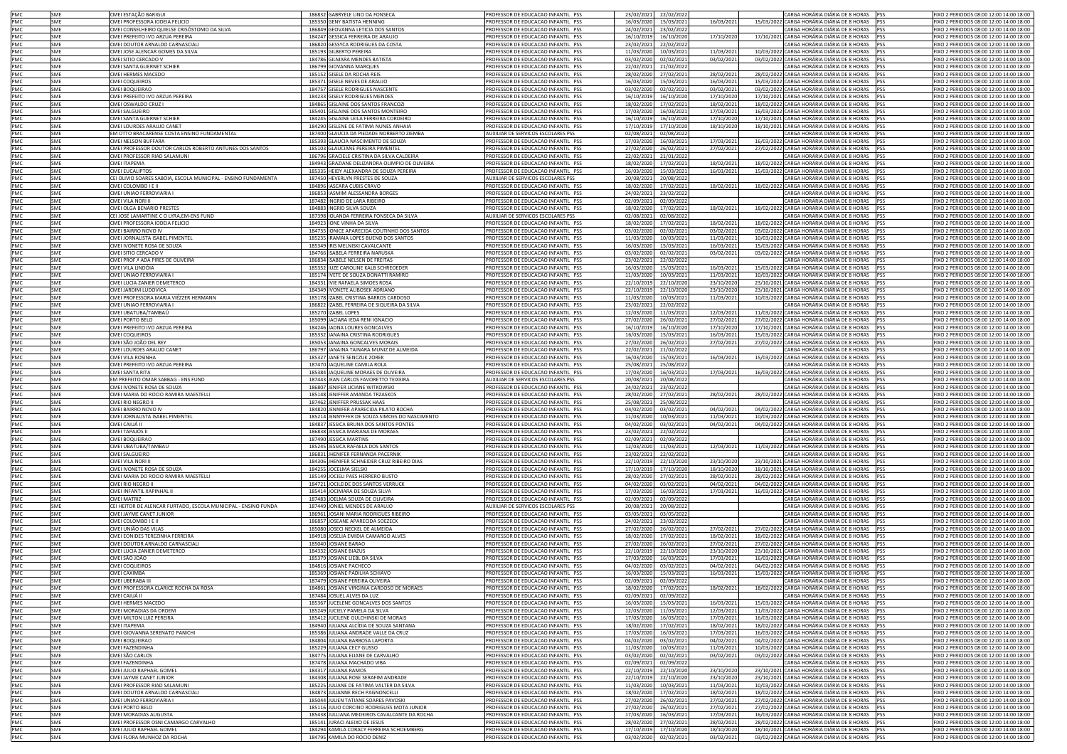| | | | | | | | | | | | |
|---|---|---|---|---|---|---|---|---|---|---|---|
| PMC | SME | CMEI ESTAÇÃO BARIGUI | 186832 | GABRYELE LINO DA FONSECA | PROFESSOR DE EDUCACAO INFANTIL PSS | 23/02/2021 | 22/02/2022 | | | CARGA HORÁRIA DIÁRIA DE 8 HORAS | PSS | FIXO 2 PERIODOS 08:00 12:00 14:00 18:00 |
| PMC | SME | CMEI PROFESSORA IODEIA FELICIO | 185350 | GENY BATISTA HENNING | PROFESSOR DE EDUCACAO INFANTIL PSS | 16/03/2020 | 15/03/2021 | 16/03/2021 | 15/03/2022 | CARGA HORÁRIA DIÁRIA DE 8 HORAS | PSS | FIXO 2 PERIODOS 08:00 12:00 14:00 18:00 |
| PMC | SME | CMEI CONSELHEIRO QUIELSE CRISÓSTOMO DA SILVA | 186849 | GEOVANNA LETICIA DOS SANTOS | PROFESSOR DE EDUCACAO INFANTIL PSS | 24/02/2021 | 23/02/2022 | | | CARGA HORÁRIA DIÁRIA DE 8 HORAS | PSS | FIXO 2 PERIODOS 08:00 12:00 14:00 18:00 |
| PMC | SME | CMEI PREFEITO IVO ARZUA PEREIRA | 184247 | GESSICA FERREIRA DE ARAUJO | PROFESSOR DE EDUCACAO INFANTIL PSS | 16/10/2019 | 16/10/2020 | 17/10/2020 | 17/10/2021 | CARGA HORÁRIA DIÁRIA DE 8 HORAS | PSS | FIXO 2 PERIODOS 08:00 12:00 14:00 18:00 |
| PMC | SME | CMEI DOUTOR ARNALDO CARNASCIALI | 186820 | GESSYCA RODRIGUES DA COSTA | PROFESSOR DE EDUCACAO INFANTIL PSS | 23/02/2021 | 22/02/2022 | | | CARGA HORÁRIA DIÁRIA DE 8 HORAS | PSS | FIXO 2 PERIODOS 08:00 12:00 14:00 18:00 |
| PMC | SME | CMEI JOSE ALENCAR GOMES DA SILVA | 185193 | GILBERTO PEREIRA | PROFESSOR DE EDUCACAO INFANTIL PSS | 11/03/2020 | 10/03/2021 | 11/03/2021 | 10/03/2022 | CARGA HORÁRIA DIÁRIA DE 8 HORAS | PSS | FIXO 2 PERIODOS 08:00 12:00 14:00 18:00 |
| PMC | SME | CMEI SITIO CERCADO V | 184786 | GILMARA MENDES BATISTA | PROFESSOR DE EDUCACAO INFANTIL PSS | 03/02/2020 | 02/02/2021 | 03/02/2021 | 03/02/2022 | CARGA HORÁRIA DIÁRIA DE 8 HORAS | PSS | FIXO 2 PERIODOS 08:00 12:00 14:00 18:00 |
| PMC | SME | CMEI SANTA GUERNET SCHIER | 186799 | GIOVANNA MARQUES | PROFESSOR DE EDUCACAO INFANTIL PSS | 22/02/2021 | 21/02/2022 | | | CARGA HORÁRIA DIÁRIA DE 8 HORAS | PSS | FIXO 2 PERIODOS 08:00 12:00 14:00 18:00 |
| PMC | SME | CMEI HERMES MACEDO | 185152 | GISELE DA ROCHA REIS | PROFESSOR DE EDUCACAO INFANTIL PSS | 28/02/2020 | 27/02/2021 | 28/02/2021 | 28/02/2022 | CARGA HORÁRIA DIÁRIA DE 8 HORAS | PSS | FIXO 2 PERIODOS 08:00 12:00 14:00 18:00 |
| PMC | SME | CMEI COQUEIROS | 185371 | GISELE NEVES DE ARAUJO | PROFESSOR DE EDUCACAO INFANTIL PSS | 16/03/2020 | 15/03/2021 | 16/03/2021 | 15/03/2022 | CARGA HORÁRIA DIÁRIA DE 8 HORAS | PSS | FIXO 2 PERIODOS 08:00 12:00 14:00 18:00 |
| PMC | SME | CMEI BOQUEIRAO | 184757 | GISELE RODRIGUES NASCENTE | PROFESSOR DE EDUCACAO INFANTIL PSS | 03/02/2020 | 02/02/2021 | 03/02/2021 | 03/02/2022 | CARGA HORÁRIA DIÁRIA DE 8 HORAS | PSS | FIXO 2 PERIODOS 08:00 12:00 14:00 18:00 |
| PMC | SME | CMEI PREFEITO IVO ARZUA PEREIRA | 184233 | GISELY RODRIGUES MENDES | PROFESSOR DE EDUCACAO INFANTIL PSS | 16/10/2019 | 16/10/2020 | 17/10/2020 | 17/10/2021 | CARGA HORÁRIA DIÁRIA DE 8 HORAS | PSS | FIXO 2 PERIODOS 08:00 12:00 14:00 18:00 |
| PMC | SME | CMEI OSWALDO CRUZ I | 184865 | GISLAINE DOS SANTOS FRANCOZI | PROFESSOR DE EDUCACAO INFANTIL PSS | 18/02/2020 | 17/02/2021 | 18/02/2021 | 18/02/2022 | CARGA HORÁRIA DIÁRIA DE 8 HORAS | PSS | FIXO 2 PERIODOS 08:00 12:00 14:00 18:00 |
| PMC | SME | CMEI SALGUEIRO | 185401 | GISLAINE DOS SANTOS MONTEIRO | PROFESSOR DE EDUCACAO INFANTIL PSS | 17/03/2020 | 16/03/2021 | 17/03/2021 | 16/03/2022 | CARGA HORÁRIA DIÁRIA DE 8 HORAS | PSS | FIXO 2 PERIODOS 08:00 12:00 14:00 18:00 |
| PMC | SME | CMEI SANTA GUERNET SCHIER | 184245 | GISLAINE LEILA FERREIRA CORDEIRO | PROFESSOR DE EDUCACAO INFANTIL PSS | 16/10/2019 | 16/10/2020 | 17/10/2020 | 17/10/2021 | CARGA HORÁRIA DIÁRIA DE 8 HORAS | PSS | FIXO 2 PERIODOS 08:00 12:00 14:00 18:00 |
| PMC | SME | CMEI LOURDES ARAUJO CANET | 184290 | GISLENE DE FATIMA NUNES ANHAIA | PROFESSOR DE EDUCACAO INFANTIL PSS | 17/10/2019 | 17/10/2020 | 18/10/2020 | 18/10/2021 | CARGA HORÁRIA DIÁRIA DE 8 HORAS | PSS | FIXO 2 PERIODOS 08:00 12:00 14:00 18:00 |
| PMC | SME | EM OTTO BRACARENSE COSTA ENSINO FUNDAMENTAL | 187400 | GLAUCIA DA PIEDADE NORBERTO ZIEMBA | AUXILIAR DE SERVICOS ESCOLARES PSS | 02/08/2021 | 02/08/2022 | | | CARGA HORÁRIA DIÁRIA DE 8 HORAS | PSS | FIXO 2 PERIODOS 08:00 12:00 14:00 18:00 |
| PMC | SME | CMEI NELSON BUFFARA | 185393 | GLAUCIA NASCIMENTO DE SOUZA | PROFESSOR DE EDUCACAO INFANTIL PSS | 17/03/2020 | 16/03/2021 | 17/03/2021 | 16/03/2022 | CARGA HORÁRIA DIÁRIA DE 8 HORAS | PSS | FIXO 2 PERIODOS 08:00 12:00 14:00 18:00 |
| PMC | SME | CMEI PROFESSOR DOUTOR CARLOS ROBERTO ANTUNES DOS SANTOS | 185103 | GLAUCIANE PEREIRA PIMENTEL | PROFESSOR DE EDUCACAO INFANTIL PSS | 27/02/2020 | 26/02/2021 | 27/02/2021 | 27/02/2022 | CARGA HORÁRIA DIÁRIA DE 8 HORAS | PSS | FIXO 2 PERIODOS 08:00 12:00 14:00 18:00 |
| PMC | SME | CMEI PROFESSOR RIAD SALAMUNI | 186796 | GRACIELE CRISTINA DA SILVA CALDEIRA | PROFESSOR DE EDUCACAO INFANTIL PSS | 22/02/2021 | 21/02/2022 | | | CARGA HORÁRIA DIÁRIA DE 8 HORAS | PSS | FIXO 2 PERIODOS 08:00 12:00 14:00 18:00 |
| PMC | SME | CMEI ITAPEMA | 184943 | GRAZIANE DELIZANDRA OLIMPIO DE OLIVEIRA | PROFESSOR DE EDUCACAO INFANTIL PSS | 18/02/2020 | 17/02/2021 | 18/02/2021 | 18/02/2022 | CARGA HORÁRIA DIÁRIA DE 8 HORAS | PSS | FIXO 2 PERIODOS 08:00 12:00 14:00 18:00 |
| PMC | SME | CMEI EUCALIPTOS | 185335 | HEIDY ALEXANDRA DE SOUZA PEREIRA | PROFESSOR DE EDUCACAO INFANTIL PSS | 16/03/2020 | 15/03/2021 | 16/03/2021 | 15/03/2022 | CARGA HORÁRIA DIÁRIA DE 8 HORAS | PSS | FIXO 2 PERIODOS 08:00 12:00 14:00 18:00 |
| PMC | SME | CEI OLIVIO SOARES SABÓIA, ESCOLA MUNICIPAL - ENSINO FUNDAMENTA | 187450 | HEVERLYN PRESTES DE SOUZA | AUXILIAR DE SERVICOS ESCOLARES PSS | 20/08/2021 | 20/08/2022 | | | CARGA HORÁRIA DIÁRIA DE 8 HORAS | PSS | FIXO 2 PERIODOS 08:00 12:00 14:00 18:00 |
| PMC | SME | CMEI COLOMBO I E II | 184896 | IASCARA CUBIS CRAVO | PROFESSOR DE EDUCACAO INFANTIL PSS | 18/02/2020 | 17/02/2021 | 18/02/2021 | 18/02/2022 | CARGA HORÁRIA DIÁRIA DE 8 HORAS | PSS | FIXO 2 PERIODOS 08:00 12:00 14:00 18:00 |
| PMC | SME | CMEI UNIAO FERROVIARIA I | 186853 | IASMIM ALESSANDRA BORGES | PROFESSOR DE EDUCACAO INFANTIL PSS | 24/02/2021 | 23/02/2022 | | | CARGA HORÁRIA DIÁRIA DE 8 HORAS | PSS | FIXO 2 PERIODOS 08:00 12:00 14:00 18:00 |
| PMC | SME | CMEI VILA NORI II | 187482 | INGRID DE LARA RIBEIRO | PROFESSOR DE EDUCACAO INFANTIL PSS | 02/09/2021 | 02/09/2022 | | | CARGA HORÁRIA DIÁRIA DE 8 HORAS | PSS | FIXO 2 PERIODOS 08:00 12:00 14:00 18:00 |
| PMC | SME | CMEI OLGA BENÁRIO PRESTES | 184883 | INGRID SILVA SOUZA | PROFESSOR DE EDUCACAO INFANTIL PSS | 18/02/2020 | 17/02/2021 | 18/02/2021 | 18/02/2022 | CARGA HORÁRIA DIÁRIA DE 8 HORAS | PSS | FIXO 2 PERIODOS 08:00 12:00 14:00 18:00 |
| PMC | SME | CEI JOSÉ LAMARTINE C O LYRA,EM-ENS FUND | 187398 | IOLANDA FERREIRA FONSECA DA SILVA | AUXILIAR DE SERVICOS ESCOLARES PSS | 02/08/2021 | 02/08/2022 | | | CARGA HORÁRIA DIÁRIA DE 8 HORAS | PSS | FIXO 2 PERIODOS 08:00 12:00 14:00 18:00 |
| PMC | SME | CMEI PROFESSORA IODEIA FELICIO | 184923 | IONE VINHA DA SILVA | PROFESSOR DE EDUCACAO INFANTIL PSS | 18/02/2020 | 17/02/2021 | 18/02/2021 | 18/02/2022 | CARGA HORÁRIA DIÁRIA DE 8 HORAS | PSS | FIXO 2 PERIODOS 08:00 12:00 14:00 18:00 |
| PMC | SME | CMEI BAIRRO NOVO IV | 184735 | IONICE APARECIDA COUTINHO DOS SANTOS | PROFESSOR DE EDUCACAO INFANTIL PSS | 03/02/2020 | 02/02/2021 | 03/02/2021 | 03/02/2022 | CARGA HORÁRIA DIÁRIA DE 8 HORAS | PSS | FIXO 2 PERIODOS 08:00 12:00 14:00 18:00 |
| PMC | SME | CMEI JORNALISTA ISABEL PIMENTEL | 185235 | IRAMAIA LOPES BUENO DOS SANTOS | PROFESSOR DE EDUCACAO INFANTIL PSS | 11/03/2020 | 10/03/2021 | 11/03/2021 | 10/03/2022 | CARGA HORÁRIA DIÁRIA DE 8 HORAS | PSS | FIXO 2 PERIODOS 08:00 12:00 14:00 18:00 |
| PMC | SME | CMEI IVONETE ROSA DE SOUZA | 185349 | IRIS MELNISKI CAVALCANTE | PROFESSOR DE EDUCACAO INFANTIL PSS | 16/03/2020 | 15/03/2021 | 16/03/2021 | 15/03/2022 | CARGA HORÁRIA DIÁRIA DE 8 HORAS | PSS | FIXO 2 PERIODOS 08:00 12:00 14:00 18:00 |
| PMC | SME | CMEI SITIO CERCADO V | 184766 | ISABELA FERREIRA NARUSKA | PROFESSOR DE EDUCACAO INFANTIL PSS | 03/02/2020 | 02/02/2021 | 03/02/2021 | 03/02/2022 | CARGA HORÁRIA DIÁRIA DE 8 HORAS | PSS | FIXO 2 PERIODOS 08:00 12:00 14:00 18:00 |
| PMC | SME | CMEI PROF.ª ADA PIRES DE OLIVEIRA | 186834 | ISABELE NELSEN DE FREITAS | PROFESSOR DE EDUCACAO INFANTIL PSS | 23/02/2021 | 22/02/2022 | | | CARGA HORÁRIA DIÁRIA DE 8 HORAS | PSS | FIXO 2 PERIODOS 08:00 12:00 14:00 18:00 |
| PMC | SME | CMEI VILA LINDÓIA | 185352 | IUZE CAROLINE KALB SCHREDEDER | PROFESSOR DE EDUCACAO INFANTIL PSS | 16/03/2020 | 15/03/2021 | 16/03/2021 | 15/03/2022 | CARGA HORÁRIA DIÁRIA DE 8 HORAS | PSS | FIXO 2 PERIODOS 08:00 12:00 14:00 18:00 |
| PMC | SME | CMEI UNIAO FERROVIARIA I | 185174 | IVETE DE SOUZA DONATTI RAMIRO | PROFESSOR DE EDUCACAO INFANTIL PSS | 11/03/2020 | 10/03/2021 | 11/03/2021 | 10/03/2022 | CARGA HORÁRIA DIÁRIA DE 8 HORAS | PSS | FIXO 2 PERIODOS 08:00 12:00 14:00 18:00 |
| PMC | SME | CMEI LUCIA ZANIER DEMETERCO | 184331 | IVIE RAFAELA SIMOES ROSA | PROFESSOR DE EDUCACAO INFANTIL PSS | 22/10/2019 | 22/10/2020 | 23/10/2020 | 23/10/2021 | CARGA HORÁRIA DIÁRIA DE 8 HORAS | PSS | FIXO 2 PERIODOS 08:00 12:00 14:00 18:00 |
| PMC | SME | CMEI JARDIM LUDOVICA | 184349 | IVONETE ALIBOSEK ADRIANO | PROFESSOR DE EDUCACAO INFANTIL PSS | 22/10/2019 | 22/10/2020 | 23/10/2020 | 23/10/2021 | CARGA HORÁRIA DIÁRIA DE 8 HORAS | PSS | FIXO 2 PERIODOS 08:00 12:00 14:00 18:00 |
| PMC | SME | CMEI PROFESSORA MARIA VIÉZZER HERMANN | 185178 | IZABEL CRISTINA BARROS CARDOSO | PROFESSOR DE EDUCACAO INFANTIL PSS | 11/03/2020 | 10/03/2021 | 11/03/2021 | 10/03/2022 | CARGA HORÁRIA DIÁRIA DE 8 HORAS | PSS | FIXO 2 PERIODOS 08:00 12:00 14:00 18:00 |
| PMC | SME | CMEI UNIAO FERROVIARIA I | 186822 | IZABEL FERREIRA DE SIQUEIRA DA SILVA | PROFESSOR DE EDUCACAO INFANTIL PSS | 23/02/2021 | 22/02/2022 | | | CARGA HORÁRIA DIÁRIA DE 8 HORAS | PSS | FIXO 2 PERIODOS 08:00 12:00 14:00 18:00 |
| PMC | SME | CMEI UBATUBA/TAMBAÚ | 185270 | IZABEL LOPES | PROFESSOR DE EDUCACAO INFANTIL PSS | 12/03/2020 | 11/03/2021 | 12/03/2021 | 11/03/2022 | CARGA HORÁRIA DIÁRIA DE 8 HORAS | PSS | FIXO 2 PERIODOS 08:00 12:00 14:00 18:00 |
| PMC | SME | CMEI PORTO BELO | 185099 | JACIARA IEDA RENI IGNACIO | PROFESSOR DE EDUCACAO INFANTIL PSS | 27/02/2020 | 26/02/2021 | 27/02/2021 | 27/02/2022 | CARGA HORÁRIA DIÁRIA DE 8 HORAS | PSS | FIXO 2 PERIODOS 08:00 12:00 14:00 18:00 |
| PMC | SME | CMEI PREFEITO IVO ARZUA PEREIRA | 184246 | JADNA LOURES GONCALVES | PROFESSOR DE EDUCACAO INFANTIL PSS | 16/10/2019 | 16/10/2020 | 17/10/2020 | 17/10/2021 | CARGA HORÁRIA DIÁRIA DE 8 HORAS | PSS | FIXO 2 PERIODOS 08:00 12:00 14:00 18:00 |
| PMC | SME | CMEI COQUEIROS | 185332 | JANAINA CRISTINA RODRIGUES | PROFESSOR DE EDUCACAO INFANTIL PSS | 16/03/2020 | 15/03/2021 | 16/03/2021 | 15/03/2022 | CARGA HORÁRIA DIÁRIA DE 8 HORAS | PSS | FIXO 2 PERIODOS 08:00 12:00 14:00 18:00 |
| PMC | SME | CMEI SÃO JOÃO DEL REY | 185053 | JANAINA GONCALVES MORAIS | PROFESSOR DE EDUCACAO INFANTIL PSS | 27/02/2020 | 26/02/2021 | 27/02/2021 | 27/02/2022 | CARGA HORÁRIA DIÁRIA DE 8 HORAS | PSS | FIXO 2 PERIODOS 08:00 12:00 14:00 18:00 |
| PMC | SME | CMEI LOURDES ARAUJO CANET | 186797 | JANAINA TAINARA MUNIZ DE ALMEIDA | PROFESSOR DE EDUCACAO INFANTIL PSS | 22/02/2021 | 21/02/2022 | | | CARGA HORÁRIA DIÁRIA DE 8 HORAS | PSS | FIXO 2 PERIODOS 08:00 12:00 14:00 18:00 |
| PMC | SME | CMEI VILA ROSINHA | 185327 | JANETE SENCZUK ZOREK | PROFESSOR DE EDUCACAO INFANTIL PSS | 16/03/2020 | 15/03/2021 | 16/03/2021 | 15/03/2022 | CARGA HORÁRIA DIÁRIA DE 8 HORAS | PSS | FIXO 2 PERIODOS 08:00 12:00 14:00 18:00 |
| PMC | SME | CMEI PREFEITO IVO ARZUA PEREIRA | 187470 | JAQUELINE CAMILA ROLA | PROFESSOR DE EDUCACAO INFANTIL PSS | 25/08/2021 | 25/08/2022 | | | CARGA HORÁRIA DIÁRIA DE 8 HORAS | PSS | FIXO 2 PERIODOS 08:00 12:00 14:00 18:00 |
| PMC | SME | CMEI SANTA RITA | 185384 | JAQUELINE MORAES DE OLIVEIRA | PROFESSOR DE EDUCACAO INFANTIL PSS | 17/03/2020 | 16/03/2021 | 17/03/2021 | 16/03/2022 | CARGA HORÁRIA DIÁRIA DE 8 HORAS | PSS | FIXO 2 PERIODOS 08:00 12:00 14:00 18:00 |
| PMC | SME | EM PREFEITO OMAR SABBAG - ENS FUND | 187443 | JEAN CARLOS FAVORETTO TEIXEIRA | AUXILIAR DE SERVICOS ESCOLARES PSS | 20/08/2021 | 20/08/2022 | | | CARGA HORÁRIA DIÁRIA DE 8 HORAS | PSS | FIXO 2 PERIODOS 08:00 12:00 14:00 18:00 |
| PMC | SME | CMEI IVONETE ROSA DE SOUZA | 186807 | JENIFER LICIANE WITKOWSKI | PROFESSOR DE EDUCACAO INFANTIL PSS | 24/02/2021 | 23/02/2022 | | | CARGA HORÁRIA DIÁRIA DE 8 HORAS | PSS | FIXO 2 PERIODOS 08:00 12:00 14:00 18:00 |
| PMC | SME | CMEI MARIA DO ROCIO RAMIRA MAESTELLI | 185148 | JENIFFER AMANDA TRZASKOS | PROFESSOR DE EDUCACAO INFANTIL PSS | 28/02/2020 | 27/02/2021 | 28/02/2021 | 28/02/2022 | CARGA HORÁRIA DIÁRIA DE 8 HORAS | PSS | FIXO 2 PERIODOS 08:00 12:00 14:00 18:00 |
| PMC | SME | CMEI RIO NEGRO II | 187462 | JENIFFER PRUSSAK HAAS | PROFESSOR DE EDUCACAO INFANTIL PSS | 25/08/2021 | 25/08/2022 | | | CARGA HORÁRIA DIÁRIA DE 8 HORAS | PSS | FIXO 2 PERIODOS 08:00 12:00 14:00 18:00 |
| PMC | SME | CMEI BAIRRO NOVO IV | 184820 | JENNIFER APARECIDA PILATO ROCHA | PROFESSOR DE EDUCACAO INFANTIL PSS | 04/02/2020 | 03/02/2021 | 04/02/2021 | 04/02/2022 | CARGA HORÁRIA DIÁRIA DE 8 HORAS | PSS | FIXO 2 PERIODOS 08:00 12:00 14:00 18:00 |
| PMC | SME | CMEI JORNALISTA ISABEL PIMENTEL | 185214 | JENNYFFER DE SOUZA SIMOES DO NASCIMENTO | PROFESSOR DE EDUCACAO INFANTIL PSS | 11/03/2020 | 10/03/2021 | 11/03/2021 | 10/03/2022 | CARGA HORÁRIA DIÁRIA DE 8 HORAS | PSS | FIXO 2 PERIODOS 08:00 12:00 14:00 18:00 |
| PMC | SME | CMEI CAIUÁ II | 184837 | JESSICA BRUNA DOS SANTOS PONTES | PROFESSOR DE EDUCACAO INFANTIL PSS | 04/02/2020 | 03/02/2021 | 04/02/2021 | 04/02/2022 | CARGA HORÁRIA DIÁRIA DE 8 HORAS | PSS | FIXO 2 PERIODOS 08:00 12:00 14:00 18:00 |
| PMC | SME | CMEI TAPAJÓS II | 186838 | JESSICA MARIANA DE MORAES | PROFESSOR DE EDUCACAO INFANTIL PSS | 23/02/2021 | 22/02/2022 | | | CARGA HORÁRIA DIÁRIA DE 8 HORAS | PSS | FIXO 2 PERIODOS 08:00 12:00 14:00 18:00 |
| PMC | SME | CMEI BOQUEIRAO | 187490 | JESSICA MARTINS | PROFESSOR DE EDUCACAO INFANTIL PSS | 02/09/2021 | 02/09/2022 | | | CARGA HORÁRIA DIÁRIA DE 8 HORAS | PSS | FIXO 2 PERIODOS 08:00 12:00 14:00 18:00 |
| PMC | SME | CMEI UBATUBA/TAMBAÚ | 185245 | JESSICA RAFAELA DOS SANTOS | PROFESSOR DE EDUCACAO INFANTIL PSS | 12/03/2020 | 11/03/2021 | 12/03/2021 | 11/03/2022 | CARGA HORÁRIA DIÁRIA DE 8 HORAS | PSS | FIXO 2 PERIODOS 08:00 12:00 14:00 18:00 |
| PMC | SME | CMEI SALGUEIRO | 186831 | JHENIFER FERNANDA PACERNIK | PROFESSOR DE EDUCACAO INFANTIL PSS | 23/02/2021 | 22/02/2022 | | | CARGA HORÁRIA DIÁRIA DE 8 HORAS | PSS | FIXO 2 PERIODOS 08:00 12:00 14:00 18:00 |
| PMC | SME | CMEI VILA NORI II | 184306 | JHENIFER SCHNEIDER CRUZ RIBEIRO DIAS | PROFESSOR DE EDUCACAO INFANTIL PSS | 22/10/2019 | 22/10/2020 | 23/10/2020 | 23/10/2021 | CARGA HORÁRIA DIÁRIA DE 8 HORAS | PSS | FIXO 2 PERIODOS 08:00 12:00 14:00 18:00 |
| PMC | SME | CMEI IVONETE ROSA DE SOUZA | 184255 | JOCELMA SIELSKI | PROFESSOR DE EDUCACAO INFANTIL PSS | 17/10/2019 | 17/10/2020 | 18/10/2020 | 18/10/2021 | CARGA HORÁRIA DIÁRIA DE 8 HORAS | PSS | FIXO 2 PERIODOS 08:00 12:00 14:00 18:00 |
| PMC | SME | CMEI MARIA DO ROCIO RAMIRA MAESTELLI | 185149 | JOCIELI PAES HERRERO BUSTO | PROFESSOR DE EDUCACAO INFANTIL PSS | 28/02/2020 | 27/02/2021 | 28/02/2021 | 28/02/2022 | CARGA HORÁRIA DIÁRIA DE 8 HORAS | PSS | FIXO 2 PERIODOS 08:00 12:00 14:00 18:00 |
| PMC | SME | CMEI RIO NEGRO II | 184721 | JOCILEIDE DOS SANTOS VERRUCK | PROFESSOR DE EDUCACAO INFANTIL PSS | 04/02/2020 | 03/02/2021 | 04/02/2021 | 04/02/2022 | CARGA HORÁRIA DIÁRIA DE 8 HORAS | PSS | FIXO 2 PERIODOS 08:00 12:00 14:00 18:00 |
| PMC | SME | CMEI INFANTIL XAPINHAL II | 185414 | JOCIMARA DE SOUZA SILVA | PROFESSOR DE EDUCACAO INFANTIL PSS | 17/03/2020 | 16/03/2021 | 17/03/2021 | 16/03/2022 | CARGA HORÁRIA DIÁRIA DE 8 HORAS | PSS | FIXO 2 PERIODOS 08:00 12:00 14:00 18:00 |
| PMC | SME | CMEI MATRIZ | 187483 | JOELMA SOUZA DE OLIVEIRA | PROFESSOR DE EDUCACAO INFANTIL PSS | 02/09/2021 | 02/09/2022 | | | CARGA HORÁRIA DIÁRIA DE 8 HORAS | PSS | FIXO 2 PERIODOS 08:00 12:00 14:00 18:00 |
| PMC | SME | CEI HEITOR DE ALENCAR FURTADO, ESCOLA MUNICIPAL - ENSINO FUNDA | 187449 | JONIEL MENDES DE ARAUJO | AUXILIAR DE SERVICOS ESCOLARES PSS | 20/08/2021 | 20/08/2022 | | | CARGA HORÁRIA DIÁRIA DE 8 HORAS | PSS | FIXO 2 PERIODOS 08:00 12:00 14:00 18:00 |
| PMC | SME | CMEI JAYME CANET JUNIOR | 186961 | JOSANI MARIA RODRIGUES RIBEIRO | PROFESSOR DE EDUCACAO INFANTIL PSS | 03/05/2021 | 03/05/2022 | | | CARGA HORÁRIA DIÁRIA DE 8 HORAS | PSS | FIXO 2 PERIODOS 08:00 12:00 14:00 18:00 |
| PMC | SME | CMEI COLOMBO I E II | 186857 | JOSEANE APARECIDA SOEZECK | PROFESSOR DE EDUCACAO INFANTIL PSS | 24/02/2021 | 23/02/2022 | | | CARGA HORÁRIA DIÁRIA DE 8 HORAS | PSS | FIXO 2 PERIODOS 08:00 12:00 14:00 18:00 |
| PMC | SME | CMEI UNIÃO DAS VILAS | 185080 | JOSECI NECKEL DE ALMEIDA | PROFESSOR DE EDUCACAO INFANTIL PSS | 27/02/2020 | 26/02/2021 | 27/02/2021 | 27/02/2022 | CARGA HORÁRIA DIÁRIA DE 8 HORAS | PSS | FIXO 2 PERIODOS 08:00 12:00 14:00 18:00 |
| PMC | SME | CMEI EONIDES TEREZINHA FERREIRA | 184918 | JOSELIA EMIDIA CAMARGO ALVES | PROFESSOR DE EDUCACAO INFANTIL PSS | 18/02/2020 | 17/02/2021 | 18/02/2021 | 18/02/2022 | CARGA HORÁRIA DIÁRIA DE 8 HORAS | PSS | FIXO 2 PERIODOS 08:00 12:00 14:00 18:00 |
| PMC | SME | CMEI DOUTOR ARNALDO CARNASCIALI | 185040 | JOSIANE BARAO | PROFESSOR DE EDUCACAO INFANTIL PSS | 27/02/2020 | 26/02/2021 | 27/02/2021 | 27/02/2022 | CARGA HORÁRIA DIÁRIA DE 8 HORAS | PSS | FIXO 2 PERIODOS 08:00 12:00 14:00 18:00 |
| PMC | SME | CMEI LUCIA ZANIER DEMETERCO | 184332 | JOSIANE BIAZUS | PROFESSOR DE EDUCACAO INFANTIL PSS | 22/10/2019 | 22/10/2020 | 23/10/2020 | 23/10/2021 | CARGA HORÁRIA DIÁRIA DE 8 HORAS | PSS | FIXO 2 PERIODOS 08:00 12:00 14:00 18:00 |
| PMC | SME | CMEI SÃO JOÃO | 185379 | JOSIANE LIEBL DA SILVA | PROFESSOR DE EDUCACAO INFANTIL PSS | 17/03/2020 | 16/03/2021 | 17/03/2021 | 16/03/2022 | CARGA HORÁRIA DIÁRIA DE 8 HORAS | PSS | FIXO 2 PERIODOS 08:00 12:00 14:00 18:00 |
| PMC | SME | CMEI COQUEIROS | 184816 | JOSIANE PACHECO | PROFESSOR DE EDUCACAO INFANTIL PSS | 04/02/2020 | 03/02/2021 | 04/02/2021 | 04/02/2022 | CARGA HORÁRIA DIÁRIA DE 8 HORAS | PSS | FIXO 2 PERIODOS 08:00 12:00 14:00 18:00 |
| PMC | SME | CMEI CAXIMBA | 185369 | JOSIANE PADILHA SCHIAVO | PROFESSOR DE EDUCACAO INFANTIL PSS | 16/03/2020 | 15/03/2021 | 16/03/2021 | 15/03/2022 | CARGA HORÁRIA DIÁRIA DE 8 HORAS | PSS | FIXO 2 PERIODOS 08:00 12:00 14:00 18:00 |
| PMC | SME | CMEI UBERABA III | 187479 | JOSIANE PEREIRA OLIVEIRA | PROFESSOR DE EDUCACAO INFANTIL PSS | 02/09/2021 | 02/09/2022 | | | CARGA HORÁRIA DIÁRIA DE 8 HORAS | PSS | FIXO 2 PERIODOS 08:00 12:00 14:00 18:00 |
| PMC | SME | CMEI PROFESSORA CLARICE ROCHA DA ROSA | 184861 | JOSIANE VIRGINIA CARDOSO DE MORAES | PROFESSOR DE EDUCACAO INFANTIL PSS | 18/02/2020 | 17/02/2021 | 18/02/2021 | 18/02/2022 | CARGA HORÁRIA DIÁRIA DE 8 HORAS | PSS | FIXO 2 PERIODOS 08:00 12:00 14:00 18:00 |
| PMC | SME | CMEI CAIUÁ II | 187484 | JOSUEL ALVES DA LUZ | PROFESSOR DE EDUCACAO INFANTIL PSS | 02/09/2021 | 02/09/2022 | | | CARGA HORÁRIA DIÁRIA DE 8 HORAS | PSS | FIXO 2 PERIODOS 08:00 12:00 14:00 18:00 |
| PMC | SME | CMEI HERMES MACEDO | 185367 | JUCELENE GONCALVES DOS SANTOS | PROFESSOR DE EDUCACAO INFANTIL PSS | 16/03/2020 | 15/03/2021 | 16/03/2021 | 15/03/2022 | CARGA HORÁRIA DIÁRIA DE 8 HORAS | PSS | FIXO 2 PERIODOS 08:00 12:00 14:00 18:00 |
| PMC | SME | CMEI MORADIAS DA ORDEM | 185249 | JUCIELY PAMELA DA SILVA | PROFESSOR DE EDUCACAO INFANTIL PSS | 12/03/2020 | 11/03/2021 | 12/03/2021 | 11/03/2022 | CARGA HORÁRIA DIÁRIA DE 8 HORAS | PSS | FIXO 2 PERIODOS 08:00 12:00 14:00 18:00 |
| PMC | SME | CMEI MILTON LUIZ PEREIRA | 185412 | JUCILENE GULCHINSKI DE MORAIS | PROFESSOR DE EDUCACAO INFANTIL PSS | 17/03/2020 | 16/03/2021 | 17/03/2021 | 16/03/2022 | CARGA HORÁRIA DIÁRIA DE 8 HORAS | PSS | FIXO 2 PERIODOS 08:00 12:00 14:00 18:00 |
| PMC | SME | CMEI ITAPEMA | 184940 | JULIANA ALCÍDIA DE SOUZA SANTANA | PROFESSOR DE EDUCACAO INFANTIL PSS | 18/02/2020 | 17/02/2021 | 18/02/2021 | 18/02/2022 | CARGA HORÁRIA DIÁRIA DE 8 HORAS | PSS | FIXO 2 PERIODOS 08:00 12:00 14:00 18:00 |
| PMC | SME | CMEI GIOVANNA SERENATO PANICHI | 185386 | JULIANA ANDRADE VALLE DA CRUZ | PROFESSOR DE EDUCACAO INFANTIL PSS | 17/03/2020 | 16/03/2021 | 17/03/2021 | 16/03/2022 | CARGA HORÁRIA DIÁRIA DE 8 HORAS | PSS | FIXO 2 PERIODOS 08:00 12:00 14:00 18:00 |
| PMC | SME | CMEI BOQUEIRAO | 184804 | JULIANA BARBOSA LAPORTA | PROFESSOR DE EDUCACAO INFANTIL PSS | 04/02/2020 | 03/02/2021 | 04/02/2021 | 04/02/2022 | CARGA HORÁRIA DIÁRIA DE 8 HORAS | PSS | FIXO 2 PERIODOS 08:00 12:00 14:00 18:00 |
| PMC | SME | CMEI FAZENDINHA | 185229 | JULIANA CECY GUSSO | PROFESSOR DE EDUCACAO INFANTIL PSS | 11/03/2020 | 10/03/2021 | 11/03/2021 | 10/03/2022 | CARGA HORÁRIA DIÁRIA DE 8 HORAS | PSS | FIXO 2 PERIODOS 08:00 12:00 14:00 18:00 |
| PMC | SME | CMEI SÃO CARLOS | 184775 | JULIANA ELIANE DE CARVALHO | PROFESSOR DE EDUCACAO INFANTIL PSS | 03/02/2020 | 02/02/2021 | 03/02/2021 | 03/02/2022 | CARGA HORÁRIA DIÁRIA DE 8 HORAS | PSS | FIXO 2 PERIODOS 08:00 12:00 14:00 18:00 |
| PMC | SME | CMEI FAZENDINHA | 187478 | JULIANA MACHADO VIBA | PROFESSOR DE EDUCACAO INFANTIL PSS | 02/09/2021 | 02/09/2022 | | | CARGA HORÁRIA DIÁRIA DE 8 HORAS | PSS | FIXO 2 PERIODOS 08:00 12:00 14:00 18:00 |
| PMC | SME | CMEI JULIO RAPHAEL GOMEL | 184317 | JULIANA RAMOS | PROFESSOR DE EDUCACAO INFANTIL PSS | 22/10/2019 | 22/10/2020 | 23/10/2020 | 23/10/2021 | CARGA HORÁRIA DIÁRIA DE 8 HORAS | PSS | FIXO 2 PERIODOS 08:00 12:00 14:00 18:00 |
| PMC | SME | CMEI JAYME CANET JUNIOR | 184308 | JULIANA ROSE SERAFIM ANDRADE | PROFESSOR DE EDUCACAO INFANTIL PSS | 22/10/2019 | 22/10/2020 | 23/10/2020 | 23/10/2021 | CARGA HORÁRIA DIÁRIA DE 8 HORAS | PSS | FIXO 2 PERIODOS 08:00 12:00 14:00 18:00 |
| PMC | SME | CMEI PROFESSOR RIAD SALAMUNI | 185225 | JULIANE DE FATIMA VALTER DA SILVA | PROFESSOR DE EDUCACAO INFANTIL PSS | 11/03/2020 | 10/03/2021 | 11/03/2021 | 10/03/2022 | CARGA HORÁRIA DIÁRIA DE 8 HORAS | PSS | FIXO 2 PERIODOS 08:00 12:00 14:00 18:00 |
| PMC | SME | CMEI DOUTOR ARNALDO CARNASCIALI | 184873 | JULIANNE RECH PAGNONCELLI | PROFESSOR DE EDUCACAO INFANTIL PSS | 18/02/2020 | 17/02/2021 | 18/02/2021 | 18/02/2022 | CARGA HORÁRIA DIÁRIA DE 8 HORAS | PSS | FIXO 2 PERIODOS 08:00 12:00 14:00 18:00 |
| PMC | SME | CMEI UNIAO FERROVIARIA I | 185044 | JULIEN TATIANE SOARES PAVOSKI | PROFESSOR DE EDUCACAO INFANTIL PSS | 27/02/2020 | 26/02/2021 | 27/02/2021 | 27/02/2022 | CARGA HORÁRIA DIÁRIA DE 8 HORAS | PSS | FIXO 2 PERIODOS 08:00 12:00 14:00 18:00 |
| PMC | SME | CMEI PORTO BELO | 185116 | JULIO CORCINO RODRIGUES MOTA JUNIOR | PROFESSOR DE EDUCACAO INFANTIL PSS | 27/02/2020 | 26/02/2021 | 27/02/2021 | 27/02/2022 | CARGA HORÁRIA DIÁRIA DE 8 HORAS | PSS | FIXO 2 PERIODOS 08:00 12:00 14:00 18:00 |
| PMC | SME | CMEI MORADIAS AUGUSTA | 185438 | JULLIANA MEDEIROS CAVALCANTE DA ROCHA | PROFESSOR DE EDUCACAO INFANTIL PSS | 17/03/2020 | 16/03/2021 | 17/03/2021 | 16/03/2022 | CARGA HORÁRIA DIÁRIA DE 8 HORAS | PSS | FIXO 2 PERIODOS 08:00 12:00 14:00 18:00 |
| PMC | SME | CMEI PROFESSOR OSNI CAMARGO CARVALHO | 185141 | JURACI ALEIXO DE JESUS | PROFESSOR DE EDUCACAO INFANTIL PSS | 28/02/2020 | 27/02/2021 | 28/02/2021 | 28/02/2022 | CARGA HORÁRIA DIÁRIA DE 8 HORAS | PSS | FIXO 2 PERIODOS 08:00 12:00 14:00 18:00 |
| PMC | SME | CMEI JULIO RAPHAEL GOMEL | 184294 | KAMILA CORACY FERREIRA SCHOEMBERG | PROFESSOR DE EDUCACAO INFANTIL PSS | 17/10/2019 | 17/10/2020 | 18/10/2020 | 18/10/2021 | CARGA HORÁRIA DIÁRIA DE 8 HORAS | PSS | FIXO 2 PERIODOS 08:00 12:00 14:00 18:00 |
| PMC | SME | CMEI FLORA MUNHOZ DA ROCHA | 184795 | KAMILA DO ROCIO DENIZ | PROFESSOR DE EDUCACAO INFANTIL PSS | 03/02/2020 | 02/02/2021 | 03/02/2021 | 03/02/2022 | CARGA HORÁRIA DIÁRIA DE 8 HORAS | PSS | FIXO 2 PERIODOS 08:00 12:00 14:00 18:00 |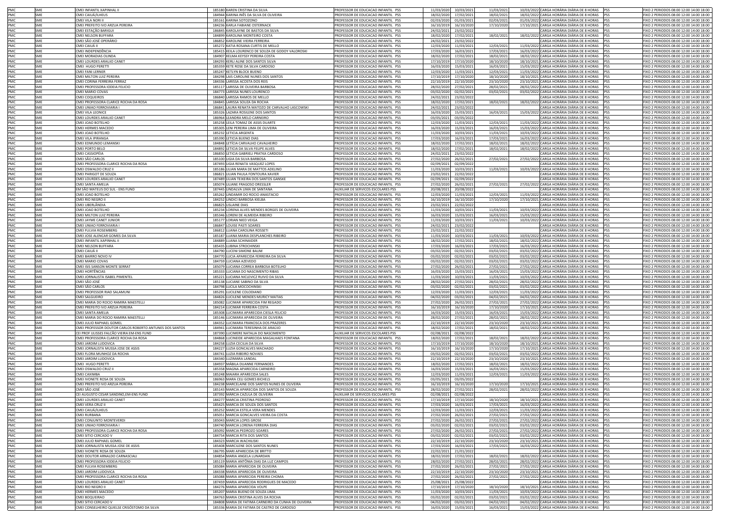| | | | | | | | | | | | |
|---|---|---|---|---|---|---|---|---|---|---|---|
| PMC | SME | CMEI INFANTIL XAPINHAL II | 185180 | KAREN CRISTINA DA SILVA | PROFESSOR DE EDUCACAO INFANTIL PSS | 11/03/2020 | 10/03/2021 | 11/03/2021 | 10/03/2022 | CARGA HORÁRIA DIÁRIA DE 8 HORAS | PSS | FIXO 2 PERIODOS 08:00 12:00 14:00 18:00 |
| PMC | SME | CMEI CAIUÁ/ILHEUS | 184944 | KARINA INÊS DA SILVA DE OLIVEIRA | PROFESSOR DE EDUCACAO INFANTIL PSS | 18/02/2020 | 17/02/2021 | 18/02/2021 | 18/02/2022 | CARGA HORÁRIA DIÁRIA DE 8 HORAS | PSS | FIXO 2 PERIODOS 08:00 12:00 14:00 18:00 |
| PMC | SME | CMEI VILA NORI II | 185161 | KARINA SOTOZONO | PROFESSOR DE EDUCACAO INFANTIL PSS | 02/03/2020 | 01/03/2021 | 02/03/2021 | 01/03/2022 | CARGA HORÁRIA DIÁRIA DE 8 HORAS | PSS | FIXO 2 PERIODOS 08:00 12:00 14:00 18:00 |
| PMC | SME | CMEI PREFEITO IVO ARZUA PEREIRA | 184236 | KARLA FABIANE OSTERNACK | PROFESSOR DE EDUCACAO INFANTIL PSS | 16/10/2019 | 16/10/2020 | 17/10/2020 | 17/10/2021 | CARGA HORÁRIA DIÁRIA DE 8 HORAS | PSS | FIXO 2 PERIODOS 08:00 12:00 14:00 18:00 |
| PMC | SME | CMEI ESTAÇÃO BARIGUI | 186845 | KAROLAYNE DE BASTOS DA SILVA | PROFESSOR DE EDUCACAO INFANTIL PSS | 24/02/2021 | 23/02/2022 | | | CARGA HORÁRIA DIÁRIA DE 8 HORAS | PSS | FIXO 2 PERIODOS 08:00 12:00 14:00 18:00 |
| PMC | SME | CMEI NELSON BUFFARA | 184899 | KAROLINA MONTEIRO COSTA | PROFESSOR DE EDUCACAO INFANTIL PSS | 18/02/2020 | 17/02/2021 | 18/02/2021 | 18/02/2022 | CARGA HORÁRIA DIÁRIA DE 8 HORAS | PSS | FIXO 2 PERIODOS 08:00 12:00 14:00 18:00 |
| PMC | SME | CMEI SÃO JOSÉ OPERÁRIO | 186852 | KAROLINE VIEIRA FERREIRA | PROFESSOR DE EDUCACAO INFANTIL PSS | 24/02/2021 | 23/02/2022 | | | CARGA HORÁRIA DIÁRIA DE 8 HORAS | PSS | FIXO 2 PERIODOS 08:00 12:00 14:00 18:00 |
| PMC | SME | CMEI CAIUÁ II | 185272 | KATIA ROSANA CURTIS DE MELLO | PROFESSOR DE EDUCACAO INFANTIL PSS | 12/03/2020 | 11/03/2021 | 12/03/2021 | 11/03/2022 | CARGA HORÁRIA DIÁRIA DE 8 HORAS | PSS | FIXO 2 PERIODOS 08:00 12:00 14:00 18:00 |
| PMC | SME | CMEI INDEPENDÊNCIA | 185415 | KEILA LOURENCO DE SOUZA DE GODOY VALDROSKI | PROFESSOR DE EDUCACAO INFANTIL PSS | 17/03/2020 | 16/03/2021 | 17/03/2021 | 16/03/2022 | CARGA HORÁRIA DIÁRIA DE 8 HORAS | PSS | FIXO 2 PERIODOS 08:00 12:00 14:00 18:00 |
| PMC | SME | CMEI MORADIAS OLINDA | 184907 | KELMA KEYSSY PEREIRA COSTA | PROFESSOR DE EDUCACAO INFANTIL PSS | 18/02/2020 | 17/02/2021 | 18/02/2021 | 18/02/2022 | CARGA HORÁRIA DIÁRIA DE 8 HORAS | PSS | FIXO 2 PERIODOS 08:00 12:00 14:00 18:00 |
| PMC | SME | CMEI LOURDES ARAUJO CANET | 184293 | KERLI ALINE DOS SANTOS SILVA | PROFESSOR DE EDUCACAO INFANTIL PSS | 17/10/2019 | 17/10/2020 | 18/10/2020 | 18/10/2021 | CARGA HORÁRIA DIÁRIA DE 8 HORAS | PSS | FIXO 2 PERIODOS 08:00 12:00 14:00 18:00 |
| PMC | SME | CMEI HUGO PERETTI | 185359 | KETE ROSE DA SILVA CARDOSO | PROFESSOR DE EDUCACAO INFANTIL PSS | 16/03/2020 | 15/03/2021 | 16/03/2021 | 15/03/2022 | CARGA HORÁRIA DIÁRIA DE 8 HORAS | PSS | FIXO 2 PERIODOS 08:00 12:00 14:00 18:00 |
| PMC | SME | CMEI FANI LERNER | 185247 | KETLYN BLOCK BUENO | PROFESSOR DE EDUCACAO INFANTIL PSS | 12/03/2020 | 11/03/2021 | 12/03/2021 | 11/03/2022 | CARGA HORÁRIA DIÁRIA DE 8 HORAS | PSS | FIXO 2 PERIODOS 08:00 12:00 14:00 18:00 |
| PMC | SME | CMEI MILTON LUIZ PEREIRA | 184298 | LAIS CAROLINE NUNES DOS SANTOS | PROFESSOR DE EDUCACAO INFANTIL PSS | 17/10/2019 | 17/10/2020 | 18/10/2020 | 18/10/2021 | CARGA HORÁRIA DIÁRIA DE 8 HORAS | PSS | FIXO 2 PERIODOS 08:00 12:00 14:00 18:00 |
| PMC | SME | CMEI CORINA FERREIRA FERRAZ | 184336 | LARISSA ACOSTA DOS REIS | PROFESSOR DE EDUCACAO INFANTIL PSS | 22/10/2019 | 22/10/2020 | 23/10/2020 | 23/10/2021 | CARGA HORÁRIA DIÁRIA DE 8 HORAS | PSS | FIXO 2 PERIODOS 08:00 12:00 14:00 18:00 |
| PMC | SME | CMEI PROFESSORA IODEIA FELICIO | 185117 | LARISSA DE OLIVEIRA BARBOSA | PROFESSOR DE EDUCACAO INFANTIL PSS | 28/02/2020 | 27/02/2021 | 28/02/2021 | 28/02/2022 | CARGA HORÁRIA DIÁRIA DE 8 HORAS | PSS | FIXO 2 PERIODOS 08:00 12:00 14:00 18:00 |
| PMC | SME | CMEI MARIO COVAS | 184773 | LARISSA NUNES LOURENCO | PROFESSOR DE EDUCACAO INFANTIL PSS | 03/02/2020 | 02/02/2021 | 03/02/2021 | 03/02/2022 | CARGA HORÁRIA DIÁRIA DE 8 HORAS | PSS | FIXO 2 PERIODOS 08:00 12:00 14:00 18:00 |
| PMC | SME | CMEI COQUEIROS | 186840 | LARISSA RAMOS DE MELLO | PROFESSOR DE EDUCACAO INFANTIL PSS | 24/02/2021 | 23/02/2022 | | | CARGA HORÁRIA DIÁRIA DE 8 HORAS | PSS | FIXO 2 PERIODOS 08:00 12:00 14:00 18:00 |
| PMC | SME | CMEI PROFESSORA CLARICE ROCHA DA ROSA | 184845 | LARISSA SOUZA DA ROCHA | PROFESSOR DE EDUCACAO INFANTIL PSS | 18/02/2020 | 17/02/2021 | 18/02/2021 | 18/02/2022 | CARGA HORÁRIA DIÁRIA DE 8 HORAS | PSS | FIXO 2 PERIODOS 08:00 12:00 14:00 18:00 |
| PMC | SME | CMEI UNIAO FERROVIARIA I | 186841 | LAURA RENATA MATOZO DE CARVALHO LASCOWSKI | PROFESSOR DE EDUCACAO INFANTIL PSS | 24/02/2021 | 23/02/2022 | | | CARGA HORÁRIA DIÁRIA DE 8 HORAS | PSS | FIXO 2 PERIODOS 08:00 12:00 14:00 18:00 |
| PMC | SME | CMEI VILA LEONICE | 185326 | LAZARA ROSILENE DOS SANTOS | PROFESSOR DE EDUCACAO INFANTIL PSS | 16/03/2020 | 15/03/2021 | 16/03/2021 | 15/03/2022 | CARGA HORÁRIA DIÁRIA DE 8 HORAS | PSS | FIXO 2 PERIODOS 08:00 12:00 14:00 18:00 |
| PMC | SME | CMEI LOURDES ARAUJO CANET | 186964 | LEANDRA MELO CARNEIRO | PROFESSOR DE EDUCACAO INFANTIL PSS | 03/05/2021 | 03/05/2022 | | | CARGA HORÁRIA DIÁRIA DE 8 HORAS | PSS | FIXO 2 PERIODOS 08:00 12:00 14:00 18:00 |
| PMC | SME | CMEI JOAO BOTELHO | 185258 | LEILA TOMAZ DE ASSIS DUARTE | PROFESSOR DE EDUCACAO INFANTIL PSS | 12/03/2020 | 11/03/2021 | 12/03/2021 | 11/03/2022 | CARGA HORÁRIA DIÁRIA DE 8 HORAS | PSS | FIXO 2 PERIODOS 08:00 12:00 14:00 18:00 |
| PMC | SME | CMEI HERMES MACEDO | 185305 | LENI PEREIRA LIMA DE OLIVEIRA | PROFESSOR DE EDUCACAO INFANTIL PSS | 16/03/2020 | 15/03/2021 | 16/03/2021 | 15/03/2022 | CARGA HORÁRIA DIÁRIA DE 8 HORAS | PSS | FIXO 2 PERIODOS 08:00 12:00 14:00 18:00 |
| PMC | SME | CMEI JOAO BOTELHO | 185232 | LETICIA ARGENTA | PROFESSOR DE EDUCACAO INFANTIL PSS | 11/03/2020 | 10/03/2021 | 11/03/2021 | 10/03/2022 | CARGA HORÁRIA DIÁRIA DE 8 HORAS | PSS | FIXO 2 PERIODOS 08:00 12:00 14:00 18:00 |
| PMC | SME | CMEI VILA IPIRANGA | 185390 | LETICIA BUENO DIAS | PROFESSOR DE EDUCACAO INFANTIL PSS | 17/03/2020 | 16/03/2021 | 17/03/2021 | 16/03/2022 | CARGA HORÁRIA DIÁRIA DE 8 HORAS | PSS | FIXO 2 PERIODOS 08:00 12:00 14:00 18:00 |
| PMC | SME | CMEI EDMUNDO LEMANSKI | 184848 | LETICIA CARVALHO CAVALHEIRO | PROFESSOR DE EDUCACAO INFANTIL PSS | 18/02/2020 | 17/02/2021 | 18/02/2021 | 18/02/2022 | CARGA HORÁRIA DIÁRIA DE 8 HORAS | PSS | FIXO 2 PERIODOS 08:00 12:00 14:00 18:00 |
| PMC | SME | CMEI PORTO BELO | 184892 | LETICIA DA SILVA FELIPE ALVES | PROFESSOR DE EDUCACAO INFANTIL PSS | 18/02/2020 | 17/02/2021 | 18/02/2021 | 18/02/2022 | CARGA HORÁRIA DIÁRIA DE 8 HORAS | PSS | FIXO 2 PERIODOS 08:00 12:00 14:00 18:00 |
| PMC | SME | CMEI CASSIOPÉIA | 186850 | LETICIA GABRIELI PRATKA CARDOSO | PROFESSOR DE EDUCACAO INFANTIL PSS | 24/02/2021 | 23/02/2022 | | | CARGA HORÁRIA DIÁRIA DE 8 HORAS | PSS | FIXO 2 PERIODOS 08:00 12:00 14:00 18:00 |
| PMC | SME | CMEI SÃO CARLOS | 185100 | LIGIA DA SILVA BARBOSA | PROFESSOR DE EDUCACAO INFANTIL PSS | 27/02/2020 | 26/02/2021 | 27/02/2021 | 27/02/2022 | CARGA HORÁRIA DIÁRIA DE 8 HORAS | PSS | FIXO 2 PERIODOS 08:00 12:00 14:00 18:00 |
| PMC | SME | CMEI PROFESSORA CLARICE ROCHA DA ROSA | 187493 | LIGIA RENATA VASQUEZ LOPES | PROFESSOR DE EDUCACAO INFANTIL PSS | 02/09/2021 | 02/09/2022 | | | CARGA HORÁRIA DIÁRIA DE 8 HORAS | PSS | FIXO 2 PERIODOS 08:00 12:00 14:00 18:00 |
| PMC | SME | CMEI OSWALDO CRUZ II | 185186 | LILIAN MARA DE MATTOS ADELINO | PROFESSOR DE EDUCACAO INFANTIL PSS | 11/03/2020 | 10/03/2021 | 11/03/2021 | 10/03/2022 | CARGA HORÁRIA DIÁRIA DE 8 HORAS | PSS | FIXO 2 PERIODOS 08:00 12:00 14:00 18:00 |
| PMC | SME | CMEI PARIGOT DE SOUZA | 186821 | LILIAN PAULA FONTOURA XAVIER | PROFESSOR DE EDUCACAO INFANTIL PSS | 23/02/2021 | 22/02/2022 | | | CARGA HORÁRIA DIÁRIA DE 8 HORAS | PSS | FIXO 2 PERIODOS 08:00 12:00 14:00 18:00 |
| PMC | SME | CMEI LOURDES ARAUJO CANET | 187489 | LILIAN TEIXEIRA DOS SANTOS GANSKE | PROFESSOR DE EDUCACAO INFANTIL PSS | 02/09/2021 | 02/09/2022 | | | CARGA HORÁRIA DIÁRIA DE 8 HORAS | PSS | FIXO 2 PERIODOS 08:00 12:00 14:00 18:00 |
| PMC | SME | CMEI SANTA AMELIA | 185074 | LILIANE FRAGOSO DRESSLER | PROFESSOR DE EDUCACAO INFANTIL PSS | 27/02/2020 | 26/02/2021 | 27/02/2021 | 27/02/2022 | CARGA HORÁRIA DIÁRIA DE 8 HORAS | PSS | FIXO 2 PERIODOS 08:00 12:00 14:00 18:00 |
| PMC | SME | EM SÃO MATEUS DO SUL - ENS FUND | 187445 | LINDALVA LIMA DE SANTANA | AUXILIAR DE SERVICOS ESCOLARES PSS | 20/08/2021 | 20/08/2022 | | | CARGA HORÁRIA DIÁRIA DE 8 HORAS | PSS | FIXO 2 PERIODOS 08:00 12:00 14:00 18:00 |
| PMC | SME | CMEI JOAO BOTELHO | 185262 | LINDAMIR DO ROCIO ANASTACIO | PROFESSOR DE EDUCACAO INFANTIL PSS | 12/03/2020 | 11/03/2021 | 12/03/2021 | 11/03/2022 | CARGA HORÁRIA DIÁRIA DE 8 HORAS | PSS | FIXO 2 PERIODOS 08:00 12:00 14:00 18:00 |
| PMC | SME | CMEI RIO NEGRO II | 184252 | LINDICI BARBOSA KIELBA | PROFESSOR DE EDUCACAO INFANTIL PSS | 16/10/2019 | 16/10/2020 | 17/10/2020 | 17/10/2021 | CARGA HORÁRIA DIÁRIA DE 8 HORAS | PSS | FIXO 2 PERIODOS 08:00 12:00 14:00 18:00 |
| PMC | SME | CMEI UBERLÂNDIA | 186825 | LISLAINE DIAS | PROFESSOR DE EDUCACAO INFANTIL PSS | 23/02/2021 | 22/02/2022 | | | CARGA HORÁRIA DIÁRIA DE 8 HORAS | PSS | FIXO 2 PERIODOS 08:00 12:00 14:00 18:00 |
| PMC | SME | CMEI JOAO BOTELHO | 185234 | LORENA ALVES MENDES BORGES DE OLIVEIRA | PROFESSOR DE EDUCACAO INFANTIL PSS | 11/03/2020 | 10/03/2021 | 11/03/2021 | 10/03/2022 | CARGA HORÁRIA DIÁRIA DE 8 HORAS | PSS | FIXO 2 PERIODOS 08:00 12:00 14:00 18:00 |
| PMC | SME | CMEI MILTON LUIZ PEREIRA | 185346 | LORENI DE ALMEIDA RIBEIRO | PROFESSOR DE EDUCACAO INFANTIL PSS | 16/03/2020 | 15/03/2021 | 16/03/2021 | 15/03/2022 | CARGA HORÁRIA DIÁRIA DE 8 HORAS | PSS | FIXO 2 PERIODOS 08:00 12:00 14:00 18:00 |
| PMC | SME | CMEI LAYME CANET JUNIOR | 185177 | LORIAN NIED VEIGA | PROFESSOR DE EDUCACAO INFANTIL PSS | 11/03/2020 | 10/03/2021 | 11/03/2021 | 10/03/2022 | CARGA HORÁRIA DIÁRIA DE 8 HORAS | PSS | FIXO 2 PERIODOS 08:00 12:00 14:00 18:00 |
| PMC | SME | CMEI UNIAO FERROVIARIA I | 186847 | LOUISE PASTI SOARES | PROFESSOR DE EDUCACAO INFANTIL PSS | 24/02/2021 | 23/02/2022 | | | CARGA HORÁRIA DIÁRIA DE 8 HORAS | PSS | FIXO 2 PERIODOS 08:00 12:00 14:00 18:00 |
| PMC | SME | CMEI FULVIA ROSEMBERG | 186812 | LUANA CAROLINA ROSSETI | PROFESSOR DE EDUCACAO INFANTIL PSS | 23/02/2021 | 22/02/2022 | | | CARGA HORÁRIA DIÁRIA DE 8 HORAS | PSS | FIXO 2 PERIODOS 08:00 12:00 14:00 18:00 |
| PMC | SME | CMEI JOSE ALENCAR GOMES DA SILVA | 185187 | LUANA MARIA DESPLANCHES RIBEIRO | PROFESSOR DE EDUCACAO INFANTIL PSS | 11/03/2020 | 10/03/2021 | 11/03/2021 | 10/03/2022 | CARGA HORÁRIA DIÁRIA DE 8 HORAS | PSS | FIXO 2 PERIODOS 08:00 12:00 14:00 18:00 |
| PMC | SME | CMEI INFANTIL XAPINHAL II | 184889 | LUANA SCHINAIDER | PROFESSOR DE EDUCACAO INFANTIL PSS | 18/02/2020 | 17/02/2021 | 18/02/2021 | 18/02/2022 | CARGA HORÁRIA DIÁRIA DE 8 HORAS | PSS | FIXO 2 PERIODOS 08:00 12:00 14:00 18:00 |
| PMC | SME | CMEI NELSON BUFFARA | 185435 | LUBINA STROCHINSKI | PROFESSOR DE EDUCACAO INFANTIL PSS | 17/03/2020 | 16/03/2021 | 17/03/2021 | 16/03/2022 | CARGA HORÁRIA DIÁRIA DE 8 HORAS | PSS | FIXO 2 PERIODOS 08:00 12:00 14:00 18:00 |
| PMC | SME | CMEI CAIUÁ II | 184790 | LUCENI SIMONE BAUM | PROFESSOR DE EDUCACAO INFANTIL PSS | 03/02/2020 | 02/02/2021 | 03/02/2021 | 03/02/2022 | CARGA HORÁRIA DIÁRIA DE 8 HORAS | PSS | FIXO 2 PERIODOS 08:00 12:00 14:00 18:00 |
| PMC | SME | CMEI BAIRRO NOVO IV | 184770 | LUCIA APARECIDA FERREIRA DA SILVA | PROFESSOR DE EDUCACAO INFANTIL PSS | 03/02/2020 | 02/02/2021 | 03/02/2021 | 03/02/2022 | CARGA HORÁRIA DIÁRIA DE 8 HORAS | PSS | FIXO 2 PERIODOS 08:00 12:00 14:00 18:00 |
| PMC | SME | CMEI MARIO COVAS | 184759 | LUCIANA AZEVEDO | PROFESSOR DE EDUCACAO INFANTIL PSS | 03/02/2020 | 02/02/2021 | 03/02/2021 | 03/02/2022 | CARGA HORÁRIA DIÁRIA DE 8 HORAS | PSS | FIXO 2 PERIODOS 08:00 12:00 14:00 18:00 |
| PMC | SME | CMEI ISIS SANSON MONTE SERRAT | 185079 | LUCIANA CORREA BARBOSA BOTELHO | PROFESSOR DE EDUCACAO INFANTIL PSS | 27/02/2020 | 26/02/2021 | 27/02/2021 | 27/02/2022 | CARGA HORÁRIA DIÁRIA DE 8 HORAS | PSS | FIXO 2 PERIODOS 08:00 12:00 14:00 18:00 |
| PMC | SME | CMEI HORTÊNCIAS | 185333 | LUCIANA DO NASCIMENTO RIBAS | PROFESSOR DE EDUCACAO INFANTIL PSS | 16/03/2020 | 15/03/2021 | 16/03/2021 | 15/03/2022 | CARGA HORÁRIA DIÁRIA DE 8 HORAS | PSS | FIXO 2 PERIODOS 08:00 12:00 14:00 18:00 |
| PMC | SME | CMEI JORNALISTA ISABEL PIMENTEL | 185221 | LUCIANA NICLEVICZ RUIVO DA SILVA | PROFESSOR DE EDUCACAO INFANTIL PSS | 11/03/2020 | 10/03/2021 | 11/03/2021 | 10/03/2022 | CARGA HORÁRIA DIÁRIA DE 8 HORAS | PSS | FIXO 2 PERIODOS 08:00 12:00 14:00 18:00 |
| PMC | SME | CMEI SÃO JOSÉ | 185138 | LUCIANE SABINO DA SILVA | PROFESSOR DE EDUCACAO INFANTIL PSS | 28/02/2020 | 27/02/2021 | 28/02/2021 | 28/02/2022 | CARGA HORÁRIA DIÁRIA DE 8 HORAS | PSS | FIXO 2 PERIODOS 08:00 12:00 14:00 18:00 |
| PMC | SME | CMEI SÃO CARLOS | 184798 | LUCILA MOCOCHINSKI | PROFESSOR DE EDUCACAO INFANTIL PSS | 03/02/2020 | 02/02/2021 | 03/02/2021 | 03/02/2022 | CARGA HORÁRIA DIÁRIA DE 8 HORAS | PSS | FIXO 2 PERIODOS 08:00 12:00 14:00 18:00 |
| PMC | SME | CMEI PROFESSOR RIAD SALAMUNI | 185291 | LUCILENE COLODIANO | PROFESSOR DE EDUCACAO INFANTIL PSS | 12/03/2020 | 11/03/2021 | 12/03/2021 | 11/03/2022 | CARGA HORÁRIA DIÁRIA DE 8 HORAS | PSS | FIXO 2 PERIODOS 08:00 12:00 14:00 18:00 |
| PMC | SME | CMEI SALGUEIRO | 184826 | LUCILENE MENDES MURICY MATIAS | PROFESSOR DE EDUCACAO INFANTIL PSS | 04/02/2020 | 03/02/2021 | 04/02/2021 | 04/02/2022 | CARGA HORÁRIA DIÁRIA DE 8 HORAS | PSS | FIXO 2 PERIODOS 08:00 12:00 14:00 18:00 |
| PMC | SME | CMEI MARIA DO ROCIO RAMIRA MAESTELLI | 185082 | LUCIMAR APARECIDA FIM REGADO | PROFESSOR DE EDUCACAO INFANTIL PSS | 27/02/2020 | 26/02/2021 | 27/02/2021 | 27/02/2022 | CARGA HORÁRIA DIÁRIA DE 8 HORAS | PSS | FIXO 2 PERIODOS 08:00 12:00 14:00 18:00 |
| PMC | SME | CMEI PREFEITO IVO ARZUA PEREIRA | 184214 | LUCIMAR FERREIRA COSTA | PROFESSOR DE EDUCACAO INFANTIL PSS | 16/10/2019 | 16/10/2020 | 17/10/2020 | 17/10/2021 | CARGA HORÁRIA DIÁRIA DE 8 HORAS | PSS | FIXO 2 PERIODOS 08:00 12:00 14:00 18:00 |
| PMC | SME | CMEI SANTA AMELIA | 185308 | LUCIMARA APARECIDA CIESLA FELICIO | PROFESSOR DE EDUCACAO INFANTIL PSS | 16/03/2020 | 15/03/2021 | 16/03/2021 | 15/03/2022 | CARGA HORÁRIA DIÁRIA DE 8 HORAS | PSS | FIXO 2 PERIODOS 08:00 12:00 14:00 18:00 |
| PMC | SME | CMEI MARIA DO ROCIO RAMIRA MAESTELLI | 185146 | LUCIMARA APARECIDA DE OLIVEIRA | PROFESSOR DE EDUCACAO INFANTIL PSS | 28/02/2020 | 27/02/2021 | 28/02/2021 | 28/02/2022 | CARGA HORÁRIA DIÁRIA DE 8 HORAS | PSS | FIXO 2 PERIODOS 08:00 12:00 14:00 18:00 |
| PMC | SME | CMEI JULIO RAPHAEL GOMEL | 184352 | LUCIMARA FRANCISCA DOS PRAZERES | PROFESSOR DE EDUCACAO INFANTIL PSS | 22/10/2019 | 22/10/2020 | 23/10/2020 | 23/10/2021 | CARGA HORÁRIA DIÁRIA DE 8 HORAS | PSS | FIXO 2 PERIODOS 08:00 12:00 14:00 18:00 |
| PMC | SME | CMEI PROFESSOR DOUTOR CARLOS ROBERTO ANTUNES DOS SANTOS | 184941 | LUCIMARA TERESINHA DE ARAUJO | PROFESSOR DE EDUCACAO INFANTIL PSS | 18/02/2020 | 17/02/2021 | 18/02/2021 | 18/02/2022 | CARGA HORÁRIA DIÁRIA DE 8 HORAS | PSS | FIXO 2 PERIODOS 08:00 12:00 14:00 18:00 |
| PMC | SME | CEI PROF ULISSES FALCÃO VIEIRA EM-ENS FUND | 187390 | LUCIMERE NATALIA DO NASCIMENTO | AUXILIAR DE SERVICOS ESCOLARES PSS | 02/08/2021 | 02/08/2022 | | | CARGA HORÁRIA DIÁRIA DE 8 HORAS | PSS | FIXO 2 PERIODOS 08:00 12:00 14:00 18:00 |
| PMC | SME | CMEI PROFESSORA CLARICE ROCHA DA ROSA | 184868 | LUCINEIDE APARECIDA MAGALHAES FONTANA | PROFESSOR DE EDUCACAO INFANTIL PSS | 18/02/2020 | 17/02/2021 | 18/02/2021 | 18/02/2022 | CARGA HORÁRIA DIÁRIA DE 8 HORAS | PSS | FIXO 2 PERIODOS 08:00 12:00 14:00 18:00 |
| PMC | SME | CMEI JARDIM LUDOVICA | 184258 | LUZIA CECILIA DA SILVA | PROFESSOR DE EDUCACAO INFANTIL PSS | 17/10/2019 | 17/10/2020 | 18/10/2020 | 18/10/2021 | CARGA HORÁRIA DIÁRIA DE 8 HORAS | PSS | FIXO 2 PERIODOS 08:00 12:00 14:00 18:00 |
| PMC | SME | CMEI JORNALISTA MUSSA JOSE DE ASSIS | 184227 | LUZIA GONCALVES MACHADO | PROFESSOR DE EDUCACAO INFANTIL PSS | 16/10/2019 | 16/10/2020 | 17/10/2020 | 17/10/2021 | CARGA HORÁRIA DIÁRIA DE 8 HORAS | PSS | FIXO 2 PERIODOS 08:00 12:00 14:00 18:00 |
| PMC | SME | CMEI FLORA MUNHOZ DA ROCHA | 184741 | LUZIA RIBEIRO NOVAES | PROFESSOR DE EDUCACAO INFANTIL PSS | 03/02/2020 | 02/02/2021 | 03/02/2021 | 03/02/2022 | CARGA HORÁRIA DIÁRIA DE 8 HORAS | PSS | FIXO 2 PERIODOS 08:00 12:00 14:00 18:00 |
| PMC | SME | CMEI JARDIM LUDOVICA | 184340 | LUZIMARA LANDAL | PROFESSOR DE EDUCACAO INFANTIL PSS | 22/10/2019 | 22/10/2020 | 23/10/2020 | 23/10/2021 | CARGA HORÁRIA DIÁRIA DE 8 HORAS | PSS | FIXO 2 PERIODOS 08:00 12:00 14:00 18:00 |
| PMC | SME | CMEI HUGO PERETTI | 184937 | MÁBILA DUANNE FERNANDES | PROFESSOR DE EDUCACAO INFANTIL PSS | 18/02/2020 | 17/02/2021 | 18/02/2021 | 18/02/2022 | CARGA HORÁRIA DIÁRIA DE 8 HORAS | PSS | FIXO 2 PERIODOS 08:00 12:00 14:00 18:00 |
| PMC | SME | CMEI OSWALDO CRUZ II | 185358 | MAGNA APARECIDA CARNEIRO | PROFESSOR DE EDUCACAO INFANTIL PSS | 16/03/2020 | 15/03/2021 | 16/03/2021 | 15/03/2022 | CARGA HORÁRIA DIÁRIA DE 8 HORAS | PSS | FIXO 2 PERIODOS 08:00 12:00 14:00 18:00 |
| PMC | SME | CMEI CAXIMBA | 185248 | MAIARA APARECIDA SALES | PROFESSOR DE EDUCACAO INFANTIL PSS | 12/03/2020 | 11/03/2021 | 12/03/2021 | 11/03/2022 | CARGA HORÁRIA DIÁRIA DE 8 HORAS | PSS | FIXO 2 PERIODOS 08:00 12:00 14:00 18:00 |
| PMC | SME | CMEI IVONETE ROSA DE SOUZA | 186963 | MARA CELI GOMES BICHELS | PROFESSOR DE EDUCACAO INFANTIL PSS | 03/05/2021 | 03/05/2022 | | | CARGA HORÁRIA DIÁRIA DE 8 HORAS | PSS | FIXO 2 PERIODOS 08:00 12:00 14:00 18:00 |
| PMC | SME | CMEI PREFEITO IVO ARZUA PEREIRA | 184238 | MARCELAINE DOS SANTOS NUNES DE OLIVEIRA | PROFESSOR DE EDUCACAO INFANTIL PSS | 16/10/2019 | 16/10/2020 | 17/10/2020 | 17/10/2021 | CARGA HORÁRIA DIÁRIA DE 8 HORAS | PSS | FIXO 2 PERIODOS 08:00 12:00 14:00 18:00 |
| PMC | SME | CMEI SÃO JOSÉ | 185143 | MARCIA APARECIDA DOS SANTOS DE SOUZA | PROFESSOR DE EDUCACAO INFANTIL PSS | 28/02/2020 | 27/02/2021 | 28/02/2021 | 28/02/2022 | CARGA HORÁRIA DIÁRIA DE 8 HORAS | PSS | FIXO 2 PERIODOS 08:00 12:00 14:00 18:00 |
| PMC | SME | CEI AUGUSTO CESAR SANDINO,EM-ENS FUND | 187392 | MÁRCIA CAZULA DE OLIVEIRA | AUXILIAR DE SERVICOS ESCOLARES PSS | 02/08/2021 | 02/08/2022 | | | CARGA HORÁRIA DIÁRIA DE 8 HORAS | PSS | FIXO 2 PERIODOS 08:00 12:00 14:00 18:00 |
| PMC | SME | CMEI LOURDES ARAUJO CANET | 184277 | MARCIA CRISTINA PEDROSO | PROFESSOR DE EDUCACAO INFANTIL PSS | 17/10/2019 | 17/10/2020 | 18/10/2020 | 18/10/2021 | CARGA HORÁRIA DIÁRIA DE 8 HORAS | PSS | FIXO 2 PERIODOS 08:00 12:00 14:00 18:00 |
| PMC | SME | CMEI VERA CRUZ II | 185425 | MARCIA DE SOUZA DOS SANTOS | PROFESSOR DE EDUCACAO INFANTIL PSS | 17/03/2020 | 16/03/2021 | 17/03/2021 | 16/03/2022 | CARGA HORÁRIA DIÁRIA DE 8 HORAS | PSS | FIXO 2 PERIODOS 08:00 12:00 14:00 18:00 |
| PMC | SME | CMEI CAIUÁ/ILHEUS | 185252 | MARCIA ESTELA VERA MENDES | PROFESSOR DE EDUCACAO INFANTIL PSS | 12/03/2020 | 11/03/2021 | 12/03/2021 | 11/03/2022 | CARGA HORÁRIA DIÁRIA DE 8 HORAS | PSS | FIXO 2 PERIODOS 08:00 12:00 14:00 18:00 |
| PMC | SME | CMEI RURBANA | 185051 | MARCIA GONCALVES VIEIRA DA COSTA | PROFESSOR DE EDUCACAO INFANTIL PSS | 27/02/2020 | 26/02/2021 | 27/02/2021 | 27/02/2022 | CARGA HORÁRIA DIÁRIA DE 8 HORAS | PSS | FIXO 2 PERIODOS 08:00 12:00 14:00 18:00 |
| PMC | SME | CMEI CONJUNTO MONTEVERDI | 185043 | MARCIA LOPES GROSE | PROFESSOR DE EDUCACAO INFANTIL PSS | 27/02/2020 | 26/02/2021 | 27/02/2021 | 27/02/2022 | CARGA HORÁRIA DIÁRIA DE 8 HORAS | PSS | FIXO 2 PERIODOS 08:00 12:00 14:00 18:00 |
| PMC | SME | CMEI UNIAO FERROVIARIA I | 184740 | MARCIA LORENA FERREIRA DIAS | PROFESSOR DE EDUCACAO INFANTIL PSS | 03/02/2020 | 02/02/2021 | 03/02/2021 | 03/02/2022 | CARGA HORÁRIA DIÁRIA DE 8 HORAS | PSS | FIXO 2 PERIODOS 08:00 12:00 14:00 18:00 |
| PMC | SME | CMEI PROFESSORA CLARICE ROCHA DA ROSA | 185092 | MARCIA PEDROZO SOARES | PROFESSOR DE EDUCACAO INFANTIL PSS | 27/02/2020 | 26/02/2021 | 27/02/2021 | 27/02/2022 | CARGA HORÁRIA DIÁRIA DE 8 HORAS | PSS | FIXO 2 PERIODOS 08:00 12:00 14:00 18:00 |
| PMC | SME | CMEI SITIO CERCADO V | 184754 | MARCIA RITA DOS SANTOS | PROFESSOR DE EDUCACAO INFANTIL PSS | 03/02/2020 | 02/02/2021 | 03/02/2021 | 03/02/2022 | CARGA HORÁRIA DIÁRIA DE 8 HORAS | PSS | FIXO 2 PERIODOS 08:00 12:00 14:00 18:00 |
| PMC | SME | CMEI JULIO RAPHAEL GOMEL | 184323 | MARCIA WACHILISKI | PROFESSOR DE EDUCACAO INFANTIL PSS | 22/10/2019 | 22/10/2020 | 23/10/2020 | 23/10/2021 | CARGA HORÁRIA DIÁRIA DE 8 HORAS | PSS | FIXO 2 PERIODOS 08:00 12:00 14:00 18:00 |
| PMC | SME | CMEI JORNALISTA MUSSA JOSE DE ASSIS | 185408 | MARCILENE DOS SANTOS NUNES | PROFESSOR DE EDUCACAO INFANTIL PSS | 17/03/2020 | 16/03/2021 | 17/03/2021 | 16/03/2022 | CARGA HORÁRIA DIÁRIA DE 8 HORAS | PSS | FIXO 2 PERIODOS 08:00 12:00 14:00 18:00 |
| PMC | SME | CMEI IVONETE ROSA DE SOUZA | 186795 | MARI APARECIDA DE BRITTO | PROFESSOR DE EDUCACAO INFANTIL PSS | 22/02/2021 | 21/02/2022 | | | CARGA HORÁRIA DIÁRIA DE 8 HORAS | PSS | FIXO 2 PERIODOS 08:00 12:00 14:00 18:00 |
| PMC | SME | CMEI DOUTOR ARNALDO CARNASCIALI | 184854 | MARIA ANGELA LUNARDAN | PROFESSOR DE EDUCACAO INFANTIL PSS | 18/02/2020 | 17/02/2021 | 18/02/2021 | 18/02/2022 | CARGA HORÁRIA DIÁRIA DE 8 HORAS | PSS | FIXO 2 PERIODOS 08:00 12:00 14:00 18:00 |
| PMC | SME | CMEI PROFESSORA IODEIA FELICIO | 185119 | MARIA ANTÔNIA DIAS DA LUZ CAMPOS | PROFESSOR DE EDUCACAO INFANTIL PSS | 28/02/2020 | 27/02/2021 | 28/02/2021 | 28/02/2022 | CARGA HORÁRIA DIÁRIA DE 8 HORAS | PSS | FIXO 2 PERIODOS 08:00 12:00 14:00 18:00 |
| PMC | SME | CMEI FULVIA ROSEMBERG | 185084 | MARIA APARECIDA DE OLIVEIRA | PROFESSOR DE EDUCACAO INFANTIL PSS | 27/02/2020 | 26/02/2021 | 27/02/2021 | 27/02/2022 | CARGA HORÁRIA DIÁRIA DE 8 HORAS | PSS | FIXO 2 PERIODOS 08:00 12:00 14:00 18:00 |
| PMC | SME | CMEI JARDIM LUDOVICA | 184338 | MARIA APARECIDA DE OLIVEIRA | PROFESSOR DE EDUCACAO INFANTIL PSS | 22/10/2019 | 22/10/2020 | 23/10/2020 | 23/10/2021 | CARGA HORÁRIA DIÁRIA DE 8 HORAS | PSS | FIXO 2 PERIODOS 08:00 12:00 14:00 18:00 |
| PMC | SME | CMEI PROFESSORA CLARICE ROCHA DA ROSA | 185088 | MARIA APARECIDA PEREIRA CHOMA | PROFESSOR DE EDUCACAO INFANTIL PSS | 27/02/2020 | 26/02/2021 | 27/02/2021 | 27/02/2022 | CARGA HORÁRIA DIÁRIA DE 8 HORAS | PSS | FIXO 2 PERIODOS 08:00 12:00 14:00 18:00 |
| PMC | SME | CMEI LOURDES ARAUJO CANET | 187459 | MARIA APARECIDA RODRIGUES DE MACEDO | PROFESSOR DE EDUCACAO INFANTIL PSS | 25/08/2021 | 25/08/2022 | | | CARGA HORÁRIA DIÁRIA DE 8 HORAS | PSS | FIXO 2 PERIODOS 08:00 12:00 14:00 18:00 |
| PMC | SME | CMEI RIO NEGRO II | 184276 | MARIA APARECIDA VOLPE | PROFESSOR DE EDUCACAO INFANTIL PSS | 17/10/2019 | 17/10/2020 | 18/10/2020 | 18/10/2021 | CARGA HORÁRIA DIÁRIA DE 8 HORAS | PSS | FIXO 2 PERIODOS 08:00 12:00 14:00 18:00 |
| PMC | SME | CMEI HERMES MACEDO | 185207 | MARIA BUENO DE SOUZA LIMA | PROFESSOR DE EDUCACAO INFANTIL PSS | 11/03/2020 | 10/03/2021 | 11/03/2021 | 10/03/2022 | CARGA HORÁRIA DIÁRIA DE 8 HORAS | PSS | FIXO 2 PERIODOS 08:00 12:00 14:00 18:00 |
| PMC | SME | CMEI BOQUEIRAO | 184763 | MARIA CRISTINA ALVES DA ROCHA | PROFESSOR DE EDUCACAO INFANTIL PSS | 03/02/2020 | 02/02/2021 | 03/02/2021 | 03/02/2022 | CARGA HORÁRIA DIÁRIA DE 8 HORAS | PSS | FIXO 2 PERIODOS 08:00 12:00 14:00 18:00 |
| PMC | SME | CMEI SITIO CERCADO V | 184808 | MARIA DE FATIMA CARNEIRO DA CUNHA DE OLIVEIRA | PROFESSOR DE EDUCACAO INFANTIL PSS | 04/02/2020 | 03/02/2021 | 04/02/2021 | 04/02/2022 | CARGA HORÁRIA DIÁRIA DE 8 HORAS | PSS | FIXO 2 PERIODOS 08:00 12:00 14:00 18:00 |
| PMC | SME | CMEI CONSELHEIRO QUIELSE CRISÓSTOMO DA SILVA | 185336 | MARIA DE FATIMA DE CASTRO DE CARDOSO | PROFESSOR DE EDUCACAO INFANTIL PSS | 16/03/2020 | 15/03/2021 | 16/03/2021 | 15/03/2022 | CARGA HORÁRIA DIÁRIA DE 8 HORAS | PSS | FIXO 2 PERIODOS 08:00 12:00 14:00 18:00 |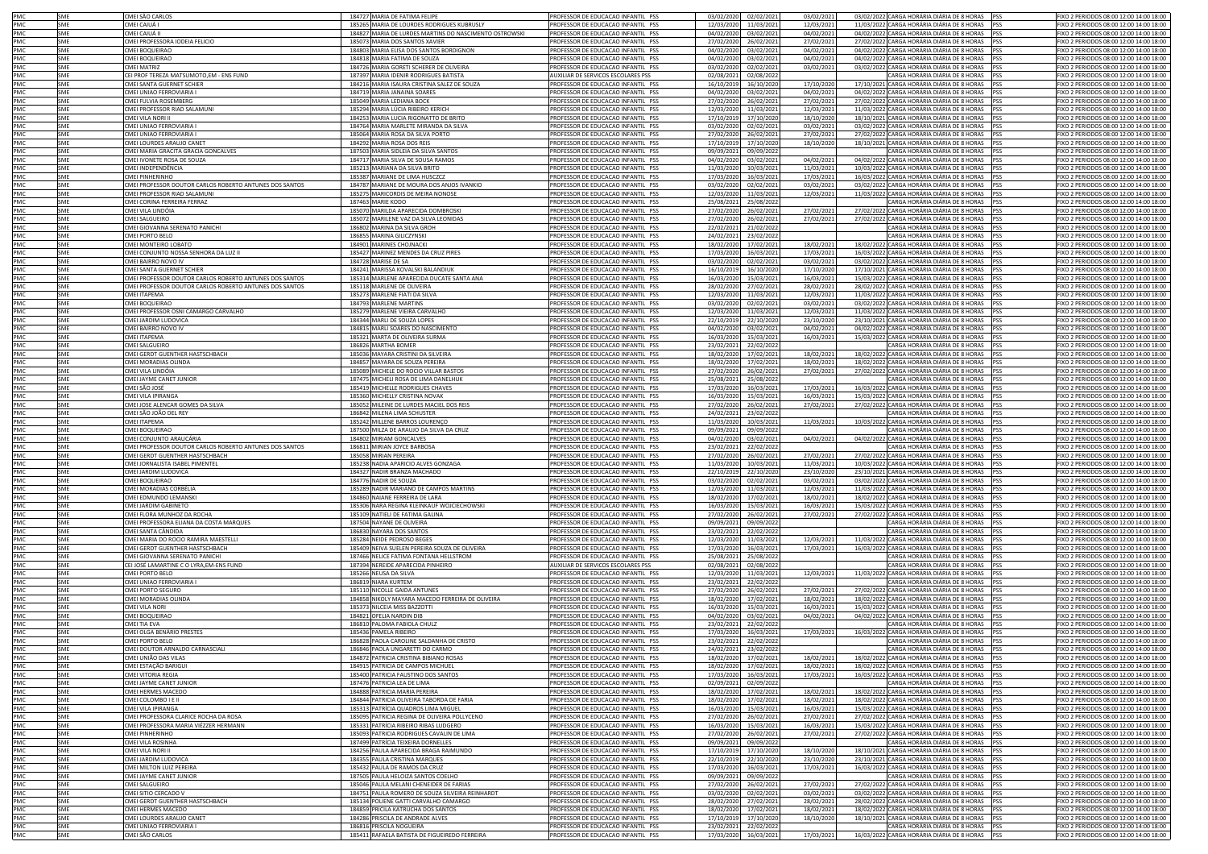| | | | | | | | | | | | |
|---|---|---|---|---|---|---|---|---|---|---|---|
| PMC | SME | CMEI SÃO CARLOS | 184727 | MARIA DE FATIMA FELIPE | PROFESSOR DE EDUCACAO INFANTIL PSS | 03/02/2020 | 02/02/2021 | 03/02/2021 | 03/02/2022 | CARGA HORÁRIA DIÁRIA DE 8 HORAS | PSS | FIXO 2 PERIODOS 08:00 12:00 14:00 18:00 |
| PMC | SME | CMEI CAIUÁ I | 185265 | MARIA DE LOURDES RODRIGUES KUBRUSLY | PROFESSOR DE EDUCACAO INFANTIL PSS | 12/03/2020 | 11/03/2021 | 12/03/2021 | 11/03/2022 | CARGA HORÁRIA DIÁRIA DE 8 HORAS | PSS | FIXO 2 PERIODOS 08:00 12:00 14:00 18:00 |
| PMC | SME | CMEI CAIUÁ II | 184827 | MARIA DE LURDES MARTINS DO NASCIMENTO OSTROWSKI | PROFESSOR DE EDUCACAO INFANTIL PSS | 04/02/2020 | 03/02/2021 | 04/02/2021 | 04/02/2022 | CARGA HORÁRIA DIÁRIA DE 8 HORAS | PSS | FIXO 2 PERIODOS 08:00 12:00 14:00 18:00 |
| PMC | SME | CMEI PROFESSORA IODEIA FELICIO | 185073 | MARIA DOS SANTOS XAVIER | PROFESSOR DE EDUCACAO INFANTIL PSS | 27/02/2020 | 26/02/2021 | 27/02/2021 | 27/02/2022 | CARGA HORÁRIA DIÁRIA DE 8 HORAS | PSS | FIXO 2 PERIODOS 08:00 12:00 14:00 18:00 |
| PMC | SME | CMEI BOQUEIRAO | 184803 | MARIA ELISA DOS SANTOS BORDIGNON | PROFESSOR DE EDUCACAO INFANTIL PSS | 04/02/2020 | 03/02/2021 | 04/02/2021 | 04/02/2022 | CARGA HORÁRIA DIÁRIA DE 8 HORAS | PSS | FIXO 2 PERIODOS 08:00 12:00 14:00 18:00 |
| PMC | SME | CMEI BOQUEIRAO | 184818 | MARIA FATIMA DE SOUZA | PROFESSOR DE EDUCACAO INFANTIL PSS | 04/02/2020 | 03/02/2021 | 04/02/2021 | 04/02/2022 | CARGA HORÁRIA DIÁRIA DE 8 HORAS | PSS | FIXO 2 PERIODOS 08:00 12:00 14:00 18:00 |
| PMC | SME | CMEI MATRIZ | 184726 | MARIA GORETI SCHERER DE OLIVEIRA | PROFESSOR DE EDUCACAO INFANTIL PSS | 03/02/2020 | 02/02/2021 | 03/02/2021 | 03/02/2022 | CARGA HORÁRIA DIÁRIA DE 8 HORAS | PSS | FIXO 2 PERIODOS 08:00 12:00 14:00 18:00 |
| PMC | SME | CEI PROF TEREZA MATSUMOTO,EM - ENS FUND | 187397 | MARIA IDENIR RODRIGUES BATISTA | AUXILIAR DE SERVICOS ESCOLARES PSS | 02/08/2021 | 02/08/2022 | | | CARGA HORÁRIA DIÁRIA DE 8 HORAS | PSS | FIXO 2 PERIODOS 08:00 12:00 14:00 18:00 |
| PMC | SME | CMEI SANTA GUERNET SCHIER | 184216 | MARIA ISAURA CRISTINA SALEZ DE SOUZA | PROFESSOR DE EDUCACAO INFANTIL PSS | 16/10/2019 | 16/10/2020 | 17/10/2020 | 17/10/2021 | CARGA HORÁRIA DIÁRIA DE 8 HORAS | PSS | FIXO 2 PERIODOS 08:00 12:00 14:00 18:00 |
| PMC | SME | CMEI UNIAO FERROVIARIA I | 184719 | MARIA JANAINA SOARES | PROFESSOR DE EDUCACAO INFANTIL PSS | 04/02/2020 | 03/02/2021 | 04/02/2021 | 04/02/2022 | CARGA HORÁRIA DIÁRIA DE 8 HORAS | PSS | FIXO 2 PERIODOS 08:00 12:00 14:00 18:00 |
| PMC | SME | CMEI FULVIA ROSEMBERG | 185049 | MARIA LEDIANA BOCK | PROFESSOR DE EDUCACAO INFANTIL PSS | 27/02/2020 | 26/02/2021 | 27/02/2021 | 27/02/2022 | CARGA HORÁRIA DIÁRIA DE 8 HORAS | PSS | FIXO 2 PERIODOS 08:00 12:00 14:00 18:00 |
| PMC | SME | CMEI PROFESSOR RIAD SALAMUNI | 185294 | MARIA LÚCIA RIBEIRO KERICH | PROFESSOR DE EDUCACAO INFANTIL PSS | 12/03/2020 | 11/03/2021 | 12/03/2021 | 11/03/2022 | CARGA HORÁRIA DIÁRIA DE 8 HORAS | PSS | FIXO 2 PERIODOS 08:00 12:00 14:00 18:00 |
| PMC | SME | CMEI VILA NORI II | 184253 | MARIA LUCIA RIGONATTO DE BRITO | PROFESSOR DE EDUCACAO INFANTIL PSS | 17/10/2019 | 17/10/2020 | 18/10/2020 | 18/10/2021 | CARGA HORÁRIA DIÁRIA DE 8 HORAS | PSS | FIXO 2 PERIODOS 08:00 12:00 14:00 18:00 |
| PMC | SME | CMEI UNIAO FERROVIARIA I | 184764 | MARIA MARLETE MIRANDA DA SILVA | PROFESSOR DE EDUCACAO INFANTIL PSS | 03/02/2020 | 02/02/2021 | 03/02/2021 | 03/02/2022 | CARGA HORÁRIA DIÁRIA DE 8 HORAS | PSS | FIXO 2 PERIODOS 08:00 12:00 14:00 18:00 |
| PMC | SME | CMEI UNIAO FERROVIARIA I | 185064 | MARIA ROSA DA SILVA PORTO | PROFESSOR DE EDUCACAO INFANTIL PSS | 27/02/2020 | 26/02/2021 | 27/02/2021 | 27/02/2022 | CARGA HORÁRIA DIÁRIA DE 8 HORAS | PSS | FIXO 2 PERIODOS 08:00 12:00 14:00 18:00 |
| PMC | SME | CMEI LOURDES ARAUJO CANET | 184292 | MARIA ROSA DOS REIS | PROFESSOR DE EDUCACAO INFANTIL PSS | 17/10/2019 | 17/10/2020 | 18/10/2020 | 18/10/2021 | CARGA HORÁRIA DIÁRIA DE 8 HORAS | PSS | FIXO 2 PERIODOS 08:00 12:00 14:00 18:00 |
| PMC | SME | CMEI MARIA GRACITA GRACIA GONCALVES | 187503 | MARIA SIDLEIA DA SILVA SANTOS | PROFESSOR DE EDUCACAO INFANTIL PSS | 09/09/2021 | 09/09/2022 | | | CARGA HORÁRIA DIÁRIA DE 8 HORAS | PSS | FIXO 2 PERIODOS 08:00 12:00 14:00 18:00 |
| PMC | SME | CMEI IVONETE ROSA DE SOUZA | 184717 | MARIA SILVA DE SOUSA RAMOS | PROFESSOR DE EDUCACAO INFANTIL PSS | 04/02/2020 | 03/02/2021 | 04/02/2021 | 04/02/2022 | CARGA HORÁRIA DIÁRIA DE 8 HORAS | PSS | FIXO 2 PERIODOS 08:00 12:00 14:00 18:00 |
| PMC | SME | CMEI INDEPENDÊNCIA | 185213 | MARIANA DA SILVA BRITO | PROFESSOR DE EDUCACAO INFANTIL PSS | 11/03/2020 | 10/03/2021 | 11/03/2021 | 10/03/2022 | CARGA HORÁRIA DIÁRIA DE 8 HORAS | PSS | FIXO 2 PERIODOS 08:00 12:00 14:00 18:00 |
| PMC | SME | CMEI PINHERINHO | 185387 | MARIANE DE LIMA HUSCZCZ | PROFESSOR DE EDUCACAO INFANTIL PSS | 17/03/2020 | 16/03/2021 | 17/03/2021 | 16/03/2022 | CARGA HORÁRIA DIÁRIA DE 8 HORAS | PSS | FIXO 2 PERIODOS 08:00 12:00 14:00 18:00 |
| PMC | SME | CMEI PROFESSOR DOUTOR CARLOS ROBERTO ANTUNES DOS SANTOS | 184787 | MARIANE DE MOURA DOS ANJOS IVANKIO | PROFESSOR DE EDUCACAO INFANTIL PSS | 03/02/2020 | 02/02/2021 | 03/02/2021 | 03/02/2022 | CARGA HORÁRIA DIÁRIA DE 8 HORAS | PSS | FIXO 2 PERIODOS 08:00 12:00 14:00 18:00 |
| PMC | SME | CMEI PROFESSOR RIAD SALAMUNI | 185275 | MARICORDIS DE MEIRA NONOSE | PROFESSOR DE EDUCACAO INFANTIL PSS | 12/03/2020 | 11/03/2021 | 12/03/2021 | 11/03/2022 | CARGA HORÁRIA DIÁRIA DE 8 HORAS | PSS | FIXO 2 PERIODOS 08:00 12:00 14:00 18:00 |
| PMC | SME | CMEI CORINA FERREIRA FERRAZ | 187463 | MARIE KODO | PROFESSOR DE EDUCACAO INFANTIL PSS | 25/08/2021 | 25/08/2022 | | | CARGA HORÁRIA DIÁRIA DE 8 HORAS | PSS | FIXO 2 PERIODOS 08:00 12:00 14:00 18:00 |
| PMC | SME | CMEI VILA LINDÓIA | 185070 | MARILDA APARECIDA DOMBROSKI | PROFESSOR DE EDUCACAO INFANTIL PSS | 27/02/2020 | 26/02/2021 | 27/02/2021 | 27/02/2022 | CARGA HORÁRIA DIÁRIA DE 8 HORAS | PSS | FIXO 2 PERIODOS 08:00 12:00 14:00 18:00 |
| PMC | SME | CMEI SALGUEIRO | 185072 | MARILENE VAZ DA SILVA LEONIDAS | PROFESSOR DE EDUCACAO INFANTIL PSS | 27/02/2020 | 26/02/2021 | 27/02/2021 | 27/02/2022 | CARGA HORÁRIA DIÁRIA DE 8 HORAS | PSS | FIXO 2 PERIODOS 08:00 12:00 14:00 18:00 |
| PMC | SME | CMEI GIOVANNA SERENATO PANICHI | 186802 | MARINA DA SILVA GROH | PROFESSOR DE EDUCACAO INFANTIL PSS | 22/02/2021 | 21/02/2022 | | | CARGA HORÁRIA DIÁRIA DE 8 HORAS | PSS | FIXO 2 PERIODOS 08:00 12:00 14:00 18:00 |
| PMC | SME | CMEI PORTO BELO | 186855 | MARINA GILICZYNSKI | PROFESSOR DE EDUCACAO INFANTIL PSS | 24/02/2021 | 23/02/2022 | | | CARGA HORÁRIA DIÁRIA DE 8 HORAS | PSS | FIXO 2 PERIODOS 08:00 12:00 14:00 18:00 |
| PMC | SME | CMEI MONTEIRO LOBATO | 184901 | MARINES CHOJNACKI | PROFESSOR DE EDUCACAO INFANTIL PSS | 18/02/2020 | 17/02/2021 | 18/02/2021 | 18/02/2022 | CARGA HORÁRIA DIÁRIA DE 8 HORAS | PSS | FIXO 2 PERIODOS 08:00 12:00 14:00 18:00 |
| PMC | SME | CMEI CONJUNTO NOSSA SENHORA DA LUZ II | 185427 | MARINEZ MENDES DA CRUZ PIRES | PROFESSOR DE EDUCACAO INFANTIL PSS | 17/03/2020 | 16/03/2021 | 17/03/2021 | 16/03/2022 | CARGA HORÁRIA DIÁRIA DE 8 HORAS | PSS | FIXO 2 PERIODOS 08:00 12:00 14:00 18:00 |
| PMC | SME | CMEI BAIRRO NOVO IV | 184728 | MARISE DE SA | PROFESSOR DE EDUCACAO INFANTIL PSS | 03/02/2020 | 02/02/2021 | 03/02/2021 | 03/02/2022 | CARGA HORÁRIA DIÁRIA DE 8 HORAS | PSS | FIXO 2 PERIODOS 08:00 12:00 14:00 18:00 |
| PMC | SME | CMEI SANTA GUERNET SCHIER | 184241 | MARISSA KOVALSKI BALANDIUK | PROFESSOR DE EDUCACAO INFANTIL PSS | 16/10/2019 | 16/10/2020 | 17/10/2020 | 17/10/2021 | CARGA HORÁRIA DIÁRIA DE 8 HORAS | PSS | FIXO 2 PERIODOS 08:00 12:00 14:00 18:00 |
| PMC | SME | CMEI PROFESSOR DOUTOR CARLOS ROBERTO ANTUNES DOS SANTOS | 185314 | MARLENE APARECIDA DUCATE SANTA ANA | PROFESSOR DE EDUCACAO INFANTIL PSS | 16/03/2020 | 15/03/2021 | 16/03/2021 | 15/03/2022 | CARGA HORÁRIA DIÁRIA DE 8 HORAS | PSS | FIXO 2 PERIODOS 08:00 12:00 14:00 18:00 |
| PMC | SME | CMEI PROFESSOR DOUTOR CARLOS ROBERTO ANTUNES DOS SANTOS | 185118 | MARLENE DE OLIVEIRA | PROFESSOR DE EDUCACAO INFANTIL PSS | 28/02/2020 | 27/02/2021 | 28/02/2021 | 28/02/2022 | CARGA HORÁRIA DIÁRIA DE 8 HORAS | PSS | FIXO 2 PERIODOS 08:00 12:00 14:00 18:00 |
| PMC | SME | CMEI ITAPEMA | 185273 | MARLENE FIATI DA SILVA | PROFESSOR DE EDUCACAO INFANTIL PSS | 12/03/2020 | 11/03/2021 | 12/03/2021 | 11/03/2022 | CARGA HORÁRIA DIÁRIA DE 8 HORAS | PSS | FIXO 2 PERIODOS 08:00 12:00 14:00 18:00 |
| PMC | SME | CMEI BOQUEIRAO | 184793 | MARLENE MARTINS | PROFESSOR DE EDUCACAO INFANTIL PSS | 03/02/2020 | 02/02/2021 | 03/02/2021 | 03/02/2022 | CARGA HORÁRIA DIÁRIA DE 8 HORAS | PSS | FIXO 2 PERIODOS 08:00 12:00 14:00 18:00 |
| PMC | SME | CMEI PROFESSOR OSNI CAMARGO CARVALHO | 185279 | MARLENE VIEIRA CARVALHO | PROFESSOR DE EDUCACAO INFANTIL PSS | 12/03/2020 | 11/03/2021 | 12/03/2021 | 11/03/2022 | CARGA HORÁRIA DIÁRIA DE 8 HORAS | PSS | FIXO 2 PERIODOS 08:00 12:00 14:00 18:00 |
| PMC | SME | CMEI JARDIM LUDOVICA | 184344 | MARLI DE SOUZA LOPES | PROFESSOR DE EDUCACAO INFANTIL PSS | 22/10/2019 | 22/10/2020 | 23/10/2020 | 23/10/2021 | CARGA HORÁRIA DIÁRIA DE 8 HORAS | PSS | FIXO 2 PERIODOS 08:00 12:00 14:00 18:00 |
| PMC | SME | CMEI BAIRRO NOVO IV | 184815 | MARLI SOARES DO NASCIMENTO | PROFESSOR DE EDUCACAO INFANTIL PSS | 04/02/2020 | 03/02/2021 | 04/02/2021 | 04/02/2022 | CARGA HORÁRIA DIÁRIA DE 8 HORAS | PSS | FIXO 2 PERIODOS 08:00 12:00 14:00 18:00 |
| PMC | SME | CMEI ITAPEMA | 185321 | MARTA DE OLIVEIRA SURMA | PROFESSOR DE EDUCACAO INFANTIL PSS | 16/03/2020 | 15/03/2021 | 16/03/2021 | 15/03/2022 | CARGA HORÁRIA DIÁRIA DE 8 HORAS | PSS | FIXO 2 PERIODOS 08:00 12:00 14:00 18:00 |
| PMC | SME | CMEI SALGUEIRO | 186826 | MARTHA BOMER | PROFESSOR DE EDUCACAO INFANTIL PSS | 23/02/2021 | 22/02/2022 | | | CARGA HORÁRIA DIÁRIA DE 8 HORAS | PSS | FIXO 2 PERIODOS 08:00 12:00 14:00 18:00 |
| PMC | SME | CMEI GERDT GUENTHER HASTSCHBACH | 185036 | MAYARA CRISTINI DA SILVEIRA | PROFESSOR DE EDUCACAO INFANTIL PSS | 18/02/2020 | 17/02/2021 | 18/02/2021 | 18/02/2022 | CARGA HORÁRIA DIÁRIA DE 8 HORAS | PSS | FIXO 2 PERIODOS 08:00 12:00 14:00 18:00 |
| PMC | SME | CMEI MORADIAS OLINDA | 184857 | MAYARA DE SOUZA PEREIRA | PROFESSOR DE EDUCACAO INFANTIL PSS | 18/02/2020 | 17/02/2021 | 18/02/2021 | 18/02/2022 | CARGA HORÁRIA DIÁRIA DE 8 HORAS | PSS | FIXO 2 PERIODOS 08:00 12:00 14:00 18:00 |
| PMC | SME | CMEI VILA LINDÓIA | 185089 | MICHELE DO ROCIO VILLAR BASTOS | PROFESSOR DE EDUCACAO INFANTIL PSS | 27/02/2020 | 26/02/2021 | 27/02/2021 | 27/02/2022 | CARGA HORÁRIA DIÁRIA DE 8 HORAS | PSS | FIXO 2 PERIODOS 08:00 12:00 14:00 18:00 |
| PMC | SME | CMEI JAYME CANET JUNIOR | 187475 | MICHELI ROSA DE LIMA DANELHUK | PROFESSOR DE EDUCACAO INFANTIL PSS | 25/08/2021 | 25/08/2022 | | | CARGA HORÁRIA DIÁRIA DE 8 HORAS | PSS | FIXO 2 PERIODOS 08:00 12:00 14:00 18:00 |
| PMC | SME | CMEI SÃO JOSÉ | 185419 | MICHELLE RODRIGUES CHAVES | PROFESSOR DE EDUCACAO INFANTIL PSS | 17/03/2020 | 16/03/2021 | 17/03/2021 | 16/03/2022 | CARGA HORÁRIA DIÁRIA DE 8 HORAS | PSS | FIXO 2 PERIODOS 08:00 12:00 14:00 18:00 |
| PMC | SME | CMEI VILA IPIRANGA | 185360 | MICHELLY CRISTINA NOVAK | PROFESSOR DE EDUCACAO INFANTIL PSS | 16/03/2020 | 15/03/2021 | 16/03/2021 | 15/03/2022 | CARGA HORÁRIA DIÁRIA DE 8 HORAS | PSS | FIXO 2 PERIODOS 08:00 12:00 14:00 18:00 |
| PMC | SME | CMEI JOSE ALENCAR GOMES DA SILVA | 185052 | MILEINE DE LURDES MACIEL DOS REIS | PROFESSOR DE EDUCACAO INFANTIL PSS | 27/02/2020 | 26/02/2021 | 27/02/2021 | 27/02/2022 | CARGA HORÁRIA DIÁRIA DE 8 HORAS | PSS | FIXO 2 PERIODOS 08:00 12:00 14:00 18:00 |
| PMC | SME | CMEI SÃO JOÃO DEL REY | 186842 | MILENA LIMA SCHUSTER | PROFESSOR DE EDUCACAO INFANTIL PSS | 24/02/2021 | 23/02/2022 | | | CARGA HORÁRIA DIÁRIA DE 8 HORAS | PSS | FIXO 2 PERIODOS 08:00 12:00 14:00 18:00 |
| PMC | SME | CMEI ITAPEMA | 185242 | MILLENE BARROS LOURENÇO | PROFESSOR DE EDUCACAO INFANTIL PSS | 11/03/2020 | 10/03/2021 | 11/03/2021 | 10/03/2022 | CARGA HORÁRIA DIÁRIA DE 8 HORAS | PSS | FIXO 2 PERIODOS 08:00 12:00 14:00 18:00 |
| PMC | SME | CMEI BOQUEIRAO | 187500 | MILZA DE ARAUJO DA SILVA DA CRUZ | PROFESSOR DE EDUCACAO INFANTIL PSS | 09/09/2021 | 09/09/2022 | | | CARGA HORÁRIA DIÁRIA DE 8 HORAS | PSS | FIXO 2 PERIODOS 08:00 12:00 14:00 18:00 |
| PMC | SME | CMEI CONJUNTO ARAUCÁRIA | 184802 | MIRIAM GONCALVES | PROFESSOR DE EDUCACAO INFANTIL PSS | 04/02/2020 | 03/02/2021 | 04/02/2021 | 04/02/2022 | CARGA HORÁRIA DIÁRIA DE 8 HORAS | PSS | FIXO 2 PERIODOS 08:00 12:00 14:00 18:00 |
| PMC | SME | CMEI PROFESSOR DOUTOR CARLOS ROBERTO ANTUNES DOS SANTOS | 186811 | MIRIAN JOYCE BARBOSA | PROFESSOR DE EDUCACAO INFANTIL PSS | 23/02/2021 | 22/02/2022 | | | CARGA HORÁRIA DIÁRIA DE 8 HORAS | PSS | FIXO 2 PERIODOS 08:00 12:00 14:00 18:00 |
| PMC | SME | CMEI GERDT GUENTHER HASTSCHBACH | 185058 | MIRIAN PEREIRA | PROFESSOR DE EDUCACAO INFANTIL PSS | 27/02/2020 | 26/02/2021 | 27/02/2021 | 27/02/2022 | CARGA HORÁRIA DIÁRIA DE 8 HORAS | PSS | FIXO 2 PERIODOS 08:00 12:00 14:00 18:00 |
| PMC | SME | CMEI JORNALISTA ISABEL PIMENTEL | 185238 | NADIA APARICIO ALVES GONZAGA | PROFESSOR DE EDUCACAO INFANTIL PSS | 11/03/2020 | 10/03/2021 | 11/03/2021 | 10/03/2022 | CARGA HORÁRIA DIÁRIA DE 8 HORAS | PSS | FIXO 2 PERIODOS 08:00 12:00 14:00 18:00 |
| PMC | SME | CMEI JARDIM LUDOVICA | 184327 | NADIR BRANZA MACHADO | PROFESSOR DE EDUCACAO INFANTIL PSS | 22/10/2019 | 22/10/2020 | 23/10/2020 | 23/10/2021 | CARGA HORÁRIA DIÁRIA DE 8 HORAS | PSS | FIXO 2 PERIODOS 08:00 12:00 14:00 18:00 |
| PMC | SME | CMEI BOQUEIRAO | 184776 | NADIR DE SOUZA | PROFESSOR DE EDUCACAO INFANTIL PSS | 03/02/2020 | 02/02/2021 | 03/02/2021 | 03/02/2022 | CARGA HORÁRIA DIÁRIA DE 8 HORAS | PSS | FIXO 2 PERIODOS 08:00 12:00 14:00 18:00 |
| PMC | SME | CMEI MORADIAS CORBÉLIA | 185289 | NADIR MARIANO DE CAMPOS MARTINS | PROFESSOR DE EDUCACAO INFANTIL PSS | 12/03/2020 | 11/03/2021 | 12/03/2021 | 11/03/2022 | CARGA HORÁRIA DIÁRIA DE 8 HORAS | PSS | FIXO 2 PERIODOS 08:00 12:00 14:00 18:00 |
| PMC | SME | CMEI EDMUNDO LEMANSKI | 184860 | NAIANE FERREIRA DE LARA | PROFESSOR DE EDUCACAO INFANTIL PSS | 18/02/2020 | 17/02/2021 | 18/02/2021 | 18/02/2022 | CARGA HORÁRIA DIÁRIA DE 8 HORAS | PSS | FIXO 2 PERIODOS 08:00 12:00 14:00 18:00 |
| PMC | SME | CMEI JARDIM GABINETO | 185306 | NARA REGINA KLEINKAUF WOJCIECHOWSKI | PROFESSOR DE EDUCACAO INFANTIL PSS | 16/03/2020 | 15/03/2021 | 16/03/2021 | 15/03/2022 | CARGA HORÁRIA DIÁRIA DE 8 HORAS | PSS | FIXO 2 PERIODOS 08:00 12:00 14:00 18:00 |
| PMC | SME | CMEI FLORA MUNHOZ DA ROCHA | 185109 | NATIELI DE FATIMA GALINA | PROFESSOR DE EDUCACAO INFANTIL PSS | 27/02/2020 | 26/02/2021 | 27/02/2021 | 27/02/2022 | CARGA HORÁRIA DIÁRIA DE 8 HORAS | PSS | FIXO 2 PERIODOS 08:00 12:00 14:00 18:00 |
| PMC | SME | CMEI PROFESSORA ELIANA DA COSTA MARQUES | 187504 | NAYANE DE OLIVEIRA | PROFESSOR DE EDUCACAO INFANTIL PSS | 09/09/2021 | 09/09/2022 | | | CARGA HORÁRIA DIÁRIA DE 8 HORAS | PSS | FIXO 2 PERIODOS 08:00 12:00 14:00 18:00 |
| PMC | SME | CMEI SANTA CÂNDIDA | 186830 | NAYARA DOS SANTOS | PROFESSOR DE EDUCACAO INFANTIL PSS | 23/02/2021 | 22/02/2022 | | | CARGA HORÁRIA DIÁRIA DE 8 HORAS | PSS | FIXO 2 PERIODOS 08:00 12:00 14:00 18:00 |
| PMC | SME | CMEI MARIA DO ROCIO RAMIRA MAESTELLI | 185284 | NEIDE PEDROSO BEGES | PROFESSOR DE EDUCACAO INFANTIL PSS | 12/03/2020 | 11/03/2021 | 12/03/2021 | 11/03/2022 | CARGA HORÁRIA DIÁRIA DE 8 HORAS | PSS | FIXO 2 PERIODOS 08:00 12:00 14:00 18:00 |
| PMC | SME | CMEI GERDT GUENTHER HASTSCHBACH | 185409 | NEIVA SUELEN PEREIRA SOUZA DE OLIVEIRA | PROFESSOR DE EDUCACAO INFANTIL PSS | 17/03/2020 | 16/03/2021 | 17/03/2021 | 16/03/2022 | CARGA HORÁRIA DIÁRIA DE 8 HORAS | PSS | FIXO 2 PERIODOS 08:00 12:00 14:00 18:00 |
| PMC | SME | CMEI GIOVANNA SERENATO PANICHI | 187466 | NELICE FATIMA FONTANA HELLSTROM | PROFESSOR DE EDUCACAO INFANTIL PSS | 25/08/2021 | 25/08/2022 | | | CARGA HORÁRIA DIÁRIA DE 8 HORAS | PSS | FIXO 2 PERIODOS 08:00 12:00 14:00 18:00 |
| PMC | SME | CEI JOSÉ LAMARTINE C O LYRA,EM-ENS FUND | 187394 | NEREIDE APARECIDA PINHEIRO | AUXILIAR DE SERVICOS ESCOLARES PSS | 02/08/2021 | 02/08/2022 | | | CARGA HORÁRIA DIÁRIA DE 8 HORAS | PSS | FIXO 2 PERIODOS 08:00 12:00 14:00 18:00 |
| PMC | SME | CMEI PORTO BELO | 185266 | NEUSA DA SILVA | PROFESSOR DE EDUCACAO INFANTIL PSS | 12/03/2020 | 11/03/2021 | 12/03/2021 | 11/03/2022 | CARGA HORÁRIA DIÁRIA DE 8 HORAS | PSS | FIXO 2 PERIODOS 08:00 12:00 14:00 18:00 |
| PMC | SME | CMEI UNIAO FERROVIARIA I | 186819 | NIARA KURTEM | PROFESSOR DE EDUCACAO INFANTIL PSS | 23/02/2021 | 22/02/2022 | | | CARGA HORÁRIA DIÁRIA DE 8 HORAS | PSS | FIXO 2 PERIODOS 08:00 12:00 14:00 18:00 |
| PMC | SME | CMEI PORTO SEGURO | 185110 | NICOLLE GAIDA ANTUNES | PROFESSOR DE EDUCACAO INFANTIL PSS | 27/02/2020 | 26/02/2021 | 27/02/2021 | 27/02/2022 | CARGA HORÁRIA DIÁRIA DE 8 HORAS | PSS | FIXO 2 PERIODOS 08:00 12:00 14:00 18:00 |
| PMC | SME | CMEI MORADIAS OLINDA | 184858 | NIKOLY MAYARA MACEDO FERREIRA DE OLIVEIRA | PROFESSOR DE EDUCACAO INFANTIL PSS | 18/02/2020 | 17/02/2021 | 18/02/2021 | 18/02/2022 | CARGA HORÁRIA DIÁRIA DE 8 HORAS | PSS | FIXO 2 PERIODOS 08:00 12:00 14:00 18:00 |
| PMC | SME | CMEI VILA NORI | 185373 | NILCEIA MISS BAZZOTTI | PROFESSOR DE EDUCACAO INFANTIL PSS | 16/03/2020 | 15/03/2021 | 16/03/2021 | 15/03/2022 | CARGA HORÁRIA DIÁRIA DE 8 HORAS | PSS | FIXO 2 PERIODOS 08:00 12:00 14:00 18:00 |
| PMC | SME | CMEI BOQUEIRAO | 184821 | OFELIA NARDIN DIB | PROFESSOR DE EDUCACAO INFANTIL PSS | 04/02/2020 | 03/02/2021 | 04/02/2021 | 04/02/2022 | CARGA HORÁRIA DIÁRIA DE 8 HORAS | PSS | FIXO 2 PERIODOS 08:00 12:00 14:00 18:00 |
| PMC | SME | CMEI TIA EVA | 186810 | PALOMA FABIOLA CHULZ | PROFESSOR DE EDUCACAO INFANTIL PSS | 23/02/2021 | 22/02/2022 | | | CARGA HORÁRIA DIÁRIA DE 8 HORAS | PSS | FIXO 2 PERIODOS 08:00 12:00 14:00 18:00 |
| PMC | SME | CMEI OLGA BENARIO PRESTES | 185436 | PAMELA RIBEIRO | PROFESSOR DE EDUCACAO INFANTIL PSS | 17/03/2020 | 16/03/2021 | 17/03/2021 | 16/03/2022 | CARGA HORÁRIA DIÁRIA DE 8 HORAS | PSS | FIXO 2 PERIODOS 08:00 12:00 14:00 18:00 |
| PMC | SME | CMEI PORTO BELO | 186828 | PAOLA CAROLINE SALDANHA DE CRISTO | PROFESSOR DE EDUCACAO INFANTIL PSS | 23/02/2021 | 22/02/2022 | | | CARGA HORÁRIA DIÁRIA DE 8 HORAS | PSS | FIXO 2 PERIODOS 08:00 12:00 14:00 18:00 |
| PMC | SME | CMEI DOUTOR ARNALDO CARNASCIALI | 186846 | PAOLA UNGARETTI DO CARMO | PROFESSOR DE EDUCACAO INFANTIL PSS | 24/02/2021 | 23/02/2022 | | | CARGA HORÁRIA DIÁRIA DE 8 HORAS | PSS | FIXO 2 PERIODOS 08:00 12:00 14:00 18:00 |
| PMC | SME | CMEI UNIÃO DAS VILAS | 184872 | PATRICIA CRISTINA BIBIANO ROSAS | PROFESSOR DE EDUCACAO INFANTIL PSS | 18/02/2020 | 17/02/2021 | 18/02/2021 | 18/02/2022 | CARGA HORÁRIA DIÁRIA DE 8 HORAS | PSS | FIXO 2 PERIODOS 08:00 12:00 14:00 18:00 |
| PMC | SME | CMEI ESTAÇÃO BARIGUI | 184915 | PATRICIA DE CAMPOS MICHUEL | PROFESSOR DE EDUCACAO INFANTIL PSS | 18/02/2020 | 17/02/2021 | 18/02/2021 | 18/02/2022 | CARGA HORÁRIA DIÁRIA DE 8 HORAS | PSS | FIXO 2 PERIODOS 08:00 12:00 14:00 18:00 |
| PMC | SME | CMEI VITORIA REGIA | 185400 | PATRICIA FAUSTINO DOS SANTOS | PROFESSOR DE EDUCACAO INFANTIL PSS | 17/03/2020 | 16/03/2021 | 17/03/2021 | 16/03/2022 | CARGA HORÁRIA DIÁRIA DE 8 HORAS | PSS | FIXO 2 PERIODOS 08:00 12:00 14:00 18:00 |
| PMC | SME | CMEI JAYME CANET JUNIOR | 187476 | PATRICIA LEA DE LIMA | PROFESSOR DE EDUCACAO INFANTIL PSS | 02/09/2021 | 02/09/2022 | | | CARGA HORÁRIA DIÁRIA DE 8 HORAS | PSS | FIXO 2 PERIODOS 08:00 12:00 14:00 18:00 |
| PMC | SME | CMEI HERMES MACEDO | 184888 | PATRICIA MARIA PEREIRA | PROFESSOR DE EDUCACAO INFANTIL PSS | 18/02/2020 | 17/02/2021 | 18/02/2021 | 18/02/2022 | CARGA HORÁRIA DIÁRIA DE 8 HORAS | PSS | FIXO 2 PERIODOS 08:00 12:00 14:00 18:00 |
| PMC | SME | CMEI COLOMBO I E II | 184844 | PATRICIA OLIVEIRA TABORDA DE FARIA | PROFESSOR DE EDUCACAO INFANTIL PSS | 18/02/2020 | 17/02/2021 | 18/02/2021 | 18/02/2022 | CARGA HORÁRIA DIÁRIA DE 8 HORAS | PSS | FIXO 2 PERIODOS 08:00 12:00 14:00 18:00 |
| PMC | SME | CMEI VILA IPIRANGA | 185313 | PATRÍCIA QUADROS LIMA MIGUEL | PROFESSOR DE EDUCACAO INFANTIL PSS | 16/03/2020 | 15/03/2021 | 16/03/2021 | 15/03/2022 | CARGA HORÁRIA DIÁRIA DE 8 HORAS | PSS | FIXO 2 PERIODOS 08:00 12:00 14:00 18:00 |
| PMC | SME | CMEI PROFESSORA CLARICE ROCHA DA ROSA | 185095 | PATRICIA REGINA DE OLIVEIRA POLLYCENO | PROFESSOR DE EDUCACAO INFANTIL PSS | 27/02/2020 | 26/02/2021 | 27/02/2021 | 27/02/2022 | CARGA HORÁRIA DIÁRIA DE 8 HORAS | PSS | FIXO 2 PERIODOS 08:00 12:00 14:00 18:00 |
| PMC | SME | CMEI PROFESSORA MARIA VIÉZZER HERMANN | 185331 | PATRÍCIA RIBEIRO RIBAS LUDGERO | PROFESSOR DE EDUCACAO INFANTIL PSS | 16/03/2020 | 15/03/2021 | 16/03/2021 | 15/03/2022 | CARGA HORÁRIA DIÁRIA DE 8 HORAS | PSS | FIXO 2 PERIODOS 08:00 12:00 14:00 18:00 |
| PMC | SME | CMEI PINHERINHO | 185093 | PATRICIA RODRIGUES CAVALIN DE LIMA | PROFESSOR DE EDUCACAO INFANTIL PSS | 27/02/2020 | 26/02/2021 | 27/02/2021 | 27/02/2022 | CARGA HORÁRIA DIÁRIA DE 8 HORAS | PSS | FIXO 2 PERIODOS 08:00 12:00 14:00 18:00 |
| PMC | SME | CMEI VILA ROSINHA | 187499 | PATRÍCIA TEIXEIRA DORNELLES | PROFESSOR DE EDUCACAO INFANTIL PSS | 09/09/2021 | 09/09/2022 | | | CARGA HORÁRIA DIÁRIA DE 8 HORAS | PSS | FIXO 2 PERIODOS 08:00 12:00 14:00 18:00 |
| PMC | SME | CMEI VILA NORI II | 184256 | PAULA APARECIDA BRAGA RAIMUNDO | PROFESSOR DE EDUCACAO INFANTIL PSS | 17/10/2019 | 17/10/2020 | 18/10/2020 | 18/10/2021 | CARGA HORÁRIA DIÁRIA DE 8 HORAS | PSS | FIXO 2 PERIODOS 08:00 12:00 14:00 18:00 |
| PMC | SME | CMEI JARDIM LUDOVICA | 184355 | PAULA CRISTINA MARQUES | PROFESSOR DE EDUCACAO INFANTIL PSS | 22/10/2019 | 22/10/2020 | 23/10/2020 | 23/10/2021 | CARGA HORÁRIA DIÁRIA DE 8 HORAS | PSS | FIXO 2 PERIODOS 08:00 12:00 14:00 18:00 |
| PMC | SME | CMEI MILTON LUIZ PEREIRA | 185432 | PAULA DE RAMOS DA CRUZ | PROFESSOR DE EDUCACAO INFANTIL PSS | 17/03/2020 | 16/03/2021 | 17/03/2021 | 16/03/2022 | CARGA HORÁRIA DIÁRIA DE 8 HORAS | PSS | FIXO 2 PERIODOS 08:00 12:00 14:00 18:00 |
| PMC | SME | CMEI JAYME CANET JUNIOR | 187505 | PAULA HELOIZA SANTOS COELHO | PROFESSOR DE EDUCACAO INFANTIL PSS | 09/09/2021 | 09/09/2022 | | | CARGA HORÁRIA DIÁRIA DE 8 HORAS | PSS | FIXO 2 PERIODOS 08:00 12:00 14:00 18:00 |
| PMC | SME | CMEI SALGUEIRO | 185046 | PAULA MELANI CHENEIDER DE FARIAS | PROFESSOR DE EDUCACAO INFANTIL PSS | 27/02/2020 | 26/02/2021 | 27/02/2021 | 27/02/2022 | CARGA HORÁRIA DIÁRIA DE 8 HORAS | PSS | FIXO 2 PERIODOS 08:00 12:00 14:00 18:00 |
| PMC | SME | CMEI SITIO CERCADO V | 184751 | PAULA ROMERO DE SOUZA SILVEIRA REINHARDT | PROFESSOR DE EDUCACAO INFANTIL PSS | 03/02/2020 | 02/02/2021 | 03/02/2021 | 03/02/2022 | CARGA HORÁRIA DIÁRIA DE 8 HORAS | PSS | FIXO 2 PERIODOS 08:00 12:00 14:00 18:00 |
| PMC | SME | CMEI GERDT GUENTHER HASTSCHBACH | 185134 | POLIENE GATTI CARVALHO CAMARGO | PROFESSOR DE EDUCACAO INFANTIL PSS | 28/02/2020 | 27/02/2021 | 28/02/2021 | 28/02/2022 | CARGA HORÁRIA DIÁRIA DE 8 HORAS | PSS | FIXO 2 PERIODOS 08:00 12:00 14:00 18:00 |
| PMC | SME | CMEI HERMES MACEDO | 184859 | PRICILA KATRUCHA DOS SANTOS | PROFESSOR DE EDUCACAO INFANTIL PSS | 18/02/2020 | 17/02/2021 | 18/02/2021 | 18/02/2022 | CARGA HORÁRIA DIÁRIA DE 8 HORAS | PSS | FIXO 2 PERIODOS 08:00 12:00 14:00 18:00 |
| PMC | SME | CMEI LOURDES ARAUJO CANET | 184286 | PRISCILA DE ANDRADE ALVES | PROFESSOR DE EDUCACAO INFANTIL PSS | 17/10/2019 | 17/10/2020 | 18/10/2020 | 18/10/2021 | CARGA HORÁRIA DIÁRIA DE 8 HORAS | PSS | FIXO 2 PERIODOS 08:00 12:00 14:00 18:00 |
| PMC | SME | CMEI UNIAO FERROVIARIA I | 186816 | PRISCILA NOGUEIRA | PROFESSOR DE EDUCACAO INFANTIL PSS | 23/02/2021 | 22/02/2022 | | | CARGA HORÁRIA DIÁRIA DE 8 HORAS | PSS | FIXO 2 PERIODOS 08:00 12:00 14:00 18:00 |
| PMC | SME | CMEI SÃO CARLOS | 185411 | RAFAELA BATISTA DE FIGUEIREDO FERREIRA | PROFESSOR DE EDUCACAO INFANTIL PSS | 17/03/2020 | 16/03/2021 | 17/03/2021 | 16/03/2022 | CARGA HORÁRIA DIÁRIA DE 8 HORAS | PSS | FIXO 2 PERIODOS 08:00 12:00 14:00 18:00 |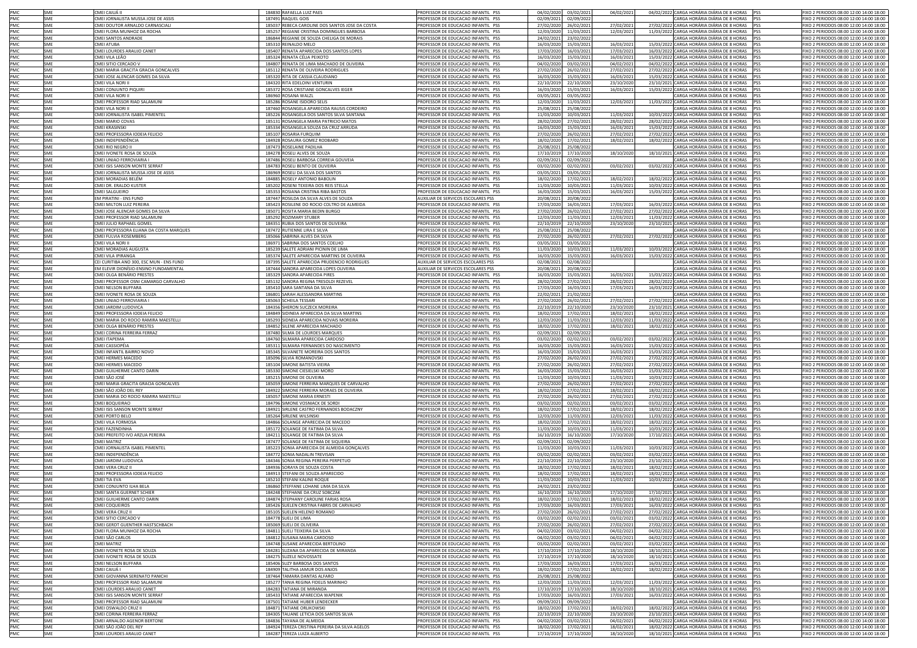| PMC | SME | CMEI CAIUÁ II | 184830 | RAFAELLA LUIZ PAES | PROFESSOR DE EDUCACAO INFANTIL PSS | 04/02/2020 | 03/02/2021 | 04/02/2021 | 04/02/2022 | CARGA HORÁRIA DIÁRIA DE 8 HORAS | PSS | FIXO 2 PERIODOS 08:00 12:00 14:00 18:00 |
|---|---|---|---|---|---|---|---|---|---|---|---|---|
| PMC | SME | CMEI JORNALISTA MUSSA JOSE DE ASSIS | 187491 | RAQUEL GOIS | PROFESSOR DE EDUCACAO INFANTIL PSS | 02/09/2021 | 02/09/2022 | | | CARGA HORÁRIA DIÁRIA DE 8 HORAS | PSS | FIXO 2 PERIODOS 08:00 12:00 14:00 18:00 |
| PMC | SME | CMEI DOUTOR ARNALDO CARNASCIALI | 185037 | REBECA CAROLINE DOS SANTOS JOSE DA COSTA | PROFESSOR DE EDUCACAO INFANTIL PSS | 27/02/2020 | 26/02/2021 | 27/02/2021 | 27/02/2022 | CARGA HORÁRIA DIÁRIA DE 8 HORAS | PSS | FIXO 2 PERIODOS 08:00 12:00 14:00 18:00 |
| PMC | SME | CMEI FLORA MUNHOZ DA ROCHA | 185257 | REGIANE CRISTINA DOMINGUES BARBOSA | PROFESSOR DE EDUCACAO INFANTIL PSS | 12/03/2020 | 11/03/2021 | 12/03/2021 | 11/03/2022 | CARGA HORÁRIA DIÁRIA DE 8 HORAS | PSS | FIXO 2 PERIODOS 08:00 12:00 14:00 18:00 |
| PMC | SME | CMEI SANTOS ANDRADE | 186844 | REGIANE DE SOUZA CHELIGA DE MORAIS | PROFESSOR DE EDUCACAO INFANTIL PSS | 24/02/2021 | 23/02/2022 | | | CARGA HORÁRIA DIÁRIA DE 8 HORAS | PSS | FIXO 2 PERIODOS 08:00 12:00 14:00 18:00 |
| PMC | SME | CMEI ATUBA | 185310 | REINALDO MELO | PROFESSOR DE EDUCACAO INFANTIL PSS | 16/03/2020 | 15/03/2021 | 16/03/2021 | 15/03/2022 | CARGA HORÁRIA DIÁRIA DE 8 HORAS | PSS | FIXO 2 PERIODOS 08:00 12:00 14:00 18:00 |
| PMC | SME | CMEI LOURDES ARAUJO CANET | 185407 | RENATA APARECIDA DOS SANTOS LOPES | PROFESSOR DE EDUCACAO INFANTIL PSS | 17/03/2020 | 16/03/2021 | 17/03/2021 | 16/03/2022 | CARGA HORÁRIA DIÁRIA DE 8 HORAS | PSS | FIXO 2 PERIODOS 08:00 12:00 14:00 18:00 |
| PMC | SME | CMEI VILA LEÃO | 185324 | RENATA CÉLIA PEIXOTO | PROFESSOR DE EDUCACAO INFANTIL PSS | 16/03/2020 | 15/03/2021 | 16/03/2021 | 15/03/2022 | CARGA HORÁRIA DIÁRIA DE 8 HORAS | PSS | FIXO 2 PERIODOS 08:00 12:00 14:00 18:00 |
| PMC | SME | CMEI SITIO CERCADO V | 184807 | RENATA DE LIMA MACHADO DE OLIVEIRA | PROFESSOR DE EDUCACAO INFANTIL PSS | 04/02/2020 | 03/02/2021 | 04/02/2021 | 04/02/2022 | CARGA HORÁRIA DIÁRIA DE 8 HORAS | PSS | FIXO 2 PERIODOS 08:00 12:00 14:00 18:00 |
| PMC | SME | CMEI MARIA GRACITA GRACIA GONCALVES | 185112 | RENATA DE OLIVEIRA RODRIGUES | PROFESSOR DE EDUCACAO INFANTIL PSS | 27/02/2020 | 26/02/2021 | 27/02/2021 | 27/02/2022 | CARGA HORÁRIA DIÁRIA DE 8 HORAS | PSS | FIXO 2 PERIODOS 08:00 12:00 14:00 18:00 |
| PMC | SME | CMEI JOSE ALENCAR GOMES DA SILVA | 185320 | RITA DE CASSIA CLAUDIANO | PROFESSOR DE EDUCACAO INFANTIL PSS | 16/03/2020 | 15/03/2021 | 16/03/2021 | 15/03/2022 | CARGA HORÁRIA DIÁRIA DE 8 HORAS | PSS | FIXO 2 PERIODOS 08:00 12:00 14:00 18:00 |
| PMC | SME | CMEI VILA NORI II | 184320 | RITA EDELOINI VENTURIN | PROFESSOR DE EDUCACAO INFANTIL PSS | 22/10/2019 | 22/10/2020 | 23/10/2020 | 23/10/2021 | CARGA HORÁRIA DIÁRIA DE 8 HORAS | PSS | FIXO 2 PERIODOS 08:00 12:00 14:00 18:00 |
| PMC | SME | CMEI CONJUNTO PIQUIRI | 185372 | ROSA CRISTIANE GONCALVES IEGER | PROFESSOR DE EDUCACAO INFANTIL PSS | 16/03/2020 | 15/03/2021 | 16/03/2021 | 15/03/2022 | CARGA HORÁRIA DIÁRIA DE 8 HORAS | PSS | FIXO 2 PERIODOS 08:00 12:00 14:00 18:00 |
| PMC | SME | CMEI VILA NORI II | 186960 | ROSANA WALZL | PROFESSOR DE EDUCACAO INFANTIL PSS | 03/05/2021 | 03/05/2022 | | | CARGA HORÁRIA DIÁRIA DE 8 HORAS | PSS | FIXO 2 PERIODOS 08:00 12:00 14:00 18:00 |
| PMC | SME | CMEI PROFESSOR RIAD SALAMUNI | 185286 | ROSANE ISIDORO SELIS | PROFESSOR DE EDUCACAO INFANTIL PSS | 12/03/2020 | 11/03/2021 | 12/03/2021 | 11/03/2022 | CARGA HORÁRIA DIÁRIA DE 8 HORAS | PSS | FIXO 2 PERIODOS 08:00 12:00 14:00 18:00 |
| PMC | SME | CMEI VILA NORI II | 187460 | ROSANGELA APARECIDA RAUSIS CORDEIRO | PROFESSOR DE EDUCACAO INFANTIL PSS | 25/08/2021 | 25/08/2022 | | | CARGA HORÁRIA DIÁRIA DE 8 HORAS | PSS | FIXO 2 PERIODOS 08:00 12:00 14:00 18:00 |
| PMC | SME | CMEI JORNALISTA ISABEL PIMENTEL | 185226 | ROSANGELA DOS SANTOS SILVA SANTANA | PROFESSOR DE EDUCACAO INFANTIL PSS | 11/03/2020 | 10/03/2021 | 11/03/2021 | 10/03/2022 | CARGA HORÁRIA DIÁRIA DE 8 HORAS | PSS | FIXO 2 PERIODOS 08:00 12:00 14:00 18:00 |
| PMC | SME | CMEI MARIO COVAS | 185131 | ROSANGELA MARIA PATRICIO MATOS | PROFESSOR DE EDUCACAO INFANTIL PSS | 28/02/2020 | 27/02/2021 | 28/02/2021 | 28/02/2022 | CARGA HORÁRIA DIÁRIA DE 8 HORAS | PSS | FIXO 2 PERIODOS 08:00 12:00 14:00 18:00 |
| PMC | SME | CMEI KRASINSKI | 185334 | ROSANGELA SOUZA DA CRUZ ARRUDA | PROFESSOR DE EDUCACAO INFANTIL PSS | 16/03/2020 | 15/03/2021 | 16/03/2021 | 15/03/2022 | CARGA HORÁRIA DIÁRIA DE 8 HORAS | PSS | FIXO 2 PERIODOS 08:00 12:00 14:00 18:00 |
| PMC | SME | CMEI PROFESSORA IODEIA FELICIO | 185107 | ROSARIA FURQUIM | PROFESSOR DE EDUCACAO INFANTIL PSS | 27/02/2020 | 26/02/2021 | 27/02/2021 | 27/02/2022 | CARGA HORÁRIA DIÁRIA DE 8 HORAS | PSS | FIXO 2 PERIODOS 08:00 12:00 14:00 18:00 |
| PMC | SME | CMEI INDEPENDÊNCIA | 184928 | ROSAURA GOMEZ RODBARD | PROFESSOR DE EDUCACAO INFANTIL PSS | 18/02/2020 | 17/02/2021 | 18/02/2021 | 18/02/2022 | CARGA HORÁRIA DIÁRIA DE 8 HORAS | PSS | FIXO 2 PERIODOS 08:00 12:00 14:00 18:00 |
| PMC | SME | CMEI RIO NEGRO II | 187473 | ROSELAINE PADILHA | PROFESSOR DE EDUCACAO INFANTIL PSS | 25/08/2021 | 25/08/2022 | | | CARGA HORÁRIA DIÁRIA DE 8 HORAS | PSS | FIXO 2 PERIODOS 08:00 12:00 14:00 18:00 |
| PMC | SME | CMEI IVONETE ROSA DE SOUZA | 184278 | ROSELI ALVES DE SOUZA | PROFESSOR DE EDUCACAO INFANTIL PSS | 17/10/2019 | 17/10/2020 | 18/10/2020 | 18/10/2021 | CARGA HORÁRIA DIÁRIA DE 8 HORAS | PSS | FIXO 2 PERIODOS 08:00 12:00 14:00 18:00 |
| PMC | SME | CMEI UNIAO FERROVIARIA I | 187486 | ROSELI BARBOSA CORREIA GOUVEIA | PROFESSOR DE EDUCACAO INFANTIL PSS | 02/09/2021 | 02/09/2022 | | | CARGA HORÁRIA DIÁRIA DE 8 HORAS | PSS | FIXO 2 PERIODOS 08:00 12:00 14:00 18:00 |
| PMC | SME | CMEI ISIS SANSON MONTE SERRAT | 184783 | ROSELI BENTO DE OLIVEIRA | PROFESSOR DE EDUCACAO INFANTIL PSS | 03/02/2020 | 02/02/2021 | 03/02/2021 | 03/02/2022 | CARGA HORÁRIA DIÁRIA DE 8 HORAS | PSS | FIXO 2 PERIODOS 08:00 12:00 14:00 18:00 |
| PMC | SME | CMEI JORNALISTA MUSSA JOSE DE ASSIS | 186969 | ROSELI DA SILVA DOS SANTOS | PROFESSOR DE EDUCACAO INFANTIL PSS | 03/05/2021 | 03/05/2022 | | | CARGA HORÁRIA DIÁRIA DE 8 HORAS | PSS | FIXO 2 PERIODOS 08:00 12:00 14:00 18:00 |
| PMC | SME | CMEI MORADIAS BELÉM | 184885 | ROSELY ANTONIO BABOLIN | PROFESSOR DE EDUCACAO INFANTIL PSS | 18/02/2020 | 17/02/2021 | 18/02/2021 | 18/02/2022 | CARGA HORÁRIA DIÁRIA DE 8 HORAS | PSS | FIXO 2 PERIODOS 08:00 12:00 14:00 18:00 |
| PMC | SME | CMEI DR. ERALDO KUSTER | 185202 | ROSENI TEXEIRA DOS REIS STELLA | PROFESSOR DE EDUCACAO INFANTIL PSS | 11/03/2020 | 10/03/2021 | 11/03/2021 | 10/03/2022 | CARGA HORÁRIA DIÁRIA DE 8 HORAS | PSS | FIXO 2 PERIODOS 08:00 12:00 14:00 18:00 |
| PMC | SME | CMEI SALGUEIRO | 185353 | ROSIANA CRISTINA RIBA BASTOS | PROFESSOR DE EDUCACAO INFANTIL PSS | 16/03/2020 | 15/03/2021 | 16/03/2021 | 15/03/2022 | CARGA HORÁRIA DIÁRIA DE 8 HORAS | PSS | FIXO 2 PERIODOS 08:00 12:00 14:00 18:00 |
| PMC | SME | EM PIRATINI - ENS FUND | 187447 | ROSILDA DA SILVA ALVES DE SOUZA | AUXILIAR DE SERVICOS ESCOLARES PSS | 20/08/2021 | 20/08/2022 | | | CARGA HORÁRIA DIÁRIA DE 8 HORAS | PSS | FIXO 2 PERIODOS 08:00 12:00 14:00 18:00 |
| PMC | SME | CMEI MILTON LUIZ PEREIRA | 185423 | ROSILENE DO ROCIO COLTRO DE ALMEIDA | PROFESSOR DE EDUCACAO INFANTIL PSS | 17/03/2020 | 16/03/2021 | 17/03/2021 | 16/03/2022 | CARGA HORÁRIA DIÁRIA DE 8 HORAS | PSS | FIXO 2 PERIODOS 08:00 12:00 14:00 18:00 |
| PMC | SME | CMEI JOSE ALENCAR GOMES DA SILVA | 185071 | ROSITA MARIA BEDIN BURGO | PROFESSOR DE EDUCACAO INFANTIL PSS | 27/02/2020 | 26/02/2021 | 27/02/2021 | 27/02/2022 | CARGA HORÁRIA DIÁRIA DE 8 HORAS | PSS | FIXO 2 PERIODOS 08:00 12:00 14:00 18:00 |
| PMC | SME | CMEI PROFESSOR RIAD SALAMUNI | 185292 | ROZIMARY STUBER | PROFESSOR DE EDUCACAO INFANTIL PSS | 12/03/2020 | 11/03/2021 | 12/03/2021 | 11/03/2022 | CARGA HORÁRIA DIÁRIA DE 8 HORAS | PSS | FIXO 2 PERIODOS 08:00 12:00 14:00 18:00 |
| PMC | SME | CMEI JULIO RAPHAEL GOMEL | 184351 | RUBIA DOS SANTOS DE OLIVEIRA | PROFESSOR DE EDUCACAO INFANTIL PSS | 22/10/2019 | 22/10/2020 | 23/10/2020 | 23/10/2021 | CARGA HORÁRIA DIÁRIA DE 8 HORAS | PSS | FIXO 2 PERIODOS 08:00 12:00 14:00 18:00 |
| PMC | SME | CMEI PROFESSORA ELIANA DA COSTA MARQUES | 187472 | RUTIENNE LIRA E SILVA | PROFESSOR DE EDUCACAO INFANTIL PSS | 25/08/2021 | 25/08/2022 | | | CARGA HORÁRIA DIÁRIA DE 8 HORAS | PSS | FIXO 2 PERIODOS 08:00 12:00 14:00 18:00 |
| PMC | SME | CMEI FULVIA ROSEMBERG | 185066 | SABRINA ALVES DA SILVA | PROFESSOR DE EDUCACAO INFANTIL PSS | 27/02/2020 | 26/02/2021 | 27/02/2021 | 27/02/2022 | CARGA HORÁRIA DIÁRIA DE 8 HORAS | PSS | FIXO 2 PERIODOS 08:00 12:00 14:00 18:00 |
| PMC | SME | CMEI VILA NORI II | 186971 | SABRINA DOS SANTOS COELHO | PROFESSOR DE EDUCACAO INFANTIL PSS | 03/05/2021 | 03/05/2022 | | | CARGA HORÁRIA DIÁRIA DE 8 HORAS | PSS | FIXO 2 PERIODOS 08:00 12:00 14:00 18:00 |
| PMC | SME | CMEI MORADIAS AUGUSTA | 185239 | SALETE ADRIANI PICININ DE LIMA | PROFESSOR DE EDUCACAO INFANTIL PSS | 11/03/2020 | 10/03/2021 | 11/03/2021 | 10/03/2022 | CARGA HORÁRIA DIÁRIA DE 8 HORAS | PSS | FIXO 2 PERIODOS 08:00 12:00 14:00 18:00 |
| PMC | SME | CMEI VILA IPIRANGA | 185374 | SALETE APARECIDA MARTINS DE OLIVEIRA | PROFESSOR DE EDUCACAO INFANTIL PSS | 16/03/2020 | 15/03/2021 | 16/03/2021 | 15/03/2022 | CARGA HORÁRIA DIÁRIA DE 8 HORAS | PSS | FIXO 2 PERIODOS 08:00 12:00 14:00 18:00 |
| PMC | SME | CEI CURITIBA ANO 300, ESC MUN - ENS FUND | 187395 | SALETE APARECIDA PRUDENCIO RODRIGUES | AUXILIAR DE SERVICOS ESCOLARES PSS | 02/08/2021 | 02/08/2022 | | | CARGA HORÁRIA DIÁRIA DE 8 HORAS | PSS | FIXO 2 PERIODOS 08:00 12:00 14:00 18:00 |
| PMC | SME | EM ELEVIR DIONÍSIO-ENSINO FUNDAMENTAL | 187444 | SANDRA APARECIDA LOPES OLIVEIRA | AUXILIAR DE SERVICOS ESCOLARES PSS | 20/08/2021 | 20/08/2022 | | | CARGA HORÁRIA DIÁRIA DE 8 HORAS | PSS | FIXO 2 PERIODOS 08:00 12:00 14:00 18:00 |
| PMC | SME | CMEI OLGA BENÁRIO PRESTES | 185329 | SANDRA APARECIDA PIRES | PROFESSOR DE EDUCACAO INFANTIL PSS | 16/03/2020 | 15/03/2021 | 16/03/2021 | 15/03/2022 | CARGA HORÁRIA DIÁRIA DE 8 HORAS | PSS | FIXO 2 PERIODOS 08:00 12:00 14:00 18:00 |
| PMC | SME | CMEI PROFESSOR OSNI CAMARGO CARVALHO | 185132 | SANDRA REGINA TRESOLDI REZEVEL | PROFESSOR DE EDUCACAO INFANTIL PSS | 28/02/2020 | 27/02/2021 | 28/02/2021 | 28/02/2022 | CARGA HORÁRIA DIÁRIA DE 8 HORAS | PSS | FIXO 2 PERIODOS 08:00 12:00 14:00 18:00 |
| PMC | SME | CMEI NELSON BUFFARA | 185410 | SARA SANTANA DA SILVA | PROFESSOR DE EDUCACAO INFANTIL PSS | 17/03/2020 | 16/03/2021 | 17/03/2021 | 16/03/2022 | CARGA HORÁRIA DIÁRIA DE 8 HORAS | PSS | FIXO 2 PERIODOS 08:00 12:00 14:00 18:00 |
| PMC | SME | CMEI IVONETE ROSA DE SOUZA | 186801 | SARAH ALESSANDRA MARTINS | PROFESSOR DE EDUCACAO INFANTIL PSS | 22/02/2021 | 21/02/2022 | | | CARGA HORÁRIA DIÁRIA DE 8 HORAS | PSS | FIXO 2 PERIODOS 08:00 12:00 14:00 18:00 |
| PMC | SME | CMEI UNIAO FERROVIARIA I | 185063 | SCHEILA TESSARI | PROFESSOR DE EDUCACAO INFANTIL PSS | 27/02/2020 | 26/02/2021 | 27/02/2021 | 27/02/2022 | CARGA HORÁRIA DIÁRIA DE 8 HORAS | PSS | FIXO 2 PERIODOS 08:00 12:00 14:00 18:00 |
| PMC | SME | CMEI JARDIM LUDOVICA | 184356 | SHERON SUCZECK MOREIRA | PROFESSOR DE EDUCACAO INFANTIL PSS | 22/10/2019 | 22/10/2020 | 23/10/2020 | 23/10/2021 | CARGA HORÁRIA DIÁRIA DE 8 HORAS | PSS | FIXO 2 PERIODOS 08:00 12:00 14:00 18:00 |
| PMC | SME | CMEI PROFESSORA IODEIA FELICIO | 184849 | SIDINEIA APARECIDA DA SILVA MARTINS | PROFESSOR DE EDUCACAO INFANTIL PSS | 18/02/2020 | 17/02/2021 | 18/02/2021 | 18/02/2022 | CARGA HORÁRIA DIÁRIA DE 8 HORAS | PSS | FIXO 2 PERIODOS 08:00 12:00 14:00 18:00 |
| PMC | SME | CMEI MARIA DO ROCIO RAMIRA MAESTELLI | 185293 | SIDNEIA APARECIDA NOVAIS MOREIRA | PROFESSOR DE EDUCACAO INFANTIL PSS | 12/03/2020 | 11/03/2021 | 12/03/2021 | 11/03/2022 | CARGA HORÁRIA DIÁRIA DE 8 HORAS | PSS | FIXO 2 PERIODOS 08:00 12:00 14:00 18:00 |
| PMC | SME | CMEI OLGA BENÁRIO PRESTES | 184852 | SILENE APARECIDA MACHADO | PROFESSOR DE EDUCACAO INFANTIL PSS | 18/02/2020 | 17/02/2021 | 18/02/2021 | 18/02/2022 | CARGA HORÁRIA DIÁRIA DE 8 HORAS | PSS | FIXO 2 PERIODOS 08:00 12:00 14:00 18:00 |
| PMC | SME | CMEI CORINA FERREIRA FERRAZ | 187480 | SILMA DE LOURDES MARQUES | PROFESSOR DE EDUCACAO INFANTIL PSS | 02/09/2021 | 02/09/2022 | | | CARGA HORÁRIA DIÁRIA DE 8 HORAS | PSS | FIXO 2 PERIODOS 08:00 12:00 14:00 18:00 |
| PMC | SME | CMEI ITAPEMA | 184760 | SILMARA APARECIDA CARDOSO | PROFESSOR DE EDUCACAO INFANTIL PSS | 03/02/2020 | 02/02/2021 | 03/02/2021 | 03/02/2022 | CARGA HORÁRIA DIÁRIA DE 8 HORAS | PSS | FIXO 2 PERIODOS 08:00 12:00 14:00 18:00 |
| PMC | SME | CMEI CASSIOPÉIA | 185311 | SILMARA FERNANDES DO NASCIMENTO | PROFESSOR DE EDUCACAO INFANTIL PSS | 16/03/2020 | 15/03/2021 | 16/03/2021 | 15/03/2022 | CARGA HORÁRIA DIÁRIA DE 8 HORAS | PSS | FIXO 2 PERIODOS 08:00 12:00 14:00 18:00 |
| PMC | SME | CMEI INFANTIL BAIRRO NOVO | 185345 | SILVANETE MOREIRA DOS SANTOS | PROFESSOR DE EDUCACAO INFANTIL PSS | 16/03/2020 | 15/03/2021 | 16/03/2021 | 15/03/2022 | CARGA HORÁRIA DIÁRIA DE 8 HORAS | PSS | FIXO 2 PERIODOS 08:00 12:00 14:00 18:00 |
| PMC | SME | CMEI HERMES MACEDO | 185096 | SILVIA ROMANOVSKI | PROFESSOR DE EDUCACAO INFANTIL PSS | 27/02/2020 | 26/02/2021 | 27/02/2021 | 27/02/2022 | CARGA HORÁRIA DIÁRIA DE 8 HORAS | PSS | FIXO 2 PERIODOS 08:00 12:00 14:00 18:00 |
| PMC | SME | CMEI HERMES MACEDO | 185104 | SIMONE BATISTA VIEIRA | PROFESSOR DE EDUCACAO INFANTIL PSS | 27/02/2020 | 26/02/2021 | 27/02/2021 | 27/02/2022 | CARGA HORÁRIA DIÁRIA DE 8 HORAS | PSS | FIXO 2 PERIODOS 08:00 12:00 14:00 18:00 |
| PMC | SME | CMEI GUILHERME CANTO DARIN | 185330 | SIMONE CIESIELSKI MORO | PROFESSOR DE EDUCACAO INFANTIL PSS | 16/03/2020 | 15/03/2021 | 16/03/2021 | 15/03/2022 | CARGA HORÁRIA DIÁRIA DE 8 HORAS | PSS | FIXO 2 PERIODOS 08:00 12:00 14:00 18:00 |
| PMC | SME | CMEI SÃO JOSÉ | 185215 | SIMONE DE OLIVEIRA | PROFESSOR DE EDUCACAO INFANTIL PSS | 11/03/2020 | 10/03/2021 | 11/03/2021 | 10/03/2022 | CARGA HORÁRIA DIÁRIA DE 8 HORAS | PSS | FIXO 2 PERIODOS 08:00 12:00 14:00 18:00 |
| PMC | SME | CMEI MARIA GRACITA GRACIA GONCALVES | 185059 | SIMONE FERREIRA MARQUES DE CARVALHO | PROFESSOR DE EDUCACAO INFANTIL PSS | 27/02/2020 | 26/02/2021 | 27/02/2021 | 27/02/2022 | CARGA HORÁRIA DIÁRIA DE 8 HORAS | PSS | FIXO 2 PERIODOS 08:00 12:00 14:00 18:00 |
| PMC | SME | CMEI SÃO JOÃO DEL REY | 184922 | SIMONE FERREIRA MORAES DE OLIVEIRA | PROFESSOR DE EDUCACAO INFANTIL PSS | 18/02/2020 | 17/02/2021 | 18/02/2021 | 18/02/2022 | CARGA HORÁRIA DIÁRIA DE 8 HORAS | PSS | FIXO 2 PERIODOS 08:00 12:00 14:00 18:00 |
| PMC | SME | CMEI MARIA DO ROCIO RAMIRA MAESTELLI | 185057 | SIMONE MARIA ERNESTI | PROFESSOR DE EDUCACAO INFANTIL PSS | 27/02/2020 | 26/02/2021 | 27/02/2021 | 27/02/2022 | CARGA HORÁRIA DIÁRIA DE 8 HORAS | PSS | FIXO 2 PERIODOS 08:00 12:00 14:00 18:00 |
| PMC | SME | CMEI BOQUEIRAO | 184796 | SIMONE VOSNIACK DE SORDI | PROFESSOR DE EDUCACAO INFANTIL PSS | 03/02/2020 | 02/02/2021 | 03/02/2021 | 03/02/2022 | CARGA HORÁRIA DIÁRIA DE 8 HORAS | PSS | FIXO 2 PERIODOS 08:00 12:00 14:00 18:00 |
| PMC | SME | CMEI ISIS SANSON MONTE SERRAT | 184921 | SIRLENE CASTRO FERNANDES BODACZNY | PROFESSOR DE EDUCACAO INFANTIL PSS | 18/02/2020 | 17/02/2021 | 18/02/2021 | 18/02/2022 | CARGA HORÁRIA DIÁRIA DE 8 HORAS | PSS | FIXO 2 PERIODOS 08:00 12:00 14:00 18:00 |
| PMC | SME | CMEI PORTO BELO | 185264 | SIRLENE WILSINSKI | PROFESSOR DE EDUCACAO INFANTIL PSS | 12/03/2020 | 11/03/2021 | 12/03/2021 | 11/03/2022 | CARGA HORÁRIA DIÁRIA DE 8 HORAS | PSS | FIXO 2 PERIODOS 08:00 12:00 14:00 18:00 |
| PMC | SME | CMEI VILA FORMOSA | 184866 | SOLANGE APARECIDA DE MACEDO | PROFESSOR DE EDUCACAO INFANTIL PSS | 18/02/2020 | 17/02/2021 | 18/02/2021 | 18/02/2022 | CARGA HORÁRIA DIÁRIA DE 8 HORAS | PSS | FIXO 2 PERIODOS 08:00 12:00 14:00 18:00 |
| PMC | SME | CMEI FAZENDINHA | 185172 | SOLANGE DE FATIMA DA SILVA | PROFESSOR DE EDUCACAO INFANTIL PSS | 11/03/2020 | 10/03/2021 | 11/03/2021 | 10/03/2022 | CARGA HORÁRIA DIÁRIA DE 8 HORAS | PSS | FIXO 2 PERIODOS 08:00 12:00 14:00 18:00 |
| PMC | SME | CMEI PREFEITO IVO ARZUA PEREIRA | 184211 | SOLANGE DE FATIMA DA SILVA | PROFESSOR DE EDUCACAO INFANTIL PSS | 16/10/2019 | 16/10/2020 | 17/10/2020 | 17/10/2021 | CARGA HORÁRIA DIÁRIA DE 8 HORAS | PSS | FIXO 2 PERIODOS 08:00 12:00 14:00 18:00 |
| PMC | SME | CMEI MATRIZ | 187477 | SOLANGE DE FATIMA DE SIQUEIRA | PROFESSOR DE EDUCACAO INFANTIL PSS | 02/09/2021 | 02/09/2022 | | | CARGA HORÁRIA DIÁRIA DE 8 HORAS | PSS | FIXO 2 PERIODOS 08:00 12:00 14:00 18:00 |
| PMC | SME | CMEI JORNALISTA ISABEL PIMENTEL | 185223 | SONIA APARECIDA DE ALMEIDA GONÇALVES | PROFESSOR DE EDUCACAO INFANTIL PSS | 11/03/2020 | 10/03/2021 | 11/03/2021 | 10/03/2022 | CARGA HORÁRIA DIÁRIA DE 8 HORAS | PSS | FIXO 2 PERIODOS 08:00 12:00 14:00 18:00 |
| PMC | SME | CMEI INDEPENDÊNCIA | 184772 | SONIA NADALIN TREVISAN | PROFESSOR DE EDUCACAO INFANTIL PSS | 03/02/2020 | 02/02/2021 | 03/02/2021 | 03/02/2022 | CARGA HORÁRIA DIÁRIA DE 8 HORAS | PSS | FIXO 2 PERIODOS 08:00 12:00 14:00 18:00 |
| PMC | SME | CMEI JARDIM LUDOVICA | 184346 | SONIA REGINA PEREIRA PERPETUO | PROFESSOR DE EDUCACAO INFANTIL PSS | 22/10/2019 | 22/10/2020 | 23/10/2020 | 23/10/2021 | CARGA HORÁRIA DIÁRIA DE 8 HORAS | PSS | FIXO 2 PERIODOS 08:00 12:00 14:00 18:00 |
| PMC | SME | CMEI VERA CRUZ II | 184936 | SORAYA DE SOUZA COSTA | PROFESSOR DE EDUCACAO INFANTIL PSS | 18/02/2020 | 17/02/2021 | 18/02/2021 | 18/02/2022 | CARGA HORÁRIA DIÁRIA DE 8 HORAS | PSS | FIXO 2 PERIODOS 08:00 12:00 14:00 18:00 |
| PMC | SME | CMEI PROFESSORA IODEIA FELICIO | 184913 | STEFANI DE SOUZA APARECIDO | PROFESSOR DE EDUCACAO INFANTIL PSS | 18/02/2020 | 17/02/2021 | 18/02/2021 | 18/02/2022 | CARGA HORÁRIA DIÁRIA DE 8 HORAS | PSS | FIXO 2 PERIODOS 08:00 12:00 14:00 18:00 |
| PMC | SME | CMEI TIA EVA | 185210 | STEFANI KALINE ROQUE | PROFESSOR DE EDUCACAO INFANTIL PSS | 11/03/2020 | 10/03/2021 | 11/03/2021 | 10/03/2022 | CARGA HORÁRIA DIÁRIA DE 8 HORAS | PSS | FIXO 2 PERIODOS 08:00 12:00 14:00 18:00 |
| PMC | SME | CMEI CONJUNTO ILHA BELA | 186860 | STEFFANE LOHANE LIMA DA SILVA | PROFESSOR DE EDUCACAO INFANTIL PSS | 24/02/2021 | 23/02/2022 | | | CARGA HORÁRIA DIÁRIA DE 8 HORAS | PSS | FIXO 2 PERIODOS 08:00 12:00 14:00 18:00 |
| PMC | SME | CMEI SANTA GUERNET SCHIER | 184248 | STEFHANE DA CRUZ SOBCZAK | PROFESSOR DE EDUCACAO INFANTIL PSS | 16/10/2019 | 16/10/2020 | 17/10/2020 | 17/10/2021 | CARGA HORÁRIA DIÁRIA DE 8 HORAS | PSS | FIXO 2 PERIODOS 08:00 12:00 14:00 18:00 |
| PMC | SME | CMEI GUILHERME CANTO DARIN | 184874 | STEPHANY CAROLINE FARIAS ROSA | PROFESSOR DE EDUCACAO INFANTIL PSS | 18/02/2020 | 17/02/2021 | 18/02/2021 | 18/02/2022 | CARGA HORÁRIA DIÁRIA DE 8 HORAS | PSS | FIXO 2 PERIODOS 08:00 12:00 14:00 18:00 |
| PMC | SME | CMEI COQUEIROS | 185426 | SUELEN CRISTINA FABRIS DE CARVALHO | PROFESSOR DE EDUCACAO INFANTIL PSS | 17/03/2020 | 16/03/2021 | 17/03/2021 | 16/03/2022 | CARGA HORÁRIA DIÁRIA DE 8 HORAS | PSS | FIXO 2 PERIODOS 08:00 12:00 14:00 18:00 |
| PMC | SME | CMEI VERA CRUZ II | 185105 | SUELEN HELENO ROMANO | PROFESSOR DE EDUCACAO INFANTIL PSS | 27/02/2020 | 26/02/2021 | 27/02/2021 | 27/02/2022 | CARGA HORÁRIA DIÁRIA DE 8 HORAS | PSS | FIXO 2 PERIODOS 08:00 12:00 14:00 18:00 |
| PMC | SME | CMEI SITIO CERCADO V | 184778 | SUELI DE LIMA | PROFESSOR DE EDUCACAO INFANTIL PSS | 03/02/2020 | 02/02/2021 | 03/02/2021 | 03/02/2022 | CARGA HORÁRIA DIÁRIA DE 8 HORAS | PSS | FIXO 2 PERIODOS 08:00 12:00 14:00 18:00 |
| PMC | SME | CMEI GERDT GUENTHER HASTSCHBACH | 185069 | SUELI DE OLIVEIRA | PROFESSOR DE EDUCACAO INFANTIL PSS | 27/02/2020 | 26/02/2021 | 27/02/2021 | 27/02/2022 | CARGA HORÁRIA DIÁRIA DE 8 HORAS | PSS | FIXO 2 PERIODOS 08:00 12:00 14:00 18:00 |
| PMC | SME | CMEI FLORA MUNHOZ DA ROCHA | 184811 | SUELI TEIXEIRA DA SILVA | PROFESSOR DE EDUCACAO INFANTIL PSS | 04/02/2020 | 03/02/2021 | 04/02/2021 | 04/02/2022 | CARGA HORÁRIA DIÁRIA DE 8 HORAS | PSS | FIXO 2 PERIODOS 08:00 12:00 14:00 18:00 |
| PMC | SME | CMEI SÃO CARLOS | 184812 | SUSANA MARIA CARDOSO | PROFESSOR DE EDUCACAO INFANTIL PSS | 04/02/2020 | 03/02/2021 | 04/02/2021 | 04/02/2022 | CARGA HORÁRIA DIÁRIA DE 8 HORAS | PSS | FIXO 2 PERIODOS 08:00 12:00 14:00 18:00 |
| PMC | SME | CMEI MATRIZ | 184748 | SUSANE APARECIDA BERTOLINO | PROFESSOR DE EDUCACAO INFANTIL PSS | 03/02/2020 | 02/02/2021 | 03/02/2021 | 03/02/2022 | CARGA HORÁRIA DIÁRIA DE 8 HORAS | PSS | FIXO 2 PERIODOS 08:00 12:00 14:00 18:00 |
| PMC | SME | CMEI IVONETE ROSA DE SOUZA | 184281 | SUZANA DA APARECIDA DE MIRANDA | PROFESSOR DE EDUCACAO INFANTIL PSS | 17/10/2019 | 17/10/2020 | 18/10/2020 | 18/10/2021 | CARGA HORÁRIA DIÁRIA DE 8 HORAS | PSS | FIXO 2 PERIODOS 08:00 12:00 14:00 18:00 |
| PMC | SME | CMEI IVONETE ROSA DE SOUZA | 184275 | SUZELE NOVOSSATE | PROFESSOR DE EDUCACAO INFANTIL PSS | 17/10/2019 | 17/10/2020 | 18/10/2020 | 18/10/2021 | CARGA HORÁRIA DIÁRIA DE 8 HORAS | PSS | FIXO 2 PERIODOS 08:00 12:00 14:00 18:00 |
| PMC | SME | CMEI NELSON BUFFARA | 185406 | SUZY BARBOSA DOS SANTOS | PROFESSOR DE EDUCACAO INFANTIL PSS | 17/03/2020 | 16/03/2021 | 17/03/2021 | 16/03/2022 | CARGA HORÁRIA DIÁRIA DE 8 HORAS | PSS | FIXO 2 PERIODOS 08:00 12:00 14:00 18:00 |
| PMC | SME | CMEI CAIUÁ I | 184909 | TALITHA JAMUR DOS ANJOS | PROFESSOR DE EDUCACAO INFANTIL PSS | 18/02/2020 | 17/02/2021 | 18/02/2021 | 18/02/2022 | CARGA HORÁRIA DIÁRIA DE 8 HORAS | PSS | FIXO 2 PERIODOS 08:00 12:00 14:00 18:00 |
| PMC | SME | CMEI GIOVANNA SERENATO PANICHI | 187464 | TAMARA DANTAS ALFARO | PROFESSOR DE EDUCACAO INFANTIL PSS | 25/08/2021 | 25/08/2022 | | | CARGA HORÁRIA DIÁRIA DE 8 HORAS | PSS | FIXO 2 PERIODOS 08:00 12:00 14:00 18:00 |
| PMC | SME | CMEI PROFESSOR RIAD SALAMUNI | 185277 | TANIA REGINA FIDELIS MARINHO | PROFESSOR DE EDUCACAO INFANTIL PSS | 12/03/2020 | 11/03/2021 | 12/03/2021 | 11/03/2022 | CARGA HORÁRIA DIÁRIA DE 8 HORAS | PSS | FIXO 2 PERIODOS 08:00 12:00 14:00 18:00 |
| PMC | SME | CMEI LOURDES ARAUJO CANET | 184283 | TATIANA DE MIRANDA | PROFESSOR DE EDUCACAO INFANTIL PSS | 17/10/2019 | 17/10/2020 | 18/10/2020 | 18/10/2021 | CARGA HORÁRIA DIÁRIA DE 8 HORAS | PSS | FIXO 2 PERIODOS 08:00 12:00 14:00 18:00 |
| PMC | SME | CMEI ISIS SANSON MONTE SERRAT | 185433 | TATIANE APARECIDA WAPENIK | PROFESSOR DE EDUCACAO INFANTIL PSS | 17/03/2020 | 16/03/2021 | 17/03/2021 | 16/03/2022 | CARGA HORÁRIA DIÁRIA DE 8 HORAS | PSS | FIXO 2 PERIODOS 08:00 12:00 14:00 18:00 |
| PMC | SME | CMEI PROFESSOR RIAD SALAMUNI | 187501 | TATIANE HUBER LENDECKER | PROFESSOR DE EDUCACAO INFANTIL PSS | 09/09/2021 | 09/09/2022 | | | CARGA HORÁRIA DIÁRIA DE 8 HORAS | PSS | FIXO 2 PERIODOS 08:00 12:00 14:00 18:00 |
| PMC | SME | CMEI OSWALDO CRUZ II | 184871 | TATIANE ORLIKOWSKI | PROFESSOR DE EDUCACAO INFANTIL PSS | 18/02/2020 | 17/02/2021 | 18/02/2021 | 18/02/2022 | CARGA HORÁRIA DIÁRIA DE 8 HORAS | PSS | FIXO 2 PERIODOS 08:00 12:00 14:00 18:00 |
| PMC | SME | CMEI CORINA FERREIRA FERRAZ | 184305 | TAUANE LETICIA DOS SANTOS SILVA | PROFESSOR DE EDUCACAO INFANTIL PSS | 22/10/2019 | 22/10/2020 | 23/10/2020 | 23/10/2021 | CARGA HORÁRIA DIÁRIA DE 8 HORAS | PSS | FIXO 2 PERIODOS 08:00 12:00 14:00 18:00 |
| PMC | SME | CMEI ARNALDO AGENOR BERTONE | 184836 | TAYANA DE ALMEIDA | PROFESSOR DE EDUCACAO INFANTIL PSS | 04/02/2020 | 03/02/2021 | 04/02/2021 | 04/02/2022 | CARGA HORÁRIA DIÁRIA DE 8 HORAS | PSS | FIXO 2 PERIODOS 08:00 12:00 14:00 18:00 |
| PMC | SME | CMEI SÃO JOÃO DEL REY | 184924 | TEREZA CRISTINA PEREIRA DA SILVA AGELOS | PROFESSOR DE EDUCACAO INFANTIL PSS | 18/02/2020 | 17/02/2021 | 18/02/2021 | 18/02/2022 | CARGA HORÁRIA DIÁRIA DE 8 HORAS | PSS | FIXO 2 PERIODOS 08:00 12:00 14:00 18:00 |
| PMC | SME | CMEI LOURDES ARAUJO CANET | 184287 | TEREZA LUIZA ALBERTO | PROFESSOR DE EDUCACAO INFANTIL PSS | 17/10/2019 | 17/10/2020 | 18/10/2020 | 18/10/2021 | CARGA HORÁRIA DIÁRIA DE 8 HORAS | PSS | FIXO 2 PERIODOS 08:00 12:00 14:00 18:00 |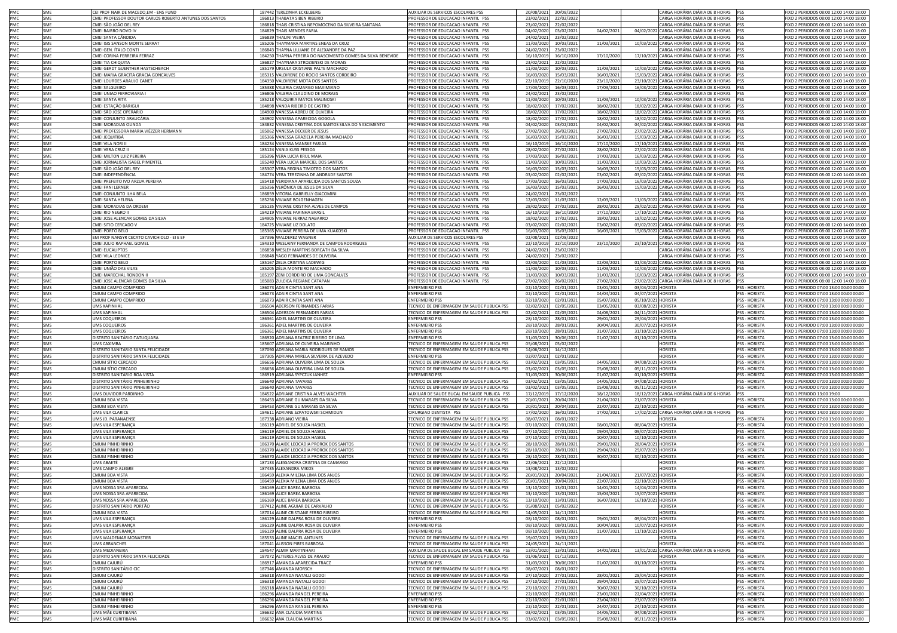| | | | | | | | | | | | | |
|---|---|---|---|---|---|---|---|---|---|---|---|---|
| PMC | SME | CEI PROF NAIR DE MACEDO,EM - ENS FUND | 187442 | TEREZINHA ECKELBERG | AUXILIAR DE SERVICOS ESCOLARES PSS | 20/08/2021 | 20/08/2022 | | | CARGA HORÁRIA DIÁRIA DE 8 HORAS | PSS | FIXO 2 PERIODOS 08:00 12:00 14:00 18:00 |
| PMC | SME | CMEI PROFESSOR DOUTOR CARLOS ROBERTO ANTUNES DOS SANTOS | 186813 | THABATA SIBEN RIBEIRO | PROFESSOR DE EDUCACAO INFANTIL PSS | 23/02/2021 | 22/02/2022 | | | CARGA HORÁRIA DIÁRIA DE 8 HORAS | PSS | FIXO 2 PERIODOS 08:00 12:00 14:00 18:00 |
| PMC | SME | CMEI SÃO JOÃO DEL REY | 186818 | THAIS CRISTINA NEPOMOCENO DA SILVEIRA SANTANA | PROFESSOR DE EDUCACAO INFANTIL PSS | 23/02/2021 | 22/02/2022 | | | CARGA HORÁRIA DIÁRIA DE 8 HORAS | PSS | FIXO 2 PERIODOS 08:00 12:00 14:00 18:00 |
| PMC | SME | CMEI BAIRRO NOVO IV | 184829 | THAIS MENDES FARIA | PROFESSOR DE EDUCACAO INFANTIL PSS | 04/02/2020 | 03/02/2021 | 04/02/2021 | 04/02/2022 | CARGA HORÁRIA DIÁRIA DE 8 HORAS | PSS | FIXO 2 PERIODOS 08:00 12:00 14:00 18:00 |
| PMC | SME | CMEI SANTA CÂNDIDA | 186839 | THALINI VIEIRA | PROFESSOR DE EDUCACAO INFANTIL PSS | 24/02/2021 | 23/02/2022 | | | CARGA HORÁRIA DIÁRIA DE 8 HORAS | PSS | FIXO 2 PERIODOS 08:00 12:00 14:00 18:00 |
| PMC | SME | CMEI ISIS SANSON MONTE SERRAT | 185206 | THAYMARA MARTINS ENEAS DA CRUZ | PROFESSOR DE EDUCACAO INFANTIL PSS | 11/03/2020 | 10/03/2021 | 11/03/2021 | 10/03/2022 | CARGA HORÁRIA DIÁRIA DE 8 HORAS | PSS | FIXO 2 PERIODOS 08:00 12:00 14:00 18:00 |
| PMC | SME | CMEI GEN. ÍTALO CONTI | 186843 | THAYNA LILLIANE DE ALEXANDRE DA PAZ | PROFESSOR DE EDUCACAO INFANTIL PSS | 24/02/2021 | 23/02/2022 | | | CARGA HORÁRIA DIÁRIA DE 8 HORAS | PSS | FIXO 2 PERIODOS 08:00 12:00 14:00 18:00 |
| PMC | SME | CMEI CORINA FERREIRA FERRAZ | 184250 | THAYNA PEREIRA DO NASCIMENTO GOMES DA SILVA BENEVIDE | PROFESSOR DE EDUCACAO INFANTIL PSS | 16/10/2019 | 16/10/2020 | 17/10/2020 | 17/10/2021 | CARGA HORÁRIA DIÁRIA DE 8 HORAS | PSS | FIXO 2 PERIODOS 08:00 12:00 14:00 18:00 |
| PMC | SME | CMEI TIA CHIQUITA | 186827 | THAYNARA STROZIENSKI DE MORAIS | PROFESSOR DE EDUCACAO INFANTIL PSS | 23/02/2021 | 22/02/2022 | | | CARGA HORÁRIA DIÁRIA DE 8 HORAS | PSS | FIXO 2 PERIODOS 08:00 12:00 14:00 18:00 |
| PMC | SME | CMEI GERDT GUENTHER HASTSCHBACH | 185179 | URSULA CRISTIANE PALTE MACHADO | PROFESSOR DE EDUCACAO INFANTIL PSS | 11/03/2020 | 10/03/2021 | 11/03/2021 | 10/03/2022 | CARGA HORÁRIA DIÁRIA DE 8 HORAS | PSS | FIXO 2 PERIODOS 08:00 12:00 14:00 18:00 |
| PMC | SME | CMEI MARIA GRACITA GRACIA GONCALVES | 185315 | VALDIRENE DO ROCIO SANTOS CORDEIRO | PROFESSOR DE EDUCACAO INFANTIL PSS | 16/03/2020 | 15/03/2021 | 16/03/2021 | 15/03/2022 | CARGA HORÁRIA DIÁRIA DE 8 HORAS | PSS | FIXO 2 PERIODOS 08:00 12:00 14:00 18:00 |
| PMC | SME | CMEI LOURDES ARAUJO CANET | 184350 | VALDIRENE MOTA DOS SANTOS | PROFESSOR DE EDUCACAO INFANTIL PSS | 22/10/2019 | 22/10/2020 | 23/10/2020 | 23/10/2021 | CARGA HORÁRIA DIÁRIA DE 8 HORAS | PSS | FIXO 2 PERIODOS 08:00 12:00 14:00 18:00 |
| PMC | SME | CMEI SALGUEIRO | 185388 | VALERIA CAMARGO MAXIMIANO | PROFESSOR DE EDUCACAO INFANTIL PSS | 17/03/2020 | 16/03/2021 | 17/03/2021 | 16/03/2022 | CARGA HORÁRIA DIÁRIA DE 8 HORAS | PSS | FIXO 2 PERIODOS 08:00 12:00 14:00 18:00 |
| PMC | SME | CMEI UNIAO FERROVIARIA I | 186806 | VALERIA CLAUDINO DE MORAES | PROFESSOR DE EDUCACAO INFANTIL PSS | 24/02/2021 | 23/02/2022 | | | CARGA HORÁRIA DIÁRIA DE 8 HORAS | PSS | FIXO 2 PERIODOS 08:00 12:00 14:00 18:00 |
| PMC | SME | CMEI SANTA RITA | 185218 | VALQUIRIA MATOS MALINOSKI | PROFESSOR DE EDUCACAO INFANTIL PSS | 11/03/2020 | 10/03/2021 | 11/03/2021 | 10/03/2022 | CARGA HORÁRIA DIÁRIA DE 8 HORAS | PSS | FIXO 2 PERIODOS 08:00 12:00 14:00 18:00 |
| PMC | SME | CMEI ESTAÇÃO BARIGUI | 184898 | VANDA RIBEIRO DE CASTRO | PROFESSOR DE EDUCACAO INFANTIL PSS | 18/02/2020 | 17/02/2021 | 18/02/2021 | 18/02/2022 | CARGA HORÁRIA DIÁRIA DE 8 HORAS | PSS | FIXO 2 PERIODOS 08:00 12:00 14:00 18:00 |
| PMC | SME | CMEI SÃO JOSÉ OPERÁRIO | 184900 | VANESSA ABREU DE OLIVEIRA | PROFESSOR DE EDUCACAO INFANTIL PSS | 18/02/2020 | 17/02/2021 | 18/02/2021 | 18/02/2022 | CARGA HORÁRIA DIÁRIA DE 8 HORAS | PSS | FIXO 2 PERIODOS 08:00 12:00 14:00 18:00 |
| PMC | SME | CMEI CONJUNTO ARAUCÁRIA | 184902 | VANESSA APARECIDA GOGOLA | PROFESSOR DE EDUCACAO INFANTIL PSS | 18/02/2020 | 17/02/2021 | 18/02/2021 | 18/02/2022 | CARGA HORÁRIA DIÁRIA DE 8 HORAS | PSS | FIXO 2 PERIODOS 08:00 12:00 14:00 18:00 |
| PMC | SME | CMEI MORADIAS OLINDA | 184832 | VANESSA CRISTINA DOS SANTOS SILVA DO NASCIMENTO | PROFESSOR DE EDUCACAO INFANTIL PSS | 04/02/2020 | 03/02/2021 | 04/02/2021 | 04/02/2022 | CARGA HORÁRIA DIÁRIA DE 8 HORAS | PSS | FIXO 2 PERIODOS 08:00 12:00 14:00 18:00 |
| PMC | SME | CMEI PROFESSORA MARIA VIÉZZER HERMANN | 185062 | VANESSA DECKER DE JESUS | PROFESSOR DE EDUCACAO INFANTIL PSS | 27/02/2020 | 26/02/2021 | 27/02/2021 | 27/02/2022 | CARGA HORÁRIA DIÁRIA DE 8 HORAS | PSS | FIXO 2 PERIODOS 08:00 12:00 14:00 18:00 |
| PMC | SME | CMEI JEQUITIBÁ | 185366 | VANESSA GRAZIELA PEREIRA MACHADO | PROFESSOR DE EDUCACAO INFANTIL PSS | 16/03/2020 | 15/03/2021 | 16/03/2021 | 15/03/2022 | CARGA HORÁRIA DIÁRIA DE 8 HORAS | PSS | FIXO 2 PERIODOS 08:00 12:00 14:00 18:00 |
| PMC | SME | CMEI VILA NORI II | 184234 | VANESSA MANSKE FARIAS | PROFESSOR DE EDUCACAO INFANTIL PSS | 16/10/2019 | 16/10/2020 | 17/10/2020 | 17/10/2021 | CARGA HORÁRIA DIÁRIA DE 8 HORAS | PSS | FIXO 2 PERIODOS 08:00 12:00 14:00 18:00 |
| PMC | SME | CMEI VERA CRUZ II | 185124 | VANIA KUSS PESSOA | PROFESSOR DE EDUCACAO INFANTIL PSS | 28/02/2020 | 27/02/2021 | 28/02/2021 | 27/02/2022 | CARGA HORÁRIA DIÁRIA DE 8 HORAS | PSS | FIXO 2 PERIODOS 08:00 12:00 14:00 18:00 |
| PMC | SME | CMEI MILTON LUIZ PEREIRA | 185396 | VERA LUCIA KRUL MAIA | PROFESSOR DE EDUCACAO INFANTIL PSS | 17/03/2020 | 16/03/2021 | 17/03/2021 | 16/03/2022 | CARGA HORÁRIA DIÁRIA DE 8 HORAS | PSS | FIXO 2 PERIODOS 08:00 12:00 14:00 18:00 |
| PMC | SME | CMEI JORNALISTA ISABEL PIMENTEL | 185240 | VERA LUCIA MARCIEL DOS SANTOS | PROFESSOR DE EDUCACAO INFANTIL PSS | 11/03/2020 | 10/03/2021 | 11/03/2021 | 10/03/2022 | CARGA HORÁRIA DIÁRIA DE 8 HORAS | PSS | FIXO 2 PERIODOS 08:00 12:00 14:00 18:00 |
| PMC | SME | CMEI SÃO JOÃO DEL REY | 185307 | VERA REGINA TIMOTEO DOS SANTOS | PROFESSOR DE EDUCACAO INFANTIL PSS | 16/03/2020 | 15/03/2021 | 16/03/2021 | 15/03/2022 | CARGA HORÁRIA DIÁRIA DE 8 HORAS | PSS | FIXO 2 PERIODOS 08:00 12:00 14:00 18:00 |
| PMC | SME | CMEI INDEPENDÊNCIA | 184774 | VERA TEREZINHA DE ANDRADE SANTOS | PROFESSOR DE EDUCACAO INFANTIL PSS | 03/02/2020 | 02/02/2021 | 03/02/2021 | 03/02/2022 | CARGA HORÁRIA DIÁRIA DE 8 HORAS | PSS | FIXO 2 PERIODOS 08:00 12:00 14:00 18:00 |
| PMC | SME | CMEI PREFEITO IVO ARZUA PEREIRA | 185418 | VERIDIANA APARECIDA DOS SANTOS SOUZA | PROFESSOR DE EDUCACAO INFANTIL PSS | 17/03/2020 | 16/03/2021 | 17/03/2021 | 16/03/2022 | CARGA HORÁRIA DIÁRIA DE 8 HORAS | PSS | FIXO 2 PERIODOS 08:00 12:00 14:00 18:00 |
| PMC | SME | CMEI FANI LERNER | 185356 | VERÔNICA DE JESUS DA SILVA | PROFESSOR DE EDUCACAO INFANTIL PSS | 16/03/2020 | 15/03/2021 | 16/03/2021 | 15/03/2022 | CARGA HORÁRIA DIÁRIA DE 8 HORAS | PSS | FIXO 2 PERIODOS 08:00 12:00 14:00 18:00 |
| PMC | SME | CMEI CONJUNTO ILHA BELA | 186859 | VITORIA GABRIELLY GIACOMINI | PROFESSOR DE EDUCACAO INFANTIL PSS | 24/02/2021 | 23/02/2022 | | | CARGA HORÁRIA DIÁRIA DE 8 HORAS | PSS | FIXO 2 PERIODOS 08:00 12:00 14:00 18:00 |
| PMC | SME | CMEI SANTA HELENA | 185256 | VIVIANE BOLGENHAGEN | PROFESSOR DE EDUCACAO INFANTIL PSS | 12/03/2020 | 11/03/2021 | 12/03/2021 | 11/03/2022 | CARGA HORÁRIA DIÁRIA DE 8 HORAS | PSS | FIXO 2 PERIODOS 08:00 12:00 14:00 18:00 |
| PMC | SME | CMEI MORADIAS DA ORDEM | 185135 | VIVIANE CRISTINA ALVES DE CAMPOS | PROFESSOR DE EDUCACAO INFANTIL PSS | 28/02/2020 | 27/02/2021 | 28/02/2021 | 28/02/2022 | CARGA HORÁRIA DIÁRIA DE 8 HORAS | PSS | FIXO 2 PERIODOS 08:00 12:00 14:00 18:00 |
| PMC | SME | CMEI RIO NEGRO II | 184219 | VIVIANE FARINHA BRASIL | PROFESSOR DE EDUCACAO INFANTIL PSS | 16/10/2019 | 16/10/2020 | 17/10/2020 | 17/10/2021 | CARGA HORÁRIA DIÁRIA DE 8 HORAS | PSS | FIXO 2 PERIODOS 08:00 12:00 14:00 18:00 |
| PMC | SME | CMEI JOSE ALENCAR GOMES DA SILVA | 184905 | VIVIANE FERRAZ NABARRO | PROFESSOR DE EDUCACAO INFANTIL PSS | 18/02/2020 | 17/02/2021 | 18/02/2021 | 18/02/2022 | CARGA HORÁRIA DIÁRIA DE 8 HORAS | PSS | FIXO 2 PERIODOS 08:00 12:00 14:00 18:00 |
| PMC | SME | CMEI SITIO CERCADO V | 184725 | VIVIANE LIZ DOLATO | PROFESSOR DE EDUCACAO INFANTIL PSS | 03/02/2020 | 02/02/2021 | 03/02/2021 | 03/02/2022 | CARGA HORÁRIA DIÁRIA DE 8 HORAS | PSS | FIXO 2 PERIODOS 08:00 12:00 14:00 18:00 |
| PMC | SME | CMEI PORTO BELO | 185365 | VIVIANE PEREIRA DE LIMA KUAKOSKI | PROFESSOR DE EDUCACAO INFANTIL PSS | 16/03/2020 | 15/03/2021 | 16/03/2021 | 15/03/2022 | CARGA HORÁRIA DIÁRIA DE 8 HORAS | PSS | FIXO 2 PERIODOS 08:00 12:00 14:00 18:00 |
| PMC | SME | EM PROF NANSYR CECATO CAVICHIOLO - EI E EF | 187396 | WALDEREZ WAGNER | AUXILIAR DE SERVICOS ESCOLARES PSS | 02/08/2021 | 02/08/2022 | | | CARGA HORÁRIA DIÁRIA DE 8 HORAS | PSS | FIXO 2 PERIODOS 08:00 12:00 14:00 18:00 |
| PMC | SME | CMEI JULIO RAPHAEL GOMEL | 184310 | WESLAINY FERNANDA DE CAMPOS RODRIGUES | PROFESSOR DE EDUCACAO INFANTIL PSS | 22/10/2019 | 22/10/2020 | 23/10/2020 | 23/10/2021 | CARGA HORÁRIA DIÁRIA DE 8 HORAS | PSS | FIXO 2 PERIODOS 08:00 12:00 14:00 18:00 |
| PMC | SME | CMEI EUCALIPTOS | 186858 | WESLEY MARTINS BORCATH DA SILVA | PROFESSOR DE EDUCACAO INFANTIL PSS | 24/02/2021 | 23/02/2022 | | | CARGA HORÁRIA DIÁRIA DE 8 HORAS | PSS | FIXO 2 PERIODOS 08:00 12:00 14:00 18:00 |
| PMC | SME | CMEI VILA LEONICE | 186848 | YAGO FERNANDES DE OLIVEIRA | PROFESSOR DE EDUCACAO INFANTIL PSS | 24/02/2021 | 23/02/2022 | | | CARGA HORÁRIA DIÁRIA DE 8 HORAS | PSS | FIXO 2 PERIODOS 08:00 12:00 14:00 18:00 |
| PMC | SME | CMEI PORTO BELO | 185167 | ZELIA CRISTINA LADEWIG | PROFESSOR DE EDUCACAO INFANTIL PSS | 02/03/2020 | 01/03/2021 | 02/03/2021 | 01/03/2022 | CARGA HORÁRIA DIÁRIA DE 8 HORAS | PSS | FIXO 2 PERIODOS 08:00 12:00 14:00 18:00 |
| PMC | SME | CMEI UNIÃO DAS VILAS | 185205 | ZÉLIA MONTEIRO MACHADO | PROFESSOR DE EDUCACAO INFANTIL PSS | 11/03/2020 | 10/03/2021 | 11/03/2021 | 10/03/2022 | CARGA HORÁRIA DIÁRIA DE 8 HORAS | PSS | FIXO 2 PERIODOS 08:00 12:00 14:00 18:00 |
| PMC | SME | CMEI MARECHAL RONDON II | 185197 | ZENI CORDEIRO DE LIMA GONCALVES | PROFESSOR DE EDUCACAO INFANTIL PSS | 11/03/2020 | 10/03/2021 | 11/03/2021 | 10/03/2022 | CARGA HORÁRIA DIÁRIA DE 8 HORAS | PSS | FIXO 2 PERIODOS 08:00 12:00 14:00 18:00 |
| PMC | SME | CMEI JOSE ALENCAR GOMES DA SILVA | 185083 | ZULEICA REGIANE CATAPAN | PROFESSOR DE EDUCACAO INFANTIL PSS | 27/02/2020 | 26/02/2021 | 27/02/2021 | 27/02/2022 | CARGA HORÁRIA DIÁRIA DE 8 HORAS | PSS | FIXO 2 PERIODOS 08:00 12:00 14:00 18:00 |
| PMC | SMS | CMUM CAMPO COMPRIDO | 186073 | ADAIR CINTIA SANT ANA | ENFERMEIRO PSS | 02/10/2020 | 02/01/2021 | 03/01/2021 | 03/04/2021 | HORISTA | PSS - HORISTA | FIXO 1 PERIODO 07:00 13:00 00:00 00:00 |
| PMC | SMS | CMUM CAMPO COMPRIDO | 186073 | ADAIR CINTIA SANT ANA | ENFERMEIRO PSS | 02/10/2020 | 02/01/2021 | 04/04/2021 | 04/07/2021 | HORISTA | PSS - HORISTA | FIXO 1 PERIODO 07:00 13:00 00:00 00:00 |
| PMC | SMS | CMUM CAMPO COMPRIDO | 186073 | ADAIR CINTIA SANT ANA | ENFERMEIRO PSS | 02/10/2020 | 02/01/2021 | 05/07/2021 | 05/10/2021 | HORISTA | PSS - HORISTA | FIXO 1 PERIODO 07:00 13:00 00:00 00:00 |
| PMC | SMS | UMS XAPINHAL | 186504 | ADERSON FERNANDES FARIAS | TECNICO DE ENFERMAGEM EM SAUDE PUBLICA PSS | 02/02/2021 | 02/05/2021 | 03/05/2021 | 03/08/2021 | HORISTA | PSS - HORISTA | FIXO 1 PERIODO 07:00 13:00 00:00 00:00 |
| PMC | SMS | UMS XAPINHAL | 186504 | ADERSON FERNANDES FARIAS | TECNICO DE ENFERMAGEM EM SAUDE PUBLICA PSS | 02/02/2021 | 02/05/2021 | 04/08/2021 | 04/11/2021 | HORISTA | PSS - HORISTA | FIXO 1 PERIODO 07:00 13:00 00:00 00:00 |
| PMC | SMS | UMS COQUEIROS | 186361 | ADIEL MARTINS DE OLIVEIRA | ENFERMEIRO PSS | 28/10/2020 | 28/01/2021 | 29/01/2021 | 29/04/2021 | HORISTA | PSS - HORISTA | FIXO 1 PERIODO 07:00 13:00 00:00 00:00 |
| PMC | SMS | UMS COQUEIROS | 186361 | ADIEL MARTINS DE OLIVEIRA | ENFERMEIRO PSS | 28/10/2020 | 28/01/2021 | 30/04/2021 | 30/07/2021 | HORISTA | PSS - HORISTA | FIXO 1 PERIODO 07:00 13:00 00:00 00:00 |
| PMC | SMS | UMS COQUEIROS | 186361 | ADIEL MARTINS DE OLIVEIRA | ENFERMEIRO PSS | 28/10/2020 | 28/01/2021 | 31/07/2021 | 31/10/2021 | HORISTA | PSS - HORISTA | FIXO 1 PERIODO 07:00 13:00 00:00 00:00 |
| PMC | SMS | DISTRITO SANITÁRIO-TATUQUARA | 186920 | ADRIANA BEATRIZ RIBEIRO DE LIMA | ENFERMEIRO PSS | 31/03/2021 | 30/06/2021 | 01/07/2021 | 01/10/2021 | HORISTA | PSS - HORISTA | FIXO 1 PERIODO 07:00 13:00 00:00 00:00 |
| PMC | SMS | UMS CAXIMBA | 185607 | ADRIANA DE OLIVEIRA MARINHO | TECNICO DE ENFERMAGEM EM SAUDE PUBLICA PSS | 05/08/2021 | 05/02/2022 | | | HORISTA | PSS - HORISTA | FIXO 1 PERIODO 07:00 13:00 00:00 00:00 |
| PMC | SMS | DISTRITO SANITÁRIO SANTA FELICIDADE | 187090 | ADRIANA MARIA RODRIGUES DE RAMOS | TECNICO DE ENFERMAGEM EM SAUDE PUBLICA PSS | 14/06/2021 | 14/12/2021 | | | HORISTA | PSS - HORISTA | FIXO 1 PERIODO 07:00 13:00 00:00 00:00 |
| PMC | SMS | DISTRITO SANITÁRIO SANTA FELICIDADE | 187305 | ADRIANA MIRELA SILVEIRA DE AZEVEDO | ENFERMEIRO PSS | 02/07/2021 | 02/01/2022 | | | HORISTA | PSS - HORISTA | FIXO 1 PERIODO 07:00 13:00 00:00 00:00 |
| PMC | SMS | CMUM SITIO CERCADO | 186656 | ADRIANA OLIVEIRA LIMA DE SOUZA | TECNICO DE ENFERMAGEM EM SAUDE PUBLICA PSS | 03/02/2021 | 03/05/2021 | 04/05/2021 | 04/08/2021 | HORISTA | PSS - HORISTA | FIXO 1 PERIODO 07:00 13:00 00:00 00:00 |
| PMC | SMS | CMUM SITIO CERCADO | 186656 | ADRIANA OLIVEIRA LIMA DE SOUZA | TECNICO DE ENFERMAGEM EM SAUDE PUBLICA PSS | 03/02/2021 | 03/05/2021 | 05/08/2021 | 05/11/2021 | HORISTA | PSS - HORISTA | FIXO 1 PERIODO 07:00 13:00 00:00 00:00 |
| PMC | SMS | DISTRITO SANITÁRIO BOA VISTA | 186919 | ADRIANA SYPCZUK IANHEZ | ENFERMEIRO PSS | 31/03/2021 | 30/06/2021 | 01/07/2021 | 01/10/2021 | HORISTA | PSS - HORISTA | FIXO 1 PERIODO 07:00 13:00 00:00 00:00 |
| PMC | SMS | DISTRITO SANITÁRIO PINHEIRINHO | 186640 | ADRIANA TAVARES | TECNICO DE ENFERMAGEM EM SAUDE PUBLICA PSS | 03/02/2021 | 03/05/2021 | 04/05/2021 | 04/08/2021 | HORISTA | PSS - HORISTA | FIXO 1 PERIODO 07:00 13:00 00:00 00:00 |
| PMC | SMS | DISTRITO SANITÁRIO PINHEIRINHO | 186640 | ADRIANA TAVARES | TECNICO DE ENFERMAGEM EM SAUDE PUBLICA PSS | 03/02/2021 | 03/05/2021 | 05/08/2021 | 05/11/2021 | HORISTA | PSS - HORISTA | FIXO 1 PERIODO 07:00 13:00 00:00 00:00 |
| PMC | SMS | UMS OUVIDOR PARDINHO | 184522 | ADRIANE CRISTINA ALVES WACHTER | AUXILIAR DE SAUDE BUCAL EM SAUDE PUBLICA PSS | 17/12/2019 | 17/12/2020 | 18/12/2020 | 18/12/2021 | CARGA HORÁRIA DIÁRIA DE 6 HORAS | PSS | FIXO 1 PERIODO 13:00 19:00 |
| PMC | SMS | CMUM BOA VISTA | 186453 | ADRIANE GUIMARAES DA SILVA | TECNICO DE ENFERMAGEM EM SAUDE PUBLICA PSS | 20/01/2021 | 20/04/2021 | 21/04/2021 | 21/07/2021 | HORISTA | PSS - HORISTA | FIXO 1 PERIODO 07:00 13:00 00:00 00:00 |
| PMC | SMS | CMUM BOA VISTA | 186453 | ADRIANE GUIMARAES DA SILVA | TECNICO DE ENFERMAGEM EM SAUDE PUBLICA PSS | 20/01/2021 | 20/04/2021 | 22/07/2021 | 22/10/2021 | HORISTA | PSS - HORISTA | FIXO 1 PERIODO 07:00 13:00 00:00 00:00 |
| PMC | SMS | UMS VILA CLARICE | 184611 | ADRIANE SZPATOWSKI SCHMIDLIN | CIRURGIAO DENTISTA PSS | 17/02/2020 | 16/02/2021 | 17/02/2021 | 17/02/2022 | CARGA HORÁRIA DIÁRIA DE 4 HORAS | PSS | FIXO 1 PERIODO 14:00 18:00 00:00 00:00 |
| PMC | SMS | UMS JD. PARANAENSE | 187338 | ADRIANO VIEIRA | TECNICO DE ENFERMAGEM EM SAUDE PUBLICA PSS | 08/07/2021 | 08/01/2022 | | | HORISTA | PSS - HORISTA | FIXO 1 PERIODO 07:00 13:00 00:00 00:00 |
| PMC | SMS | UMS VILA ESPERANÇA | 186119 | ADRIEL DE SOUZA HASKEL | TECNICO DE ENFERMAGEM EM SAUDE PUBLICA PSS | 07/10/2020 | 07/01/2021 | 08/01/2021 | 08/04/2021 | HORISTA | PSS - HORISTA | FIXO 1 PERIODO 07:00 13:00 00:00 00:00 |
| PMC | SMS | UMS VILA ESPERANÇA | 186119 | ADRIEL DE SOUZA HASKEL | TECNICO DE ENFERMAGEM EM SAUDE PUBLICA PSS | 07/10/2020 | 07/01/2021 | 09/04/2021 | 09/07/2021 | HORISTA | PSS - HORISTA | FIXO 1 PERIODO 07:00 13:00 00:00 00:00 |
| PMC | SMS | UMS VILA ESPERANÇA | 186119 | ADRIEL DE SOUZA HASKEL | TECNICO DE ENFERMAGEM EM SAUDE PUBLICA PSS | 07/10/2020 | 07/01/2021 | 10/07/2021 | 10/10/2021 | HORISTA | PSS - HORISTA | FIXO 1 PERIODO 07:00 13:00 00:00 00:00 |
| PMC | SMS | CMUM PINHEIRINHO | 186370 | ALAIDE LEOCADIA PROROK DOS SANTOS | TECNICO DE ENFERMAGEM EM SAUDE PUBLICA PSS | 28/10/2020 | 28/01/2021 | 29/01/2021 | 28/04/2021 | HORISTA | PSS - HORISTA | FIXO 1 PERIODO 07:00 13:00 00:00 00:00 |
| PMC | SMS | CMUM PINHEIRINHO | 186370 | ALAIDE LEOCADIA PROROK DOS SANTOS | TECNICO DE ENFERMAGEM EM SAUDE PUBLICA PSS | 28/10/2020 | 28/01/2021 | 29/04/2021 | 29/07/2021 | HORISTA | PSS - HORISTA | FIXO 1 PERIODO 07:00 13:00 00:00 00:00 |
| PMC | SMS | CMUM PINHEIRINHO | 186370 | ALAIDE LEOCADIA PROROK DOS SANTOS | TECNICO DE ENFERMAGEM EM SAUDE PUBLICA PSS | 28/10/2020 | 28/01/2021 | 30/07/2021 | 30/10/2021 | HORISTA | PSS - HORISTA | FIXO 1 PERIODO 07:00 13:00 00:00 00:00 |
| PMC | SMS | UMS ABAETÉ | 187133 | ALESSANDRA CRISTINA DE CAMARGO | TECNICO DE ENFERMAGEM EM SAUDE PUBLICA PSS | 22/06/2021 | 22/12/2021 | | | HORISTA | PSS - HORISTA | FIXO 1 PERIODO 07:00 13:00 00:00 00:00 |
| PMC | SMS | UMS CAMPO ALEGRE | 187435 | ALEXANDRA MIKOS | TECNICO DE ENFERMAGEM EM SAUDE PUBLICA PSS | 13/08/2021 | 13/02/2022 | | | HORISTA | PSS - HORISTA | FIXO 1 PERIODO 07:00 13:00 00:00 00:00 |
| PMC | SMS | CMUM BOA VISTA | 186459 | ALEXIA MILENA LIMA DOS ANJOS | TECNICO DE ENFERMAGEM EM SAUDE PUBLICA PSS | 20/01/2021 | 20/04/2021 | 21/04/2021 | 21/07/2021 | HORISTA | PSS - HORISTA | FIXO 1 PERIODO 07:00 13:00 00:00 00:00 |
| PMC | SMS | CMUM BOA VISTA | 186459 | ALEXIA MILENA LIMA DOS ANJOS | TECNICO DE ENFERMAGEM EM SAUDE PUBLICA PSS | 20/01/2021 | 20/04/2021 | 22/07/2021 | 22/10/2021 | HORISTA | PSS - HORISTA | FIXO 1 PERIODO 07:00 13:00 00:00 00:00 |
| PMC | SMS | UMS NOSSA SRA APARECIDA | 186169 | ALICE BAREA BARBOSA | TECNICO DE ENFERMAGEM EM SAUDE PUBLICA PSS | 13/10/2020 | 13/01/2021 | 14/01/2021 | 14/04/2021 | HORISTA | PSS - HORISTA | FIXO 1 PERIODO 07:00 13:00 00:00 00:00 |
| PMC | SMS | UMS NOSSA SRA APARECIDA | 186169 | ALICE BAREA BARBOSA | TECNICO DE ENFERMAGEM EM SAUDE PUBLICA PSS | 13/10/2020 | 13/01/2021 | 15/04/2021 | 15/07/2021 | HORISTA | PSS - HORISTA | FIXO 1 PERIODO 07:00 13:00 00:00 00:00 |
| PMC | SMS | UMS NOSSA SRA APARECIDA | 186169 | ALICE BAREA BARBOSA | TECNICO DE ENFERMAGEM EM SAUDE PUBLICA PSS | 13/10/2020 | 13/01/2021 | 16/07/2021 | 16/10/2021 | HORISTA | PSS - HORISTA | FIXO 1 PERIODO 07:00 13:00 00:00 00:00 |
| PMC | SMS | DISTRITO SANITÁRIO PORTÃO | 187412 | ALINE AGUIAR DE CARVALHO | TECNICO DE ENFERMAGEM EM SAUDE PUBLICA PSS | 05/08/2021 | 05/02/2022 | | | HORISTA | PSS - HORISTA | FIXO 1 PERIODO 07:00 13:00 00:00 00:00 |
| PMC | SMS | CMUM BOA VISTA | 187014 | ALINE CRISTIANE FERRO RIBEIRO | TECNICO DE ENFERMAGEM EM SAUDE PUBLICA PSS | 14/05/2021 | 14/11/2021 | | | HORISTA | PSS - HORISTA | FIXO 1 PERIODO 13:30 19:30 00:00 00:00 |
| PMC | SMS | UMS VILA ESPERANÇA | 186129 | ALINE DALPRA ROSA DE OLIVEIRA | ENFERMEIRO PSS | 08/10/2020 | 08/01/2021 | 09/01/2021 | 09/04/2021 | HORISTA | PSS - HORISTA | FIXO 1 PERIODO 07:00 13:00 00:00 00:00 |
| PMC | SMS | UMS VILA ESPERANÇA | 186129 | ALINE DALPRA ROSA DE OLIVEIRA | ENFERMEIRO PSS | 08/10/2020 | 08/01/2021 | 10/04/2021 | 10/07/2021 | HORISTA | PSS - HORISTA | FIXO 1 PERIODO 07:00 13:00 00:00 00:00 |
| PMC | SMS | UMS VILA ESPERANÇA | 186129 | ALINE DALPRA ROSA DE OLIVEIRA | ENFERMEIRO PSS | 08/10/2020 | 08/01/2021 | 11/07/2021 | 11/10/2021 | HORISTA | PSS - HORISTA | FIXO 1 PERIODO 07:00 13:00 00:00 00:00 |
| PMC | SMS | UMS WALDEMAR MONASTIER | 185533 | ALINE MACIEL ANTUNES | TECNICO DE ENFERMAGEM EM SAUDE PUBLICA PSS | 19/07/2021 | 19/01/2022 | | | HORISTA | PSS - HORISTA | FIXO 1 PERIODO 07:00 13:00 00:00 00:00 |
| PMC | SMS | UMS ABRANCHES | 187041 | ALISSON PIRES BARBOSA | TECNICO DE ENFERMAGEM EM SAUDE PUBLICA PSS | 24/05/2021 | 24/11/2021 | | | HORISTA | PSS - HORISTA | FIXO 1 PERIODO 07:00 13:00 00:00 00:00 |
| PMC | SMS | UMS MEDIANEIRA | 184547 | ALMIR MARTINHAKI | AUXILIAR DE SAUDE BUCAL EM SAUDE PUBLICA PSS | 13/01/2020 | 13/01/2021 | 14/01/2021 | 13/01/2022 | CARGA HORÁRIA DIÁRIA DE 6 HORAS | PSS | FIXO 1 PERIODO 13:00 19:00 |
| PMC | SMS | DISTRITO SANITÁRIO SANTA FELICIDADE | 187072 | ALTIERES ALVES DE ARAUJO | TECNICO DE ENFERMAGEM EM SAUDE PUBLICA PSS | 01/06/2021 | 01/12/2021 | | | HORISTA | PSS - HORISTA | FIXO 1 PERIODO 07:00 13:00 00:00 00:00 |
| PMC | SMS | CMUM CAJURÚ | 186917 | AMANDA APARECIDA TRACZ | ENFERMEIRO PSS | 31/03/2021 | 30/06/2021 | 01/07/2021 | 01/10/2021 | HORISTA | PSS - HORISTA | FIXO 1 PERIODO 07:00 13:00 00:00 00:00 |
| PMC | SMS | DISTRITO SANITÁRIO CIC | 187346 | AMANDA MORSCH | TECNICO DE ENFERMAGEM EM SAUDE PUBLICA PSS | 08/07/2021 | 08/01/2022 | | | HORISTA | PSS - HORISTA | FIXO 1 PERIODO 07:00 13:00 00:00 00:00 |
| PMC | SMS | CMUM CAJURÚ | 186318 | AMANDA NATALLI GODOI | TECNICO DE ENFERMAGEM EM SAUDE PUBLICA PSS | 27/10/2020 | 27/01/2021 | 28/01/2021 | 28/04/2021 | HORISTA | PSS - HORISTA | FIXO 1 PERIODO 07:00 13:00 00:00 00:00 |
| PMC | SMS | CMUM CAJURÚ | 186318 | AMANDA NATALLI GODOI | TECNICO DE ENFERMAGEM EM SAUDE PUBLICA PSS | 27/10/2020 | 27/01/2021 | 29/04/2021 | 29/07/2021 | HORISTA | PSS - HORISTA | FIXO 1 PERIODO 07:00 13:00 00:00 00:00 |
| PMC | SMS | CMUM CAJURÚ | 186318 | AMANDA NATALLI GODOI | TECNICO DE ENFERMAGEM EM SAUDE PUBLICA PSS | 27/10/2020 | 27/01/2021 | 30/07/2021 | 30/10/2021 | HORISTA | PSS - HORISTA | FIXO 1 PERIODO 07:00 13:00 00:00 00:00 |
| PMC | SMS | CMUM PINHEIRINHO | 186296 | AMANDA RANGEL PEREIRA | ENFERMEIRO PSS | 22/10/2020 | 22/01/2021 | 23/01/2021 | 22/04/2021 | HORISTA | PSS - HORISTA | FIXO 1 PERIODO 07:00 13:00 00:00 00:00 |
| PMC | SMS | CMUM PINHEIRINHO | 186296 | AMANDA RANGEL PEREIRA | ENFERMEIRO PSS | 22/10/2020 | 22/01/2021 | 23/04/2021 | 23/07/2021 | HORISTA | PSS - HORISTA | FIXO 1 PERIODO 07:00 13:00 00:00 00:00 |
| PMC | SMS | CMUM PINHEIRINHO | 186296 | AMANDA RANGEL PEREIRA | ENFERMEIRO PSS | 22/10/2020 | 22/01/2021 | 24/07/2021 | 24/10/2021 | HORISTA | PSS - HORISTA | FIXO 1 PERIODO 07:00 13:00 00:00 00:00 |
| PMC | SMS | UMS MÃE CURITIBANA | 186632 | ANA CLAUDIA MARTINS | TECNICO DE ENFERMAGEM EM SAUDE PUBLICA PSS | 03/02/2021 | 03/05/2021 | 04/05/2021 | 04/08/2021 | HORISTA | PSS - HORISTA | FIXO 1 PERIODO 07:00 13:00 00:00 00:00 |
| PMC | SMS | UMS MÃE CURITIBANA | 186632 | ANA CLAUDIA MARTINS | TECNICO DE ENFERMAGEM EM SAUDE PUBLICA PSS | 03/02/2021 | 03/05/2021 | 05/08/2021 | 05/11/2021 | HORISTA | PSS - HORISTA | FIXO 1 PERIODO 07:00 13:00 00:00 00:00 |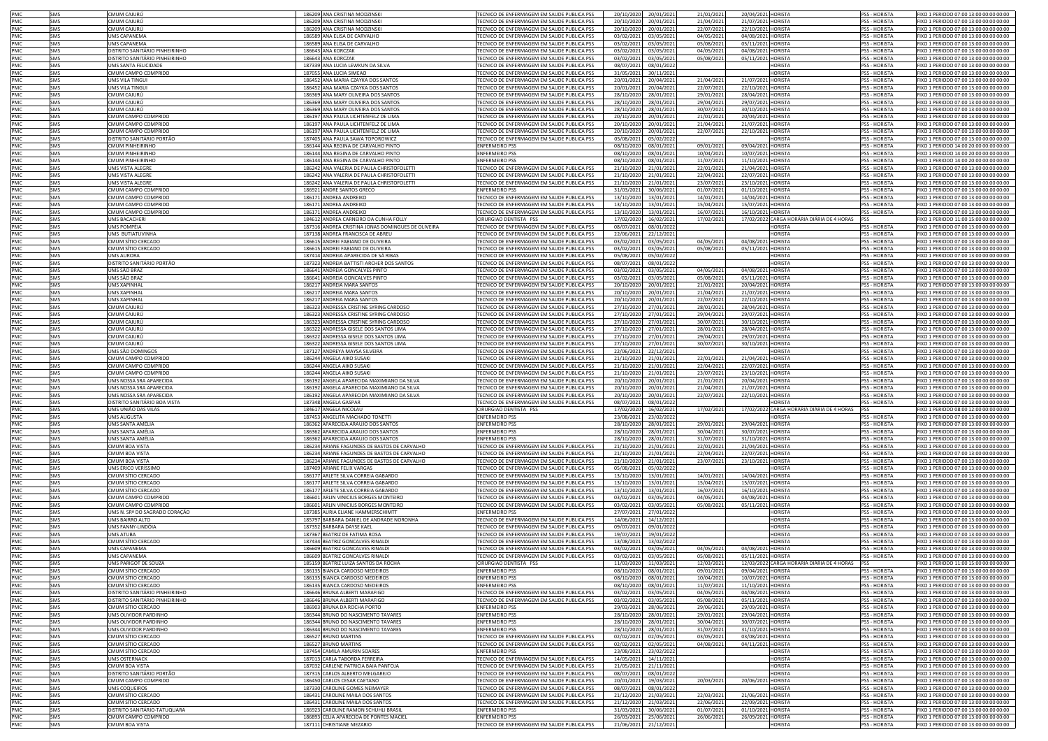| PMC | SMS | CMUM CAJURÚ | 186209 | ANA CRISTINA MODZINSKI | TECNICO DE ENFERMAGEM EM SAUDE PUBLICA PSS | 20/10/2020 | 20/01/2021 | 21/01/2021 | 20/04/2021 | HORISTA | PSS - HORISTA | FIXO 1 PERIODO 07:00 13:00 00:00 00:00 |
|---|---|---|---|---|---|---|---|---|---|---|---|---|
| PMC | SMS | CMUM CAJURÚ | 186209 | ANA CRISTINA MODZINSKI | TECNICO DE ENFERMAGEM EM SAUDE PUBLICA PSS | 20/10/2020 | 20/01/2021 | 21/04/2021 | 21/07/2021 | HORISTA | PSS - HORISTA | FIXO 1 PERIODO 07:00 13:00 00:00 00:00 |
| PMC | SMS | CMUM CAJURÚ | 186209 | ANA CRISTINA MODZINSKI | TECNICO DE ENFERMAGEM EM SAUDE PUBLICA PSS | 20/10/2020 | 20/01/2021 | 22/07/2021 | 22/10/2021 | HORISTA | PSS - HORISTA | FIXO 1 PERIODO 07:00 13:00 00:00 00:00 |
| PMC | SMS | UMS CAPANEMA | 186589 | ANA ELISA DE CARVALHO | TECNICO DE ENFERMAGEM EM SAUDE PUBLICA PSS | 03/02/2021 | 03/05/2021 | 04/05/2021 | 04/08/2021 | HORISTA | PSS - HORISTA | FIXO 1 PERIODO 07:00 13:00 00:00 00:00 |
| PMC | SMS | UMS CAPANEMA | 186589 | ANA ELISA DE CARVALHO | TECNICO DE ENFERMAGEM EM SAUDE PUBLICA PSS | 03/02/2021 | 03/05/2021 | 05/08/2021 | 05/11/2021 | HORISTA | PSS - HORISTA | FIXO 1 PERIODO 07:00 13:00 00:00 00:00 |
| PMC | SMS | DISTRITO SANITÁRIO PINHEIRINHO | 186643 | ANA KORCZAK | TECNICO DE ENFERMAGEM EM SAUDE PUBLICA PSS | 03/02/2021 | 03/05/2021 | 04/05/2021 | 04/08/2021 | HORISTA | PSS - HORISTA | FIXO 1 PERIODO 07:00 13:00 00:00 00:00 |
| PMC | SMS | DISTRITO SANITÁRIO PINHEIRINHO | 186643 | ANA KORCZAK | TECNICO DE ENFERMAGEM EM SAUDE PUBLICA PSS | 03/02/2021 | 03/05/2021 | 05/08/2021 | 05/11/2021 | HORISTA | PSS - HORISTA | FIXO 1 PERIODO 07:00 13:00 00:00 00:00 |
| PMC | SMS | UMS SANTA FELICIDADE | 187339 | ANA LUCIA LEWKUN DA SILVA | TECNICO DE ENFERMAGEM EM SAUDE PUBLICA PSS | 08/07/2021 | 08/01/2022 | | | HORISTA | PSS - HORISTA | FIXO 1 PERIODO 07:00 13:00 00:00 00:00 |
| PMC | SMS | CMUM CAMPO COMPRIDO | 187055 | ANA LUCIA SIMEAO | TECNICO DE ENFERMAGEM EM SAUDE PUBLICA PSS | 31/05/2021 | 30/11/2021 | | | HORISTA | PSS - HORISTA | FIXO 1 PERIODO 07:00 13:00 00:00 00:00 |
| PMC | SMS | UMS VILA TINGUI | 186452 | ANA MARIA CZAYKA DOS SANTOS | TECNICO DE ENFERMAGEM EM SAUDE PUBLICA PSS | 20/01/2021 | 20/04/2021 | 21/04/2021 | 21/07/2021 | HORISTA | PSS - HORISTA | FIXO 1 PERIODO 07:00 13:00 00:00 00:00 |
| PMC | SMS | UMS VILA TINGUI | 186452 | ANA MARIA CZAYKA DOS SANTOS | TECNICO DE ENFERMAGEM EM SAUDE PUBLICA PSS | 20/01/2021 | 20/04/2021 | 22/07/2021 | 22/10/2021 | HORISTA | PSS - HORISTA | FIXO 1 PERIODO 07:00 13:00 00:00 00:00 |
| PMC | SMS | CMUM CAJURÚ | 186369 | ANA MARY OLIVEIRA DOS SANTOS | TECNICO DE ENFERMAGEM EM SAUDE PUBLICA PSS | 28/10/2020 | 28/01/2021 | 29/01/2021 | 28/04/2021 | HORISTA | PSS - HORISTA | FIXO 1 PERIODO 07:00 13:00 00:00 00:00 |
| PMC | SMS | CMUM CAJURÚ | 186369 | ANA MARY OLIVEIRA DOS SANTOS | TECNICO DE ENFERMAGEM EM SAUDE PUBLICA PSS | 28/10/2020 | 28/01/2021 | 29/04/2021 | 29/07/2021 | HORISTA | PSS - HORISTA | FIXO 1 PERIODO 07:00 13:00 00:00 00:00 |
| PMC | SMS | CMUM CAJURÚ | 186369 | ANA MARY OLIVEIRA DOS SANTOS | TECNICO DE ENFERMAGEM EM SAUDE PUBLICA PSS | 28/10/2020 | 28/01/2021 | 30/07/2021 | 30/10/2021 | HORISTA | PSS - HORISTA | FIXO 1 PERIODO 07:00 13:00 00:00 00:00 |
| PMC | SMS | CMUM CAMPO COMPRIDO | 186197 | ANA PAULA LICHTENFELZ DE LIMA | TECNICO DE ENFERMAGEM EM SAUDE PUBLICA PSS | 20/10/2020 | 20/01/2021 | 21/01/2021 | 20/04/2021 | HORISTA | PSS - HORISTA | FIXO 1 PERIODO 07:00 13:00 00:00 00:00 |
| PMC | SMS | CMUM CAMPO COMPRIDO | 186197 | ANA PAULA LICHTENFELZ DE LIMA | TECNICO DE ENFERMAGEM EM SAUDE PUBLICA PSS | 20/10/2020 | 20/01/2021 | 21/04/2021 | 21/07/2021 | HORISTA | PSS - HORISTA | FIXO 1 PERIODO 07:00 13:00 00:00 00:00 |
| PMC | SMS | CMUM CAMPO COMPRIDO | 186197 | ANA PAULA LICHTENFELZ DE LIMA | TECNICO DE ENFERMAGEM EM SAUDE PUBLICA PSS | 20/10/2020 | 20/01/2021 | 22/07/2021 | 22/10/2021 | HORISTA | PSS - HORISTA | FIXO 1 PERIODO 07:00 13:00 00:00 00:00 |
| PMC | SMS | DISTRITO SANITÁRIO PORTÃO | 187405 | ANA PAULA SAWA TOPOROWICZ | TECNICO DE ENFERMAGEM EM SAUDE PUBLICA PSS | 05/08/2021 | 05/02/2022 | | | HORISTA | PSS - HORISTA | FIXO 1 PERIODO 07:00 13:00 00:00 00:00 |
| PMC | SMS | CMUM PINHEIRINHO | 186144 | ANA REGINA DE CARVALHO PINTO | ENFERMEIRO PSS | 08/10/2020 | 08/01/2021 | 09/01/2021 | 09/04/2021 | HORISTA | PSS - HORISTA | FIXO 1 PERIODO 14:00 20:00 00:00 00:00 |
| PMC | SMS | CMUM PINHEIRINHO | 186144 | ANA REGINA DE CARVALHO PINTO | ENFERMEIRO PSS | 08/10/2020 | 08/01/2021 | 10/04/2021 | 10/07/2021 | HORISTA | PSS - HORISTA | FIXO 1 PERIODO 14:00 20:00 00:00 00:00 |
| PMC | SMS | CMUM PINHEIRINHO | 186144 | ANA REGINA DE CARVALHO PINTO | ENFERMEIRO PSS | 08/10/2020 | 08/01/2021 | 11/07/2021 | 11/10/2021 | HORISTA | PSS - HORISTA | FIXO 1 PERIODO 14:00 20:00 00:00 00:00 |
| PMC | SMS | UMS VISTA ALEGRE | 186242 | ANA VALERIA DE PAULA CHRISTOFOLETTI | TECNICO DE ENFERMAGEM EM SAUDE PUBLICA PSS | 21/10/2020 | 21/01/2021 | 22/01/2021 | 21/04/2021 | HORISTA | PSS - HORISTA | FIXO 1 PERIODO 07:00 13:00 00:00 00:00 |
| PMC | SMS | UMS VISTA ALEGRE | 186242 | ANA VALERIA DE PAULA CHRISTOFOLETTI | TECNICO DE ENFERMAGEM EM SAUDE PUBLICA PSS | 21/10/2020 | 21/01/2021 | 22/04/2021 | 22/07/2021 | HORISTA | PSS - HORISTA | FIXO 1 PERIODO 07:00 13:00 00:00 00:00 |
| PMC | SMS | UMS VISTA ALEGRE | 186242 | ANA VALERIA DE PAULA CHRISTOFOLETTI | TECNICO DE ENFERMAGEM EM SAUDE PUBLICA PSS | 21/10/2020 | 21/01/2021 | 23/07/2021 | 23/10/2021 | HORISTA | PSS - HORISTA | FIXO 1 PERIODO 07:00 13:00 00:00 00:00 |
| PMC | SMS | CMUM CAMPO COMPRIDO | 186921 | ANDRE SANTOS GRECO | ENFERMEIRO PSS | 31/03/2021 | 30/06/2021 | 01/07/2021 | 01/10/2021 | HORISTA | PSS - HORISTA | FIXO 1 PERIODO 07:00 13:00 00:00 00:00 |
| PMC | SMS | CMUM CAMPO COMPRIDO | 186171 | ANDREA ANDREIKO | TECNICO DE ENFERMAGEM EM SAUDE PUBLICA PSS | 13/10/2020 | 13/01/2021 | 14/01/2021 | 14/04/2021 | HORISTA | PSS - HORISTA | FIXO 1 PERIODO 07:00 13:00 00:00 00:00 |
| PMC | SMS | CMUM CAMPO COMPRIDO | 186171 | ANDREA ANDREIKO | TECNICO DE ENFERMAGEM EM SAUDE PUBLICA PSS | 13/10/2020 | 13/01/2021 | 15/04/2021 | 15/07/2021 | HORISTA | PSS - HORISTA | FIXO 1 PERIODO 07:00 13:00 00:00 00:00 |
| PMC | SMS | CMUM CAMPO COMPRIDO | 186171 | ANDREA ANDREIKO | TECNICO DE ENFERMAGEM EM SAUDE PUBLICA PSS | 13/10/2020 | 13/01/2021 | 16/07/2021 | 16/10/2021 | HORISTA | PSS - HORISTA | FIXO 1 PERIODO 07:00 13:00 00:00 00:00 |
| PMC | SMS | UMS BACACHERI | 184612 | ANDREA CARNEIRO DA CUNHA FOLLY | CIRURGIAO DENTISTA PSS | 17/02/2020 | 16/02/2021 | 17/02/2021 | 17/02/2022 | CARGA HORÁRIA DIÁRIA DE 4 HORAS | PSS | FIXO 1 PERIODO 11:00 15:00 00:00 00:00 |
| PMC | SMS | UMS POMPÉIA | 187316 | ANDREA CRISTINA JONAS DOMINGUES DE OLIVEIRA | TECNICO DE ENFERMAGEM EM SAUDE PUBLICA PSS | 08/07/2021 | 08/01/2022 | | | HORISTA | PSS - HORISTA | FIXO 1 PERIODO 07:00 13:00 00:00 00:00 |
| PMC | SMS | UMS BUTIATUVINHA | 187138 | ANDREA FRANCISCA DE ABREU | TECNICO DE ENFERMAGEM EM SAUDE PUBLICA PSS | 22/06/2021 | 22/12/2021 | | | HORISTA | PSS - HORISTA | FIXO 1 PERIODO 07:00 13:00 00:00 00:00 |
| PMC | SMS | CMUM SÍTIO CERCADO | 186615 | ANDREI FABIANO DE OLIVEIRA | TECNICO DE ENFERMAGEM EM SAUDE PUBLICA PSS | 03/02/2021 | 03/05/2021 | 04/05/2021 | 04/08/2021 | HORISTA | PSS - HORISTA | FIXO 1 PERIODO 07:00 13:00 00:00 00:00 |
| PMC | SMS | CMUM SÍTIO CERCADO | 186615 | ANDREI FABIANO DE OLIVEIRA | TECNICO DE ENFERMAGEM EM SAUDE PUBLICA PSS | 03/02/2021 | 03/05/2021 | 05/08/2021 | 05/11/2021 | HORISTA | PSS - HORISTA | FIXO 1 PERIODO 07:00 13:00 00:00 00:00 |
| PMC | SMS | UMS AURORA | 187414 | ANDREIA APARECIDA DE SÁ RIBAS | TECNICO DE ENFERMAGEM EM SAUDE PUBLICA PSS | 05/08/2021 | 05/02/2022 | | | HORISTA | PSS - HORISTA | FIXO 1 PERIODO 07:00 13:00 00:00 00:00 |
| PMC | SMS | DISTRITO SANITÁRIO PORTÃO | 187323 | ANDREIA BATTISTI ARCHER DOS SANTOS | TECNICO DE ENFERMAGEM EM SAUDE PUBLICA PSS | 08/07/2021 | 08/01/2022 | | | HORISTA | PSS - HORISTA | FIXO 1 PERIODO 07:00 13:00 00:00 00:00 |
| PMC | SMS | UMS SÃO BRAZ | 186641 | ANDREIA GONCALVES PINTO | TECNICO DE ENFERMAGEM EM SAUDE PUBLICA PSS | 03/02/2021 | 03/05/2021 | 04/05/2021 | 04/08/2021 | HORISTA | PSS - HORISTA | FIXO 1 PERIODO 07:00 13:00 00:00 00:00 |
| PMC | SMS | UMS SÃO BRAZ | 186641 | ANDREIA GONCALVES PINTO | TECNICO DE ENFERMAGEM EM SAUDE PUBLICA PSS | 03/02/2021 | 03/05/2021 | 05/08/2021 | 05/11/2021 | HORISTA | PSS - HORISTA | FIXO 1 PERIODO 07:00 13:00 00:00 00:00 |
| PMC | SMS | UMS XAPINHAL | 186217 | ANDREIA MARA SANTOS | TECNICO DE ENFERMAGEM EM SAUDE PUBLICA PSS | 20/10/2020 | 20/01/2021 | 21/01/2021 | 20/04/2021 | HORISTA | PSS - HORISTA | FIXO 1 PERIODO 07:00 13:00 00:00 00:00 |
| PMC | SMS | UMS XAPINHAL | 186217 | ANDREIA MARA SANTOS | TECNICO DE ENFERMAGEM EM SAUDE PUBLICA PSS | 20/10/2020 | 20/01/2021 | 21/04/2021 | 21/07/2021 | HORISTA | PSS - HORISTA | FIXO 1 PERIODO 07:00 13:00 00:00 00:00 |
| PMC | SMS | UMS XAPINHAL | 186217 | ANDREIA MARA SANTOS | TECNICO DE ENFERMAGEM EM SAUDE PUBLICA PSS | 20/10/2020 | 20/01/2021 | 22/07/2021 | 22/10/2021 | HORISTA | PSS - HORISTA | FIXO 1 PERIODO 07:00 13:00 00:00 00:00 |
| PMC | SMS | CMUM CAJURÚ | 186323 | ANDRESSA CRISTINE SYRING CARDOSO | TECNICO DE ENFERMAGEM EM SAUDE PUBLICA PSS | 27/10/2020 | 27/01/2021 | 28/01/2021 | 28/04/2021 | HORISTA | PSS - HORISTA | FIXO 1 PERIODO 07:00 13:00 00:00 00:00 |
| PMC | SMS | CMUM CAJURÚ | 186323 | ANDRESSA CRISTINE SYRING CARDOSO | TECNICO DE ENFERMAGEM EM SAUDE PUBLICA PSS | 27/10/2020 | 27/01/2021 | 29/04/2021 | 29/07/2021 | HORISTA | PSS - HORISTA | FIXO 1 PERIODO 07:00 13:00 00:00 00:00 |
| PMC | SMS | CMUM CAJURÚ | 186323 | ANDRESSA CRISTINE SYRING CARDOSO | TECNICO DE ENFERMAGEM EM SAUDE PUBLICA PSS | 27/10/2020 | 27/01/2021 | 30/07/2021 | 30/10/2021 | HORISTA | PSS - HORISTA | FIXO 1 PERIODO 07:00 13:00 00:00 00:00 |
| PMC | SMS | CMUM CAJURÚ | 186322 | ANDRESSA GISELE DOS SANTOS LIMA | TECNICO DE ENFERMAGEM EM SAUDE PUBLICA PSS | 27/10/2020 | 27/01/2021 | 28/01/2021 | 28/04/2021 | HORISTA | PSS - HORISTA | FIXO 1 PERIODO 07:00 13:00 00:00 00:00 |
| PMC | SMS | CMUM CAJURÚ | 186322 | ANDRESSA GISELE DOS SANTOS LIMA | TECNICO DE ENFERMAGEM EM SAUDE PUBLICA PSS | 27/10/2020 | 27/01/2021 | 29/04/2021 | 29/07/2021 | HORISTA | PSS - HORISTA | FIXO 1 PERIODO 07:00 13:00 00:00 00:00 |
| PMC | SMS | CMUM CAJURÚ | 186322 | ANDRESSA GISELE DOS SANTOS LIMA | TECNICO DE ENFERMAGEM EM SAUDE PUBLICA PSS | 27/10/2020 | 27/01/2021 | 30/07/2021 | 30/10/2021 | HORISTA | PSS - HORISTA | FIXO 1 PERIODO 07:00 13:00 00:00 00:00 |
| PMC | SMS | UMS SÃO DOMINGOS | 187127 | ANDREYA MAYSA SILVEIRA | TECNICO DE ENFERMAGEM EM SAUDE PUBLICA PSS | 22/06/2021 | 22/12/2021 | | | HORISTA | PSS - HORISTA | FIXO 1 PERIODO 07:00 13:00 00:00 00:00 |
| PMC | SMS | CMUM CAMPO COMPRIDO | 186244 | ANGELA AIKO SUSAKI | TECNICO DE ENFERMAGEM EM SAUDE PUBLICA PSS | 21/10/2020 | 21/01/2021 | 22/01/2021 | 21/04/2021 | HORISTA | PSS - HORISTA | FIXO 1 PERIODO 07:00 13:00 00:00 00:00 |
| PMC | SMS | CMUM CAMPO COMPRIDO | 186244 | ANGELA AIKO SUSAKI | TECNICO DE ENFERMAGEM EM SAUDE PUBLICA PSS | 21/10/2020 | 21/01/2021 | 22/04/2021 | 22/07/2021 | HORISTA | PSS - HORISTA | FIXO 1 PERIODO 07:00 13:00 00:00 00:00 |
| PMC | SMS | CMUM CAMPO COMPRIDO | 186244 | ANGELA AIKO SUSAKI | TECNICO DE ENFERMAGEM EM SAUDE PUBLICA PSS | 21/10/2020 | 21/01/2021 | 23/07/2021 | 23/10/2021 | HORISTA | PSS - HORISTA | FIXO 1 PERIODO 07:00 13:00 00:00 00:00 |
| PMC | SMS | UMS NOSSA SRA APARECIDA | 186192 | ANGELA APARECIDA MAXIMIANO DA SILVA | TECNICO DE ENFERMAGEM EM SAUDE PUBLICA PSS | 20/10/2020 | 20/01/2021 | 21/01/2021 | 20/04/2021 | HORISTA | PSS - HORISTA | FIXO 1 PERIODO 07:00 13:00 00:00 00:00 |
| PMC | SMS | UMS NOSSA SRA APARECIDA | 186192 | ANGELA APARECIDA MAXIMIANO DA SILVA | TECNICO DE ENFERMAGEM EM SAUDE PUBLICA PSS | 20/10/2020 | 20/01/2021 | 21/04/2021 | 21/07/2021 | HORISTA | PSS - HORISTA | FIXO 1 PERIODO 07:00 13:00 00:00 00:00 |
| PMC | SMS | UMS NOSSA SRA APARECIDA | 186192 | ANGELA APARECIDA MAXIMIANO DA SILVA | TECNICO DE ENFERMAGEM EM SAUDE PUBLICA PSS | 20/10/2020 | 20/01/2021 | 22/07/2021 | 22/10/2021 | HORISTA | PSS - HORISTA | FIXO 1 PERIODO 07:00 13:00 00:00 00:00 |
| PMC | SMS | DISTRITO SANITÁRIO BOA VISTA | 187348 | ANGELA GASPAR | TECNICO DE ENFERMAGEM EM SAUDE PUBLICA PSS | 08/07/2021 | 08/01/2022 | | | HORISTA | PSS - HORISTA | FIXO 1 PERIODO 07:00 13:00 00:00 00:00 |
| PMC | SMS | UMS UNIÃO DAS VILAS | 184617 | ANGELA NICOLAU | CIRURGIAO DENTISTA PSS | 17/02/2020 | 16/02/2021 | 17/02/2021 | 17/02/2022 | CARGA HORÁRIA DIÁRIA DE 4 HORAS | PSS | FIXO 1 PERIODO 08:00 12:00 00:00 00:00 |
| PMC | SMS | UMS AUGUSTA | 187453 | ANGELITA MACHADO TONETTI | ENFERMEIRO PSS | 23/08/2021 | 23/02/2022 | | | HORISTA | PSS - HORISTA | FIXO 1 PERIODO 07:00 13:00 00:00 00:00 |
| PMC | SMS | UMS SANTA AMÉLIA | 186362 | APARECIDA ARAUJO DOS SANTOS | ENFERMEIRO PSS | 28/10/2020 | 28/01/2021 | 29/01/2021 | 29/04/2021 | HORISTA | PSS - HORISTA | FIXO 1 PERIODO 07:00 13:00 00:00 00:00 |
| PMC | SMS | UMS SANTA AMÉLIA | 186362 | APARECIDA ARAUJO DOS SANTOS | ENFERMEIRO PSS | 28/10/2020 | 28/01/2021 | 30/04/2021 | 30/07/2021 | HORISTA | PSS - HORISTA | FIXO 1 PERIODO 07:00 13:00 00:00 00:00 |
| PMC | SMS | UMS SANTA AMÉLIA | 186362 | APARECIDA ARAUJO DOS SANTOS | ENFERMEIRO PSS | 28/10/2020 | 28/01/2021 | 31/07/2021 | 31/10/2021 | HORISTA | PSS - HORISTA | FIXO 1 PERIODO 07:00 13:00 00:00 00:00 |
| PMC | SMS | CMUM BOA VISTA | 186234 | ARIANE FAGUNDES DE BASTOS DE CARVALHO | TECNICO DE ENFERMAGEM EM SAUDE PUBLICA PSS | 21/10/2020 | 21/01/2021 | 22/01/2021 | 21/04/2021 | HORISTA | PSS - HORISTA | FIXO 1 PERIODO 07:00 13:00 00:00 00:00 |
| PMC | SMS | CMUM BOA VISTA | 186234 | ARIANE FAGUNDES DE BASTOS DE CARVALHO | TECNICO DE ENFERMAGEM EM SAUDE PUBLICA PSS | 21/10/2020 | 21/01/2021 | 22/04/2021 | 22/07/2021 | HORISTA | PSS - HORISTA | FIXO 1 PERIODO 07:00 13:00 00:00 00:00 |
| PMC | SMS | CMUM BOA VISTA | 186234 | ARIANE FAGUNDES DE BASTOS DE CARVALHO | TECNICO DE ENFERMAGEM EM SAUDE PUBLICA PSS | 21/10/2020 | 21/01/2021 | 23/07/2021 | 23/10/2021 | HORISTA | PSS - HORISTA | FIXO 1 PERIODO 07:00 13:00 00:00 00:00 |
| PMC | SMS | UMS ÉRICO VERÍSSIMO | 187409 | ARIANE FELIX VARGAS | TECNICO DE ENFERMAGEM EM SAUDE PUBLICA PSS | 05/08/2021 | 05/02/2022 | | | HORISTA | PSS - HORISTA | FIXO 1 PERIODO 07:00 13:00 00:00 00:00 |
| PMC | SMS | CMUM SÍTIO CERCADO | 186177 | ARLETE SILVA CORREIA GABARDO | TECNICO DE ENFERMAGEM EM SAUDE PUBLICA PSS | 13/10/2020 | 13/01/2021 | 14/01/2021 | 14/04/2021 | HORISTA | PSS - HORISTA | FIXO 1 PERIODO 07:00 13:00 00:00 00:00 |
| PMC | SMS | CMUM SÍTIO CERCADO | 186177 | ARLETE SILVA CORREIA GABARDO | TECNICO DE ENFERMAGEM EM SAUDE PUBLICA PSS | 13/10/2020 | 13/01/2021 | 15/04/2021 | 15/07/2021 | HORISTA | PSS - HORISTA | FIXO 1 PERIODO 07:00 13:00 00:00 00:00 |
| PMC | SMS | CMUM SÍTIO CERCADO | 186177 | ARLETE SILVA CORREIA GABARDO | TECNICO DE ENFERMAGEM EM SAUDE PUBLICA PSS | 13/10/2020 | 13/01/2021 | 16/07/2021 | 16/10/2021 | HORISTA | PSS - HORISTA | FIXO 1 PERIODO 07:00 13:00 00:00 00:00 |
| PMC | SMS | CMUM CAMPO COMPRIDO | 186601 | ARLIN VINICIUS BORGES MONTEIRO | TECNICO DE ENFERMAGEM EM SAUDE PUBLICA PSS | 03/02/2021 | 03/05/2021 | 04/05/2021 | 04/08/2021 | HORISTA | PSS - HORISTA | FIXO 1 PERIODO 07:00 13:00 00:00 00:00 |
| PMC | SMS | CMUM CAMPO COMPRIDO | 186601 | ARLIN VINICIUS BORGES MONTEIRO | TECNICO DE ENFERMAGEM EM SAUDE PUBLICA PSS | 03/02/2021 | 03/05/2021 | 05/08/2021 | 05/11/2021 | HORISTA | PSS - HORISTA | FIXO 1 PERIODO 07:00 13:00 00:00 00:00 |
| PMC | SMS | UMS N. SRª DO SAGRADO CORAÇÃO | 187385 | AURIA ELIANE HAMMERSCHIMTT | ENFERMEIRO PSS | 27/07/2021 | 27/01/2022 | | | HORISTA | PSS - HORISTA | FIXO 1 PERIODO 07:00 13:00 00:00 00:00 |
| PMC | SMS | UMS BAIRRO ALTO | 185797 | BARBARA DANIEL DE ANDRADE NORONHA | TECNICO DE ENFERMAGEM EM SAUDE PUBLICA PSS | 14/06/2021 | 14/12/2021 | | | HORISTA | PSS - HORISTA | FIXO 1 PERIODO 07:00 13:00 00:00 00:00 |
| PMC | SMS | UMS FANNY-LINDÓIA | 187352 | BARBARA DAYSE KAEL | TECNICO DE ENFERMAGEM EM SAUDE PUBLICA PSS | 09/07/2021 | 09/01/2022 | | | HORISTA | PSS - HORISTA | FIXO 1 PERIODO 07:00 13:00 00:00 00:00 |
| PMC | SMS | UMS ATUBA | 187367 | BEATRIZ DE FATIMA ROSA | TECNICO DE ENFERMAGEM EM SAUDE PUBLICA PSS | 19/07/2021 | 19/01/2022 | | | HORISTA | PSS - HORISTA | FIXO 1 PERIODO 07:00 13:00 00:00 00:00 |
| PMC | SMS | CMUM SÍTIO CERCADO | 187434 | BEATRIZ GONCALVES RINALDI | TECNICO DE ENFERMAGEM EM SAUDE PUBLICA PSS | 13/08/2021 | 13/02/2022 | | | HORISTA | PSS - HORISTA | FIXO 1 PERIODO 07:00 13:00 00:00 00:00 |
| PMC | SMS | UMS CAPANEMA | 186609 | BEATRIZ GONCALVES RINALDI | TECNICO DE ENFERMAGEM EM SAUDE PUBLICA PSS | 03/02/2021 | 03/05/2021 | 04/05/2021 | 04/08/2021 | HORISTA | PSS - HORISTA | FIXO 1 PERIODO 07:00 13:00 00:00 00:00 |
| PMC | SMS | UMS CAPANEMA | 186609 | BEATRIZ GONCALVES RINALDI | TECNICO DE ENFERMAGEM EM SAUDE PUBLICA PSS | 03/02/2021 | 03/05/2021 | 05/08/2021 | 05/11/2021 | HORISTA | PSS - HORISTA | FIXO 1 PERIODO 07:00 13:00 00:00 00:00 |
| PMC | SMS | UMS PARIGOT DE SOUZA | 185159 | BEATRIZ LUIZA SANTOS DA ROCHA | CIRURGIAO DENTISTA PSS | 11/03/2020 | 11/03/2021 | 12/03/2021 | 12/03/2022 | CARGA HORÁRIA DIÁRIA DE 4 HORAS | PSS | FIXO 1 PERIODO 11:00 15:00 00:00 00:00 |
| PMC | SMS | CMUM SÍTIO CERCADO | 186135 | BIANCA CARDOSO MEDEIROS | ENFERMEIRO PSS | 08/10/2020 | 08/01/2021 | 09/01/2021 | 09/04/2021 | HORISTA | PSS - HORISTA | FIXO 1 PERIODO 07:00 13:00 00:00 00:00 |
| PMC | SMS | CMUM SÍTIO CERCADO | 186135 | BIANCA CARDOSO MEDEIROS | ENFERMEIRO PSS | 08/10/2020 | 08/01/2021 | 10/04/2021 | 10/07/2021 | HORISTA | PSS - HORISTA | FIXO 1 PERIODO 07:00 13:00 00:00 00:00 |
| PMC | SMS | CMUM SÍTIO CERCADO | 186135 | BIANCA CARDOSO MEDEIROS | ENFERMEIRO PSS | 08/10/2020 | 08/01/2021 | 11/07/2021 | 11/10/2021 | HORISTA | PSS - HORISTA | FIXO 1 PERIODO 07:00 13:00 00:00 00:00 |
| PMC | SMS | DISTRITO SANITÁRIO PINHEIRINHO | 186646 | BRUNA ALBERTI MARAFIGO | TECNICO DE ENFERMAGEM EM SAUDE PUBLICA PSS | 03/02/2021 | 03/05/2021 | 04/05/2021 | 04/08/2021 | HORISTA | PSS - HORISTA | FIXO 1 PERIODO 07:00 13:00 00:00 00:00 |
| PMC | SMS | DISTRITO SANITÁRIO PINHEIRINHO | 186646 | BRUNA ALBERTI MARAFIGO | TECNICO DE ENFERMAGEM EM SAUDE PUBLICA PSS | 03/02/2021 | 03/05/2021 | 05/08/2021 | 05/11/2021 | HORISTA | PSS - HORISTA | FIXO 1 PERIODO 07:00 13:00 00:00 00:00 |
| PMC | SMS | CMUM SÍTIO CERCADO | 186903 | BRUNA DA ROCHA PORTO | ENFERMEIRO PSS | 29/03/2021 | 28/06/2021 | 29/06/2021 | 29/09/2021 | HORISTA | PSS - HORISTA | FIXO 1 PERIODO 07:00 13:00 00:00 00:00 |
| PMC | SMS | UMS OUVIDOR PARDINHO | 186344 | BRUNO DO NASCIMENTO TAVARES | ENFERMEIRO PSS | 28/10/2020 | 28/01/2021 | 29/01/2021 | 29/04/2021 | HORISTA | PSS - HORISTA | FIXO 1 PERIODO 07:00 13:00 00:00 00:00 |
| PMC | SMS | UMS OUVIDOR PARDINHO | 186344 | BRUNO DO NASCIMENTO TAVARES | ENFERMEIRO PSS | 28/10/2020 | 28/01/2021 | 30/04/2021 | 30/07/2021 | HORISTA | PSS - HORISTA | FIXO 1 PERIODO 07:00 13:00 00:00 00:00 |
| PMC | SMS | UMS OUVIDOR PARDINHO | 186344 | BRUNO DO NASCIMENTO TAVARES | ENFERMEIRO PSS | 28/10/2020 | 28/01/2021 | 31/07/2021 | 31/10/2021 | HORISTA | PSS - HORISTA | FIXO 1 PERIODO 07:00 13:00 00:00 00:00 |
| PMC | SMS | CMUM SÍTIO CERCADO | 186527 | BRUNO MARTINS | TECNICO DE ENFERMAGEM EM SAUDE PUBLICA PSS | 02/02/2021 | 02/05/2021 | 03/05/2021 | 03/08/2021 | HORISTA | PSS - HORISTA | FIXO 1 PERIODO 07:00 13:00 00:00 00:00 |
| PMC | SMS | CMUM SÍTIO CERCADO | 186527 | BRUNO MARTINS | TECNICO DE ENFERMAGEM EM SAUDE PUBLICA PSS | 02/02/2021 | 02/05/2021 | 04/08/2021 | 04/11/2021 | HORISTA | PSS - HORISTA | FIXO 1 PERIODO 07:00 13:00 00:00 00:00 |
| PMC | SMS | CMUM SÍTIO CERCADO | 187454 | CAMILA AMURIN SOARES | ENFERMEIRO PSS | 23/08/2021 | 23/02/2022 | | | HORISTA | PSS - HORISTA | FIXO 1 PERIODO 07:00 13:00 00:00 00:00 |
| PMC | SMS | UMS OSTERNACK | 187013 | CARLA TABORDA FERREIRA | TECNICO DE ENFERMAGEM EM SAUDE PUBLICA PSS | 14/05/2021 | 14/11/2021 | | | HORISTA | PSS - HORISTA | FIXO 1 PERIODO 07:00 13:00 00:00 00:00 |
| PMC | SMS | CMUM BOA VISTA | 187032 | CARLENE PATRICIA BAIA PANTOJA | TECNICO DE ENFERMAGEM EM SAUDE PUBLICA PSS | 21/05/2021 | 21/11/2021 | | | HORISTA | PSS - HORISTA | FIXO 1 PERIODO 07:00 13:00 00:00 00:00 |
| PMC | SMS | DISTRITO SANITÁRIO PORTÃO | 187315 | CARLOS ALBERTO MELGAREJO | TECNICO DE ENFERMAGEM EM SAUDE PUBLICA PSS | 08/07/2021 | 08/01/2022 | | | HORISTA | PSS - HORISTA | FIXO 1 PERIODO 07:00 13:00 00:00 00:00 |
| PMC | SMS | CMUM CAMPO COMPRIDO | 186450 | CARLOS CESAR CAETANO | TECNICO DE ENFERMAGEM EM SAUDE PUBLICA PSS | 20/01/2021 | 19/03/2021 | 20/03/2021 | 20/06/2021 | HORISTA | PSS - HORISTA | FIXO 1 PERIODO 07:00 13:00 00:00 00:00 |
| PMC | SMS | UMS COQUEIROS | 187330 | CAROLINE GOMES NEIMAYER | TECNICO DE ENFERMAGEM EM SAUDE PUBLICA PSS | 08/07/2021 | 08/01/2022 | | | HORISTA | PSS - HORISTA | FIXO 1 PERIODO 07:00 13:00 00:00 00:00 |
| PMC | SMS | CMUM SÍTIO CERCADO | 186431 | CAROLINE MAILA DOS SANTOS | TECNICO DE ENFERMAGEM EM SAUDE PUBLICA PSS | 21/12/2020 | 21/03/2021 | 22/03/2021 | 21/06/2021 | HORISTA | PSS - HORISTA | FIXO 1 PERIODO 07:00 13:00 00:00 00:00 |
| PMC | SMS | CMUM SÍTIO CERCADO | 186431 | CAROLINE MAILA DOS SANTOS | TECNICO DE ENFERMAGEM EM SAUDE PUBLICA PSS | 21/12/2020 | 21/03/2021 | 22/06/2021 | 22/09/2021 | HORISTA | PSS - HORISTA | FIXO 1 PERIODO 07:00 13:00 00:00 00:00 |
| PMC | SMS | DISTRITO SANITÁRIO-TATUQUARA | 186923 | CAROLINE RAMON SCHUHLI BRASIL | ENFERMEIRO PSS | 31/03/2021 | 30/06/2021 | 01/07/2021 | 01/10/2021 | HORISTA | PSS - HORISTA | FIXO 1 PERIODO 07:00 13:00 00:00 00:00 |
| PMC | SMS | CMUM CAMPO COMPRIDO | 186893 | CELIA APARECIDA DE PONTES MACIEL | ENFERMEIRO PSS | 26/03/2021 | 25/06/2021 | 26/06/2021 | 26/09/2021 | HORISTA | PSS - HORISTA | FIXO 1 PERIODO 07:00 13:00 00:00 00:00 |
| PMC | SMS | CMUM BOA VISTA | 187111 | CHRISTIANE MEZARIO | TECNICO DE ENFERMAGEM EM SAUDE PUBLICA PSS | 21/06/2021 | 21/12/2021 | | | HORISTA | PSS - HORISTA | FIXO 1 PERIODO 07:00 13:00 00:00 00:00 |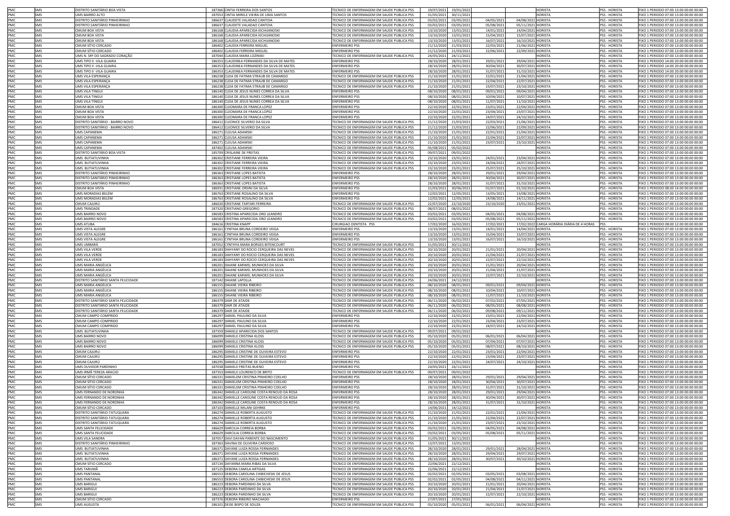| | | | | | | | | | | | | |
|---|---|---|---|---|---|---|---|---|---|---|---|---|
| PMC | SMS | DISTRITO SANITÁRIO BOA VISTA | 187366 | CINTIA FERREIRA DOS SANTOS | TECNICO DE ENFERMAGEM EM SAUDE PUBLICA PSS | 19/07/2021 | 19/01/2022 | | | HORISTA | PSS - HORISTA | FIXO 1 PERIODO 07:00 13:00 00:00 00:00 |
| PMC | SMS | UMS BAIRRO ALTO | 187053 | CINTIA MIRELE VIEIRA DE LIMA SANTOS | TECNICO DE ENFERMAGEM EM SAUDE PUBLICA PSS | 31/05/2021 | 30/11/2021 | | | HORISTA | PSS - HORISTA | FIXO 1 PERIODO 07:00 13:00 00:00 00:00 |
| PMC | SMS | DISTRITO SANITÁRIO PINHEIRINHO | 186637 | CLAUDETE VALADAO CANTOIA | TECNICO DE ENFERMAGEM EM SAUDE PUBLICA PSS | 03/02/2021 | 03/05/2021 | 04/05/2021 | 04/08/2021 | HORISTA | PSS - HORISTA | FIXO 1 PERIODO 07:00 13:00 00:00 00:00 |
| PMC | SMS | DISTRITO SANITÁRIO PINHEIRINHO | 186637 | CLAUDETE VALADAO CANTOIA | TECNICO DE ENFERMAGEM EM SAUDE PUBLICA PSS | 03/02/2021 | 03/05/2021 | 05/08/2021 | 05/11/2021 | HORISTA | PSS - HORISTA | FIXO 1 PERIODO 07:00 13:00 00:00 00:00 |
| PMC | SMS | CMUM BOA VISTA | 186168 | CLAUDIA APARECIDA KICHIJANOSKI | TECNICO DE ENFERMAGEM EM SAUDE PUBLICA PSS | 13/10/2020 | 13/01/2021 | 14/01/2021 | 14/04/2021 | HORISTA | PSS - HORISTA | FIXO 1 PERIODO 07:00 13:00 00:00 00:00 |
| PMC | SMS | CMUM BOA VISTA | 186168 | CLAUDIA APARECIDA KICHIJANOSKI | TECNICO DE ENFERMAGEM EM SAUDE PUBLICA PSS | 13/10/2020 | 13/01/2021 | 15/04/2021 | 15/07/2021 | HORISTA | PSS - HORISTA | FIXO 1 PERIODO 07:00 13:00 00:00 00:00 |
| PMC | SMS | CMUM BOA VISTA | 186168 | CLAUDIA APARECIDA KICHIJANOSKI | TECNICO DE ENFERMAGEM EM SAUDE PUBLICA PSS | 13/10/2020 | 13/01/2021 | 16/07/2021 | 16/10/2021 | HORISTA | PSS - HORISTA | FIXO 1 PERIODO 07:00 13:00 00:00 00:00 |
| PMC | SMS | CMUM SÍTIO CERCADO | 186402 | CLAUDIA FERREIRA MIGUEL | ENFERMEIRO PSS | 21/12/2020 | 21/03/2021 | 22/03/2021 | 21/06/2021 | HORISTA | PSS - HORISTA | FIXO 1 PERIODO 07:00 13:00 00:00 00:00 |
| PMC | SMS | CMUM SÍTIO CERCADO | 186402 | CLAUDIA FERREIRA MIGUEL | ENFERMEIRO PSS | 21/12/2020 | 21/03/2021 | 22/06/2021 | 22/09/2021 | HORISTA | PSS - HORISTA | FIXO 1 PERIODO 07:00 13:00 00:00 00:00 |
| PMC | SMS | UMS N. SRª DO SAGRADO CORAÇÃO | 187044 | CLAUDIA MARA LOZINSKI | TECNICO DE ENFERMAGEM EM SAUDE PUBLICA PSS | 24/05/2021 | 24/11/2021 | | | HORISTA | PSS - HORISTA | FIXO 1 PERIODO 07:00 13:00 00:00 00:00 |
| PMC | SMS | UMS TIPO II -VILA GUAIRA | 186353 | CLAUDINEA FERNANDES DA SILVA DE MATES | ENFERMEIRO PSS | 28/10/2020 | 28/01/2021 | 29/01/2021 | 29/04/2021 | HORISTA | PSS - HORISTA | FIXO 1 PERIODO 14:00 20:00 00:00 00:00 |
| PMC | SMS | UMS TIPO II -VILA GUAIRA | 186353 | CLAUDINEA FERNANDES DA SILVA DE MATES | ENFERMEIRO PSS | 28/10/2020 | 28/01/2021 | 30/04/2021 | 30/07/2021 | HORISTA | PSS - HORISTA | FIXO 1 PERIODO 14:00 20:00 00:00 00:00 |
| PMC | SMS | UMS TIPO II -VILA GUAIRA | 186353 | CLAUDINEA FERNANDES DA SILVA DE MATES | ENFERMEIRO PSS | 28/10/2020 | 28/01/2021 | 31/07/2021 | 31/10/2021 | HORISTA | PSS - HORISTA | FIXO 1 PERIODO 14:00 20:00 00:00 00:00 |
| PMC | SMS | UMS VILA ESPERANÇA | 186238 | CLEIA DE FATIMA STRAUB DE CAMARGO | TECNICO DE ENFERMAGEM EM SAUDE PUBLICA PSS | 21/10/2020 | 21/01/2021 | 22/01/2021 | 21/04/2021 | HORISTA | PSS - HORISTA | FIXO 1 PERIODO 07:00 13:00 00:00 00:00 |
| PMC | SMS | UMS VILA ESPERANÇA | 186238 | CLEIA DE FATIMA STRAUB DE CAMARGO | TECNICO DE ENFERMAGEM EM SAUDE PUBLICA PSS | 21/10/2020 | 21/01/2021 | 22/04/2021 | 22/07/2021 | HORISTA | PSS - HORISTA | FIXO 1 PERIODO 07:00 13:00 00:00 00:00 |
| PMC | SMS | UMS VILA ESPERANÇA | 186238 | CLEIA DE FATIMA STRAUB DE CAMARGO | TECNICO DE ENFERMAGEM EM SAUDE PUBLICA PSS | 21/10/2020 | 21/01/2021 | 23/07/2021 | 23/10/2021 | HORISTA | PSS - HORISTA | FIXO 1 PERIODO 07:00 13:00 00:00 00:00 |
| PMC | SMS | UMS VILA TINGUI | 186140 | CLEIA DE JESUS NUNES CORREA DA SILVA | ENFERMEIRO PSS | 08/10/2020 | 08/01/2021 | 09/01/2021 | 09/04/2021 | HORISTA | PSS - HORISTA | FIXO 1 PERIODO 07:00 13:00 00:00 00:00 |
| PMC | SMS | UMS VILA TINGUI | 186140 | CLEIA DE JESUS NUNES CORREA DA SILVA | ENFERMEIRO PSS | 08/10/2020 | 08/01/2021 | 10/04/2021 | 10/07/2021 | HORISTA | PSS - HORISTA | FIXO 1 PERIODO 07:00 13:00 00:00 00:00 |
| PMC | SMS | UMS VILA TINGUI | 186140 | CLEIA DE JESUS NUNES CORREA DA SILVA | ENFERMEIRO PSS | 08/10/2020 | 08/01/2021 | 11/07/2021 | 11/10/2021 | HORISTA | PSS - HORISTA | FIXO 1 PERIODO 07:00 13:00 00:00 00:00 |
| PMC | SMS | CMUM BOA VISTA | 186300 | CLEOMARA DE FRANCA LOPEZ | ENFERMEIRO PSS | 22/10/2020 | 22/01/2021 | 23/01/2021 | 22/04/2021 | HORISTA | PSS - HORISTA | FIXO 1 PERIODO 07:00 13:00 00:00 00:00 |
| PMC | SMS | CMUM BOA VISTA | 186300 | CLEOMARA DE FRANCA LOPEZ | ENFERMEIRO PSS | 22/10/2020 | 22/01/2021 | 23/04/2021 | 23/07/2021 | HORISTA | PSS - HORISTA | FIXO 1 PERIODO 07:00 13:00 00:00 00:00 |
| PMC | SMS | CMUM BOA VISTA | 186300 | CLEOMARA DE FRANCA LOPEZ | ENFERMEIRO PSS | 22/10/2020 | 22/01/2021 | 24/07/2021 | 24/10/2021 | HORISTA | PSS - HORISTA | FIXO 1 PERIODO 07:00 13:00 00:00 00:00 |
| PMC | SMS | DISTRITO SANITÁRIO - BAIRRO NOVO | 186412 | CLEONICE SILVERIO DA SILVA | TECNICO DE ENFERMAGEM EM SAUDE PUBLICA PSS | 21/12/2020 | 21/03/2021 | 22/03/2021 | 21/06/2021 | HORISTA | PSS - HORISTA | FIXO 1 PERIODO 07:00 13:00 00:00 00:00 |
| PMC | SMS | DISTRITO SANITÁRIO - BAIRRO NOVO | 186412 | CLEONICE SILVERIO DA SILVA | TECNICO DE ENFERMAGEM EM SAUDE PUBLICA PSS | 21/12/2020 | 21/03/2021 | 22/06/2021 | 22/09/2021 | HORISTA | PSS - HORISTA | FIXO 1 PERIODO 07:00 13:00 00:00 00:00 |
| PMC | SMS | UMS CAPANEMA | 186271 | CLEUSA ADAMSKI | TECNICO DE ENFERMAGEM EM SAUDE PUBLICA PSS | 21/10/2020 | 21/01/2021 | 22/01/2021 | 21/04/2021 | HORISTA | PSS - HORISTA | FIXO 1 PERIODO 07:00 13:00 00:00 00:00 |
| PMC | SMS | UMS CAPANEMA | 186271 | CLEUSA ADAMSKI | TECNICO DE ENFERMAGEM EM SAUDE PUBLICA PSS | 21/10/2020 | 21/01/2021 | 22/04/2021 | 22/07/2021 | HORISTA | PSS - HORISTA | FIXO 1 PERIODO 07:00 13:00 00:00 00:00 |
| PMC | SMS | UMS CAPANEMA | 186271 | CLEUSA ADAMSKI | TECNICO DE ENFERMAGEM EM SAUDE PUBLICA PSS | 21/10/2020 | 21/01/2021 | 23/07/2021 | 23/10/2021 | HORISTA | PSS - HORISTA | FIXO 1 PERIODO 07:00 13:00 00:00 00:00 |
| PMC | SMS | UMS CAPANEMA | 187402 | CLEUSA ADAMSKI | TECNICO DE ENFERMAGEM EM SAUDE PUBLICA PSS | 05/08/2021 | 05/02/2022 | | | HORISTA | PSS - HORISTA | FIXO 1 PERIODO 07:00 13:00 00:00 00:00 |
| PMC | SMS | DISTRITO SANITÁRIO BOA VISTA | 185709 | CRISLAINE DE FREITAS | TECNICO DE ENFERMAGEM EM SAUDE PUBLICA PSS | 09/07/2021 | 09/01/2022 | | | HORISTA | PSS - HORISTA | FIXO 1 PERIODO 07:00 13:00 00:00 00:00 |
| PMC | SMS | UMS BUTIATUVINHA | 186302 | CRISTIANE FERREIRA VIEIRA | TECNICO DE ENFERMAGEM EM SAUDE PUBLICA PSS | 23/10/2020 | 23/01/2021 | 24/01/2021 | 23/04/2021 | HORISTA | PSS - HORISTA | FIXO 1 PERIODO 07:00 13:00 00:00 00:00 |
| PMC | SMS | UMS BUTIATUVINHA | 186302 | CRISTIANE FERREIRA VIEIRA | TECNICO DE ENFERMAGEM EM SAUDE PUBLICA PSS | 23/10/2020 | 23/01/2021 | 24/04/2021 | 24/07/2021 | HORISTA | PSS - HORISTA | FIXO 1 PERIODO 07:00 13:00 00:00 00:00 |
| PMC | SMS | UMS BUTIATUVINHA | 186302 | CRISTIANE FERREIRA VIEIRA | TECNICO DE ENFERMAGEM EM SAUDE PUBLICA PSS | 23/10/2020 | 23/01/2021 | 25/07/2021 | 25/10/2021 | HORISTA | PSS - HORISTA | FIXO 1 PERIODO 07:00 13:00 00:00 00:00 |
| PMC | SMS | DISTRITO SANITÁRIO PINHEIRINHO | 186363 | CRISTIANE LOPES BATISTA | ENFERMEIRO PSS | 28/10/2020 | 28/01/2021 | 29/01/2021 | 29/04/2021 | HORISTA | PSS - HORISTA | FIXO 1 PERIODO 07:00 13:00 00:00 00:00 |
| PMC | SMS | DISTRITO SANITÁRIO PINHEIRINHO | 186363 | CRISTIANE LOPES BATISTA | ENFERMEIRO PSS | 28/10/2020 | 28/01/2021 | 30/04/2021 | 30/07/2021 | HORISTA | PSS - HORISTA | FIXO 1 PERIODO 07:00 13:00 00:00 00:00 |
| PMC | SMS | DISTRITO SANITÁRIO PINHEIRINHO | 186363 | CRISTIANE LOPES BATISTA | ENFERMEIRO PSS | 28/10/2020 | 28/01/2021 | 31/07/2021 | 31/10/2021 | HORISTA | PSS - HORISTA | FIXO 1 PERIODO 07:00 13:00 00:00 00:00 |
| PMC | SMS | CMUM BOA VISTA | 186931 | CRISTIANE ORSINI DA SILVA | ENFERMEIRO PSS | 31/03/2021 | 30/06/2021 | 01/07/2021 | 01/10/2021 | HORISTA | PSS - HORISTA | FIXO 1 PERIODO 08:00 14:00 00:00 00:00 |
| PMC | SMS | UMS MORADIAS BELÉM | 186763 | CRISTIANE ROSALINO DA SILVA | ENFERMEIRO PSS | 12/02/2021 | 12/05/2021 | 13/05/2021 | 13/08/2021 | HORISTA | PSS - HORISTA | FIXO 1 PERIODO 07:00 13:00 00:00 00:00 |
| PMC | SMS | UMS MORADIAS BELÉM | 186763 | CRISTIANE ROSALINO DA SILVA | ENFERMEIRO PSS | 12/02/2021 | 12/05/2021 | 14/08/2021 | 14/11/2021 | HORISTA | PSS - HORISTA | FIXO 1 PERIODO 07:00 13:00 00:00 00:00 |
| PMC | SMS | CMUM CAJURÚ | 186020 | CRISTIANE TARTARI FERREIRA | TECNICO DE ENFERMAGEM EM SAUDE PUBLICA PSS | 22/07/2020 | 22/10/2020 | 23/10/2020 | 23/01/2021 | HORISTA | PSS - HORISTA | FIXO 1 PERIODO 07:00 13:00 00:00 00:00 |
| PMC | SMS | UMS TRINDADE | 187320 | CRISTIANO GREGORIO | TECNICO DE ENFERMAGEM EM SAUDE PUBLICA PSS | 08/07/2021 | 08/01/2022 | | | HORISTA | PSS - HORISTA | FIXO 1 PERIODO 07:00 13:00 00:00 00:00 |
| PMC | SMS | UMS BAIRRO NOVO | 186583 | CRISTINA APARECIDA ORO LEANDRO | TECNICO DE ENFERMAGEM EM SAUDE PUBLICA PSS | 03/02/2021 | 03/05/2021 | 04/05/2021 | 04/08/2021 | HORISTA | PSS - HORISTA | FIXO 1 PERIODO 07:00 13:00 00:00 00:00 |
| PMC | SMS | UMS BAIRRO NOVO | 186583 | CRISTINA APARECIDA ORO LEANDRO | TECNICO DE ENFERMAGEM EM SAUDE PUBLICA PSS | 03/02/2021 | 03/05/2021 | 05/08/2021 | 05/11/2021 | HORISTA | PSS - HORISTA | FIXO 1 PERIODO 07:00 13:00 00:00 00:00 |
| PMC | SMS | UMS ATUBA | 184616 | CRISTINA KNAPP | CIRURGIAO DENTISTA PSS | 17/02/2020 | 16/02/2021 | 17/02/2021 | 17/02/2022 | CARGA HORÁRIA DIÁRIA DE 4 HORAS | PSS | FIXO 1 PERIODO 08:00 12:00 00:00 00:00 |
| PMC | SMS | UMS VISTA ALEGRE | 186161 | CYNTHIA BRUNA CORDEIRO VEIGA | ENFERMEIRO PSS | 13/10/2020 | 13/01/2021 | 14/01/2021 | 14/04/2021 | HORISTA | PSS - HORISTA | FIXO 1 PERIODO 07:00 13:00 00:00 00:00 |
| PMC | SMS | UMS VISTA ALEGRE | 186161 | CYNTHIA BRUNA CORDEIRO VEIGA | ENFERMEIRO PSS | 13/10/2020 | 13/01/2021 | 15/04/2021 | 15/07/2021 | HORISTA | PSS - HORISTA | FIXO 1 PERIODO 07:00 13:00 00:00 00:00 |
| PMC | SMS | UMS VISTA ALEGRE | 186161 | CYNTHIA BRUNA CORDEIRO VEIGA | ENFERMEIRO PSS | 13/10/2020 | 13/01/2021 | 16/07/2021 | 16/10/2021 | HORISTA | PSS - HORISTA | FIXO 1 PERIODO 07:00 13:00 00:00 00:00 |
| PMC | SMS | UMS UMBARÁ | 187052 | CYNTHYA MARA BORGES BITENCOURT | TECNICO DE ENFERMAGEM EM SAUDE PUBLICA PSS | 31/05/2021 | 30/11/2021 | | | HORISTA | PSS - HORISTA | FIXO 1 PERIODO 07:00 13:00 00:00 00:00 |
| PMC | SMS | UMS VILA VERDE | 186183 | DAHYANY DO ROCIO CERQUEIRA DAS NEVES | TECNICO DE ENFERMAGEM EM SAUDE PUBLICA PSS | 20/10/2020 | 20/01/2021 | 21/01/2021 | 20/04/2021 | HORISTA | PSS - HORISTA | FIXO 1 PERIODO 07:00 13:00 00:00 00:00 |
| PMC | SMS | UMS VILA VERDE | 186183 | DAHYANY DO ROCIO CERQUEIRA DAS NEVES | TECNICO DE ENFERMAGEM EM SAUDE PUBLICA PSS | 20/10/2020 | 20/01/2021 | 21/04/2021 | 21/07/2021 | HORISTA | PSS - HORISTA | FIXO 1 PERIODO 07:00 13:00 00:00 00:00 |
| PMC | SMS | UMS VILA VERDE | 186183 | DAHYANY DO ROCIO CERQUEIRA DAS NEVES | TECNICO DE ENFERMAGEM EM SAUDE PUBLICA PSS | 20/10/2020 | 20/01/2021 | 22/07/2021 | 22/10/2021 | HORISTA | PSS - HORISTA | FIXO 1 PERIODO 07:00 13:00 00:00 00:00 |
| PMC | SMS | UMS MARIA ANGÉLICA | 186201 | DAIANE KARWEL MUNHOES DA SILVA | TECNICO DE ENFERMAGEM EM SAUDE PUBLICA PSS | 20/10/2020 | 20/01/2021 | 21/01/2021 | 20/04/2021 | HORISTA | PSS - HORISTA | FIXO 1 PERIODO 07:00 13:00 00:00 00:00 |
| PMC | SMS | UMS MARIA ANGÉLICA | 186201 | DAIANE KARWEL MUNHOES DA SILVA | TECNICO DE ENFERMAGEM EM SAUDE PUBLICA PSS | 20/10/2020 | 20/01/2021 | 21/04/2021 | 21/07/2021 | HORISTA | PSS - HORISTA | FIXO 1 PERIODO 07:00 13:00 00:00 00:00 |
| PMC | SMS | UMS MARIA ANGÉLICA | 186201 | DAIANE KARWEL MUNHOES DA SILVA | TECNICO DE ENFERMAGEM EM SAUDE PUBLICA PSS | 20/10/2020 | 20/01/2021 | 22/07/2021 | 22/10/2021 | HORISTA | PSS - HORISTA | FIXO 1 PERIODO 07:00 13:00 00:00 00:00 |
| PMC | SMS | DISTRITO SANITÁRIO SANTA FELICIDADE | 187142 | DAIANE LAPOLLA | TECNICO DE ENFERMAGEM EM SAUDE PUBLICA PSS | 24/06/2021 | 24/12/2021 | | | HORISTA | PSS - HORISTA | FIXO 1 PERIODO 07:00 13:00 00:00 00:00 |
| PMC | SMS | UMS MARIA ANGÉLICA | 186155 | DAIANE VIEIRA RIBEIRO | TECNICO DE ENFERMAGEM EM SAUDE PUBLICA PSS | 08/10/2020 | 08/01/2021 | 09/01/2021 | 09/04/2021 | HORISTA | PSS - HORISTA | FIXO 1 PERIODO 07:00 13:00 00:00 00:00 |
| PMC | SMS | UMS MARIA ANGÉLICA | 186155 | DAIANE VIEIRA RIBEIRO | TECNICO DE ENFERMAGEM EM SAUDE PUBLICA PSS | 08/10/2020 | 08/01/2021 | 10/04/2021 | 10/07/2021 | HORISTA | PSS - HORISTA | FIXO 1 PERIODO 07:00 13:00 00:00 00:00 |
| PMC | SMS | UMS MARIA ANGÉLICA | 186155 | DAIANE VIEIRA RIBEIRO | TECNICO DE ENFERMAGEM EM SAUDE PUBLICA PSS | 08/10/2020 | 08/01/2021 | 11/07/2021 | 11/10/2021 | HORISTA | PSS - HORISTA | FIXO 1 PERIODO 07:00 13:00 00:00 00:00 |
| PMC | SMS | DISTRITO SANITÁRIO SANTA FELICIDADE | 186379 | DAIR DE ATAIDE | TECNICO DE ENFERMAGEM EM SAUDE PUBLICA PSS | 06/11/2020 | 06/02/2021 | 07/02/2021 | 07/05/2021 | HORISTA | PSS - HORISTA | FIXO 1 PERIODO 07:00 13:00 00:00 00:00 |
| PMC | SMS | DISTRITO SANITÁRIO SANTA FELICIDADE | 186379 | DAIR DE ATAIDE | TECNICO DE ENFERMAGEM EM SAUDE PUBLICA PSS | 06/11/2020 | 06/02/2021 | 08/05/2021 | 08/08/2021 | HORISTA | PSS - HORISTA | FIXO 1 PERIODO 07:00 13:00 00:00 00:00 |
| PMC | SMS | DISTRITO SANITÁRIO SANTA FELICIDADE | 186379 | DAIR DE ATAIDE | TECNICO DE ENFERMAGEM EM SAUDE PUBLICA PSS | 06/11/2020 | 06/02/2021 | 09/08/2021 | 09/11/2021 | HORISTA | PSS - HORISTA | FIXO 1 PERIODO 07:00 13:00 00:00 00:00 |
| PMC | SMS | CMUM CAMPO COMPRIDO | 186297 | DANIEL PAULINO DA SILVA | ENFERMEIRO PSS | 22/10/2020 | 22/01/2021 | 23/01/2021 | 22/04/2021 | HORISTA | PSS - HORISTA | FIXO 1 PERIODO 07:00 13:00 00:00 00:00 |
| PMC | SMS | CMUM CAMPO COMPRIDO | 186297 | DANIEL PAULINO DA SILVA | ENFERMEIRO PSS | 22/10/2020 | 22/01/2021 | 23/04/2021 | 23/07/2021 | HORISTA | PSS - HORISTA | FIXO 1 PERIODO 07:00 13:00 00:00 00:00 |
| PMC | SMS | CMUM CAMPO COMPRIDO | 186297 | DANIEL PAULINO DA SILVA | ENFERMEIRO PSS | 22/10/2020 | 22/01/2021 | 24/07/2021 | 24/10/2021 | HORISTA | PSS - HORISTA | FIXO 1 PERIODO 07:00 13:00 00:00 00:00 |
| PMC | SMS | UMS BUTIATUVINHA | 187359 | DANIELE APARECIDA DOS SANTOS | TECNICO DE ENFERMAGEM EM SAUDE PUBLICA PSS | 09/07/2021 | 09/01/2022 | | | HORISTA | PSS - HORISTA | FIXO 1 PERIODO 07:00 13:00 00:00 00:00 |
| PMC | SMS | UMS BAIRRO NOVO | 186099 | DANIELE CRISTINA KLOSS | TECNICO DE ENFERMAGEM EM SAUDE PUBLICA PSS | 05/10/2020 | 05/01/2021 | 06/01/2021 | 06/04/2021 | HORISTA | PSS - HORISTA | FIXO 1 PERIODO 07:00 13:00 00:00 00:00 |
| PMC | SMS | UMS BAIRRO NOVO | 186099 | DANIELE CRISTINA KLOSS | TECNICO DE ENFERMAGEM EM SAUDE PUBLICA PSS | 05/10/2020 | 05/01/2021 | 07/04/2021 | 07/07/2021 | HORISTA | PSS - HORISTA | FIXO 1 PERIODO 07:00 13:00 00:00 00:00 |
| PMC | SMS | UMS BAIRRO NOVO | 186099 | DANIELE CRISTINA KLOSS | TECNICO DE ENFERMAGEM EM SAUDE PUBLICA PSS | 05/10/2020 | 05/01/2021 | 08/07/2021 | 08/10/2021 | HORISTA | PSS - HORISTA | FIXO 1 PERIODO 07:00 13:00 00:00 00:00 |
| PMC | SMS | CMUM CAJURÚ | 186295 | DANIELE CRISTINE DE OLIVEIRA ESTEVO | ENFERMEIRO PSS | 22/10/2020 | 22/01/2021 | 23/01/2021 | 22/04/2021 | HORISTA | PSS - HORISTA | FIXO 1 PERIODO 07:00 13:00 00:00 00:00 |
| PMC | SMS | CMUM CAJURÚ | 186295 | DANIELE CRISTINE DE OLIVEIRA ESTEVO | ENFERMEIRO PSS | 22/10/2020 | 22/01/2021 | 23/04/2021 | 23/07/2021 | HORISTA | PSS - HORISTA | FIXO 1 PERIODO 07:00 13:00 00:00 00:00 |
| PMC | SMS | CMUM CAJURÚ | 186295 | DANIELE CRISTINE DE OLIVEIRA ESTEVO | ENFERMEIRO PSS | 22/10/2020 | 22/01/2021 | 24/07/2021 | 24/10/2021 | HORISTA | PSS - HORISTA | FIXO 1 PERIODO 07:00 13:00 00:00 00:00 |
| PMC | SMS | UMS OUVIDOR PARDINHO | 187038 | DANIELE FREITAS BUENO | ENFERMEIRO PSS | 24/05/2021 | 24/11/2021 | | | HORISTA | PSS - HORISTA | FIXO 1 PERIODO 07:00 13:00 00:00 00:00 |
| PMC | SMS | UMS IRMÃ TEREZA ARAÚJO | 187353 | DANIELE LOURENCO DE BRITO | TECNICO DE ENFERMAGEM EM SAUDE PUBLICA PSS | 09/07/2021 | 09/01/2022 | | | HORISTA | PSS - HORISTA | FIXO 1 PERIODO 07:00 13:00 00:00 00:00 |
| PMC | SMS | CMUM SÍTIO CERCADO | 186331 | DANIELEM CRISTINA PINHEIRO COELHO | ENFERMEIRO PSS | 28/10/2020 | 28/01/2021 | 29/01/2021 | 29/04/2021 | HORISTA | PSS - HORISTA | FIXO 1 PERIODO 07:00 13:00 00:00 00:00 |
| PMC | SMS | CMUM SÍTIO CERCADO | 186331 | DANIELEM CRISTINA PINHEIRO COELHO | ENFERMEIRO PSS | 28/10/2020 | 28/01/2021 | 30/04/2021 | 30/07/2021 | HORISTA | PSS - HORISTA | FIXO 1 PERIODO 07:00 13:00 00:00 00:00 |
| PMC | SMS | CMUM SÍTIO CERCADO | 186331 | DANIELEM CRISTINA PINHEIRO COELHO | ENFERMEIRO PSS | 28/10/2020 | 28/01/2021 | 31/07/2021 | 31/10/2021 | HORISTA | PSS - HORISTA | FIXO 1 PERIODO 07:00 13:00 00:00 00:00 |
| PMC | SMS | UMS FERNANDO DE NORONHA | 186342 | DANIELLE CAROLINE COSTA RENOUD DA ROSA | ENFERMEIRO PSS | 28/10/2020 | 28/01/2021 | 29/01/2021 | 29/04/2021 | HORISTA | PSS - HORISTA | FIXO 1 PERIODO 07:00 13:00 00:00 00:00 |
| PMC | SMS | UMS FERNANDO DE NORONHA | 186342 | DANIELLE CAROLINE COSTA RENOUD DA ROSA | ENFERMEIRO PSS | 28/10/2020 | 28/01/2021 | 30/04/2021 | 30/07/2021 | HORISTA | PSS - HORISTA | FIXO 1 PERIODO 07:00 13:00 00:00 00:00 |
| PMC | SMS | UMS FERNANDO DE NORONHA | 186342 | DANIELLE CAROLINE COSTA RENOUD DA ROSA | ENFERMEIRO PSS | 28/10/2020 | 28/01/2021 | 31/07/2021 | 31/10/2021 | HORISTA | PSS - HORISTA | FIXO 1 PERIODO 07:00 13:00 00:00 00:00 |
| PMC | SMS | CMUM SÍTIO CERCADO | 187103 | DANIELLE MILANI GEHRKE | ENFERMEIRO PSS | 14/06/2021 | 14/12/2021 | | | HORISTA | PSS - HORISTA | FIXO 1 PERIODO 07:00 13:00 00:00 00:00 |
| PMC | SMS | DISTRITO SANITÁRIO-TATUQUARA | 186274 | DANIELLE ROBERTA AUGUSTO | TECNICO DE ENFERMAGEM EM SAUDE PUBLICA PSS | 21/10/2020 | 21/01/2021 | 22/01/2021 | 21/04/2021 | HORISTA | PSS - HORISTA | FIXO 1 PERIODO 07:00 13:00 00:00 00:00 |
| PMC | SMS | DISTRITO SANITÁRIO-TATUQUARA | 186274 | DANIELLE ROBERTA AUGUSTO | TECNICO DE ENFERMAGEM EM SAUDE PUBLICA PSS | 21/10/2020 | 21/01/2021 | 22/04/2021 | 22/07/2021 | HORISTA | PSS - HORISTA | FIXO 1 PERIODO 07:00 13:00 00:00 00:00 |
| PMC | SMS | DISTRITO SANITÁRIO-TATUQUARA | 186274 | DANIELLE ROBERTA AUGUSTO | TECNICO DE ENFERMAGEM EM SAUDE PUBLICA PSS | 21/10/2020 | 21/01/2021 | 23/07/2021 | 23/10/2021 | HORISTA | PSS - HORISTA | FIXO 1 PERIODO 07:00 13:00 00:00 00:00 |
| PMC | SMS | UMS SANTA FELICIDADE | 186629 | DARCILIA CORREIA BORBA | TECNICO DE ENFERMAGEM EM SAUDE PUBLICA PSS | 03/02/2021 | 03/05/2021 | 04/05/2021 | 04/08/2021 | HORISTA | PSS - HORISTA | FIXO 1 PERIODO 07:00 13:00 00:00 00:00 |
| PMC | SMS | UMS SANTA FELICIDADE | 186629 | DARCILIA CORREIA BORBA | TECNICO DE ENFERMAGEM EM SAUDE PUBLICA PSS | 03/02/2021 | 03/05/2021 | 05/08/2021 | 05/11/2021 | HORISTA | PSS - HORISTA | FIXO 1 PERIODO 07:00 13:00 00:00 00:00 |
| PMC | SMS | UMS VILA SANDRA | 187057 | DAVI DAYAN PARENTE DO NASCIMENTO | TECNICO DE ENFERMAGEM EM SAUDE PUBLICA PSS | 31/05/2021 | 30/11/2021 | | | HORISTA | PSS - HORISTA | FIXO 1 PERIODO 07:00 13:00 00:00 00:00 |
| PMC | SMS | DISTRITO SANITÁRIO PINHEIRINHO | 187363 | DAVINA DE OLIVEIRA CARDOSO | TECNICO DE ENFERMAGEM EM SAUDE PUBLICA PSS | 13/07/2021 | 13/01/2022 | | | HORISTA | PSS - HORISTA | FIXO 1 PERIODO 07:00 13:00 00:00 00:00 |
| PMC | SMS | UMS BUTIATUVINHA | 186371 | DAYANE LUIZA ROSSA FERNANDES | TECNICO DE ENFERMAGEM EM SAUDE PUBLICA PSS | 28/10/2020 | 28/01/2021 | 29/01/2021 | 28/04/2021 | HORISTA | PSS - HORISTA | FIXO 1 PERIODO 07:00 13:00 00:00 00:00 |
| PMC | SMS | UMS BUTIATUVINHA | 186371 | DAYANE LUIZA ROSSA FERNANDES | TECNICO DE ENFERMAGEM EM SAUDE PUBLICA PSS | 28/10/2020 | 28/01/2021 | 29/04/2021 | 29/07/2021 | HORISTA | PSS - HORISTA | FIXO 1 PERIODO 07:00 13:00 00:00 00:00 |
| PMC | SMS | UMS BUTIATUVINHA | 186371 | DAYANE LUIZA ROSSA FERNANDES | TECNICO DE ENFERMAGEM EM SAUDE PUBLICA PSS | 28/10/2020 | 28/01/2021 | 30/07/2021 | 30/10/2021 | HORISTA | PSS - HORISTA | FIXO 1 PERIODO 07:00 13:00 00:00 00:00 |
| PMC | SMS | CMUM SÍTIO CERCADO | 187134 | DAYANNA MARA RIBAS DA SILVA | TECNICO DE ENFERMAGEM EM SAUDE PUBLICA PSS | 22/06/2021 | 22/12/2021 | | | HORISTA | PSS - HORISTA | FIXO 1 PERIODO 07:00 13:00 00:00 00:00 |
| PMC | SMS | UMS TARUMÃ | 187125 | DEBORA CAMILA ARTIGAS | TECNICO DE ENFERMAGEM EM SAUDE PUBLICA PSS | 22/06/2021 | 22/12/2021 | | | HORISTA | PSS - HORISTA | FIXO 1 PERIODO 07:00 13:00 00:00 00:00 |
| PMC | SMS | UMS PANTANAL | 186553 | DEBORA CAROLINA CHIBICHESKI DE JESUS | TECNICO DE ENFERMAGEM EM SAUDE PUBLICA PSS | 02/02/2021 | 02/05/2021 | 03/05/2021 | 03/08/2021 | HORISTA | PSS - HORISTA | FIXO 1 PERIODO 07:00 13:00 00:00 00:00 |
| PMC | SMS | UMS PANTANAL | 186553 | DEBORA CAROLINA CHIBICHESKI DE JESUS | TECNICO DE ENFERMAGEM EM SAUDE PUBLICA PSS | 02/02/2021 | 02/05/2021 | 04/08/2021 | 04/11/2021 | HORISTA | PSS - HORISTA | FIXO 1 PERIODO 07:00 13:00 00:00 00:00 |
| PMC | SMS | UMS BARIGUI | 186223 | DEBORA PARDINHO DA SILVA | TECNICO DE ENFERMAGEM EM SAUDE PUBLICA PSS | 20/10/2020 | 20/01/2021 | 21/01/2021 | 20/04/2021 | HORISTA | PSS - HORISTA | FIXO 1 PERIODO 07:00 13:00 00:00 00:00 |
| PMC | SMS | UMS BARIGUI | 186223 | DEBORA PARDINHO DA SILVA | TECNICO DE ENFERMAGEM EM SAUDE PUBLICA PSS | 20/10/2020 | 20/01/2021 | 21/04/2021 | 21/07/2021 | HORISTA | PSS - HORISTA | FIXO 1 PERIODO 07:00 13:00 00:00 00:00 |
| PMC | SMS | UMS BARIGUI | 186223 | DEBORA PARDINHO DA SILVA | TECNICO DE ENFERMAGEM EM SAUDE PUBLICA PSS | 20/10/2020 | 20/01/2021 | 22/07/2021 | 22/10/2021 | HORISTA | PSS - HORISTA | FIXO 1 PERIODO 07:00 13:00 00:00 00:00 |
| PMC | SMS | CMUM SÍTIO CERCADO | 187376 | DEBORA RIBEIRO MACHADO | ENFERMEIRO PSS | 27/07/2021 | 27/01/2022 | | | HORISTA | PSS - HORISTA | FIXO 1 PERIODO 07:00 13:00 00:00 00:00 |
| PMC | SMS | UMS AUGUSTA | 186101 | DEISE BISPO DE SOUZA | TECNICO DE ENFERMAGEM EM SAUDE PUBLICA PSS | 05/10/2020 | 05/01/2021 | 06/01/2021 | 06/04/2021 | HORISTA | PSS - HORISTA | FIXO 1 PERIODO 07:00 13:00 00:00 00:00 |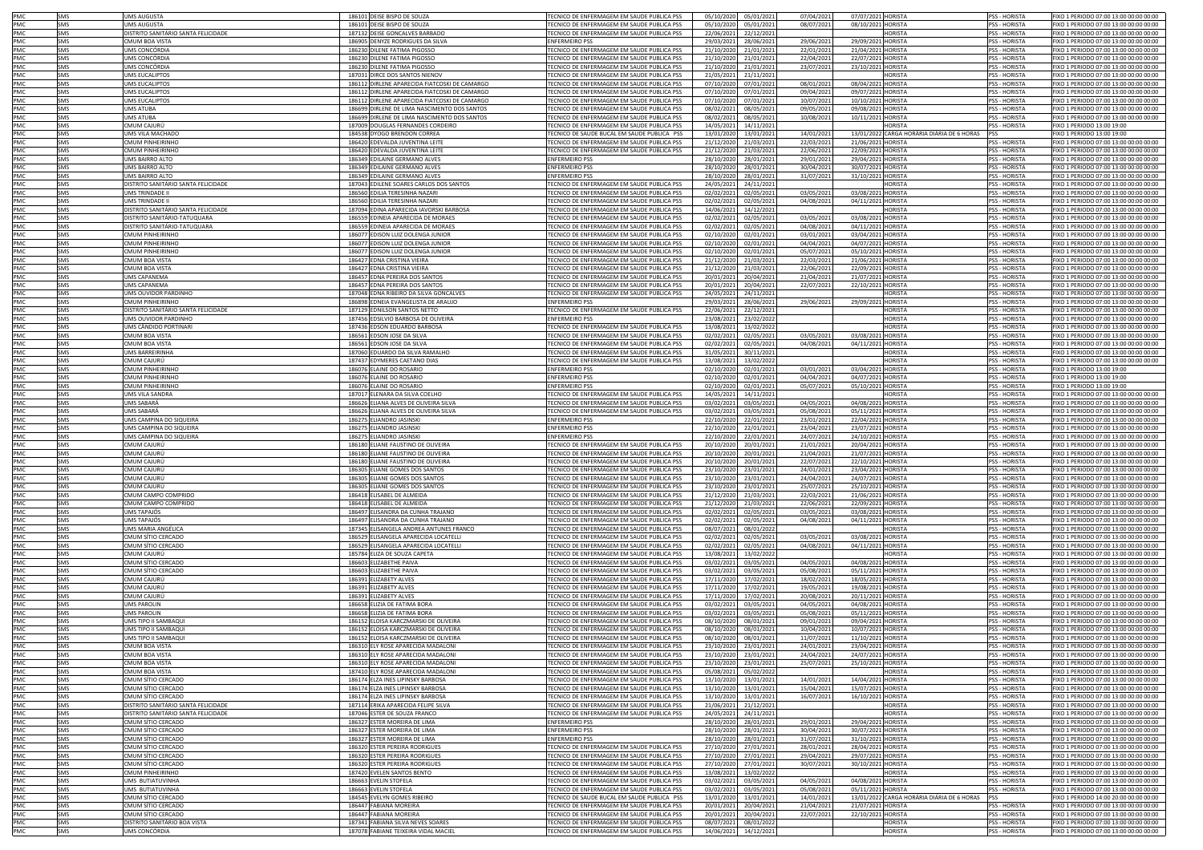| PMC | SMS | UMS AUGUSTA | 186101 | DEISE BISPO DE SOUZA | TECNICO DE ENFERMAGEM EM SAUDE PUBLICA PSS | 05/10/2020 | 05/01/2021 | 07/04/2021 | 07/07/2021 | HORISTA | PSS - HORISTA | FIXO 1 PERIODO 07:00 13:00 00:00 00:00 |
|---|---|---|---|---|---|---|---|---|---|---|---|---|
| PMC | SMS | UMS AUGUSTA | 186101 | DEISE BISPO DE SOUZA | TECNICO DE ENFERMAGEM EM SAUDE PUBLICA PSS | 05/10/2020 | 05/01/2021 | 08/07/2021 | 08/10/2021 | HORISTA | PSS - HORISTA | FIXO 1 PERIODO 07:00 13:00 00:00 00:00 |
| PMC | SMS | DISTRITO SANITÁRIO SANTA FELICIDADE | 187132 | DEISE GONCALVES BARBADO | TECNICO DE ENFERMAGEM EM SAUDE PUBLICA PSS | 22/06/2021 | 22/12/2021 | | | HORISTA | PSS - HORISTA | FIXO 1 PERIODO 07:00 13:00 00:00 00:00 |
| PMC | SMS | CMUM BOA VISTA | 186905 | DENYZE RODRIGUES DA SILVA | ENFERMEIRO PSS | 29/03/2021 | 28/06/2021 | 29/06/2021 | 29/09/2021 | HORISTA | PSS - HORISTA | FIXO 1 PERIODO 07:00 13:00 00:00 00:00 |
| PMC | SMS | UMS CONCÓRDIA | 186230 | DILENE FATIMA PIGOSSO | TECNICO DE ENFERMAGEM EM SAUDE PUBLICA PSS | 21/10/2020 | 21/01/2021 | 22/01/2021 | 21/04/2021 | HORISTA | PSS - HORISTA | FIXO 1 PERIODO 07:00 13:00 00:00 00:00 |
| PMC | SMS | UMS CONCÓRDIA | 186230 | DILENE FATIMA PIGOSSO | TECNICO DE ENFERMAGEM EM SAUDE PUBLICA PSS | 21/10/2020 | 21/01/2021 | 22/04/2021 | 22/07/2021 | HORISTA | PSS - HORISTA | FIXO 1 PERIODO 07:00 13:00 00:00 00:00 |
| PMC | SMS | UMS CONCÓRDIA | 186230 | DILENE FATIMA PIGOSSO | TECNICO DE ENFERMAGEM EM SAUDE PUBLICA PSS | 21/10/2020 | 21/01/2021 | 23/07/2021 | 23/10/2021 | HORISTA | PSS - HORISTA | FIXO 1 PERIODO 07:00 13:00 00:00 00:00 |
| PMC | SMS | UMS EUCALIPTOS | 187031 | DIRCE DOS SANTOS NIENOV | TECNICO DE ENFERMAGEM EM SAUDE PUBLICA PSS | 21/05/2021 | 21/11/2021 | | | HORISTA | PSS - HORISTA | FIXO 1 PERIODO 07:00 13:00 00:00 00:00 |
| PMC | SMS | UMS EUCALIPTOS | 186112 | DIRLENE APARECIDA FIATCOSKI DE CAMARGO | TECNICO DE ENFERMAGEM EM SAUDE PUBLICA PSS | 07/10/2020 | 07/01/2021 | 08/01/2021 | 08/04/2021 | HORISTA | PSS - HORISTA | FIXO 1 PERIODO 07:00 13:00 00:00 00:00 |
| PMC | SMS | UMS EUCALIPTOS | 186112 | DIRLENE APARECIDA FIATCOSKI DE CAMARGO | TECNICO DE ENFERMAGEM EM SAUDE PUBLICA PSS | 07/10/2020 | 07/01/2021 | 09/04/2021 | 09/07/2021 | HORISTA | PSS - HORISTA | FIXO 1 PERIODO 07:00 13:00 00:00 00:00 |
| PMC | SMS | UMS EUCALIPTOS | 186112 | DIRLENE APARECIDA FIATCOSKI DE CAMARGO | TECNICO DE ENFERMAGEM EM SAUDE PUBLICA PSS | 07/10/2020 | 07/01/2021 | 10/07/2021 | 10/10/2021 | HORISTA | PSS - HORISTA | FIXO 1 PERIODO 07:00 13:00 00:00 00:00 |
| PMC | SMS | UMS ATUBA | 186699 | DIRLENE DE LIMA NASCIMENTO DOS SANTOS | TECNICO DE ENFERMAGEM EM SAUDE PUBLICA PSS | 08/02/2021 | 08/05/2021 | 09/05/2021 | 09/08/2021 | HORISTA | PSS - HORISTA | FIXO 1 PERIODO 07:00 13:00 00:00 00:00 |
| PMC | SMS | UMS ATUBA | 186699 | DIRLENE DE LIMA NASCIMENTO DOS SANTOS | TECNICO DE ENFERMAGEM EM SAUDE PUBLICA PSS | 08/02/2021 | 08/05/2021 | 10/08/2021 | 10/11/2021 | HORISTA | PSS - HORISTA | FIXO 1 PERIODO 07:00 13:00 00:00 00:00 |
| PMC | SMS | CMUM CAJURÚ | 187009 | DOUGLAS FERNANDES CORDEIRO | TECNICO DE ENFERMAGEM EM SAUDE PUBLICA PSS | 14/05/2021 | 14/11/2021 | | | HORISTA | PSS - HORISTA | FIXO 1 PERIODO 13:00 19:00 |
| PMC | SMS | UMS VILA MACHADO | 184538 | DYOGO BRENDON CORREA | TECNICO DE SAUDE BUCAL EM SAUDE PUBLICA PSS | 13/01/2020 | 13/01/2021 | 14/01/2021 | 13/01/2022 | CARGA HORÁRIA DIÁRIA DE 6 HORAS | PSS | FIXO 1 PERIODO 13:00 19:00 |
| PMC | SMS | CMUM PINHEIRINHO | 186420 | EDEVALDA JUVENTINA LEITE | TECNICO DE ENFERMAGEM EM SAUDE PUBLICA PSS | 21/12/2020 | 21/03/2021 | 22/03/2021 | 21/06/2021 | HORISTA | PSS - HORISTA | FIXO 1 PERIODO 07:00 13:00 00:00 00:00 |
| PMC | SMS | CMUM PINHEIRINHO | 186420 | EDEVALDA JUVENTINA LEITE | TECNICO DE ENFERMAGEM EM SAUDE PUBLICA PSS | 21/12/2020 | 21/03/2021 | 22/06/2021 | 22/09/2021 | HORISTA | PSS - HORISTA | FIXO 1 PERIODO 07:00 13:00 00:00 00:00 |
| PMC | SMS | UMS BAIRRO ALTO | 186349 | EDILAINE GERMANO ALVES | ENFERMEIRO PSS | 28/10/2020 | 28/01/2021 | 29/01/2021 | 29/04/2021 | HORISTA | PSS - HORISTA | FIXO 1 PERIODO 07:00 13:00 00:00 00:00 |
| PMC | SMS | UMS BAIRRO ALTO | 186349 | EDILAINE GERMANO ALVES | ENFERMEIRO PSS | 28/10/2020 | 28/01/2021 | 30/04/2021 | 30/07/2021 | HORISTA | PSS - HORISTA | FIXO 1 PERIODO 07:00 13:00 00:00 00:00 |
| PMC | SMS | UMS BAIRRO ALTO | 186349 | EDILAINE GERMANO ALVES | ENFERMEIRO PSS | 28/10/2020 | 28/01/2021 | 31/07/2021 | 31/10/2021 | HORISTA | PSS - HORISTA | FIXO 1 PERIODO 07:00 13:00 00:00 00:00 |
| PMC | SMS | DISTRITO SANITÁRIO SANTA FELICIDADE | 187043 | EDILENE SOARES CARLOS DOS SANTOS | TECNICO DE ENFERMAGEM EM SAUDE PUBLICA PSS | 24/05/2021 | 24/11/2021 | | | HORISTA | PSS - HORISTA | FIXO 1 PERIODO 07:00 13:00 00:00 00:00 |
| PMC | SMS | UMS TRINDADE II | 186560 | EDILIA TERESINHA NAZARI | TECNICO DE ENFERMAGEM EM SAUDE PUBLICA PSS | 02/02/2021 | 02/05/2021 | 03/05/2021 | 03/08/2021 | HORISTA | PSS - HORISTA | FIXO 1 PERIODO 07:00 13:00 00:00 00:00 |
| PMC | SMS | UMS TRINDADE II | 186560 | EDILIA TERESINHA NAZARI | TECNICO DE ENFERMAGEM EM SAUDE PUBLICA PSS | 02/02/2021 | 02/05/2021 | 04/08/2021 | 04/11/2021 | HORISTA | PSS - HORISTA | FIXO 1 PERIODO 07:00 13:00 00:00 00:00 |
| PMC | SMS | DISTRITO SANITÁRIO SANTA FELICIDADE | 187094 | EDINA APARECIDA IAVORSKI BARBOSA | TECNICO DE ENFERMAGEM EM SAUDE PUBLICA PSS | 14/06/2021 | 14/12/2021 | | | HORISTA | PSS - HORISTA | FIXO 1 PERIODO 07:00 13:00 00:00 00:00 |
| PMC | SMS | DISTRITO SANITÁRIO-TATUQUARA | 186559 | EDINEIA APARECIDA DE MORAES | TECNICO DE ENFERMAGEM EM SAUDE PUBLICA PSS | 02/02/2021 | 02/05/2021 | 03/05/2021 | 03/08/2021 | HORISTA | PSS - HORISTA | FIXO 1 PERIODO 07:00 13:00 00:00 00:00 |
| PMC | SMS | DISTRITO SANITÁRIO-TATUQUARA | 186559 | EDINEIA APARECIDA DE MORAES | TECNICO DE ENFERMAGEM EM SAUDE PUBLICA PSS | 02/02/2021 | 02/05/2021 | 04/08/2021 | 04/11/2021 | HORISTA | PSS - HORISTA | FIXO 1 PERIODO 07:00 13:00 00:00 00:00 |
| PMC | SMS | CMUM PINHEIRINHO | 186077 | EDISON LUIZ DOLENGA JUNIOR | TECNICO DE ENFERMAGEM EM SAUDE PUBLICA PSS | 02/10/2020 | 02/01/2021 | 03/01/2021 | 03/04/2021 | HORISTA | PSS - HORISTA | FIXO 1 PERIODO 07:00 13:00 00:00 00:00 |
| PMC | SMS | CMUM PINHEIRINHO | 186077 | EDISON LUIZ DOLENGA JUNIOR | TECNICO DE ENFERMAGEM EM SAUDE PUBLICA PSS | 02/10/2020 | 02/01/2021 | 04/04/2021 | 04/07/2021 | HORISTA | PSS - HORISTA | FIXO 1 PERIODO 07:00 13:00 00:00 00:00 |
| PMC | SMS | CMUM PINHEIRINHO | 186077 | EDISON LUIZ DOLENGA JUNIOR | TECNICO DE ENFERMAGEM EM SAUDE PUBLICA PSS | 02/10/2020 | 02/01/2021 | 05/07/2021 | 05/10/2021 | HORISTA | PSS - HORISTA | FIXO 1 PERIODO 07:00 13:00 00:00 00:00 |
| PMC | SMS | CMUM BOA VISTA | 186427 | EDNA CRISTINA VIEIRA | TECNICO DE ENFERMAGEM EM SAUDE PUBLICA PSS | 21/12/2020 | 21/03/2021 | 22/03/2021 | 21/06/2021 | HORISTA | PSS - HORISTA | FIXO 1 PERIODO 07:00 13:00 00:00 00:00 |
| PMC | SMS | CMUM BOA VISTA | 186427 | EDNA CRISTINA VIEIRA | TECNICO DE ENFERMAGEM EM SAUDE PUBLICA PSS | 21/12/2020 | 21/03/2021 | 22/06/2021 | 22/09/2021 | HORISTA | PSS - HORISTA | FIXO 1 PERIODO 07:00 13:00 00:00 00:00 |
| PMC | SMS | UMS CAPANEMA | 186457 | EDNA PEREIRA DOS SANTOS | TECNICO DE ENFERMAGEM EM SAUDE PUBLICA PSS | 20/01/2021 | 20/04/2021 | 21/04/2021 | 21/07/2021 | HORISTA | PSS - HORISTA | FIXO 1 PERIODO 07:00 13:00 00:00 00:00 |
| PMC | SMS | UMS CAPANEMA | 186457 | EDNA PEREIRA DOS SANTOS | TECNICO DE ENFERMAGEM EM SAUDE PUBLICA PSS | 20/01/2021 | 20/04/2021 | 22/07/2021 | 22/10/2021 | HORISTA | PSS - HORISTA | FIXO 1 PERIODO 07:00 13:00 00:00 00:00 |
| PMC | SMS | UMS OUVIDOR PARDINHO | 187048 | EDNA RIBEIRO DA SILVA GONCALVES | TECNICO DE ENFERMAGEM EM SAUDE PUBLICA PSS | 24/05/2021 | 24/11/2021 | | | HORISTA | PSS - HORISTA | FIXO 1 PERIODO 07:00 13:00 00:00 00:00 |
| PMC | SMS | CMUM PINHEIRINHO | 186898 | EDNEIA EVANGELISTA DE ARAUJO | ENFERMEIRO PSS | 29/03/2021 | 28/06/2021 | 29/06/2021 | 29/09/2021 | HORISTA | PSS - HORISTA | FIXO 1 PERIODO 07:00 13:00 00:00 00:00 |
| PMC | SMS | DISTRITO SANITÁRIO SANTA FELICIDADE | 187129 | EDNILSON SANTOS NETTO | TECNICO DE ENFERMAGEM EM SAUDE PUBLICA PSS | 22/06/2021 | 22/12/2021 | | | HORISTA | PSS - HORISTA | FIXO 1 PERIODO 07:00 13:00 00:00 00:00 |
| PMC | SMS | UMS OUVIDOR PARDINHO | 187456 | EDSILVIO BARBOSA DE OLIVEIRA | ENFERMEIRO PSS | 23/08/2021 | 23/02/2022 | | | HORISTA | PSS - HORISTA | FIXO 1 PERIODO 07:00 13:00 00:00 00:00 |
| PMC | SMS | UMS CÂNDIDO PORTINARI | 187436 | EDSON EDUARDO BARBOSA | TECNICO DE ENFERMAGEM EM SAUDE PUBLICA PSS | 13/08/2021 | 13/02/2022 | | | HORISTA | PSS - HORISTA | FIXO 1 PERIODO 07:00 13:00 00:00 00:00 |
| PMC | SMS | CMUM BOA VISTA | 186561 | EDSON JOSE DA SILVA | TECNICO DE ENFERMAGEM EM SAUDE PUBLICA PSS | 02/02/2021 | 02/05/2021 | 03/05/2021 | 03/08/2021 | HORISTA | PSS - HORISTA | FIXO 1 PERIODO 07:00 13:00 00:00 00:00 |
| PMC | SMS | CMUM BOA VISTA | 186561 | EDSON JOSE DA SILVA | TECNICO DE ENFERMAGEM EM SAUDE PUBLICA PSS | 02/02/2021 | 02/05/2021 | 04/08/2021 | 04/11/2021 | HORISTA | PSS - HORISTA | FIXO 1 PERIODO 07:00 13:00 00:00 00:00 |
| PMC | SMS | UMS BARREIRINHA | 187060 | EDUARDO DA SILVA RAMALHO | TECNICO DE ENFERMAGEM EM SAUDE PUBLICA PSS | 31/05/2021 | 30/11/2021 | | | HORISTA | PSS - HORISTA | FIXO 1 PERIODO 07:00 13:00 00:00 00:00 |
| PMC | SMS | CMUM CAJURÚ | 187437 | EDYMERES CAETANO DIAS | TECNICO DE ENFERMAGEM EM SAUDE PUBLICA PSS | 13/08/2021 | 13/02/2022 | | | HORISTA | PSS - HORISTA | FIXO 1 PERIODO 07:00 13:00 00:00 00:00 |
| PMC | SMS | CMUM PINHEIRINHO | 186076 | ELAINE DO ROSARIO | ENFERMEIRO PSS | 02/10/2020 | 02/01/2021 | 03/01/2021 | 03/04/2021 | HORISTA | PSS - HORISTA | FIXO 1 PERIODO 13:00 19:00 |
| PMC | SMS | CMUM PINHEIRINHO | 186076 | ELAINE DO ROSARIO | ENFERMEIRO PSS | 02/10/2020 | 02/01/2021 | 04/04/2021 | 04/07/2021 | HORISTA | PSS - HORISTA | FIXO 1 PERIODO 13:00 19:00 |
| PMC | SMS | CMUM PINHEIRINHO | 186076 | ELAINE DO ROSARIO | ENFERMEIRO PSS | 02/10/2020 | 02/01/2021 | 05/07/2021 | 05/10/2021 | HORISTA | PSS - HORISTA | FIXO 1 PERIODO 13:00 19:00 |
| PMC | SMS | UMS VILA SANDRA | 187017 | ELENARA DA SILVA COELHO | TECNICO DE ENFERMAGEM EM SAUDE PUBLICA PSS | 14/05/2021 | 14/11/2021 | | | HORISTA | PSS - HORISTA | FIXO 1 PERIODO 07:00 13:00 00:00 00:00 |
| PMC | SMS | UMS SABARÁ | 186626 | ELIANA ALVES DE OLIVEIRA SILVA | TECNICO DE ENFERMAGEM EM SAUDE PUBLICA PSS | 03/02/2021 | 03/05/2021 | 04/05/2021 | 04/08/2021 | HORISTA | PSS - HORISTA | FIXO 1 PERIODO 07:00 13:00 00:00 00:00 |
| PMC | SMS | UMS SABARÁ | 186626 | ELIANA ALVES DE OLIVEIRA SILVA | TECNICO DE ENFERMAGEM EM SAUDE PUBLICA PSS | 03/02/2021 | 03/05/2021 | 05/08/2021 | 05/11/2021 | HORISTA | PSS - HORISTA | FIXO 1 PERIODO 07:00 13:00 00:00 00:00 |
| PMC | SMS | UMS CAMPINA DO SIQUEIRA | 186275 | ELIANDRO JASINSKI | ENFERMEIRO PSS | 22/10/2020 | 22/01/2021 | 23/01/2021 | 22/04/2021 | HORISTA | PSS - HORISTA | FIXO 1 PERIODO 07:00 13:00 00:00 00:00 |
| PMC | SMS | UMS CAMPINA DO SIQUEIRA | 186275 | ELIANDRO JASINSKI | ENFERMEIRO PSS | 22/10/2020 | 22/01/2021 | 23/04/2021 | 23/07/2021 | HORISTA | PSS - HORISTA | FIXO 1 PERIODO 07:00 13:00 00:00 00:00 |
| PMC | SMS | UMS CAMPINA DO SIQUEIRA | 186275 | ELIANDRO JASINSKI | ENFERMEIRO PSS | 22/10/2020 | 22/01/2021 | 24/07/2021 | 24/10/2021 | HORISTA | PSS - HORISTA | FIXO 1 PERIODO 07:00 13:00 00:00 00:00 |
| PMC | SMS | CMUM CAJURÚ | 186180 | ELIANE FAUSTINO DE OLIVEIRA | TECNICO DE ENFERMAGEM EM SAUDE PUBLICA PSS | 20/10/2020 | 20/01/2021 | 21/01/2021 | 20/04/2021 | HORISTA | PSS - HORISTA | FIXO 1 PERIODO 07:00 13:00 00:00 00:00 |
| PMC | SMS | CMUM CAJURÚ | 186180 | ELIANE FAUSTINO DE OLIVEIRA | TECNICO DE ENFERMAGEM EM SAUDE PUBLICA PSS | 20/10/2020 | 20/01/2021 | 21/04/2021 | 21/07/2021 | HORISTA | PSS - HORISTA | FIXO 1 PERIODO 07:00 13:00 00:00 00:00 |
| PMC | SMS | CMUM CAJURÚ | 186180 | ELIANE FAUSTINO DE OLIVEIRA | TECNICO DE ENFERMAGEM EM SAUDE PUBLICA PSS | 20/10/2020 | 20/01/2021 | 22/07/2021 | 22/10/2021 | HORISTA | PSS - HORISTA | FIXO 1 PERIODO 07:00 13:00 00:00 00:00 |
| PMC | SMS | CMUM CAJURÚ | 186305 | ELIANE GOMES DOS SANTOS | TECNICO DE ENFERMAGEM EM SAUDE PUBLICA PSS | 23/10/2020 | 23/01/2021 | 24/01/2021 | 23/04/2021 | HORISTA | PSS - HORISTA | FIXO 1 PERIODO 07:00 13:00 00:00 00:00 |
| PMC | SMS | CMUM CAJURÚ | 186305 | ELIANE GOMES DOS SANTOS | TECNICO DE ENFERMAGEM EM SAUDE PUBLICA PSS | 23/10/2020 | 23/01/2021 | 24/04/2021 | 24/07/2021 | HORISTA | PSS - HORISTA | FIXO 1 PERIODO 07:00 13:00 00:00 00:00 |
| PMC | SMS | CMUM CAJURÚ | 186305 | ELIANE GOMES DOS SANTOS | TECNICO DE ENFERMAGEM EM SAUDE PUBLICA PSS | 23/10/2020 | 23/01/2021 | 25/07/2021 | 25/10/2021 | HORISTA | PSS - HORISTA | FIXO 1 PERIODO 07:00 13:00 00:00 00:00 |
| PMC | SMS | CMUM CAMPO COMPRIDO | 186418 | ELISABEL DE ALMEIDA | TECNICO DE ENFERMAGEM EM SAUDE PUBLICA PSS | 21/12/2020 | 21/03/2021 | 22/03/2021 | 21/06/2021 | HORISTA | PSS - HORISTA | FIXO 1 PERIODO 07:00 13:00 00:00 00:00 |
| PMC | SMS | CMUM CAMPO COMPRIDO | 186418 | ELISABEL DE ALMEIDA | TECNICO DE ENFERMAGEM EM SAUDE PUBLICA PSS | 21/12/2020 | 21/03/2021 | 22/06/2021 | 22/09/2021 | HORISTA | PSS - HORISTA | FIXO 1 PERIODO 07:00 13:00 00:00 00:00 |
| PMC | SMS | UMS TAPAJÓS | 186497 | ELISANDRA DA CUNHA TRAJANO | TECNICO DE ENFERMAGEM EM SAUDE PUBLICA PSS | 02/02/2021 | 02/05/2021 | 03/05/2021 | 03/08/2021 | HORISTA | PSS - HORISTA | FIXO 1 PERIODO 07:00 13:00 00:00 00:00 |
| PMC | SMS | UMS TAPAJÓS | 186497 | ELISANDRA DA CUNHA TRAJANO | TECNICO DE ENFERMAGEM EM SAUDE PUBLICA PSS | 02/02/2021 | 02/05/2021 | 04/08/2021 | 04/11/2021 | HORISTA | PSS - HORISTA | FIXO 1 PERIODO 07:00 13:00 00:00 00:00 |
| PMC | SMS | UMS MARIA ANGÉLICA | 187345 | ELISANGELA ANDREA ANTUNES FRANCO | TECNICO DE ENFERMAGEM EM SAUDE PUBLICA PSS | 08/07/2021 | 08/01/2022 | | | HORISTA | PSS - HORISTA | FIXO 1 PERIODO 07:00 13:00 00:00 00:00 |
| PMC | SMS | CMUM SÍTIO CERCADO | 186529 | ELISANGELA APARECIDA LOCATELLI | TECNICO DE ENFERMAGEM EM SAUDE PUBLICA PSS | 02/02/2021 | 02/05/2021 | 03/05/2021 | 03/08/2021 | HORISTA | PSS - HORISTA | FIXO 1 PERIODO 07:00 13:00 00:00 00:00 |
| PMC | SMS | CMUM SÍTIO CERCADO | 186529 | ELISANGELA APARECIDA LOCATELLI | TECNICO DE ENFERMAGEM EM SAUDE PUBLICA PSS | 02/02/2021 | 02/05/2021 | 04/08/2021 | 04/11/2021 | HORISTA | PSS - HORISTA | FIXO 1 PERIODO 07:00 13:00 00:00 00:00 |
| PMC | SMS | CMUM CAJURÚ | 185784 | ELIZA DE SOUZA CAPETA | TECNICO DE ENFERMAGEM EM SAUDE PUBLICA PSS | 13/08/2021 | 13/02/2022 | | | HORISTA | PSS - HORISTA | FIXO 1 PERIODO 07:00 13:00 00:00 00:00 |
| PMC | SMS | CMUM SÍTIO CERCADO | 186603 | ELIZABETHE PAIVA | TECNICO DE ENFERMAGEM EM SAUDE PUBLICA PSS | 03/02/2021 | 03/05/2021 | 04/05/2021 | 04/08/2021 | HORISTA | PSS - HORISTA | FIXO 1 PERIODO 07:00 13:00 00:00 00:00 |
| PMC | SMS | CMUM SÍTIO CERCADO | 186603 | ELIZABETHE PAIVA | TECNICO DE ENFERMAGEM EM SAUDE PUBLICA PSS | 03/02/2021 | 03/05/2021 | 05/08/2021 | 05/11/2021 | HORISTA | PSS - HORISTA | FIXO 1 PERIODO 07:00 13:00 00:00 00:00 |
| PMC | SMS | CMUM CAJURÚ | 186391 | ELIZABETY ALVES | TECNICO DE ENFERMAGEM EM SAUDE PUBLICA PSS | 17/11/2020 | 17/02/2021 | 18/02/2021 | 18/05/2021 | HORISTA | PSS - HORISTA | FIXO 1 PERIODO 07:00 13:00 00:00 00:00 |
| PMC | SMS | CMUM CAJURÚ | 186391 | ELIZABETY ALVES | TECNICO DE ENFERMAGEM EM SAUDE PUBLICA PSS | 17/11/2020 | 17/02/2021 | 19/05/2021 | 19/08/2021 | HORISTA | PSS - HORISTA | FIXO 1 PERIODO 07:00 13:00 00:00 00:00 |
| PMC | SMS | CMUM CAJURÚ | 186391 | ELIZABETY ALVES | TECNICO DE ENFERMAGEM EM SAUDE PUBLICA PSS | 17/11/2020 | 17/02/2021 | 20/08/2021 | 20/11/2021 | HORISTA | PSS - HORISTA | FIXO 1 PERIODO 07:00 13:00 00:00 00:00 |
| PMC | SMS | UMS PAROLIN | 186658 | ELIZIA DE FATIMA BORA | TECNICO DE ENFERMAGEM EM SAUDE PUBLICA PSS | 03/02/2021 | 03/05/2021 | 04/05/2021 | 04/08/2021 | HORISTA | PSS - HORISTA | FIXO 1 PERIODO 07:00 13:00 00:00 00:00 |
| PMC | SMS | UMS PAROLIN | 186658 | ELIZIA DE FATIMA BORA | TECNICO DE ENFERMAGEM EM SAUDE PUBLICA PSS | 03/02/2021 | 03/05/2021 | 05/08/2021 | 05/11/2021 | HORISTA | PSS - HORISTA | FIXO 1 PERIODO 07:00 13:00 00:00 00:00 |
| PMC | SMS | UMS TIPO II SAMBAQUI | 186152 | ELOISA KARCZMARSKI DE OLIVEIRA | TECNICO DE ENFERMAGEM EM SAUDE PUBLICA PSS | 08/10/2020 | 08/01/2021 | 09/01/2021 | 09/04/2021 | HORISTA | PSS - HORISTA | FIXO 1 PERIODO 07:00 13:00 00:00 00:00 |
| PMC | SMS | UMS TIPO II SAMBAQUI | 186152 | ELOISA KARCZMARSKI DE OLIVEIRA | TECNICO DE ENFERMAGEM EM SAUDE PUBLICA PSS | 08/10/2020 | 08/01/2021 | 10/04/2021 | 10/07/2021 | HORISTA | PSS - HORISTA | FIXO 1 PERIODO 07:00 13:00 00:00 00:00 |
| PMC | SMS | UMS TIPO II SAMBAQUI | 186152 | ELOISA KARCZMARSKI DE OLIVEIRA | TECNICO DE ENFERMAGEM EM SAUDE PUBLICA PSS | 08/10/2020 | 08/01/2021 | 11/07/2021 | 11/10/2021 | HORISTA | PSS - HORISTA | FIXO 1 PERIODO 07:00 13:00 00:00 00:00 |
| PMC | SMS | CMUM BOA VISTA | 186310 | ELY ROSE APARECIDA MADALONI | TECNICO DE ENFERMAGEM EM SAUDE PUBLICA PSS | 23/10/2020 | 23/01/2021 | 24/01/2021 | 23/04/2021 | HORISTA | PSS - HORISTA | FIXO 1 PERIODO 07:00 13:00 00:00 00:00 |
| PMC | SMS | CMUM BOA VISTA | 186310 | ELY ROSE APARECIDA MADALONI | TECNICO DE ENFERMAGEM EM SAUDE PUBLICA PSS | 23/10/2020 | 23/01/2021 | 24/04/2021 | 24/07/2021 | HORISTA | PSS - HORISTA | FIXO 1 PERIODO 07:00 13:00 00:00 00:00 |
| PMC | SMS | CMUM BOA VISTA | 186310 | ELY ROSE APARECIDA MADALONI | TECNICO DE ENFERMAGEM EM SAUDE PUBLICA PSS | 23/10/2020 | 23/01/2021 | 25/07/2021 | 25/10/2021 | HORISTA | PSS - HORISTA | FIXO 1 PERIODO 07:00 13:00 00:00 00:00 |
| PMC | SMS | CMUM BOA VISTA | 187410 | ELY ROSE APARECIDA MADALONI | TECNICO DE ENFERMAGEM EM SAUDE PUBLICA PSS | 05/08/2021 | 05/02/2022 | | | HORISTA | PSS - HORISTA | FIXO 1 PERIODO 07:00 13:00 00:00 00:00 |
| PMC | SMS | CMUM SÍTIO CERCADO | 186174 | ELZA INES LIPINSKY BARBOSA | TECNICO DE ENFERMAGEM EM SAUDE PUBLICA PSS | 13/10/2020 | 13/01/2021 | 14/01/2021 | 14/04/2021 | HORISTA | PSS - HORISTA | FIXO 1 PERIODO 07:00 13:00 00:00 00:00 |
| PMC | SMS | CMUM SÍTIO CERCADO | 186174 | ELZA INES LIPINSKY BARBOSA | TECNICO DE ENFERMAGEM EM SAUDE PUBLICA PSS | 13/10/2020 | 13/01/2021 | 15/04/2021 | 15/07/2021 | HORISTA | PSS - HORISTA | FIXO 1 PERIODO 07:00 13:00 00:00 00:00 |
| PMC | SMS | CMUM SÍTIO CERCADO | 186174 | ELZA INES LIPINSKY BARBOSA | TECNICO DE ENFERMAGEM EM SAUDE PUBLICA PSS | 13/10/2020 | 13/01/2021 | 16/07/2021 | 16/10/2021 | HORISTA | PSS - HORISTA | FIXO 1 PERIODO 07:00 13:00 00:00 00:00 |
| PMC | SMS | DISTRITO SANITÁRIO SANTA FELICIDADE | 187114 | ERIKA APARECIDA FELIPE SILVA | TECNICO DE ENFERMAGEM EM SAUDE PUBLICA PSS | 21/06/2021 | 21/12/2021 | | | HORISTA | PSS - HORISTA | FIXO 1 PERIODO 07:00 13:00 00:00 00:00 |
| PMC | SMS | DISTRITO SANITÁRIO SANTA FELICIDADE | 187046 | ESTER DE SOUZA FRANCO | TECNICO DE ENFERMAGEM EM SAUDE PUBLICA PSS | 24/05/2021 | 24/11/2021 | | | HORISTA | PSS - HORISTA | FIXO 1 PERIODO 07:00 13:00 00:00 00:00 |
| PMC | SMS | CMUM SÍTIO CERCADO | 186327 | ESTER MOREIRA DE LIMA | ENFERMEIRO PSS | 28/10/2020 | 28/01/2021 | 29/01/2021 | 29/04/2021 | HORISTA | PSS - HORISTA | FIXO 1 PERIODO 07:00 13:00 00:00 00:00 |
| PMC | SMS | CMUM SÍTIO CERCADO | 186327 | ESTER MOREIRA DE LIMA | ENFERMEIRO PSS | 28/10/2020 | 28/01/2021 | 30/04/2021 | 30/07/2021 | HORISTA | PSS - HORISTA | FIXO 1 PERIODO 07:00 13:00 00:00 00:00 |
| PMC | SMS | CMUM SÍTIO CERCADO | 186327 | ESTER MOREIRA DE LIMA | ENFERMEIRO PSS | 28/10/2020 | 28/01/2021 | 31/07/2021 | 31/10/2021 | HORISTA | PSS - HORISTA | FIXO 1 PERIODO 07:00 13:00 00:00 00:00 |
| PMC | SMS | CMUM SÍTIO CERCADO | 186320 | ESTER PEREIRA RODRIGUES | TECNICO DE ENFERMAGEM EM SAUDE PUBLICA PSS | 27/10/2020 | 27/01/2021 | 28/01/2021 | 28/04/2021 | HORISTA | PSS - HORISTA | FIXO 1 PERIODO 07:00 13:00 00:00 00:00 |
| PMC | SMS | CMUM SÍTIO CERCADO | 186320 | ESTER PEREIRA RODRIGUES | TECNICO DE ENFERMAGEM EM SAUDE PUBLICA PSS | 27/10/2020 | 27/01/2021 | 29/04/2021 | 29/07/2021 | HORISTA | PSS - HORISTA | FIXO 1 PERIODO 07:00 13:00 00:00 00:00 |
| PMC | SMS | CMUM SÍTIO CERCADO | 186320 | ESTER PEREIRA RODRIGUES | TECNICO DE ENFERMAGEM EM SAUDE PUBLICA PSS | 27/10/2020 | 27/01/2021 | 30/07/2021 | 30/10/2021 | HORISTA | PSS - HORISTA | FIXO 1 PERIODO 07:00 13:00 00:00 00:00 |
| PMC | SMS | CMUM PINHEIRINHO | 187420 | EVELEN SANTOS BENTO | TECNICO DE ENFERMAGEM EM SAUDE PUBLICA PSS | 13/08/2021 | 13/02/2022 | | | HORISTA | PSS - HORISTA | FIXO 1 PERIODO 07:00 13:00 00:00 00:00 |
| PMC | SMS | UMS BUTIATUVINHA | 186663 | EVELIN STOFELA | TECNICO DE ENFERMAGEM EM SAUDE PUBLICA PSS | 03/02/2021 | 03/05/2021 | 04/05/2021 | 04/08/2021 | HORISTA | PSS - HORISTA | FIXO 1 PERIODO 07:00 13:00 00:00 00:00 |
| PMC | SMS | UMS BUTIATUVINHA | 186663 | EVELIN STOFELA | TECNICO DE ENFERMAGEM EM SAUDE PUBLICA PSS | 03/02/2021 | 03/05/2021 | 05/08/2021 | 05/11/2021 | HORISTA | PSS - HORISTA | FIXO 1 PERIODO 07:00 13:00 00:00 00:00 |
| PMC | SMS | CMUM SÍTIO CERCADO | 184545 | EVELYN GOMES RIBEIRO | TECNICO DE SAUDE BUCAL EM SAUDE PUBLICA PSS | 13/01/2020 | 13/01/2021 | 14/01/2021 | 13/01/2022 | CARGA HORÁRIA DIÁRIA DE 6 HORAS | PSS | FIXO 1 PERIODO 14:00 20:00 00:00 00:00 |
| PMC | SMS | CMUM SÍTIO CERCADO | 186447 | FABIANA MOREIRA | TECNICO DE ENFERMAGEM EM SAUDE PUBLICA PSS | 20/01/2021 | 20/04/2021 | 21/04/2021 | 21/07/2021 | HORISTA | PSS - HORISTA | FIXO 1 PERIODO 07:00 13:00 00:00 00:00 |
| PMC | SMS | CMUM SÍTIO CERCADO | 186447 | FABIANA MOREIRA | TECNICO DE ENFERMAGEM EM SAUDE PUBLICA PSS | 20/01/2021 | 20/04/2021 | 22/07/2021 | 22/10/2021 | HORISTA | PSS - HORISTA | FIXO 1 PERIODO 07:00 13:00 00:00 00:00 |
| PMC | SMS | DISTRITO SANITÁRIO BOA VISTA | 187341 | FABIANA SILVA NEVES SOARES | TECNICO DE ENFERMAGEM EM SAUDE PUBLICA PSS | 08/07/2021 | 08/01/2022 | | | HORISTA | PSS - HORISTA | FIXO 1 PERIODO 07:00 13:00 00:00 00:00 |
| PMC | SMS | UMS CONCÓRDIA | 187078 | FABIANE TEIXEIRA VIDAL MACIEL | TECNICO DE ENFERMAGEM EM SAUDE PUBLICA PSS | 14/06/2021 | 14/12/2021 | | | HORISTA | PSS - HORISTA | FIXO 1 PERIODO 07:00 13:00 00:00 00:00 |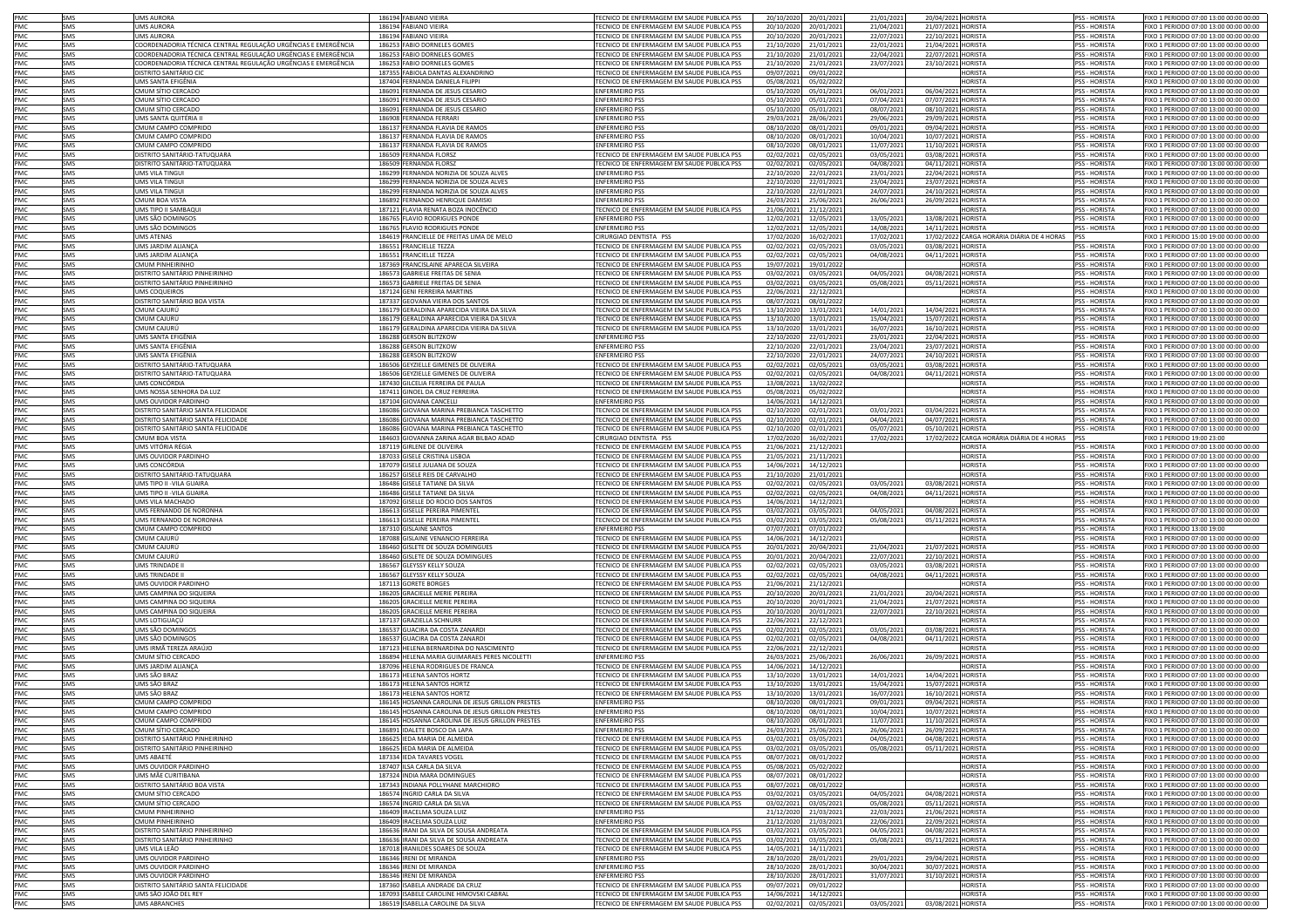| | | | | | | | | | | | | |
|---|---|---|---|---|---|---|---|---|---|---|---|---|
| PMC | SMS | UMS AURORA | 186194 | FABIANO VIEIRA | TECNICO DE ENFERMAGEM EM SAUDE PUBLICA PSS | 20/10/2020 | 20/01/2021 | 21/01/2021 | 20/04/2021 | HORISTA | PSS - HORISTA | FIXO 1 PERIODO 07:00 13:00 00:00 00:00 |
| PMC | SMS | UMS AURORA | 186194 | FABIANO VIEIRA | TECNICO DE ENFERMAGEM EM SAUDE PUBLICA PSS | 20/10/2020 | 20/01/2021 | 21/04/2021 | 21/07/2021 | HORISTA | PSS - HORISTA | FIXO 1 PERIODO 07:00 13:00 00:00 00:00 |
| PMC | SMS | UMS AURORA | 186194 | FABIANO VIEIRA | TECNICO DE ENFERMAGEM EM SAUDE PUBLICA PSS | 20/10/2020 | 20/01/2021 | 22/07/2021 | 22/10/2021 | HORISTA | PSS - HORISTA | FIXO 1 PERIODO 07:00 13:00 00:00 00:00 |
| PMC | SMS | COORDENADORIA TÉCNICA CENTRAL REGULAÇÃO URGÊNCIAS E EMERGÊNCIA | 186253 | FABIO DORNELES GOMES | TECNICO DE ENFERMAGEM EM SAUDE PUBLICA PSS | 21/10/2020 | 21/01/2021 | 22/01/2021 | 21/04/2021 | HORISTA | PSS - HORISTA | FIXO 1 PERIODO 07:00 13:00 00:00 00:00 |
| PMC | SMS | COORDENADORIA TÉCNICA CENTRAL REGULAÇÃO URGÊNCIAS E EMERGÊNCIA | 186253 | FABIO DORNELES GOMES | TECNICO DE ENFERMAGEM EM SAUDE PUBLICA PSS | 21/10/2020 | 21/01/2021 | 22/04/2021 | 22/07/2021 | HORISTA | PSS - HORISTA | FIXO 1 PERIODO 07:00 13:00 00:00 00:00 |
| PMC | SMS | COORDENADORIA TÉCNICA CENTRAL REGULAÇÃO URGÊNCIAS E EMERGÊNCIA | 186253 | FABIO DORNELES GOMES | TECNICO DE ENFERMAGEM EM SAUDE PUBLICA PSS | 21/10/2020 | 21/01/2021 | 23/07/2021 | 23/10/2021 | HORISTA | PSS - HORISTA | FIXO 1 PERIODO 07:00 13:00 00:00 00:00 |
| PMC | SMS | DISTRITO SANITÁRIO CIC | 187355 | FABIOLA DANTAS ALEXANDRINO | TECNICO DE ENFERMAGEM EM SAUDE PUBLICA PSS | 09/07/2021 | 09/01/2022 | | | HORISTA | PSS - HORISTA | FIXO 1 PERIODO 07:00 13:00 00:00 00:00 |
| PMC | SMS | UMS SANTA EFIGÊNIA | 187404 | FERNANDA DANIELA FILIPPI | TECNICO DE ENFERMAGEM EM SAUDE PUBLICA PSS | 05/08/2021 | 05/02/2022 | | | HORISTA | PSS - HORISTA | FIXO 1 PERIODO 07:00 13:00 00:00 00:00 |
| PMC | SMS | CMUM SÍTIO CERCADO | 186091 | FERNANDA DE JESUS CESARIO | ENFERMEIRO PSS | 05/10/2020 | 05/01/2021 | 06/01/2021 | 06/04/2021 | HORISTA | PSS - HORISTA | FIXO 1 PERIODO 07:00 13:00 00:00 00:00 |
| PMC | SMS | CMUM SÍTIO CERCADO | 186091 | FERNANDA DE JESUS CESARIO | ENFERMEIRO PSS | 05/10/2020 | 05/01/2021 | 07/04/2021 | 07/07/2021 | HORISTA | PSS - HORISTA | FIXO 1 PERIODO 07:00 13:00 00:00 00:00 |
| PMC | SMS | CMUM SÍTIO CERCADO | 186091 | FERNANDA DE JESUS CESARIO | ENFERMEIRO PSS | 05/10/2020 | 05/01/2021 | 08/07/2021 | 08/10/2021 | HORISTA | PSS - HORISTA | FIXO 1 PERIODO 07:00 13:00 00:00 00:00 |
| PMC | SMS | UMS SANTA QUITÉRIA II | 186908 | FERNANDA FERRARI | ENFERMEIRO PSS | 29/03/2021 | 28/06/2021 | 29/06/2021 | 29/09/2021 | HORISTA | PSS - HORISTA | FIXO 1 PERIODO 07:00 13:00 00:00 00:00 |
| PMC | SMS | CMUM CAMPO COMPRIDO | 186137 | FERNANDA FLAVIA DE RAMOS | ENFERMEIRO PSS | 08/10/2020 | 08/01/2021 | 09/01/2021 | 09/04/2021 | HORISTA | PSS - HORISTA | FIXO 1 PERIODO 07:00 13:00 00:00 00:00 |
| PMC | SMS | CMUM CAMPO COMPRIDO | 186137 | FERNANDA FLAVIA DE RAMOS | ENFERMEIRO PSS | 08/10/2020 | 08/01/2021 | 10/04/2021 | 10/07/2021 | HORISTA | PSS - HORISTA | FIXO 1 PERIODO 07:00 13:00 00:00 00:00 |
| PMC | SMS | CMUM CAMPO COMPRIDO | 186137 | FERNANDA FLAVIA DE RAMOS | ENFERMEIRO PSS | 08/10/2020 | 08/01/2021 | 11/07/2021 | 11/10/2021 | HORISTA | PSS - HORISTA | FIXO 1 PERIODO 07:00 13:00 00:00 00:00 |
| PMC | SMS | DISTRITO SANITÁRIO-TATUQUARA | 186509 | FERNANDA FLORSZ | TECNICO DE ENFERMAGEM EM SAUDE PUBLICA PSS | 02/02/2021 | 02/05/2021 | 03/05/2021 | 03/08/2021 | HORISTA | PSS - HORISTA | FIXO 1 PERIODO 07:00 13:00 00:00 00:00 |
| PMC | SMS | DISTRITO SANITÁRIO-TATUQUARA | 186509 | FERNANDA FLORSZ | TECNICO DE ENFERMAGEM EM SAUDE PUBLICA PSS | 02/02/2021 | 02/05/2021 | 04/08/2021 | 04/11/2021 | HORISTA | PSS - HORISTA | FIXO 1 PERIODO 07:00 13:00 00:00 00:00 |
| PMC | SMS | UMS VILA TINGUI | 186299 | FERNANDA NORIZIA DE SOUZA ALVES | ENFERMEIRO PSS | 22/10/2020 | 22/01/2021 | 23/01/2021 | 22/04/2021 | HORISTA | PSS - HORISTA | FIXO 1 PERIODO 07:00 13:00 00:00 00:00 |
| PMC | SMS | UMS VILA TINGUI | 186299 | FERNANDA NORIZIA DE SOUZA ALVES | ENFERMEIRO PSS | 22/10/2020 | 22/01/2021 | 23/04/2021 | 23/07/2021 | HORISTA | PSS - HORISTA | FIXO 1 PERIODO 07:00 13:00 00:00 00:00 |
| PMC | SMS | UMS VILA TINGUI | 186299 | FERNANDA NORIZIA DE SOUZA ALVES | ENFERMEIRO PSS | 22/10/2020 | 22/01/2021 | 24/07/2021 | 24/10/2021 | HORISTA | PSS - HORISTA | FIXO 1 PERIODO 07:00 13:00 00:00 00:00 |
| PMC | SMS | CMUM BOA VISTA | 186892 | FERNANDO HENRIQUE DAMISKI | ENFERMEIRO PSS | 26/03/2021 | 25/06/2021 | 26/06/2021 | 26/09/2021 | HORISTA | PSS - HORISTA | FIXO 1 PERIODO 07:00 13:00 00:00 00:00 |
| PMC | SMS | UMS TIPO II SAMBAQUI | 187121 | FLAVIA RENATA BOZA INOCÊNCIO | TECNICO DE ENFERMAGEM EM SAUDE PUBLICA PSS | 21/06/2021 | 21/12/2021 | | | HORISTA | PSS - HORISTA | FIXO 1 PERIODO 07:00 13:00 00:00 00:00 |
| PMC | SMS | UMS SÃO DOMINGOS | 186765 | FLAVIO RODRIGUES PONDE | ENFERMEIRO PSS | 12/02/2021 | 12/05/2021 | 13/05/2021 | 13/08/2021 | HORISTA | PSS - HORISTA | FIXO 1 PERIODO 07:00 13:00 00:00 00:00 |
| PMC | SMS | UMS SÃO DOMINGOS | 186765 | FLAVIO RODRIGUES PONDE | ENFERMEIRO PSS | 12/02/2021 | 12/05/2021 | 14/08/2021 | 14/11/2021 | HORISTA | PSS - HORISTA | FIXO 1 PERIODO 07:00 13:00 00:00 00:00 |
| PMC | SMS | UMS ATENAS | 184619 | FRANCIELLE DE FREITAS LIMA DE MELO | CIRURGIAO DENTISTA PSS | 17/02/2020 | 16/02/2021 | 17/02/2021 | 17/02/2022 | CARGA HORÁRIA DIÁRIA DE 4 HORAS | PSS | FIXO 1 PERIODO 15:00 19:00 00:00 00:00 |
| PMC | SMS | UMS JARDIM ALIANÇA | 186551 | FRANCIELLE TEZZA | TECNICO DE ENFERMAGEM EM SAUDE PUBLICA PSS | 02/02/2021 | 02/05/2021 | 03/05/2021 | 03/08/2021 | HORISTA | PSS - HORISTA | FIXO 1 PERIODO 07:00 13:00 00:00 00:00 |
| PMC | SMS | UMS JARDIM ALIANÇA | 186551 | FRANCIELLE TEZZA | TECNICO DE ENFERMAGEM EM SAUDE PUBLICA PSS | 02/02/2021 | 02/05/2021 | 04/08/2021 | 04/11/2021 | HORISTA | PSS - HORISTA | FIXO 1 PERIODO 07:00 13:00 00:00 00:00 |
| PMC | SMS | CMUM PINHEIRINHO | 187369 | FRANCISLAINE APARECIA SILVEIRA | TECNICO DE ENFERMAGEM EM SAUDE PUBLICA PSS | 19/07/2021 | 19/01/2022 | | | HORISTA | PSS - HORISTA | FIXO 1 PERIODO 07:00 13:00 00:00 00:00 |
| PMC | SMS | DISTRITO SANITÁRIO PINHEIRINHO | 186573 | GABRIELE FREITAS DE SENIA | TECNICO DE ENFERMAGEM EM SAUDE PUBLICA PSS | 03/02/2021 | 03/05/2021 | 04/05/2021 | 04/08/2021 | HORISTA | PSS - HORISTA | FIXO 1 PERIODO 07:00 13:00 00:00 00:00 |
| PMC | SMS | DISTRITO SANITÁRIO PINHEIRINHO | 186573 | GABRIELE FREITAS DE SENIA | TECNICO DE ENFERMAGEM EM SAUDE PUBLICA PSS | 03/02/2021 | 03/05/2021 | 05/08/2021 | 05/11/2021 | HORISTA | PSS - HORISTA | FIXO 1 PERIODO 07:00 13:00 00:00 00:00 |
| PMC | SMS | UMS COQUEIROS | 187124 | GENI FERREIRA MARTINS | TECNICO DE ENFERMAGEM EM SAUDE PUBLICA PSS | 22/06/2021 | 22/12/2021 | | | HORISTA | PSS - HORISTA | FIXO 1 PERIODO 07:00 13:00 00:00 00:00 |
| PMC | SMS | DISTRITO SANITÁRIO BOA VISTA | 187337 | GEOVANA VIEIRA DOS SANTOS | TECNICO DE ENFERMAGEM EM SAUDE PUBLICA PSS | 08/07/2021 | 08/01/2022 | | | HORISTA | PSS - HORISTA | FIXO 1 PERIODO 07:00 13:00 00:00 00:00 |
| PMC | SMS | CMUM CAJURÚ | 186179 | GERALDINA APARECIDA VIEIRA DA SILVA | TECNICO DE ENFERMAGEM EM SAUDE PUBLICA PSS | 13/10/2020 | 13/01/2021 | 14/01/2021 | 14/04/2021 | HORISTA | PSS - HORISTA | FIXO 1 PERIODO 07:00 13:00 00:00 00:00 |
| PMC | SMS | CMUM CAJURÚ | 186179 | GERALDINA APARECIDA VIEIRA DA SILVA | TECNICO DE ENFERMAGEM EM SAUDE PUBLICA PSS | 13/10/2020 | 13/01/2021 | 15/04/2021 | 15/07/2021 | HORISTA | PSS - HORISTA | FIXO 1 PERIODO 07:00 13:00 00:00 00:00 |
| PMC | SMS | CMUM CAJURÚ | 186179 | GERALDINA APARECIDA VIEIRA DA SILVA | TECNICO DE ENFERMAGEM EM SAUDE PUBLICA PSS | 13/10/2020 | 13/01/2021 | 16/07/2021 | 16/10/2021 | HORISTA | PSS - HORISTA | FIXO 1 PERIODO 07:00 13:00 00:00 00:00 |
| PMC | SMS | UMS SANTA EFIGÊNIA | 186288 | GERSON BLITZKOW | ENFERMEIRO PSS | 22/10/2020 | 22/01/2021 | 23/01/2021 | 22/04/2021 | HORISTA | PSS - HORISTA | FIXO 1 PERIODO 07:00 13:00 00:00 00:00 |
| PMC | SMS | UMS SANTA EFIGÊNIA | 186288 | GERSON BLITZKOW | ENFERMEIRO PSS | 22/10/2020 | 22/01/2021 | 23/04/2021 | 23/07/2021 | HORISTA | PSS - HORISTA | FIXO 1 PERIODO 07:00 13:00 00:00 00:00 |
| PMC | SMS | UMS SANTA EFIGÊNIA | 186288 | GERSON BLITZKOW | ENFERMEIRO PSS | 22/10/2020 | 22/01/2021 | 24/07/2021 | 24/10/2021 | HORISTA | PSS - HORISTA | FIXO 1 PERIODO 07:00 13:00 00:00 00:00 |
| PMC | SMS | DISTRITO SANITÁRIO-TATUQUARA | 186506 | GEYZIELLE GIMENES DE OLIVEIRA | TECNICO DE ENFERMAGEM EM SAUDE PUBLICA PSS | 02/02/2021 | 02/05/2021 | 03/05/2021 | 03/08/2021 | HORISTA | PSS - HORISTA | FIXO 1 PERIODO 07:00 13:00 00:00 00:00 |
| PMC | SMS | DISTRITO SANITÁRIO-TATUQUARA | 186506 | GEYZIELLE GIMENES DE OLIVEIRA | TECNICO DE ENFERMAGEM EM SAUDE PUBLICA PSS | 02/02/2021 | 02/05/2021 | 04/08/2021 | 04/11/2021 | HORISTA | PSS - HORISTA | FIXO 1 PERIODO 07:00 13:00 00:00 00:00 |
| PMC | SMS | UMS CONCÓRDIA | 187430 | GILCELIA FERREIRA DE PAULA | TECNICO DE ENFERMAGEM EM SAUDE PUBLICA PSS | 13/08/2021 | 13/02/2022 | | | HORISTA | PSS - HORISTA | FIXO 1 PERIODO 07:00 13:00 00:00 00:00 |
| PMC | SMS | UMS NOSSA SENHORA DA LUZ | 187411 | GINDEL DA CRUZ FERREIRA | TECNICO DE ENFERMAGEM EM SAUDE PUBLICA PSS | 05/08/2021 | 05/02/2022 | | | HORISTA | PSS - HORISTA | FIXO 1 PERIODO 07:00 13:00 00:00 00:00 |
| PMC | SMS | UMS OUVIDOR PARDINHO | 187104 | GIOVANA CANCELLI | ENFERMEIRO PSS | 14/06/2021 | 14/12/2021 | | | HORISTA | PSS - HORISTA | FIXO 1 PERIODO 07:00 13:00 00:00 00:00 |
| PMC | SMS | DISTRITO SANITÁRIO SANTA FELICIDADE | 186086 | GIOVANA MARINA PREBIANCA TASCHETTO | TECNICO DE ENFERMAGEM EM SAUDE PUBLICA PSS | 02/10/2020 | 02/01/2021 | 03/01/2021 | 03/04/2021 | HORISTA | PSS - HORISTA | FIXO 1 PERIODO 07:00 13:00 00:00 00:00 |
| PMC | SMS | DISTRITO SANITÁRIO SANTA FELICIDADE | 186086 | GIOVANA MARINA PREBIANCA TASCHETTO | TECNICO DE ENFERMAGEM EM SAUDE PUBLICA PSS | 02/10/2020 | 02/01/2021 | 04/04/2021 | 04/07/2021 | HORISTA | PSS - HORISTA | FIXO 1 PERIODO 07:00 13:00 00:00 00:00 |
| PMC | SMS | DISTRITO SANITÁRIO SANTA FELICIDADE | 186086 | GIOVANA MARINA PREBIANCA TASCHETTO | TECNICO DE ENFERMAGEM EM SAUDE PUBLICA PSS | 02/10/2020 | 02/01/2021 | 05/07/2021 | 05/10/2021 | HORISTA | PSS - HORISTA | FIXO 1 PERIODO 07:00 13:00 00:00 00:00 |
| PMC | SMS | CMUM BOA VISTA | 184603 | GIOVANNA ZARINA AGAR BILBAO ADAD | CIRURGIAO DENTISTA PSS | 17/02/2020 | 16/02/2021 | 17/02/2021 | 17/02/2022 | CARGA HORÁRIA DIÁRIA DE 4 HORAS | PSS | FIXO 1 PERIODO 19:00 23:00 |
| PMC | SMS | UMS VITÓRIA RÉGIA | 187119 | GIRLENE DE OLIVEIRA | TECNICO DE ENFERMAGEM EM SAUDE PUBLICA PSS | 21/06/2021 | 21/12/2021 | | | HORISTA | PSS - HORISTA | FIXO 1 PERIODO 07:00 13:00 00:00 00:00 |
| PMC | SMS | UMS OUVIDOR PARDINHO | 187033 | GISELE CRISTINA LISBOA | TECNICO DE ENFERMAGEM EM SAUDE PUBLICA PSS | 21/05/2021 | 21/11/2021 | | | HORISTA | PSS - HORISTA | FIXO 1 PERIODO 07:00 13:00 00:00 00:00 |
| PMC | SMS | UMS CONCÓRDIA | 187079 | GISELE JULIANA DE SOUZA | TECNICO DE ENFERMAGEM EM SAUDE PUBLICA PSS | 14/06/2021 | 14/12/2021 | | | HORISTA | PSS - HORISTA | FIXO 1 PERIODO 07:00 13:00 00:00 00:00 |
| PMC | SMS | DISTRITO SANITÁRIO-TATUQUARA | 186257 | GISELE REIS DE CARVALHO | TECNICO DE ENFERMAGEM EM SAUDE PUBLICA PSS | 21/10/2020 | 21/01/2021 | | | HORISTA | PSS - HORISTA | FIXO 1 PERIODO 07:00 13:00 00:00 00:00 |
| PMC | SMS | UMS TIPO II -VILA GUAIRA | 186486 | GISELE TATIANE DA SILVA | TECNICO DE ENFERMAGEM EM SAUDE PUBLICA PSS | 02/02/2021 | 02/05/2021 | 03/05/2021 | 03/08/2021 | HORISTA | PSS - HORISTA | FIXO 1 PERIODO 07:00 13:00 00:00 00:00 |
| PMC | SMS | UMS TIPO II -VILA GUAIRA | 186486 | GISELE TATIANE DA SILVA | TECNICO DE ENFERMAGEM EM SAUDE PUBLICA PSS | 02/02/2021 | 02/05/2021 | 04/08/2021 | 04/11/2021 | HORISTA | PSS - HORISTA | FIXO 1 PERIODO 07:00 13:00 00:00 00:00 |
| PMC | SMS | UMS VILA MACHADO | 187092 | GISELLE DO ROCIO DOS SANTOS | TECNICO DE ENFERMAGEM EM SAUDE PUBLICA PSS | 14/06/2021 | 14/12/2021 | | | HORISTA | PSS - HORISTA | FIXO 1 PERIODO 07:00 13:00 00:00 00:00 |
| PMC | SMS | UMS FERNANDO DE NORONHA | 186613 | GISELLE PEREIRA PIMENTEL | TECNICO DE ENFERMAGEM EM SAUDE PUBLICA PSS | 03/02/2021 | 03/05/2021 | 04/05/2021 | 04/08/2021 | HORISTA | PSS - HORISTA | FIXO 1 PERIODO 07:00 13:00 00:00 00:00 |
| PMC | SMS | UMS FERNANDO DE NORONHA | 186613 | GISELLE PEREIRA PIMENTEL | TECNICO DE ENFERMAGEM EM SAUDE PUBLICA PSS | 03/02/2021 | 03/05/2021 | 05/08/2021 | 05/11/2021 | HORISTA | PSS - HORISTA | FIXO 1 PERIODO 07:00 13:00 00:00 00:00 |
| PMC | SMS | CMUM CAMPO COMPRIDO | 187310 | GISLAINE SANTOS | ENFERMEIRO PSS | 07/07/2021 | 07/01/2022 | | | HORISTA | PSS - HORISTA | FIXO 1 PERIODO 13:00 19:00 |
| PMC | SMS | CMUM CAJURÚ | 187088 | GISLAINE VENANCIO FERREIRA | TECNICO DE ENFERMAGEM EM SAUDE PUBLICA PSS | 14/06/2021 | 14/12/2021 | | | HORISTA | PSS - HORISTA | FIXO 1 PERIODO 07:00 13:00 00:00 00:00 |
| PMC | SMS | CMUM CAJURÚ | 186460 | GISLETE DE SOUZA DOMINGUES | TECNICO DE ENFERMAGEM EM SAUDE PUBLICA PSS | 20/01/2021 | 20/04/2021 | 21/04/2021 | 21/07/2021 | HORISTA | PSS - HORISTA | FIXO 1 PERIODO 07:00 13:00 00:00 00:00 |
| PMC | SMS | CMUM CAJURÚ | 186460 | GISLETE DE SOUZA DOMINGUES | TECNICO DE ENFERMAGEM EM SAUDE PUBLICA PSS | 20/01/2021 | 20/04/2021 | 22/07/2021 | 22/10/2021 | HORISTA | PSS - HORISTA | FIXO 1 PERIODO 07:00 13:00 00:00 00:00 |
| PMC | SMS | UMS TRINDADE II | 186567 | GLEYSSY KELLY SOUZA | TECNICO DE ENFERMAGEM EM SAUDE PUBLICA PSS | 02/02/2021 | 02/05/2021 | 03/05/2021 | 03/08/2021 | HORISTA | PSS - HORISTA | FIXO 1 PERIODO 07:00 13:00 00:00 00:00 |
| PMC | SMS | UMS TRINDADE II | 186567 | GLEYSSY KELLY SOUZA | TECNICO DE ENFERMAGEM EM SAUDE PUBLICA PSS | 02/02/2021 | 02/05/2021 | 04/08/2021 | 04/11/2021 | HORISTA | PSS - HORISTA | FIXO 1 PERIODO 07:00 13:00 00:00 00:00 |
| PMC | SMS | UMS OUVIDOR PARDINHO | 187113 | GORETE BORGES | TECNICO DE ENFERMAGEM EM SAUDE PUBLICA PSS | 21/06/2021 | 21/12/2021 | | | HORISTA | PSS - HORISTA | FIXO 1 PERIODO 07:00 13:00 00:00 00:00 |
| PMC | SMS | UMS CAMPINA DO SIQUEIRA | 186205 | GRACIELLE MERIE PEREIRA | TECNICO DE ENFERMAGEM EM SAUDE PUBLICA PSS | 20/10/2020 | 20/01/2021 | 21/01/2021 | 20/04/2021 | HORISTA | PSS - HORISTA | FIXO 1 PERIODO 07:00 13:00 00:00 00:00 |
| PMC | SMS | UMS CAMPINA DO SIQUEIRA | 186205 | GRACIELLE MERIE PEREIRA | TECNICO DE ENFERMAGEM EM SAUDE PUBLICA PSS | 20/10/2020 | 20/01/2021 | 21/04/2021 | 21/07/2021 | HORISTA | PSS - HORISTA | FIXO 1 PERIODO 07:00 13:00 00:00 00:00 |
| PMC | SMS | UMS CAMPINA DO SIQUEIRA | 186205 | GRACIELLE MERIE PEREIRA | TECNICO DE ENFERMAGEM EM SAUDE PUBLICA PSS | 20/10/2020 | 20/01/2021 | 22/07/2021 | 22/10/2021 | HORISTA | PSS - HORISTA | FIXO 1 PERIODO 07:00 13:00 00:00 00:00 |
| PMC | SMS | UMS LOTIGUAÇU | 187137 | GRAZIELLA SCHNURR | TECNICO DE ENFERMAGEM EM SAUDE PUBLICA PSS | 22/06/2021 | 22/12/2021 | | | HORISTA | PSS - HORISTA | FIXO 1 PERIODO 07:00 13:00 00:00 00:00 |
| PMC | SMS | UMS SÃO DOMINGOS | 186537 | GUACIRA DA COSTA ZANARDI | TECNICO DE ENFERMAGEM EM SAUDE PUBLICA PSS | 02/02/2021 | 02/05/2021 | 03/05/2021 | 03/08/2021 | HORISTA | PSS - HORISTA | FIXO 1 PERIODO 07:00 13:00 00:00 00:00 |
| PMC | SMS | UMS SÃO DOMINGOS | 186537 | GUACIRA DA COSTA ZANARDI | TECNICO DE ENFERMAGEM EM SAUDE PUBLICA PSS | 02/02/2021 | 02/05/2021 | 04/08/2021 | 04/11/2021 | HORISTA | PSS - HORISTA | FIXO 1 PERIODO 07:00 13:00 00:00 00:00 |
| PMC | SMS | UMS IRMÃ TEREZA ARAÚJO | 187123 | HELENA BERNARDINA DO NASCIMENTO | TECNICO DE ENFERMAGEM EM SAUDE PUBLICA PSS | 22/06/2021 | 22/12/2021 | | | HORISTA | PSS - HORISTA | FIXO 1 PERIODO 07:00 13:00 00:00 00:00 |
| PMC | SMS | CMUM SÍTIO CERCADO | 186894 | HELENA MARIA GUIMARAES PERES NICOLETTI | ENFERMEIRO PSS | 26/03/2021 | 25/06/2021 | 26/06/2021 | 26/09/2021 | HORISTA | PSS - HORISTA | FIXO 1 PERIODO 07:00 13:00 00:00 00:00 |
| PMC | SMS | UMS JARDIM ALIANÇA | 187096 | HELENA RODRIGUES DE FRANCA | TECNICO DE ENFERMAGEM EM SAUDE PUBLICA PSS | 14/06/2021 | 14/12/2021 | | | HORISTA | PSS - HORISTA | FIXO 1 PERIODO 07:00 13:00 00:00 00:00 |
| PMC | SMS | UMS SÃO BRAZ | 186173 | HELENA SANTOS HORTZ | TECNICO DE ENFERMAGEM EM SAUDE PUBLICA PSS | 13/10/2020 | 13/01/2021 | 14/01/2021 | 14/04/2021 | HORISTA | PSS - HORISTA | FIXO 1 PERIODO 07:00 13:00 00:00 00:00 |
| PMC | SMS | UMS SÃO BRAZ | 186173 | HELENA SANTOS HORTZ | TECNICO DE ENFERMAGEM EM SAUDE PUBLICA PSS | 13/10/2020 | 13/01/2021 | 15/04/2021 | 15/07/2021 | HORISTA | PSS - HORISTA | FIXO 1 PERIODO 07:00 13:00 00:00 00:00 |
| PMC | SMS | UMS SÃO BRAZ | 186173 | HELENA SANTOS HORTZ | TECNICO DE ENFERMAGEM EM SAUDE PUBLICA PSS | 13/10/2020 | 13/01/2021 | 16/07/2021 | 16/10/2021 | HORISTA | PSS - HORISTA | FIXO 1 PERIODO 07:00 13:00 00:00 00:00 |
| PMC | SMS | CMUM CAMPO COMPRIDO | 186145 | HOSANNA CAROLINA DE JESUS GRILLON PRESTES | ENFERMEIRO PSS | 08/10/2020 | 08/01/2021 | 09/01/2021 | 09/04/2021 | HORISTA | PSS - HORISTA | FIXO 1 PERIODO 07:00 13:00 00:00 00:00 |
| PMC | SMS | CMUM CAMPO COMPRIDO | 186145 | HOSANNA CAROLINA DE JESUS GRILLON PRESTES | ENFERMEIRO PSS | 08/10/2020 | 08/01/2021 | 10/04/2021 | 10/07/2021 | HORISTA | PSS - HORISTA | FIXO 1 PERIODO 07:00 13:00 00:00 00:00 |
| PMC | SMS | CMUM CAMPO COMPRIDO | 186145 | HOSANNA CAROLINA DE JESUS GRILLON PRESTES | ENFERMEIRO PSS | 08/10/2020 | 08/01/2021 | 11/07/2021 | 11/10/2021 | HORISTA | PSS - HORISTA | FIXO 1 PERIODO 07:00 13:00 00:00 00:00 |
| PMC | SMS | CMUM SÍTIO CERCADO | 186891 | IDALETE BOSCO DA LAPA | ENFERMEIRO PSS | 26/03/2021 | 25/06/2021 | 26/06/2021 | 26/09/2021 | HORISTA | PSS - HORISTA | FIXO 1 PERIODO 07:00 13:00 00:00 00:00 |
| PMC | SMS | DISTRITO SANITÁRIO PINHEIRINHO | 186625 | IEDA MARIA DE ALMEIDA | TECNICO DE ENFERMAGEM EM SAUDE PUBLICA PSS | 03/02/2021 | 03/05/2021 | 04/05/2021 | 04/08/2021 | HORISTA | PSS - HORISTA | FIXO 1 PERIODO 07:00 13:00 00:00 00:00 |
| PMC | SMS | DISTRITO SANITÁRIO PINHEIRINHO | 186625 | IEDA MARIA DE ALMEIDA | TECNICO DE ENFERMAGEM EM SAUDE PUBLICA PSS | 03/02/2021 | 03/05/2021 | 05/08/2021 | 05/11/2021 | HORISTA | PSS - HORISTA | FIXO 1 PERIODO 07:00 13:00 00:00 00:00 |
| PMC | SMS | UMS ABAETÉ | 187334 | IEDA TAVARES VOGEL | TECNICO DE ENFERMAGEM EM SAUDE PUBLICA PSS | 08/07/2021 | 08/01/2022 | | | HORISTA | PSS - HORISTA | FIXO 1 PERIODO 07:00 13:00 00:00 00:00 |
| PMC | SMS | UMS OUVIDOR PARDINHO | 187407 | ILSA CARLA DA SILVA | TECNICO DE ENFERMAGEM EM SAUDE PUBLICA PSS | 05/08/2021 | 05/02/2022 | | | HORISTA | PSS - HORISTA | FIXO 1 PERIODO 07:00 13:00 00:00 00:00 |
| PMC | SMS | UMS MÃE CURITIBANA | 187324 | INDIA MARA DOMINGUES | TECNICO DE ENFERMAGEM EM SAUDE PUBLICA PSS | 08/07/2021 | 08/01/2022 | | | HORISTA | PSS - HORISTA | FIXO 1 PERIODO 07:00 13:00 00:00 00:00 |
| PMC | SMS | DISTRITO SANITÁRIO BOA VISTA | 187343 | INDIANA POLLYHANE MARCHIORO | TECNICO DE ENFERMAGEM EM SAUDE PUBLICA PSS | 08/07/2021 | 08/01/2022 | | | HORISTA | PSS - HORISTA | FIXO 1 PERIODO 07:00 13:00 00:00 00:00 |
| PMC | SMS | CMUM SÍTIO CERCADO | 186574 | INGRID CARLA DA SILVA | TECNICO DE ENFERMAGEM EM SAUDE PUBLICA PSS | 03/02/2021 | 03/05/2021 | 04/05/2021 | 04/08/2021 | HORISTA | PSS - HORISTA | FIXO 1 PERIODO 07:00 13:00 00:00 00:00 |
| PMC | SMS | CMUM SÍTIO CERCADO | 186574 | INGRID CARLA DA SILVA | TECNICO DE ENFERMAGEM EM SAUDE PUBLICA PSS | 03/02/2021 | 03/05/2021 | 05/08/2021 | 05/11/2021 | HORISTA | PSS - HORISTA | FIXO 1 PERIODO 07:00 13:00 00:00 00:00 |
| PMC | SMS | CMUM PINHEIRINHO | 186409 | IRACELMA SOUZA LUIZ | ENFERMEIRO PSS | 21/12/2020 | 21/03/2021 | 22/03/2021 | 21/06/2021 | HORISTA | PSS - HORISTA | FIXO 1 PERIODO 07:00 13:00 00:00 00:00 |
| PMC | SMS | CMUM PINHEIRINHO | 186409 | IRACELMA SOUZA LUIZ | ENFERMEIRO PSS | 21/12/2020 | 21/03/2021 | 22/06/2021 | 22/09/2021 | HORISTA | PSS - HORISTA | FIXO 1 PERIODO 07:00 13:00 00:00 00:00 |
| PMC | SMS | DISTRITO SANITÁRIO PINHEIRINHO | 186636 | IRANI DA SILVA DE SOUSA ANDREATA | TECNICO DE ENFERMAGEM EM SAUDE PUBLICA PSS | 03/02/2021 | 03/05/2021 | 04/05/2021 | 04/08/2021 | HORISTA | PSS - HORISTA | FIXO 1 PERIODO 07:00 13:00 00:00 00:00 |
| PMC | SMS | DISTRITO SANITÁRIO PINHEIRINHO | 186636 | IRANI DA SILVA DE SOUSA ANDREATA | TECNICO DE ENFERMAGEM EM SAUDE PUBLICA PSS | 03/02/2021 | 03/05/2021 | 05/08/2021 | 05/11/2021 | HORISTA | PSS - HORISTA | FIXO 1 PERIODO 07:00 13:00 00:00 00:00 |
| PMC | SMS | UMS VILA LEÃO | 187018 | IRANILDES SOARES DE SOUZA | TECNICO DE ENFERMAGEM EM SAUDE PUBLICA PSS | 14/05/2021 | 14/11/2021 | | | HORISTA | PSS - HORISTA | FIXO 1 PERIODO 07:00 13:00 00:00 00:00 |
| PMC | SMS | UMS OUVIDOR PARDINHO | 186346 | IRENI DE MIRANDA | ENFERMEIRO PSS | 28/10/2020 | 28/01/2021 | 29/01/2021 | 29/04/2021 | HORISTA | PSS - HORISTA | FIXO 1 PERIODO 07:00 13:00 00:00 00:00 |
| PMC | SMS | UMS OUVIDOR PARDINHO | 186346 | IRENI DE MIRANDA | ENFERMEIRO PSS | 28/10/2020 | 28/01/2021 | 30/04/2021 | 30/07/2021 | HORISTA | PSS - HORISTA | FIXO 1 PERIODO 07:00 13:00 00:00 00:00 |
| PMC | SMS | UMS OUVIDOR PARDINHO | 186346 | IRENI DE MIRANDA | ENFERMEIRO PSS | 28/10/2020 | 28/01/2021 | 31/07/2021 | 31/10/2021 | HORISTA | PSS - HORISTA | FIXO 1 PERIODO 07:00 13:00 00:00 00:00 |
| PMC | SMS | DISTRITO SANITÁRIO SANTA FELICIDADE | 187360 | ISABELA ANDRADE DA CRUZ | TECNICO DE ENFERMAGEM EM SAUDE PUBLICA PSS | 09/07/2021 | 09/01/2022 | | | HORISTA | PSS - HORISTA | FIXO 1 PERIODO 07:00 13:00 00:00 00:00 |
| PMC | SMS | UMS SÃO JOÃO DEL REY | 187093 | ISABELE CAROLINE HIMOVSKI CABRAL | TECNICO DE ENFERMAGEM EM SAUDE PUBLICA PSS | 14/06/2021 | 14/12/2021 | | | HORISTA | PSS - HORISTA | FIXO 1 PERIODO 07:00 13:00 00:00 00:00 |
| PMC | SMS | UMS ABRANCHES | 186519 | ISABELLA CAROLINE DA SILVA | TECNICO DE ENFERMAGEM EM SAUDE PUBLICA PSS | 02/02/2021 | 02/05/2021 | 03/05/2021 | 03/08/2021 | HORISTA | PSS - HORISTA | FIXO 1 PERIODO 07:00 13:00 00:00 00:00 |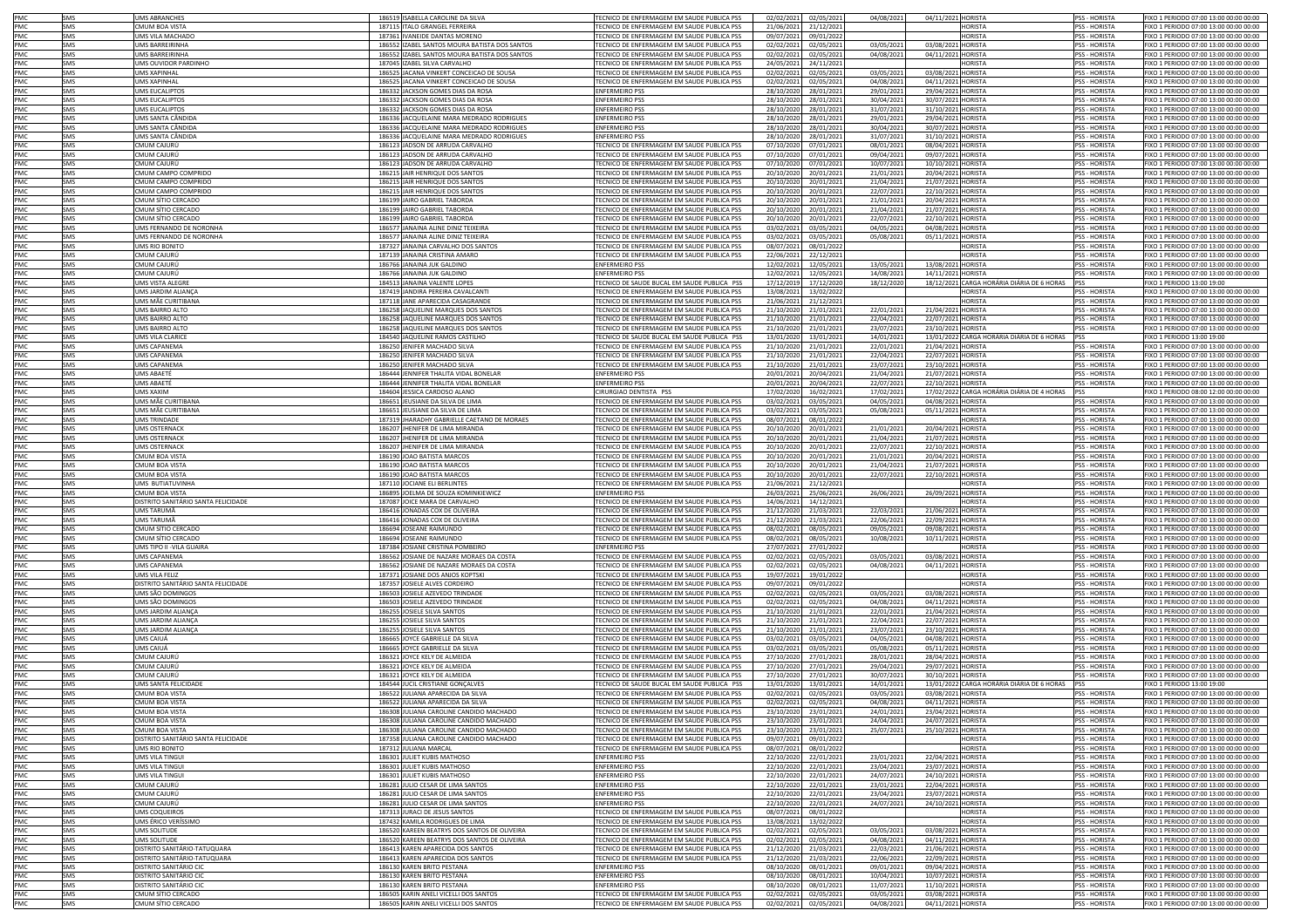| | | | | | | | | | | | | |
|---|---|---|---|---|---|---|---|---|---|---|---|---|
| PMC | SMS | UMS ABRANCHES | 186519 | ISABELLA CAROLINE DA SILVA | TECNICO DE ENFERMAGEM EM SAUDE PUBLICA PSS | 02/02/2021 | 02/05/2021 | 04/08/2021 | 04/11/2021 | HORISTA | PSS - HORISTA | FIXO 1 PERIODO 07:00 13:00 00:00 00:00 |
| PMC | SMS | CMUM BOA VISTA | 187115 | ITALO GRANGEL FERREIRA | TECNICO DE ENFERMAGEM EM SAUDE PUBLICA PSS | 21/06/2021 | 21/12/2021 | | | HORISTA | PSS - HORISTA | FIXO 1 PERIODO 07:00 13:00 00:00 00:00 |
| PMC | SMS | UMS VILA MACHADO | 187361 | IVANEIDE DANTAS MORENO | TECNICO DE ENFERMAGEM EM SAUDE PUBLICA PSS | 09/07/2021 | 09/01/2022 | | | HORISTA | PSS - HORISTA | FIXO 1 PERIODO 07:00 13:00 00:00 00:00 |
| PMC | SMS | UMS BARREIRINHA | 186552 | IZABEL SANTOS MOURA BATISTA DOS SANTOS | TECNICO DE ENFERMAGEM EM SAUDE PUBLICA PSS | 02/02/2021 | 02/05/2021 | 03/05/2021 | 03/08/2021 | HORISTA | PSS - HORISTA | FIXO 1 PERIODO 07:00 13:00 00:00 00:00 |
| PMC | SMS | UMS BARREIRINHA | 186552 | IZABEL SANTOS MOURA BATISTA DOS SANTOS | TECNICO DE ENFERMAGEM EM SAUDE PUBLICA PSS | 02/02/2021 | 02/05/2021 | 04/08/2021 | 04/11/2021 | HORISTA | PSS - HORISTA | FIXO 1 PERIODO 07:00 13:00 00:00 00:00 |
| PMC | SMS | UMS OUVIDOR PARDINHO | 187045 | IZABEL SILVA CARVALHO | TECNICO DE ENFERMAGEM EM SAUDE PUBLICA PSS | 24/05/2021 | 24/11/2021 | | | HORISTA | PSS - HORISTA | FIXO 1 PERIODO 07:00 13:00 00:00 00:00 |
| PMC | SMS | UMS XAPINHAL | 186525 | JACANA VINKERT CONCEICAO DE SOUSA | TECNICO DE ENFERMAGEM EM SAUDE PUBLICA PSS | 02/02/2021 | 02/05/2021 | 03/05/2021 | 03/08/2021 | HORISTA | PSS - HORISTA | FIXO 1 PERIODO 07:00 13:00 00:00 00:00 |
| PMC | SMS | UMS XAPINHAL | 186525 | JACANA VINKERT CONCEICAO DE SOUSA | TECNICO DE ENFERMAGEM EM SAUDE PUBLICA PSS | 02/02/2021 | 02/05/2021 | 04/08/2021 | 04/11/2021 | HORISTA | PSS - HORISTA | FIXO 1 PERIODO 07:00 13:00 00:00 00:00 |
| PMC | SMS | UMS EUCALIPTOS | 186332 | JACKSON GOMES DIAS DA ROSA | ENFERMEIRO PSS | 28/10/2020 | 28/01/2021 | 29/01/2021 | 29/04/2021 | HORISTA | PSS - HORISTA | FIXO 1 PERIODO 07:00 13:00 00:00 00:00 |
| PMC | SMS | UMS EUCALIPTOS | 186332 | JACKSON GOMES DIAS DA ROSA | ENFERMEIRO PSS | 28/10/2020 | 28/01/2021 | 30/04/2021 | 30/07/2021 | HORISTA | PSS - HORISTA | FIXO 1 PERIODO 07:00 13:00 00:00 00:00 |
| PMC | SMS | UMS EUCALIPTOS | 186332 | JACKSON GOMES DIAS DA ROSA | ENFERMEIRO PSS | 28/10/2020 | 28/01/2021 | 31/07/2021 | 31/10/2021 | HORISTA | PSS - HORISTA | FIXO 1 PERIODO 07:00 13:00 00:00 00:00 |
| PMC | SMS | UMS SANTA CÂNDIDA | 186336 | JACQUELAINE MARA MEDRADO RODRIGUES | ENFERMEIRO PSS | 28/10/2020 | 28/01/2021 | 29/01/2021 | 29/04/2021 | HORISTA | PSS - HORISTA | FIXO 1 PERIODO 07:00 13:00 00:00 00:00 |
| PMC | SMS | UMS SANTA CÂNDIDA | 186336 | JACQUELAINE MARA MEDRADO RODRIGUES | ENFERMEIRO PSS | 28/10/2020 | 28/01/2021 | 30/04/2021 | 30/07/2021 | HORISTA | PSS - HORISTA | FIXO 1 PERIODO 07:00 13:00 00:00 00:00 |
| PMC | SMS | UMS SANTA CÂNDIDA | 186336 | JACQUELAINE MARA MEDRADO RODRIGUES | ENFERMEIRO PSS | 28/10/2020 | 28/01/2021 | 31/07/2021 | 31/10/2021 | HORISTA | PSS - HORISTA | FIXO 1 PERIODO 07:00 13:00 00:00 00:00 |
| PMC | SMS | CMUM CAJURÚ | 186123 | JADSON DE ARRUDA CARVALHO | TECNICO DE ENFERMAGEM EM SAUDE PUBLICA PSS | 07/10/2020 | 07/01/2021 | 08/01/2021 | 08/04/2021 | HORISTA | PSS - HORISTA | FIXO 1 PERIODO 07:00 13:00 00:00 00:00 |
| PMC | SMS | CMUM CAJURÚ | 186123 | JADSON DE ARRUDA CARVALHO | TECNICO DE ENFERMAGEM EM SAUDE PUBLICA PSS | 07/10/2020 | 07/01/2021 | 09/04/2021 | 09/07/2021 | HORISTA | PSS - HORISTA | FIXO 1 PERIODO 07:00 13:00 00:00 00:00 |
| PMC | SMS | CMUM CAJURÚ | 186123 | JADSON DE ARRUDA CARVALHO | TECNICO DE ENFERMAGEM EM SAUDE PUBLICA PSS | 07/10/2020 | 07/01/2021 | 10/07/2021 | 10/10/2021 | HORISTA | PSS - HORISTA | FIXO 1 PERIODO 07:00 13:00 00:00 00:00 |
| PMC | SMS | CMUM CAMPO COMPRIDO | 186215 | JAIR HENRIQUE DOS SANTOS | TECNICO DE ENFERMAGEM EM SAUDE PUBLICA PSS | 20/10/2020 | 20/01/2021 | 21/01/2021 | 20/04/2021 | HORISTA | PSS - HORISTA | FIXO 1 PERIODO 07:00 13:00 00:00 00:00 |
| PMC | SMS | CMUM CAMPO COMPRIDO | 186215 | JAIR HENRIQUE DOS SANTOS | TECNICO DE ENFERMAGEM EM SAUDE PUBLICA PSS | 20/10/2020 | 20/01/2021 | 21/04/2021 | 21/07/2021 | HORISTA | PSS - HORISTA | FIXO 1 PERIODO 07:00 13:00 00:00 00:00 |
| PMC | SMS | CMUM CAMPO COMPRIDO | 186215 | JAIR HENRIQUE DOS SANTOS | TECNICO DE ENFERMAGEM EM SAUDE PUBLICA PSS | 20/10/2020 | 20/01/2021 | 22/07/2021 | 22/10/2021 | HORISTA | PSS - HORISTA | FIXO 1 PERIODO 07:00 13:00 00:00 00:00 |
| PMC | SMS | CMUM SÍTIO CERCADO | 186199 | JAIRO GABRIEL TABORDA | TECNICO DE ENFERMAGEM EM SAUDE PUBLICA PSS | 20/10/2020 | 20/01/2021 | 21/01/2021 | 20/04/2021 | HORISTA | PSS - HORISTA | FIXO 1 PERIODO 07:00 13:00 00:00 00:00 |
| PMC | SMS | CMUM SÍTIO CERCADO | 186199 | JAIRO GABRIEL TABORDA | TECNICO DE ENFERMAGEM EM SAUDE PUBLICA PSS | 20/10/2020 | 20/01/2021 | 21/04/2021 | 21/07/2021 | HORISTA | PSS - HORISTA | FIXO 1 PERIODO 07:00 13:00 00:00 00:00 |
| PMC | SMS | CMUM SÍTIO CERCADO | 186199 | JAIRO GABRIEL TABORDA | TECNICO DE ENFERMAGEM EM SAUDE PUBLICA PSS | 20/10/2020 | 20/01/2021 | 22/07/2021 | 22/10/2021 | HORISTA | PSS - HORISTA | FIXO 1 PERIODO 07:00 13:00 00:00 00:00 |
| PMC | SMS | UMS FERNANDO DE NORONHA | 186577 | JANAINA ALINE DINIZ TEIXEIRA | TECNICO DE ENFERMAGEM EM SAUDE PUBLICA PSS | 03/02/2021 | 03/05/2021 | 04/05/2021 | 04/08/2021 | HORISTA | PSS - HORISTA | FIXO 1 PERIODO 07:00 13:00 00:00 00:00 |
| PMC | SMS | UMS FERNANDO DE NORONHA | 186577 | JANAINA ALINE DINIZ TEIXEIRA | TECNICO DE ENFERMAGEM EM SAUDE PUBLICA PSS | 03/02/2021 | 03/05/2021 | 05/08/2021 | 05/11/2021 | HORISTA | PSS - HORISTA | FIXO 1 PERIODO 07:00 13:00 00:00 00:00 |
| PMC | SMS | UMS RIO BONITO | 187327 | JANAINA CARVALHO DOS SANTOS | TECNICO DE ENFERMAGEM EM SAUDE PUBLICA PSS | 08/07/2021 | 08/01/2022 | | | HORISTA | PSS - HORISTA | FIXO 1 PERIODO 07:00 13:00 00:00 00:00 |
| PMC | SMS | CMUM CAJURÚ | 187139 | JANAINA CRISTINA AMARO | TECNICO DE ENFERMAGEM EM SAUDE PUBLICA PSS | 22/06/2021 | 22/12/2021 | | | HORISTA | PSS - HORISTA | FIXO 1 PERIODO 07:00 13:00 00:00 00:00 |
| PMC | SMS | CMUM CAJURÚ | 186766 | JANAINA JUK GALDINO | ENFERMEIRO PSS | 12/02/2021 | 12/05/2021 | 13/05/2021 | 13/08/2021 | HORISTA | PSS - HORISTA | FIXO 1 PERIODO 07:00 13:00 00:00 00:00 |
| PMC | SMS | CMUM CAJURÚ | 186766 | JANAINA JUK GALDINO | ENFERMEIRO PSS | 12/02/2021 | 12/05/2021 | 14/08/2021 | 14/11/2021 | HORISTA | PSS - HORISTA | FIXO 1 PERIODO 07:00 13:00 00:00 00:00 |
| PMC | SMS | UMS VISTA ALEGRE | 184513 | JANAINA VALENTE LOPES | TECNICO DE SAUDE BUCAL EM SAUDE PUBLICA PSS | 17/12/2019 | 17/12/2020 | 18/12/2020 | 18/12/2021 | CARGA HORÁRIA DIÁRIA DE 6 HORAS | PSS | FIXO 1 PERIODO 13:00 19:00 |
| PMC | SMS | UMS JARDIM ALIANÇA | 187419 | JANDIRA PEREIRA CAVALCANTI | TECNICO DE ENFERMAGEM EM SAUDE PUBLICA PSS | 13/08/2021 | 13/02/2022 | | | HORISTA | PSS - HORISTA | FIXO 1 PERIODO 07:00 13:00 00:00 00:00 |
| PMC | SMS | UMS MÃE CURITIBANA | 187118 | JANE APARECIDA CASAGRANDE | TECNICO DE ENFERMAGEM EM SAUDE PUBLICA PSS | 21/06/2021 | 21/12/2021 | | | HORISTA | PSS - HORISTA | FIXO 1 PERIODO 07:00 13:00 00:00 00:00 |
| PMC | SMS | UMS BAIRRO ALTO | 186258 | JAQUELINE MARQUES DOS SANTOS | TECNICO DE ENFERMAGEM EM SAUDE PUBLICA PSS | 21/10/2020 | 21/01/2021 | 22/01/2021 | 21/04/2021 | HORISTA | PSS - HORISTA | FIXO 1 PERIODO 07:00 13:00 00:00 00:00 |
| PMC | SMS | UMS BAIRRO ALTO | 186258 | JAQUELINE MARQUES DOS SANTOS | TECNICO DE ENFERMAGEM EM SAUDE PUBLICA PSS | 21/10/2020 | 21/01/2021 | 22/04/2021 | 22/07/2021 | HORISTA | PSS - HORISTA | FIXO 1 PERIODO 07:00 13:00 00:00 00:00 |
| PMC | SMS | UMS BAIRRO ALTO | 186258 | JAQUELINE MARQUES DOS SANTOS | TECNICO DE ENFERMAGEM EM SAUDE PUBLICA PSS | 21/10/2020 | 21/01/2021 | 23/07/2021 | 23/10/2021 | HORISTA | PSS - HORISTA | FIXO 1 PERIODO 07:00 13:00 00:00 00:00 |
| PMC | SMS | UMS VILA CLARICE | 184540 | JAQUELINE RAMOS CASTILHO | TECNICO DE SAUDE BUCAL EM SAUDE PUBLICA PSS | 13/01/2020 | 13/01/2021 | 14/01/2021 | 13/01/2022 | CARGA HORÁRIA DIÁRIA DE 6 HORAS | PSS | FIXO 1 PERIODO 13:00 19:00 |
| PMC | SMS | UMS CAPANEMA | 186250 | JENIFER MACHADO SILVA | TECNICO DE ENFERMAGEM EM SAUDE PUBLICA PSS | 21/10/2020 | 21/01/2021 | 22/01/2021 | 21/04/2021 | HORISTA | PSS - HORISTA | FIXO 1 PERIODO 07:00 13:00 00:00 00:00 |
| PMC | SMS | UMS CAPANEMA | 186250 | JENIFER MACHADO SILVA | TECNICO DE ENFERMAGEM EM SAUDE PUBLICA PSS | 21/10/2020 | 21/01/2021 | 22/04/2021 | 22/07/2021 | HORISTA | PSS - HORISTA | FIXO 1 PERIODO 07:00 13:00 00:00 00:00 |
| PMC | SMS | UMS CAPANEMA | 186250 | JENIFER MACHADO SILVA | TECNICO DE ENFERMAGEM EM SAUDE PUBLICA PSS | 21/10/2020 | 21/01/2021 | 23/07/2021 | 23/10/2021 | HORISTA | PSS - HORISTA | FIXO 1 PERIODO 07:00 13:00 00:00 00:00 |
| PMC | SMS | UMS ABAETÉ | 186444 | JENNIFER THALITA VIDAL BONELAR | ENFERMEIRO PSS | 20/01/2021 | 20/04/2021 | 21/04/2021 | 21/07/2021 | HORISTA | PSS - HORISTA | FIXO 1 PERIODO 07:00 13:00 00:00 00:00 |
| PMC | SMS | UMS ABAETÉ | 186444 | JENNIFER THALITA VIDAL BONELAR | ENFERMEIRO PSS | 20/01/2021 | 20/04/2021 | 22/07/2021 | 22/10/2021 | HORISTA | PSS - HORISTA | FIXO 1 PERIODO 07:00 13:00 00:00 00:00 |
| PMC | SMS | UMS XAXIM | 184604 | JESSICA CARDOSO ALANO | CIRURGIAO DENTISTA PSS | 17/02/2020 | 16/02/2021 | 17/02/2021 | 17/02/2022 | CARGA HORÁRIA DIÁRIA DE 4 HORAS | PSS | FIXO 1 PERIODO 08:00 12:00 00:00 00:00 |
| PMC | SMS | UMS MÃE CURITIBANA | 186651 | JEUSIANE DA SILVA DE LIMA | TECNICO DE ENFERMAGEM EM SAUDE PUBLICA PSS | 03/02/2021 | 03/05/2021 | 04/05/2021 | 04/08/2021 | HORISTA | PSS - HORISTA | FIXO 1 PERIODO 07:00 13:00 00:00 00:00 |
| PMC | SMS | UMS MÃE CURITIBANA | 186651 | JEUSIANE DA SILVA DE LIMA | TECNICO DE ENFERMAGEM EM SAUDE PUBLICA PSS | 03/02/2021 | 03/05/2021 | 05/08/2021 | 05/11/2021 | HORISTA | PSS - HORISTA | FIXO 1 PERIODO 07:00 13:00 00:00 00:00 |
| PMC | SMS | UMS TRINDADE | 187319 | JHARADHY GABRIELLE CAETANO DE MORAES | TECNICO DE ENFERMAGEM EM SAUDE PUBLICA PSS | 08/07/2021 | 08/01/2022 | | | HORISTA | PSS - HORISTA | FIXO 1 PERIODO 07:00 13:00 00:00 00:00 |
| PMC | SMS | UMS OSTERNACK | 186207 | JHENIFER DE LIMA MIRANDA | TECNICO DE ENFERMAGEM EM SAUDE PUBLICA PSS | 20/10/2020 | 20/01/2021 | 21/01/2021 | 20/04/2021 | HORISTA | PSS - HORISTA | FIXO 1 PERIODO 07:00 13:00 00:00 00:00 |
| PMC | SMS | UMS OSTERNACK | 186207 | JHENIFER DE LIMA MIRANDA | TECNICO DE ENFERMAGEM EM SAUDE PUBLICA PSS | 20/10/2020 | 20/01/2021 | 21/04/2021 | 21/07/2021 | HORISTA | PSS - HORISTA | FIXO 1 PERIODO 07:00 13:00 00:00 00:00 |
| PMC | SMS | UMS OSTERNACK | 186207 | JHENIFER DE LIMA MIRANDA | TECNICO DE ENFERMAGEM EM SAUDE PUBLICA PSS | 20/10/2020 | 20/01/2021 | 22/07/2021 | 22/10/2021 | HORISTA | PSS - HORISTA | FIXO 1 PERIODO 07:00 13:00 00:00 00:00 |
| PMC | SMS | CMUM BOA VISTA | 186190 | JOAO BATISTA MARCOS | TECNICO DE ENFERMAGEM EM SAUDE PUBLICA PSS | 20/10/2020 | 20/01/2021 | 21/01/2021 | 20/04/2021 | HORISTA | PSS - HORISTA | FIXO 1 PERIODO 07:00 13:00 00:00 00:00 |
| PMC | SMS | CMUM BOA VISTA | 186190 | JOAO BATISTA MARCOS | TECNICO DE ENFERMAGEM EM SAUDE PUBLICA PSS | 20/10/2020 | 20/01/2021 | 21/04/2021 | 21/07/2021 | HORISTA | PSS - HORISTA | FIXO 1 PERIODO 07:00 13:00 00:00 00:00 |
| PMC | SMS | CMUM BOA VISTA | 186190 | JOAO BATISTA MARCOS | TECNICO DE ENFERMAGEM EM SAUDE PUBLICA PSS | 20/10/2020 | 20/01/2021 | 22/07/2021 | 22/10/2021 | HORISTA | PSS - HORISTA | FIXO 1 PERIODO 07:00 13:00 00:00 00:00 |
| PMC | SMS | UMS BUTIATUVINHA | 187110 | JOCIANE ELI BERLINTES | TECNICO DE ENFERMAGEM EM SAUDE PUBLICA PSS | 21/06/2021 | 21/12/2021 | | | HORISTA | PSS - HORISTA | FIXO 1 PERIODO 07:00 13:00 00:00 00:00 |
| PMC | SMS | CMUM BOA VISTA | 186895 | JOELMA DE SOUZA KOMINKIEWICZ | ENFERMEIRO PSS | 26/03/2021 | 25/06/2021 | 26/06/2021 | 26/09/2021 | HORISTA | PSS - HORISTA | FIXO 1 PERIODO 07:00 13:00 00:00 00:00 |
| PMC | SMS | DISTRITO SANITÁRIO SANTA FELICIDADE | 187087 | JOICE MARA DE CARVALHO | TECNICO DE ENFERMAGEM EM SAUDE PUBLICA PSS | 14/06/2021 | 14/12/2021 | | | HORISTA | PSS - HORISTA | FIXO 1 PERIODO 07:00 13:00 00:00 00:00 |
| PMC | SMS | UMS TARUMÃ | 186416 | JONADAS COX DE OLIVEIRA | TECNICO DE ENFERMAGEM EM SAUDE PUBLICA PSS | 21/12/2020 | 21/03/2021 | 22/03/2021 | 21/06/2021 | HORISTA | PSS - HORISTA | FIXO 1 PERIODO 07:00 13:00 00:00 00:00 |
| PMC | SMS | UMS TARUMÃ | 186416 | JONADAS COX DE OLIVEIRA | TECNICO DE ENFERMAGEM EM SAUDE PUBLICA PSS | 21/12/2020 | 21/03/2021 | 22/06/2021 | 22/09/2021 | HORISTA | PSS - HORISTA | FIXO 1 PERIODO 07:00 13:00 00:00 00:00 |
| PMC | SMS | CMUM SÍTIO CERCADO | 186694 | JOSEANE RAIMUNDO | TECNICO DE ENFERMAGEM EM SAUDE PUBLICA PSS | 08/02/2021 | 08/05/2021 | 09/05/2021 | 09/08/2021 | HORISTA | PSS - HORISTA | FIXO 1 PERIODO 07:00 13:00 00:00 00:00 |
| PMC | SMS | CMUM SÍTIO CERCADO | 186694 | JOSEANE RAIMUNDO | TECNICO DE ENFERMAGEM EM SAUDE PUBLICA PSS | 08/02/2021 | 08/05/2021 | 10/08/2021 | 10/11/2021 | HORISTA | PSS - HORISTA | FIXO 1 PERIODO 07:00 13:00 00:00 00:00 |
| PMC | SMS | UMS TIPO II - VILA GUAÍRA | 187384 | JOSIANE CRISTINA POMBEIRO | ENFERMEIRO PSS | 27/07/2021 | 27/01/2022 | | | HORISTA | PSS - HORISTA | FIXO 1 PERIODO 07:00 13:00 00:00 00:00 |
| PMC | SMS | UMS CAPANEMA | 186562 | JOSIANE DE NAZARE MORAES DA COSTA | TECNICO DE ENFERMAGEM EM SAUDE PUBLICA PSS | 02/02/2021 | 02/05/2021 | 03/05/2021 | 03/08/2021 | HORISTA | PSS - HORISTA | FIXO 1 PERIODO 07:00 13:00 00:00 00:00 |
| PMC | SMS | UMS CAPANEMA | 186562 | JOSIANE DE NAZARE MORAES DA COSTA | TECNICO DE ENFERMAGEM EM SAUDE PUBLICA PSS | 02/02/2021 | 02/05/2021 | 04/08/2021 | 04/11/2021 | HORISTA | PSS - HORISTA | FIXO 1 PERIODO 07:00 13:00 00:00 00:00 |
| PMC | SMS | UMS VILA FELIZ | 187371 | JOSIANE DOS ANJOS KOPTSKI | TECNICO DE ENFERMAGEM EM SAUDE PUBLICA PSS | 19/07/2021 | 19/01/2022 | | | HORISTA | PSS - HORISTA | FIXO 1 PERIODO 07:00 13:00 00:00 00:00 |
| PMC | SMS | DISTRITO SANITÁRIO SANTA FELICIDADE | 187357 | JOSIELE ALVES CORDEIRO | TECNICO DE ENFERMAGEM EM SAUDE PUBLICA PSS | 09/07/2021 | 09/01/2022 | | | HORISTA | PSS - HORISTA | FIXO 1 PERIODO 07:00 13:00 00:00 00:00 |
| PMC | SMS | UMS SÃO DOMINGOS | 186503 | JOSIELE AZEVEDO TRINDADE | TECNICO DE ENFERMAGEM EM SAUDE PUBLICA PSS | 02/02/2021 | 02/05/2021 | 03/05/2021 | 03/08/2021 | HORISTA | PSS - HORISTA | FIXO 1 PERIODO 07:00 13:00 00:00 00:00 |
| PMC | SMS | UMS SÃO DOMINGOS | 186503 | JOSIELE AZEVEDO TRINDADE | TECNICO DE ENFERMAGEM EM SAUDE PUBLICA PSS | 02/02/2021 | 02/05/2021 | 04/08/2021 | 04/11/2021 | HORISTA | PSS - HORISTA | FIXO 1 PERIODO 07:00 13:00 00:00 00:00 |
| PMC | SMS | UMS JARDIM ALIANÇA | 186255 | JOSIELE SILVA SANTOS | TECNICO DE ENFERMAGEM EM SAUDE PUBLICA PSS | 21/10/2020 | 21/01/2021 | 22/01/2021 | 21/04/2021 | HORISTA | PSS - HORISTA | FIXO 1 PERIODO 07:00 13:00 00:00 00:00 |
| PMC | SMS | UMS JARDIM ALIANÇA | 186255 | JOSIELE SILVA SANTOS | TECNICO DE ENFERMAGEM EM SAUDE PUBLICA PSS | 21/10/2020 | 21/01/2021 | 22/04/2021 | 22/07/2021 | HORISTA | PSS - HORISTA | FIXO 1 PERIODO 07:00 13:00 00:00 00:00 |
| PMC | SMS | UMS JARDIM ALIANÇA | 186255 | JOSIELE SILVA SANTOS | TECNICO DE ENFERMAGEM EM SAUDE PUBLICA PSS | 21/10/2020 | 21/01/2021 | 23/07/2021 | 23/10/2021 | HORISTA | PSS - HORISTA | FIXO 1 PERIODO 07:00 13:00 00:00 00:00 |
| PMC | SMS | UMS CAIUÁ | 186665 | JOYCE GABRIELLE DA SILVA | TECNICO DE ENFERMAGEM EM SAUDE PUBLICA PSS | 03/02/2021 | 03/05/2021 | 04/05/2021 | 04/08/2021 | HORISTA | PSS - HORISTA | FIXO 1 PERIODO 07:00 13:00 00:00 00:00 |
| PMC | SMS | UMS CAIUÁ | 186665 | JOYCE GABRIELLE DA SILVA | TECNICO DE ENFERMAGEM EM SAUDE PUBLICA PSS | 03/02/2021 | 03/05/2021 | 05/08/2021 | 05/11/2021 | HORISTA | PSS - HORISTA | FIXO 1 PERIODO 07:00 13:00 00:00 00:00 |
| PMC | SMS | CMUM CAJURÚ | 186321 | JOYCE KELY DE ALMEIDA | TECNICO DE ENFERMAGEM EM SAUDE PUBLICA PSS | 27/10/2020 | 27/01/2021 | 28/01/2021 | 28/04/2021 | HORISTA | PSS - HORISTA | FIXO 1 PERIODO 07:00 13:00 00:00 00:00 |
| PMC | SMS | CMUM CAJURÚ | 186321 | JOYCE KELY DE ALMEIDA | TECNICO DE ENFERMAGEM EM SAUDE PUBLICA PSS | 27/10/2020 | 27/01/2021 | 29/04/2021 | 29/07/2021 | HORISTA | PSS - HORISTA | FIXO 1 PERIODO 07:00 13:00 00:00 00:00 |
| PMC | SMS | CMUM CAJURÚ | 186321 | JOYCE KELY DE ALMEIDA | TECNICO DE ENFERMAGEM EM SAUDE PUBLICA PSS | 27/10/2020 | 27/01/2021 | 30/07/2021 | 30/10/2021 | HORISTA | PSS - HORISTA | FIXO 1 PERIODO 07:00 13:00 00:00 00:00 |
| PMC | SMS | UMS SANTA FELICIDADE | 184544 | JUCIL CRISTIANE GONÇALVES | TECNICO DE SAUDE BUCAL EM SAUDE PUBLICA PSS | 13/01/2020 | 13/01/2021 | 14/01/2021 | 13/01/2022 | CARGA HORÁRIA DIÁRIA DE 6 HORAS | PSS | FIXO 1 PERIODO 13:00 19:00 |
| PMC | SMS | CMUM BOA VISTA | 186522 | JULIANA APARECIDA DA SILVA | TECNICO DE ENFERMAGEM EM SAUDE PUBLICA PSS | 02/02/2021 | 02/05/2021 | 03/05/2021 | 03/08/2021 | HORISTA | PSS - HORISTA | FIXO 1 PERIODO 07:00 13:00 00:00 00:00 |
| PMC | SMS | CMUM BOA VISTA | 186522 | JULIANA APARECIDA DA SILVA | TECNICO DE ENFERMAGEM EM SAUDE PUBLICA PSS | 02/02/2021 | 02/05/2021 | 04/08/2021 | 04/11/2021 | HORISTA | PSS - HORISTA | FIXO 1 PERIODO 07:00 13:00 00:00 00:00 |
| PMC | SMS | CMUM BOA VISTA | 186308 | JULIANA CAROLINE CANDIDO MACHADO | TECNICO DE ENFERMAGEM EM SAUDE PUBLICA PSS | 23/10/2020 | 23/01/2021 | 24/01/2021 | 23/04/2021 | HORISTA | PSS - HORISTA | FIXO 1 PERIODO 07:00 13:00 00:00 00:00 |
| PMC | SMS | CMUM BOA VISTA | 186308 | JULIANA CAROLINE CANDIDO MACHADO | TECNICO DE ENFERMAGEM EM SAUDE PUBLICA PSS | 23/10/2020 | 23/01/2021 | 24/04/2021 | 24/07/2021 | HORISTA | PSS - HORISTA | FIXO 1 PERIODO 07:00 13:00 00:00 00:00 |
| PMC | SMS | CMUM BOA VISTA | 186308 | JULIANA CAROLINE CANDIDO MACHADO | TECNICO DE ENFERMAGEM EM SAUDE PUBLICA PSS | 23/10/2020 | 23/01/2021 | 25/07/2021 | 25/10/2021 | HORISTA | PSS - HORISTA | FIXO 1 PERIODO 07:00 13:00 00:00 00:00 |
| PMC | SMS | DISTRITO SANITÁRIO SANTA FELICIDADE | 187358 | JULIANA CAROLINE CANDIDO MACHADO | TECNICO DE ENFERMAGEM EM SAUDE PUBLICA PSS | 09/07/2021 | 09/01/2022 | | | HORISTA | PSS - HORISTA | FIXO 1 PERIODO 07:00 13:00 00:00 00:00 |
| PMC | SMS | UMS RIO BONITO | 187312 | JULIANA MARCAL | TECNICO DE ENFERMAGEM EM SAUDE PUBLICA PSS | 08/07/2021 | 08/01/2022 | | | HORISTA | PSS - HORISTA | FIXO 1 PERIODO 07:00 13:00 00:00 00:00 |
| PMC | SMS | UMS VILA TINGUI | 186301 | JULIET KUBIS MATHOSO | ENFERMEIRO PSS | 22/10/2020 | 22/01/2021 | 23/01/2021 | 22/04/2021 | HORISTA | PSS - HORISTA | FIXO 1 PERIODO 07:00 13:00 00:00 00:00 |
| PMC | SMS | UMS VILA TINGUI | 186301 | JULIET KUBIS MATHOSO | ENFERMEIRO PSS | 22/10/2020 | 22/01/2021 | 23/04/2021 | 23/07/2021 | HORISTA | PSS - HORISTA | FIXO 1 PERIODO 07:00 13:00 00:00 00:00 |
| PMC | SMS | UMS VILA TINGUI | 186301 | JULIET KUBIS MATHOSO | ENFERMEIRO PSS | 22/10/2020 | 22/01/2021 | 24/07/2021 | 24/10/2021 | HORISTA | PSS - HORISTA | FIXO 1 PERIODO 07:00 13:00 00:00 00:00 |
| PMC | SMS | CMUM CAJURÚ | 186281 | JULIO CESAR DE LIMA SANTOS | ENFERMEIRO PSS | 22/10/2020 | 22/01/2021 | 23/01/2021 | 22/04/2021 | HORISTA | PSS - HORISTA | FIXO 1 PERIODO 07:00 13:00 00:00 00:00 |
| PMC | SMS | CMUM CAJURÚ | 186281 | JULIO CESAR DE LIMA SANTOS | ENFERMEIRO PSS | 22/10/2020 | 22/01/2021 | 23/04/2021 | 23/07/2021 | HORISTA | PSS - HORISTA | FIXO 1 PERIODO 07:00 13:00 00:00 00:00 |
| PMC | SMS | CMUM CAJURÚ | 186281 | JULIO CESAR DE LIMA SANTOS | ENFERMEIRO PSS | 22/10/2020 | 22/01/2021 | 24/07/2021 | 24/10/2021 | HORISTA | PSS - HORISTA | FIXO 1 PERIODO 07:00 13:00 00:00 00:00 |
| PMC | SMS | UMS COQUEIROS | 187313 | JURACI DE JESUS SANTOS | TECNICO DE ENFERMAGEM EM SAUDE PUBLICA PSS | 08/07/2021 | 08/01/2022 | | | HORISTA | PSS - HORISTA | FIXO 1 PERIODO 07:00 13:00 00:00 00:00 |
| PMC | SMS | UMS ÉRICO VERÍSSIMO | 187432 | KAMILA RODRIGUES DE LIMA | TECNICO DE ENFERMAGEM EM SAUDE PUBLICA PSS | 13/08/2021 | 13/02/2022 | | | HORISTA | PSS - HORISTA | FIXO 1 PERIODO 07:00 13:00 00:00 00:00 |
| PMC | SMS | UMS SOLITUDE | 186520 | KAREEN BEATRYS DOS SANTOS DE OLIVEIRA | TECNICO DE ENFERMAGEM EM SAUDE PUBLICA PSS | 02/02/2021 | 02/05/2021 | 03/05/2021 | 03/08/2021 | HORISTA | PSS - HORISTA | FIXO 1 PERIODO 07:00 13:00 00:00 00:00 |
| PMC | SMS | UMS SOLITUDE | 186520 | KAREEN BEATRYS DOS SANTOS DE OLIVEIRA | TECNICO DE ENFERMAGEM EM SAUDE PUBLICA PSS | 02/02/2021 | 02/05/2021 | 04/08/2021 | 04/11/2021 | HORISTA | PSS - HORISTA | FIXO 1 PERIODO 07:00 13:00 00:00 00:00 |
| PMC | SMS | DISTRITO SANITÁRIO-TATUQUARA | 186413 | KAREN APARECIDA DOS SANTOS | TECNICO DE ENFERMAGEM EM SAUDE PUBLICA PSS | 21/12/2020 | 21/03/2021 | 22/03/2021 | 21/06/2021 | HORISTA | PSS - HORISTA | FIXO 1 PERIODO 07:00 13:00 00:00 00:00 |
| PMC | SMS | DISTRITO SANITÁRIO-TATUQUARA | 186413 | KAREN APARECIDA DOS SANTOS | TECNICO DE ENFERMAGEM EM SAUDE PUBLICA PSS | 21/12/2020 | 21/03/2021 | 22/06/2021 | 22/09/2021 | HORISTA | PSS - HORISTA | FIXO 1 PERIODO 07:00 13:00 00:00 00:00 |
| PMC | SMS | DISTRITO SANITÁRIO CIC | 186130 | KAREN BRITO PESTANA | ENFERMEIRO PSS | 08/10/2020 | 08/01/2021 | 09/01/2021 | 09/04/2021 | HORISTA | PSS - HORISTA | FIXO 1 PERIODO 07:00 13:00 00:00 00:00 |
| PMC | SMS | DISTRITO SANITÁRIO CIC | 186130 | KAREN BRITO PESTANA | ENFERMEIRO PSS | 08/10/2020 | 08/01/2021 | 10/04/2021 | 10/07/2021 | HORISTA | PSS - HORISTA | FIXO 1 PERIODO 07:00 13:00 00:00 00:00 |
| PMC | SMS | DISTRITO SANITÁRIO CIC | 186130 | KAREN BRITO PESTANA | ENFERMEIRO PSS | 08/10/2020 | 08/01/2021 | 11/07/2021 | 11/10/2021 | HORISTA | PSS - HORISTA | FIXO 1 PERIODO 07:00 13:00 00:00 00:00 |
| PMC | SMS | CMUM SÍTIO CERCADO | 186505 | KARIN ANELI VICELLI DOS SANTOS | TECNICO DE ENFERMAGEM EM SAUDE PUBLICA PSS | 02/02/2021 | 02/05/2021 | 03/05/2021 | 03/08/2021 | HORISTA | PSS - HORISTA | FIXO 1 PERIODO 07:00 13:00 00:00 00:00 |
| PMC | SMS | CMUM SÍTIO CERCADO | 186505 | KARIN ANELI VICELLI DOS SANTOS | TECNICO DE ENFERMAGEM EM SAUDE PUBLICA PSS | 02/02/2021 | 02/05/2021 | 04/08/2021 | 04/11/2021 | HORISTA | PSS - HORISTA | FIXO 1 PERIODO 07:00 13:00 00:00 00:00 |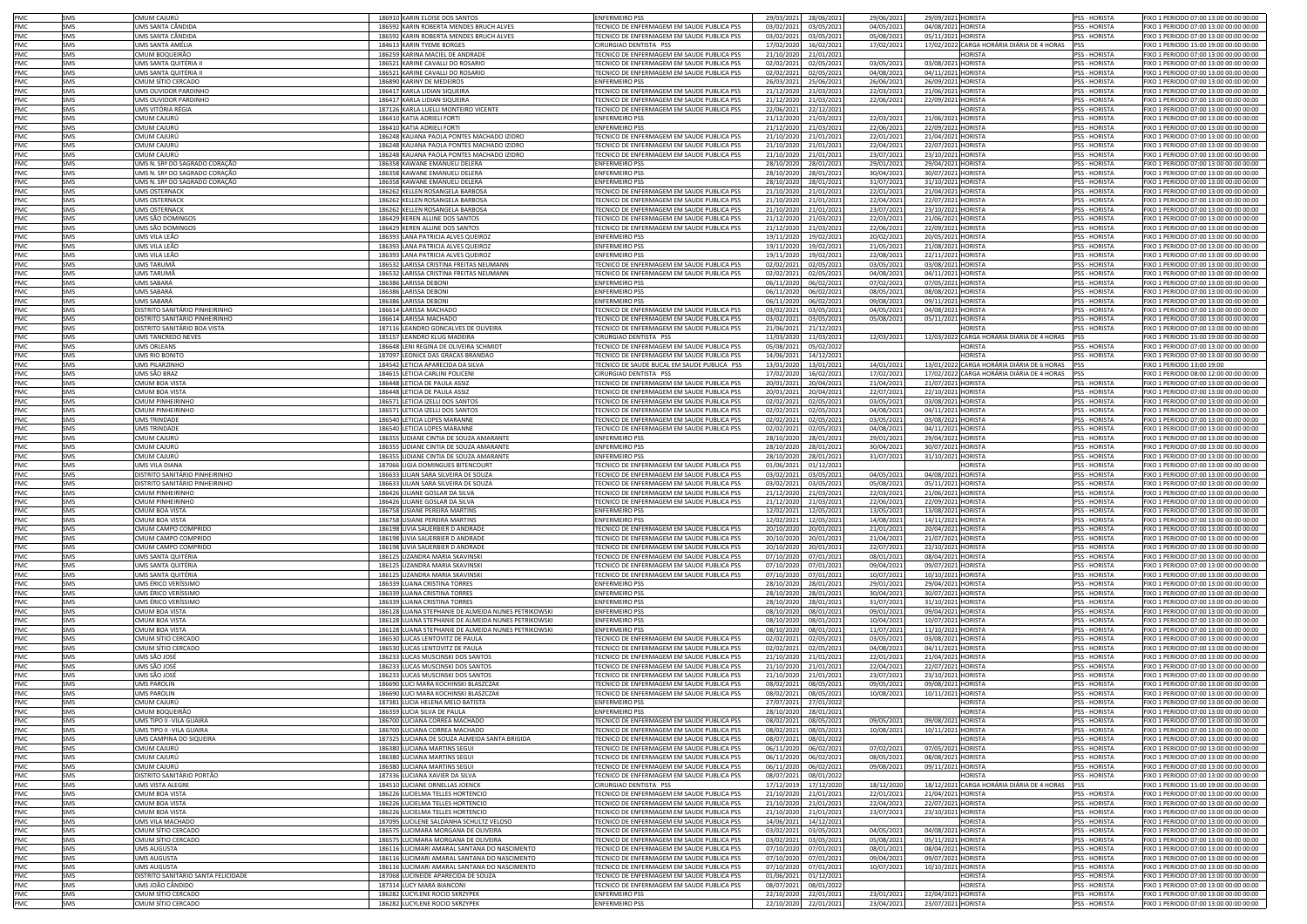| | | | | | | | | | | | |
|---|---|---|---|---|---|---|---|---|---|---|---|
| PMC | SMS | CMUM CAJURÚ | 186910 | KARIN ELOISE DOS SANTOS | ENFERMEIRO PSS | 29/03/2021 | 28/06/2021 | 29/06/2021 | 29/09/2021 | HORISTA | PSS - HORISTA | FIXO 1 PERIODO 07:00 13:00 00:00 00:00 |
| PMC | SMS | UMS SANTA CÂNDIDA | 186592 | KARIN ROBERTA MENDES BRUCH ALVES | TECNICO DE ENFERMAGEM EM SAUDE PUBLICA PSS | 03/02/2021 | 03/05/2021 | 04/05/2021 | 04/08/2021 | HORISTA | PSS - HORISTA | FIXO 1 PERIODO 07:00 13:00 00:00 00:00 |
| PMC | SMS | UMS SANTA CÂNDIDA | 186592 | KARIN ROBERTA MENDES BRUCH ALVES | TECNICO DE ENFERMAGEM EM SAUDE PUBLICA PSS | 03/02/2021 | 03/05/2021 | 05/08/2021 | 05/11/2021 | HORISTA | PSS - HORISTA | FIXO 1 PERIODO 07:00 13:00 00:00 00:00 |
| PMC | SMS | UMS SANTA AMÉLIA | 184613 | KARIN TYEME BORGES | CIRURGIAO DENTISTA PSS | 17/02/2020 | 16/02/2021 | 17/02/2021 | 17/02/2022 | CARGA HORÁRIA DIÁRIA DE 4 HORAS | PSS | FIXO 1 PERIODO 15:00 19:00 00:00 00:00 |
| PMC | SMS | CMUM BOQUEIRÃO | 186259 | KARINA MACIEL DE ANDRADE | TECNICO DE ENFERMAGEM EM SAUDE PUBLICA PSS | 21/10/2020 | 21/01/2021 | | | HORISTA | PSS - HORISTA | FIXO 1 PERIODO 07:00 13:00 00:00 00:00 |
| PMC | SMS | UMS SANTA QUITÉRIA II | 186521 | KARINE CAVALLI DO ROSARIO | TECNICO DE ENFERMAGEM EM SAUDE PUBLICA PSS | 02/02/2021 | 02/05/2021 | 03/05/2021 | 03/08/2021 | HORISTA | PSS - HORISTA | FIXO 1 PERIODO 07:00 13:00 00:00 00:00 |
| PMC | SMS | UMS SANTA QUITÉRIA II | 186521 | KARINE CAVALLI DO ROSARIO | TECNICO DE ENFERMAGEM EM SAUDE PUBLICA PSS | 02/02/2021 | 02/05/2021 | 04/08/2021 | 04/11/2021 | HORISTA | PSS - HORISTA | FIXO 1 PERIODO 07:00 13:00 00:00 00:00 |
| PMC | SMS | CMUM SÍTIO CERCADO | 186890 | KARINY DE MEDEIROS | ENFERMEIRO PSS | 26/03/2021 | 25/06/2021 | 26/06/2021 | 26/09/2021 | HORISTA | PSS - HORISTA | FIXO 1 PERIODO 07:00 13:00 00:00 00:00 |
| PMC | SMS | UMS OUVIDOR PARDINHO | 186417 | KARLA LIDIAN SIQUEIRA | TECNICO DE ENFERMAGEM EM SAUDE PUBLICA PSS | 21/12/2020 | 21/03/2021 | 22/03/2021 | 21/06/2021 | HORISTA | PSS - HORISTA | FIXO 1 PERIODO 07:00 13:00 00:00 00:00 |
| PMC | SMS | UMS OUVIDOR PARDINHO | 186417 | KARLA LIDIAN SIQUEIRA | TECNICO DE ENFERMAGEM EM SAUDE PUBLICA PSS | 21/12/2020 | 21/03/2021 | 22/06/2021 | 22/09/2021 | HORISTA | PSS - HORISTA | FIXO 1 PERIODO 07:00 13:00 00:00 00:00 |
| PMC | SMS | UMS VITÓRIA RÉGIA | 187126 | KARLA LUELLI MONTEIRO VICENTE | TECNICO DE ENFERMAGEM EM SAUDE PUBLICA PSS | 22/06/2021 | 22/12/2021 | | | HORISTA | PSS - HORISTA | FIXO 1 PERIODO 07:00 13:00 00:00 00:00 |
| PMC | SMS | CMUM CAJURÚ | 186410 | KATIA ADRIELI FORTI | ENFERMEIRO PSS | 21/12/2020 | 21/03/2021 | 22/03/2021 | 21/06/2021 | HORISTA | PSS - HORISTA | FIXO 1 PERIODO 07:00 13:00 00:00 00:00 |
| PMC | SMS | CMUM CAJURÚ | 186410 | KATIA ADRIELI FORTI | ENFERMEIRO PSS | 21/12/2020 | 21/03/2021 | 22/06/2021 | 22/09/2021 | HORISTA | PSS - HORISTA | FIXO 1 PERIODO 07:00 13:00 00:00 00:00 |
| PMC | SMS | CMUM CAJURÚ | 186248 | KAUANA PAOLA PONTES MACHADO IZIDRO | TECNICO DE ENFERMAGEM EM SAUDE PUBLICA PSS | 21/10/2020 | 21/01/2021 | 22/01/2021 | 21/04/2021 | HORISTA | PSS - HORISTA | FIXO 1 PERIODO 07:00 13:00 00:00 00:00 |
| PMC | SMS | CMUM CAJURÚ | 186248 | KAUANA PAOLA PONTES MACHADO IZIDRO | TECNICO DE ENFERMAGEM EM SAUDE PUBLICA PSS | 21/10/2020 | 21/01/2021 | 22/04/2021 | 22/07/2021 | HORISTA | PSS - HORISTA | FIXO 1 PERIODO 07:00 13:00 00:00 00:00 |
| PMC | SMS | CMUM CAJURÚ | 186248 | KAUANA PAOLA PONTES MACHADO IZIDRO | TECNICO DE ENFERMAGEM EM SAUDE PUBLICA PSS | 21/10/2020 | 21/01/2021 | 23/07/2021 | 23/10/2021 | HORISTA | PSS - HORISTA | FIXO 1 PERIODO 07:00 13:00 00:00 00:00 |
| PMC | SMS | UMS N. SRª DO SAGRADO CORAÇÃO | 186358 | KAWANE EMANUELI DELERA | ENFERMEIRO PSS | 28/10/2020 | 28/01/2021 | 29/01/2021 | 29/04/2021 | HORISTA | PSS - HORISTA | FIXO 1 PERIODO 07:00 13:00 00:00 00:00 |
| PMC | SMS | UMS N. SRª DO SAGRADO CORAÇÃO | 186358 | KAWANE EMANUELI DELERA | ENFERMEIRO PSS | 28/10/2020 | 28/01/2021 | 30/04/2021 | 30/07/2021 | HORISTA | PSS - HORISTA | FIXO 1 PERIODO 07:00 13:00 00:00 00:00 |
| PMC | SMS | UMS N. SRª DO SAGRADO CORAÇÃO | 186358 | KAWANE EMANUELI DELERA | ENFERMEIRO PSS | 28/10/2020 | 28/01/2021 | 31/07/2021 | 31/10/2021 | HORISTA | PSS - HORISTA | FIXO 1 PERIODO 07:00 13:00 00:00 00:00 |
| PMC | SMS | UMS OSTERNACK | 186262 | KELLEN ROSANGELA BARBOSA | TECNICO DE ENFERMAGEM EM SAUDE PUBLICA PSS | 21/10/2020 | 21/01/2021 | 22/01/2021 | 21/04/2021 | HORISTA | PSS - HORISTA | FIXO 1 PERIODO 07:00 13:00 00:00 00:00 |
| PMC | SMS | UMS OSTERNACK | 186262 | KELLEN ROSANGELA BARBOSA | TECNICO DE ENFERMAGEM EM SAUDE PUBLICA PSS | 21/10/2020 | 21/01/2021 | 22/04/2021 | 22/07/2021 | HORISTA | PSS - HORISTA | FIXO 1 PERIODO 07:00 13:00 00:00 00:00 |
| PMC | SMS | UMS OSTERNACK | 186262 | KELLEN ROSANGELA BARBOSA | TECNICO DE ENFERMAGEM EM SAUDE PUBLICA PSS | 21/10/2020 | 21/01/2021 | 23/07/2021 | 23/10/2021 | HORISTA | PSS - HORISTA | FIXO 1 PERIODO 07:00 13:00 00:00 00:00 |
| PMC | SMS | UMS SÃO DOMINGOS | 186429 | KEREN ALLINE DOS SANTOS | TECNICO DE ENFERMAGEM EM SAUDE PUBLICA PSS | 21/12/2020 | 21/03/2021 | 22/03/2021 | 21/06/2021 | HORISTA | PSS - HORISTA | FIXO 1 PERIODO 07:00 13:00 00:00 00:00 |
| PMC | SMS | UMS SÃO DOMINGOS | 186429 | KEREN ALLINE DOS SANTOS | TECNICO DE ENFERMAGEM EM SAUDE PUBLICA PSS | 21/12/2020 | 21/03/2021 | 22/06/2021 | 22/09/2021 | HORISTA | PSS - HORISTA | FIXO 1 PERIODO 07:00 13:00 00:00 00:00 |
| PMC | SMS | UMS VILA LEÃO | 186393 | LANA PATRICIA ALVES QUEIROZ | ENFERMEIRO PSS | 19/11/2020 | 19/02/2021 | 20/02/2021 | 20/05/2021 | HORISTA | PSS - HORISTA | FIXO 1 PERIODO 07:00 13:00 00:00 00:00 |
| PMC | SMS | UMS VILA LEÃO | 186393 | LANA PATRICIA ALVES QUEIROZ | ENFERMEIRO PSS | 19/11/2020 | 19/02/2021 | 21/05/2021 | 21/08/2021 | HORISTA | PSS - HORISTA | FIXO 1 PERIODO 07:00 13:00 00:00 00:00 |
| PMC | SMS | UMS VILA LEÃO | 186393 | LANA PATRICIA ALVES QUEIROZ | ENFERMEIRO PSS | 19/11/2020 | 19/02/2021 | 22/08/2021 | 22/11/2021 | HORISTA | PSS - HORISTA | FIXO 1 PERIODO 07:00 13:00 00:00 00:00 |
| PMC | SMS | UMS TARUMÃ | 186532 | LARISSA CRISTINA FREITAS NEUMANN | TECNICO DE ENFERMAGEM EM SAUDE PUBLICA PSS | 02/02/2021 | 02/05/2021 | 03/05/2021 | 03/08/2021 | HORISTA | PSS - HORISTA | FIXO 1 PERIODO 07:00 13:00 00:00 00:00 |
| PMC | SMS | UMS TARUMÃ | 186532 | LARISSA CRISTINA FREITAS NEUMANN | TECNICO DE ENFERMAGEM EM SAUDE PUBLICA PSS | 02/02/2021 | 02/05/2021 | 04/08/2021 | 04/11/2021 | HORISTA | PSS - HORISTA | FIXO 1 PERIODO 07:00 13:00 00:00 00:00 |
| PMC | SMS | UMS SABARÁ | 186386 | LARISSA DEBONI | ENFERMEIRO PSS | 06/11/2020 | 06/02/2021 | 07/02/2021 | 07/05/2021 | HORISTA | PSS - HORISTA | FIXO 1 PERIODO 07:00 13:00 00:00 00:00 |
| PMC | SMS | UMS SABARÁ | 186386 | LARISSA DEBONI | ENFERMEIRO PSS | 06/11/2020 | 06/02/2021 | 08/05/2021 | 08/08/2021 | HORISTA | PSS - HORISTA | FIXO 1 PERIODO 07:00 13:00 00:00 00:00 |
| PMC | SMS | UMS SABARÁ | 186386 | LARISSA DEBONI | ENFERMEIRO PSS | 06/11/2020 | 06/02/2021 | 09/08/2021 | 09/11/2021 | HORISTA | PSS - HORISTA | FIXO 1 PERIODO 07:00 13:00 00:00 00:00 |
| PMC | SMS | DISTRITO SANITÁRIO PINHEIRINHO | 186614 | LARISSA MACHADO | TECNICO DE ENFERMAGEM EM SAUDE PUBLICA PSS | 03/02/2021 | 03/05/2021 | 04/05/2021 | 04/08/2021 | HORISTA | PSS - HORISTA | FIXO 1 PERIODO 07:00 13:00 00:00 00:00 |
| PMC | SMS | DISTRITO SANITÁRIO PINHEIRINHO | 186614 | LARISSA MACHADO | TECNICO DE ENFERMAGEM EM SAUDE PUBLICA PSS | 03/02/2021 | 03/05/2021 | 05/08/2021 | 05/11/2021 | HORISTA | PSS - HORISTA | FIXO 1 PERIODO 07:00 13:00 00:00 00:00 |
| PMC | SMS | DISTRITO SANITÁRIO BOA VISTA | 187116 | LEANDRO GONCALVES DE OLIVEIRA | TECNICO DE ENFERMAGEM EM SAUDE PUBLICA PSS | 21/06/2021 | 21/12/2021 | | | HORISTA | PSS - HORISTA | FIXO 1 PERIODO 07:00 13:00 00:00 00:00 |
| PMC | SMS | UMS TANCREDO NEVES | 185157 | LEANDRO KLUG MADEIRA | CIRURGIAO DENTISTA PSS | 11/03/2020 | 11/03/2021 | 12/03/2021 | 12/03/2022 | CARGA HORÁRIA DIÁRIA DE 4 HORAS | PSS | FIXO 1 PERIODO 15:00 19:00 00:00 00:00 |
| PMC | SMS | UMS ORLEANS | 186648 | LENI REGINA DE OLIVEIRA SCHMIDT | TECNICO DE ENFERMAGEM EM SAUDE PUBLICA PSS | 05/08/2021 | 05/02/2022 | | | HORISTA | PSS - HORISTA | FIXO 1 PERIODO 07:00 13:00 00:00 00:00 |
| PMC | SMS | UMS RIO BONITO | 187097 | LEONICE DAS GRACAS BRANDAO | TECNICO DE ENFERMAGEM EM SAUDE PUBLICA PSS | 14/06/2021 | 14/12/2021 | | | HORISTA | PSS - HORISTA | FIXO 1 PERIODO 07:00 13:00 00:00 00:00 |
| PMC | SMS | UMS PILARZINHO | 184542 | LETICIA APARECIDA DA SILVA | TECNICO DE SAUDE BUCAL EM SAUDE PUBLICA PSS | 13/01/2020 | 13/01/2021 | 14/01/2021 | 13/01/2022 | CARGA HORÁRIA DIÁRIA DE 6 HORAS | PSS | FIXO 1 PERIODO 13:00 19:00 |
| PMC | SMS | UMS SÃO BRAZ | 184615 | LETICIA CARLINI POLICENI | CIRURGIAO DENTISTA PSS | 17/02/2020 | 16/02/2021 | 17/02/2021 | 17/02/2022 | CARGA HORÁRIA DIÁRIA DE 4 HORAS | PSS | FIXO 1 PERIODO 08:00 12:00 00:00 00:00 |
| PMC | SMS | CMUM BOA VISTA | 186448 | LETICIA DE PAULA ASSIZ | TECNICO DE ENFERMAGEM EM SAUDE PUBLICA PSS | 20/01/2021 | 20/04/2021 | 21/04/2021 | 21/07/2021 | HORISTA | PSS - HORISTA | FIXO 1 PERIODO 07:00 13:00 00:00 00:00 |
| PMC | SMS | CMUM BOA VISTA | 186448 | LETICIA DE PAULA ASSIZ | TECNICO DE ENFERMAGEM EM SAUDE PUBLICA PSS | 20/01/2021 | 20/04/2021 | 22/07/2021 | 22/10/2021 | HORISTA | PSS - HORISTA | FIXO 1 PERIODO 07:00 13:00 00:00 00:00 |
| PMC | SMS | CMUM PINHEIRINHO | 186571 | LETICIA IZELLI DOS SANTOS | TECNICO DE ENFERMAGEM EM SAUDE PUBLICA PSS | 02/02/2021 | 02/05/2021 | 03/05/2021 | 03/08/2021 | HORISTA | PSS - HORISTA | FIXO 1 PERIODO 07:00 13:00 00:00 00:00 |
| PMC | SMS | CMUM PINHEIRINHO | 186571 | LETICIA IZELLI DOS SANTOS | TECNICO DE ENFERMAGEM EM SAUDE PUBLICA PSS | 02/02/2021 | 02/05/2021 | 04/08/2021 | 04/11/2021 | HORISTA | PSS - HORISTA | FIXO 1 PERIODO 07:00 13:00 00:00 00:00 |
| PMC | SMS | UMS TRINDADE | 186540 | LETICIA LOPES MARANNE | TECNICO DE ENFERMAGEM EM SAUDE PUBLICA PSS | 02/02/2021 | 02/05/2021 | 03/05/2021 | 03/08/2021 | HORISTA | PSS - HORISTA | FIXO 1 PERIODO 07:00 13:00 00:00 00:00 |
| PMC | SMS | UMS TRINDADE | 186540 | LETICIA LOPES MARANNE | TECNICO DE ENFERMAGEM EM SAUDE PUBLICA PSS | 02/02/2021 | 02/05/2021 | 04/08/2021 | 04/11/2021 | HORISTA | PSS - HORISTA | FIXO 1 PERIODO 07:00 13:00 00:00 00:00 |
| PMC | SMS | CMUM CAJURÚ | 186355 | LIDIANE CINTIA DE SOUZA AMARANTE | ENFERMEIRO PSS | 28/10/2020 | 28/01/2021 | 29/01/2021 | 29/04/2021 | HORISTA | PSS - HORISTA | FIXO 1 PERIODO 07:00 13:00 00:00 00:00 |
| PMC | SMS | CMUM CAJURÚ | 186355 | LIDIANE CINTIA DE SOUZA AMARANTE | ENFERMEIRO PSS | 28/10/2020 | 28/01/2021 | 30/04/2021 | 30/07/2021 | HORISTA | PSS - HORISTA | FIXO 1 PERIODO 07:00 13:00 00:00 00:00 |
| PMC | SMS | CMUM CAJURÚ | 186355 | LIDIANE CINTIA DE SOUZA AMARANTE | ENFERMEIRO PSS | 28/10/2020 | 28/01/2021 | 31/07/2021 | 31/10/2021 | HORISTA | PSS - HORISTA | FIXO 1 PERIODO 07:00 13:00 00:00 00:00 |
| PMC | SMS | UMS VILA DIANA | 187066 | LIGIA DOMINGUES BITENCOURT | TECNICO DE ENFERMAGEM EM SAUDE PUBLICA PSS | 01/06/2021 | 01/12/2021 | | | HORISTA | PSS - HORISTA | FIXO 1 PERIODO 07:00 13:00 00:00 00:00 |
| PMC | SMS | DISTRITO SANITÁRIO PINHEIRINHO | 186633 | LILIAN SARA SILVEIRA DE SOUZA | TECNICO DE ENFERMAGEM EM SAUDE PUBLICA PSS | 03/02/2021 | 03/05/2021 | 04/05/2021 | 04/08/2021 | HORISTA | PSS - HORISTA | FIXO 1 PERIODO 07:00 13:00 00:00 00:00 |
| PMC | SMS | DISTRITO SANITÁRIO PINHEIRINHO | 186633 | LILIAN SARA SILVEIRA DE SOUZA | TECNICO DE ENFERMAGEM EM SAUDE PUBLICA PSS | 03/02/2021 | 03/05/2021 | 05/08/2021 | 05/11/2021 | HORISTA | PSS - HORISTA | FIXO 1 PERIODO 07:00 13:00 00:00 00:00 |
| PMC | SMS | CMUM PINHEIRINHO | 186426 | LILIANE GOSLAR DA SILVA | TECNICO DE ENFERMAGEM EM SAUDE PUBLICA PSS | 21/12/2020 | 21/03/2021 | 22/03/2021 | 21/06/2021 | HORISTA | PSS - HORISTA | FIXO 1 PERIODO 07:00 13:00 00:00 00:00 |
| PMC | SMS | CMUM PINHEIRINHO | 186426 | LILIANE GOSLAR DA SILVA | TECNICO DE ENFERMAGEM EM SAUDE PUBLICA PSS | 21/12/2020 | 21/03/2021 | 22/06/2021 | 22/09/2021 | HORISTA | PSS - HORISTA | FIXO 1 PERIODO 07:00 13:00 00:00 00:00 |
| PMC | SMS | CMUM BOA VISTA | 186758 | LISIANE PEREIRA MARTINS | ENFERMEIRO PSS | 12/02/2021 | 12/05/2021 | 13/05/2021 | 13/08/2021 | HORISTA | PSS - HORISTA | FIXO 1 PERIODO 07:00 13:00 00:00 00:00 |
| PMC | SMS | CMUM BOA VISTA | 186758 | LISIANE PEREIRA MARTINS | ENFERMEIRO PSS | 12/02/2021 | 12/05/2021 | 14/08/2021 | 14/11/2021 | HORISTA | PSS - HORISTA | FIXO 1 PERIODO 07:00 13:00 00:00 00:00 |
| PMC | SMS | CMUM CAMPO COMPRIDO | 186198 | LIVIA SAUERBIER D ANDRADE | TECNICO DE ENFERMAGEM EM SAUDE PUBLICA PSS | 20/10/2020 | 20/01/2021 | 21/01/2021 | 20/04/2021 | HORISTA | PSS - HORISTA | FIXO 1 PERIODO 07:00 13:00 00:00 00:00 |
| PMC | SMS | CMUM CAMPO COMPRIDO | 186198 | LIVIA SAUERBIER D ANDRADE | TECNICO DE ENFERMAGEM EM SAUDE PUBLICA PSS | 20/10/2020 | 20/01/2021 | 21/04/2021 | 21/07/2021 | HORISTA | PSS - HORISTA | FIXO 1 PERIODO 07:00 13:00 00:00 00:00 |
| PMC | SMS | CMUM CAMPO COMPRIDO | 186198 | LIVIA SAUERBIER D ANDRADE | TECNICO DE ENFERMAGEM EM SAUDE PUBLICA PSS | 20/10/2020 | 20/01/2021 | 22/07/2021 | 22/10/2021 | HORISTA | PSS - HORISTA | FIXO 1 PERIODO 07:00 13:00 00:00 00:00 |
| PMC | SMS | UMS SANTA QUITÉRIA | 186125 | LIZANDRA MARIA SKAVINSKI | TECNICO DE ENFERMAGEM EM SAUDE PUBLICA PSS | 07/10/2020 | 07/01/2021 | 08/01/2021 | 08/04/2021 | HORISTA | PSS - HORISTA | FIXO 1 PERIODO 07:00 13:00 00:00 00:00 |
| PMC | SMS | UMS SANTA QUITÉRIA | 186125 | LIZANDRA MARIA SKAVINSKI | TECNICO DE ENFERMAGEM EM SAUDE PUBLICA PSS | 07/10/2020 | 07/01/2021 | 09/04/2021 | 09/07/2021 | HORISTA | PSS - HORISTA | FIXO 1 PERIODO 07:00 13:00 00:00 00:00 |
| PMC | SMS | UMS SANTA QUITÉRIA | 186125 | LIZANDRA MARIA SKAVINSKI | TECNICO DE ENFERMAGEM EM SAUDE PUBLICA PSS | 07/10/2020 | 07/01/2021 | 10/07/2021 | 10/10/2021 | HORISTA | PSS - HORISTA | FIXO 1 PERIODO 07:00 13:00 00:00 00:00 |
| PMC | SMS | UMS ÉRICO VERÍSSIMO | 186339 | LUANA CRISTINA TORRES | ENFERMEIRO PSS | 28/10/2020 | 28/01/2021 | 29/01/2021 | 29/04/2021 | HORISTA | PSS - HORISTA | FIXO 1 PERIODO 07:00 13:00 00:00 00:00 |
| PMC | SMS | UMS ÉRICO VERÍSSIMO | 186339 | LUANA CRISTINA TORRES | ENFERMEIRO PSS | 28/10/2020 | 28/01/2021 | 30/04/2021 | 30/07/2021 | HORISTA | PSS - HORISTA | FIXO 1 PERIODO 07:00 13:00 00:00 00:00 |
| PMC | SMS | UMS ÉRICO VERÍSSIMO | 186339 | LUANA CRISTINA TORRES | ENFERMEIRO PSS | 28/10/2020 | 28/01/2021 | 31/07/2021 | 31/10/2021 | HORISTA | PSS - HORISTA | FIXO 1 PERIODO 07:00 13:00 00:00 00:00 |
| PMC | SMS | CMUM BOA VISTA | 186128 | LUANA STEPHANIE DE ALMEIDA NUNES PETRIKOWSKI | ENFERMEIRO PSS | 08/10/2020 | 08/01/2021 | 09/01/2021 | 09/04/2021 | HORISTA | PSS - HORISTA | FIXO 1 PERIODO 07:00 13:00 00:00 00:00 |
| PMC | SMS | CMUM BOA VISTA | 186128 | LUANA STEPHANIE DE ALMEIDA NUNES PETRIKOWSKI | ENFERMEIRO PSS | 08/10/2020 | 08/01/2021 | 10/04/2021 | 10/07/2021 | HORISTA | PSS - HORISTA | FIXO 1 PERIODO 07:00 13:00 00:00 00:00 |
| PMC | SMS | CMUM BOA VISTA | 186128 | LUANA STEPHANIE DE ALMEIDA NUNES PETRIKOWSKI | ENFERMEIRO PSS | 08/10/2020 | 08/01/2021 | 11/07/2021 | 11/10/2021 | HORISTA | PSS - HORISTA | FIXO 1 PERIODO 07:00 13:00 00:00 00:00 |
| PMC | SMS | CMUM SÍTIO CERCADO | 186530 | LUCAS LENTOVITZ DE PAULA | TECNICO DE ENFERMAGEM EM SAUDE PUBLICA PSS | 02/02/2021 | 02/05/2021 | 03/05/2021 | 03/08/2021 | HORISTA | PSS - HORISTA | FIXO 1 PERIODO 07:00 13:00 00:00 00:00 |
| PMC | SMS | CMUM SÍTIO CERCADO | 186530 | LUCAS LENTOVITZ DE PAULA | TECNICO DE ENFERMAGEM EM SAUDE PUBLICA PSS | 02/02/2021 | 02/05/2021 | 04/08/2021 | 04/11/2021 | HORISTA | PSS - HORISTA | FIXO 1 PERIODO 07:00 13:00 00:00 00:00 |
| PMC | SMS | UMS SÃO JOSÉ | 186233 | LUCAS MUSCINSKI DOS SANTOS | TECNICO DE ENFERMAGEM EM SAUDE PUBLICA PSS | 21/10/2020 | 21/01/2021 | 22/01/2021 | 21/04/2021 | HORISTA | PSS - HORISTA | FIXO 1 PERIODO 07:00 13:00 00:00 00:00 |
| PMC | SMS | UMS SÃO JOSÉ | 186233 | LUCAS MUSCINSKI DOS SANTOS | TECNICO DE ENFERMAGEM EM SAUDE PUBLICA PSS | 21/10/2020 | 21/01/2021 | 22/04/2021 | 22/07/2021 | HORISTA | PSS - HORISTA | FIXO 1 PERIODO 07:00 13:00 00:00 00:00 |
| PMC | SMS | UMS SÃO JOSÉ | 186233 | LUCAS MUSCINSKI DOS SANTOS | TECNICO DE ENFERMAGEM EM SAUDE PUBLICA PSS | 21/10/2020 | 21/01/2021 | 23/07/2021 | 23/10/2021 | HORISTA | PSS - HORISTA | FIXO 1 PERIODO 07:00 13:00 00:00 00:00 |
| PMC | SMS | UMS PAROLIN | 186690 | LUCI MARA KOCHINSKI BLASZCZAK | TECNICO DE ENFERMAGEM EM SAUDE PUBLICA PSS | 08/02/2021 | 08/05/2021 | 09/05/2021 | 09/08/2021 | HORISTA | PSS - HORISTA | FIXO 1 PERIODO 07:00 13:00 00:00 00:00 |
| PMC | SMS | UMS PAROLIN | 186690 | LUCI MARA KOCHINSKI BLASZCZAK | TECNICO DE ENFERMAGEM EM SAUDE PUBLICA PSS | 08/02/2021 | 08/05/2021 | 10/08/2021 | 10/11/2021 | HORISTA | PSS - HORISTA | FIXO 1 PERIODO 07:00 13:00 00:00 00:00 |
| PMC | SMS | CMUM CAJURÚ | 187381 | LUCIA HELENA MELO BATISTA | ENFERMEIRO PSS | 27/07/2021 | 27/01/2022 | | | HORISTA | PSS - HORISTA | FIXO 1 PERIODO 07:00 13:00 00:00 00:00 |
| PMC | SMS | CMUM BOQUEIRÃO | 186359 | LUCIA SILVA DE PAULA | ENFERMEIRO PSS | 28/10/2020 | 28/01/2021 | | | HORISTA | PSS - HORISTA | FIXO 1 PERIODO 07:00 13:00 00:00 00:00 |
| PMC | SMS | UMS TIPO II -VILA GUAIRA | 186700 | LUCIANA CORREA MACHADO | TECNICO DE ENFERMAGEM EM SAUDE PUBLICA PSS | 08/02/2021 | 08/05/2021 | 09/05/2021 | 09/08/2021 | HORISTA | PSS - HORISTA | FIXO 1 PERIODO 07:00 13:00 00:00 00:00 |
| PMC | SMS | UMS TIPO II -VILA GUAIRA | 186700 | LUCIANA CORREA MACHADO | TECNICO DE ENFERMAGEM EM SAUDE PUBLICA PSS | 08/02/2021 | 08/05/2021 | 10/08/2021 | 10/11/2021 | HORISTA | PSS - HORISTA | FIXO 1 PERIODO 07:00 13:00 00:00 00:00 |
| PMC | SMS | UMS CAMPINA DO SIQUEIRA | 187325 | LUCIANA DE SOUZA ALMEIDA SANTA BRIGIDA | TECNICO DE ENFERMAGEM EM SAUDE PUBLICA PSS | 08/07/2021 | 08/01/2022 | | | HORISTA | PSS - HORISTA | FIXO 1 PERIODO 07:00 13:00 00:00 00:00 |
| PMC | SMS | CMUM CAJURÚ | 186380 | LUCIANA MARTINS SEGUI | TECNICO DE ENFERMAGEM EM SAUDE PUBLICA PSS | 06/11/2020 | 06/02/2021 | 07/02/2021 | 07/05/2021 | HORISTA | PSS - HORISTA | FIXO 1 PERIODO 07:00 13:00 00:00 00:00 |
| PMC | SMS | CMUM CAJURÚ | 186380 | LUCIANA MARTINS SEGUI | TECNICO DE ENFERMAGEM EM SAUDE PUBLICA PSS | 06/11/2020 | 06/02/2021 | 08/05/2021 | 08/08/2021 | HORISTA | PSS - HORISTA | FIXO 1 PERIODO 07:00 13:00 00:00 00:00 |
| PMC | SMS | CMUM CAJURÚ | 186380 | LUCIANA MARTINS SEGUI | TECNICO DE ENFERMAGEM EM SAUDE PUBLICA PSS | 06/11/2020 | 06/02/2021 | 09/08/2021 | 09/11/2021 | HORISTA | PSS - HORISTA | FIXO 1 PERIODO 07:00 13:00 00:00 00:00 |
| PMC | SMS | DISTRITO SANITÁRIO PORTÃO | 187336 | LUCIANA XAVIER DA SILVA | TECNICO DE ENFERMAGEM EM SAUDE PUBLICA PSS | 08/07/2021 | 08/01/2022 | | | HORISTA | PSS - HORISTA | FIXO 1 PERIODO 07:00 13:00 00:00 00:00 |
| PMC | SMS | UMS VISTA ALEGRE | 184510 | LUCIANE ORNELLAS JOENCK | CIRURGIAO DENTISTA PSS | 17/12/2019 | 17/12/2020 | 18/12/2020 | 18/12/2021 | CARGA HORÁRIA DIÁRIA DE 4 HORAS | PSS | FIXO 1 PERIODO 15:00 19:00 00:00 00:00 |
| PMC | SMS | CMUM BOA VISTA | 186226 | LUCIELMA TELLES HORTENCIO | TECNICO DE ENFERMAGEM EM SAUDE PUBLICA PSS | 21/10/2020 | 21/01/2021 | 22/01/2021 | 21/04/2021 | HORISTA | PSS - HORISTA | FIXO 1 PERIODO 07:00 13:00 00:00 00:00 |
| PMC | SMS | CMUM BOA VISTA | 186226 | LUCIELMA TELLES HORTENCIO | TECNICO DE ENFERMAGEM EM SAUDE PUBLICA PSS | 21/10/2020 | 21/01/2021 | 22/04/2021 | 22/07/2021 | HORISTA | PSS - HORISTA | FIXO 1 PERIODO 07:00 13:00 00:00 00:00 |
| PMC | SMS | CMUM BOA VISTA | 186226 | LUCIELMA TELLES HORTENCIO | TECNICO DE ENFERMAGEM EM SAUDE PUBLICA PSS | 21/10/2020 | 21/01/2021 | 23/07/2021 | 23/10/2021 | HORISTA | PSS - HORISTA | FIXO 1 PERIODO 07:00 13:00 00:00 00:00 |
| PMC | SMS | UMS VILA MACHADO | 187095 | LUCILENE SALDANHA SCHULTZ VELOSO | TECNICO DE ENFERMAGEM EM SAUDE PUBLICA PSS | 14/06/2021 | 14/12/2021 | | | HORISTA | PSS - HORISTA | FIXO 1 PERIODO 07:00 13:00 00:00 00:00 |
| PMC | SMS | CMUM SÍTIO CERCADO | 186575 | LUCIMARA MORGANA DE OLIVEIRA | TECNICO DE ENFERMAGEM EM SAUDE PUBLICA PSS | 03/02/2021 | 03/05/2021 | 04/05/2021 | 04/08/2021 | HORISTA | PSS - HORISTA | FIXO 1 PERIODO 07:00 13:00 00:00 00:00 |
| PMC | SMS | CMUM SÍTIO CERCADO | 186575 | LUCIMARA MORGANA DE OLIVEIRA | TECNICO DE ENFERMAGEM EM SAUDE PUBLICA PSS | 03/02/2021 | 03/05/2021 | 05/08/2021 | 05/11/2021 | HORISTA | PSS - HORISTA | FIXO 1 PERIODO 07:00 13:00 00:00 00:00 |
| PMC | SMS | UMS AUGUSTA | 186116 | LUCIMARI AMARAL SANTANA DO NASCIMENTO | TECNICO DE ENFERMAGEM EM SAUDE PUBLICA PSS | 07/10/2020 | 07/01/2021 | 08/01/2021 | 08/04/2021 | HORISTA | PSS - HORISTA | FIXO 1 PERIODO 07:00 13:00 00:00 00:00 |
| PMC | SMS | UMS AUGUSTA | 186116 | LUCIMARI AMARAL SANTANA DO NASCIMENTO | TECNICO DE ENFERMAGEM EM SAUDE PUBLICA PSS | 07/10/2020 | 07/01/2021 | 09/04/2021 | 09/07/2021 | HORISTA | PSS - HORISTA | FIXO 1 PERIODO 07:00 13:00 00:00 00:00 |
| PMC | SMS | UMS AUGUSTA | 186116 | LUCIMARI AMARAL SANTANA DO NASCIMENTO | TECNICO DE ENFERMAGEM EM SAUDE PUBLICA PSS | 07/10/2020 | 07/01/2021 | 10/07/2021 | 10/10/2021 | HORISTA | PSS - HORISTA | FIXO 1 PERIODO 07:00 13:00 00:00 00:00 |
| PMC | SMS | DISTRITO SANITÁRIO SANTA FELICIDADE | 187068 | LUCINEIDE APARECIDA DE SOUZA | TECNICO DE ENFERMAGEM EM SAUDE PUBLICA PSS | 01/06/2021 | 01/12/2021 | | | HORISTA | PSS - HORISTA | FIXO 1 PERIODO 07:00 13:00 00:00 00:00 |
| PMC | SMS | UMS JOÃO CÂNDIDO | 187314 | LUCY MARA BIANCONI | TECNICO DE ENFERMAGEM EM SAUDE PUBLICA PSS | 08/07/2021 | 08/01/2022 | | | HORISTA | PSS - HORISTA | FIXO 1 PERIODO 07:00 13:00 00:00 00:00 |
| PMC | SMS | CMUM SÍTIO CERCADO | 186282 | LUCYLENE ROCIO SKRZYPEK | ENFERMEIRO PSS | 22/10/2020 | 22/01/2021 | 23/01/2021 | 22/04/2021 | HORISTA | PSS - HORISTA | FIXO 1 PERIODO 07:00 13:00 00:00 00:00 |
| PMC | SMS | CMUM SÍTIO CERCADO | 186282 | LUCYLENE ROCIO SKRZYPEK | ENFERMEIRO PSS | 22/10/2020 | 22/01/2021 | 23/04/2021 | 23/07/2021 | HORISTA | PSS - HORISTA | FIXO 1 PERIODO 07:00 13:00 00:00 00:00 |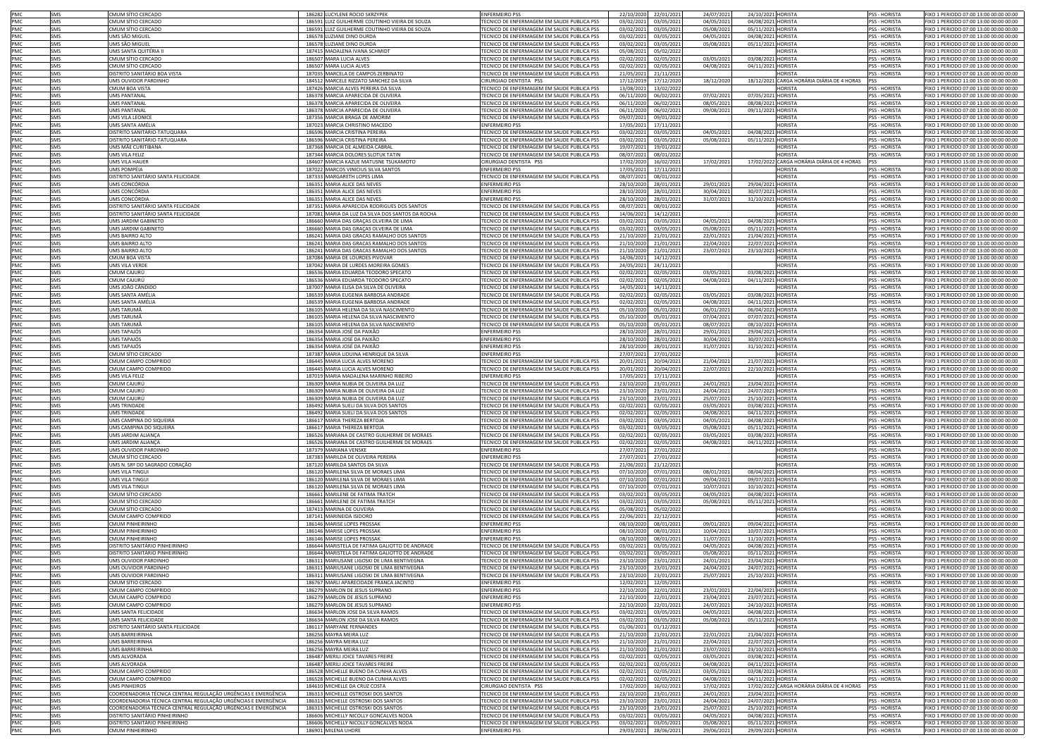| | | | | | | | | | | | |
|---|---|---|---|---|---|---|---|---|---|---|---|
| PMC | SMS | CMUM SÍTIO CERCADO | 186282 | LUCYLENE ROCIO SKRZYPEK | ENFERMEIRO PSS | 22/10/2020 | 22/01/2021 | 24/07/2021 | 24/10/2021 | HORISTA | PSS - HORISTA | FIXO 1 PERIODO 07:00 13:00 00:00 00:00 |
| PMC | SMS | CMUM SÍTIO CERCADO | 186591 | LUIZ GUILHERME COUTINHO VIEIRA DE SOUZA | TECNICO DE ENFERMAGEM EM SAUDE PUBLICA PSS | 03/02/2021 | 03/05/2021 | 04/05/2021 | 04/08/2021 | HORISTA | PSS - HORISTA | FIXO 1 PERIODO 07:00 13:00 00:00 00:00 |
| PMC | SMS | CMUM SÍTIO CERCADO | 186591 | LUIZ GUILHERME COUTINHO VIEIRA DE SOUZA | TECNICO DE ENFERMAGEM EM SAUDE PUBLICA PSS | 03/02/2021 | 03/05/2021 | 05/08/2021 | 05/11/2021 | HORISTA | PSS - HORISTA | FIXO 1 PERIODO 07:00 13:00 00:00 00:00 |
| PMC | SMS | UMS SÃO MIGUEL | 186578 | LUZIANE DINO DURDA | TECNICO DE ENFERMAGEM EM SAUDE PUBLICA PSS | 03/02/2021 | 03/05/2021 | 04/05/2021 | 04/08/2021 | HORISTA | PSS - HORISTA | FIXO 1 PERIODO 07:00 13:00 00:00 00:00 |
| PMC | SMS | UMS SÃO MIGUEL | 186578 | LUZIANE DINO DURDA | TECNICO DE ENFERMAGEM EM SAUDE PUBLICA PSS | 03/02/2021 | 03/05/2021 | 05/08/2021 | 05/11/2021 | HORISTA | PSS - HORISTA | FIXO 1 PERIODO 07:00 13:00 00:00 00:00 |
| PMC | SMS | UMS SANTA QUITÉRIA II | 187415 | MADALENA IVANA SCHMIDT | TECNICO DE ENFERMAGEM EM SAUDE PUBLICA PSS | 05/08/2021 | 05/02/2022 | | | HORISTA | PSS - HORISTA | FIXO 1 PERIODO 07:00 13:00 00:00 00:00 |
| PMC | SMS | CMUM SÍTIO CERCADO | 186507 | MARA LUCIA ALVES | TECNICO DE ENFERMAGEM EM SAUDE PUBLICA PSS | 02/02/2021 | 02/05/2021 | 03/05/2021 | 03/08/2021 | HORISTA | PSS - HORISTA | FIXO 1 PERIODO 07:00 13:00 00:00 00:00 |
| PMC | SMS | CMUM SÍTIO CERCADO | 186507 | MARA LUCIA ALVES | TECNICO DE ENFERMAGEM EM SAUDE PUBLICA PSS | 02/02/2021 | 02/05/2021 | 04/08/2021 | 04/11/2021 | HORISTA | PSS - HORISTA | FIXO 1 PERIODO 07:00 13:00 00:00 00:00 |
| PMC | SMS | DISTRITO SANITÁRIO BOA VISTA | 187035 | MARCELA DE CAMPOS ZERBINATO | TECNICO DE ENFERMAGEM EM SAUDE PUBLICA PSS | 21/05/2021 | 21/11/2021 | | | HORISTA | PSS - HORISTA | FIXO 1 PERIODO 07:00 13:00 00:00 00:00 |
| PMC | SMS | UMS OUVIDOR PARDINHO | 184512 | MARCELE RIZZATO SANCHEZ DA SILVA | CIRURGIAO DENTISTA PSS | 17/12/2019 | 17/12/2020 | 18/12/2020 | 18/12/2021 | CARGA HORÁRIA DIÁRIA DE 4 HORAS | PSS | FIXO 1 PERIODO 11:00 15:00 00:00 00:00 |
| PMC | SMS | CMUM BOA VISTA | 187426 | MARCIA ALVES PEREIRA DA SILVA | TECNICO DE ENFERMAGEM EM SAUDE PUBLICA PSS | 13/08/2021 | 13/02/2022 | | | HORISTA | PSS - HORISTA | FIXO 1 PERIODO 07:00 13:00 00:00 00:00 |
| PMC | SMS | UMS PANTANAL | 186378 | MARCIA APARECIDA DE OLIVEIRA | TECNICO DE ENFERMAGEM EM SAUDE PUBLICA PSS | 06/11/2020 | 06/02/2021 | 07/02/2021 | 07/05/2021 | HORISTA | PSS - HORISTA | FIXO 1 PERIODO 07:00 13:00 00:00 00:00 |
| PMC | SMS | UMS PANTANAL | 186378 | MARCIA APARECIDA DE OLIVEIRA | TECNICO DE ENFERMAGEM EM SAUDE PUBLICA PSS | 06/11/2020 | 06/02/2021 | 08/05/2021 | 08/08/2021 | HORISTA | PSS - HORISTA | FIXO 1 PERIODO 07:00 13:00 00:00 00:00 |
| PMC | SMS | UMS PANTANAL | 186378 | MARCIA APARECIDA DE OLIVEIRA | TECNICO DE ENFERMAGEM EM SAUDE PUBLICA PSS | 06/11/2020 | 06/02/2021 | 09/08/2021 | 09/11/2021 | HORISTA | PSS - HORISTA | FIXO 1 PERIODO 07:00 13:00 00:00 00:00 |
| PMC | SMS | UMS VILA LEONICE | 187356 | MARCIA BRAGA DE AMORIM | TECNICO DE ENFERMAGEM EM SAUDE PUBLICA PSS | 09/07/2021 | 09/01/2022 | | | HORISTA | PSS - HORISTA | FIXO 1 PERIODO 07:00 13:00 00:00 00:00 |
| PMC | SMS | UMS SANTA AMÉLIA | 187023 | MARCIA CHRISTINO MACEDO | ENFERMEIRO PSS | 17/05/2021 | 17/11/2021 | | | HORISTA | PSS - HORISTA | FIXO 1 PERIODO 07:00 13:00 00:00 00:00 |
| PMC | SMS | DISTRITO SANITÁRIO TATUQUARA | 186596 | MARCIA CRISTINA PEREIRA | TECNICO DE ENFERMAGEM EM SAUDE PUBLICA PSS | 03/02/2021 | 03/05/2021 | 04/05/2021 | 04/08/2021 | HORISTA | PSS - HORISTA | FIXO 1 PERIODO 07:00 13:00 00:00 00:00 |
| PMC | SMS | DISTRITO SANITÁRIO TATUQUARA | 186596 | MARCIA CRISTINA PEREIRA | TECNICO DE ENFERMAGEM EM SAUDE PUBLICA PSS | 03/02/2021 | 03/05/2021 | 05/08/2021 | 05/11/2021 | HORISTA | PSS - HORISTA | FIXO 1 PERIODO 07:00 13:00 00:00 00:00 |
| PMC | SMS | UMS MÃE CURITIBANA | 187368 | MARCIA DE ALMEIDA CABRAL | TECNICO DE ENFERMAGEM EM SAUDE PUBLICA PSS | 19/07/2021 | 19/01/2022 | | | HORISTA | PSS - HORISTA | FIXO 1 PERIODO 07:00 13:00 00:00 00:00 |
| PMC | SMS | UMS VILA FELIZ | 187344 | MARCIA DOLORES SLOTUK TATIN | TECNICO DE ENFERMAGEM EM SAUDE PUBLICA PSS | 08/07/2021 | 08/01/2022 | | | HORISTA | PSS - HORISTA | FIXO 1 PERIODO 07:00 13:00 00:00 00:00 |
| PMC | SMS | UMS VILA HAUER | 184607 | MARCIA KAZUE MATUSNE TSUKAMOTO | CIRURGIAO DENTISTA PSS | 17/02/2020 | 16/02/2021 | 17/02/2021 | 17/02/2022 | CARGA HORÁRIA DIÁRIA DE 4 HORAS | PSS | FIXO 1 PERIODO 15:00 19:00 00:00 00:00 |
| PMC | SMS | UMS POMPÉIA | 187022 | MARCOS VINICIUS SILVA SANTOS | ENFERMEIRO PSS | 17/05/2021 | 17/11/2021 | | | HORISTA | PSS - HORISTA | FIXO 1 PERIODO 07:00 13:00 00:00 00:00 |
| PMC | SMS | DISTRITO SANITÁRIO SANTA FELICIDADE | 187333 | MARGARETH LOPES LIMA | TECNICO DE ENFERMAGEM EM SAUDE PUBLICA PSS | 08/07/2021 | 08/01/2022 | | | HORISTA | PSS - HORISTA | FIXO 1 PERIODO 07:00 13:00 00:00 00:00 |
| PMC | SMS | UMS CONCÓRDIA | 186351 | MARIA ALICE DAS NEVES | ENFERMEIRO PSS | 28/10/2020 | 28/01/2021 | 29/01/2021 | 29/04/2021 | HORISTA | PSS - HORISTA | FIXO 1 PERIODO 07:00 13:00 00:00 00:00 |
| PMC | SMS | UMS CONCÓRDIA | 186351 | MARIA ALICE DAS NEVES | ENFERMEIRO PSS | 28/10/2020 | 28/01/2021 | 30/04/2021 | 30/07/2021 | HORISTA | PSS - HORISTA | FIXO 1 PERIODO 07:00 13:00 00:00 00:00 |
| PMC | SMS | UMS CONCÓRDIA | 186351 | MARIA ALICE DAS NEVES | ENFERMEIRO PSS | 28/10/2020 | 28/01/2021 | 31/07/2021 | 31/10/2021 | HORISTA | PSS - HORISTA | FIXO 1 PERIODO 07:00 13:00 00:00 00:00 |
| PMC | SMS | DISTRITO SANITÁRIO SANTA FELICIDADE | 187331 | MARIA APARECIDA RODRIGUES DOS SANTOS | TECNICO DE ENFERMAGEM EM SAUDE PUBLICA PSS | 08/07/2021 | 08/01/2022 | | | HORISTA | PSS - HORISTA | FIXO 1 PERIODO 07:00 13:00 00:00 00:00 |
| PMC | SMS | DISTRITO SANITÁRIO SANTA FELICIDADE | 187081 | MARIA DA LUZ DA SILVA DOS SANTOS DA ROCHA | TECNICO DE ENFERMAGEM EM SAUDE PUBLICA PSS | 14/06/2021 | 14/12/2021 | | | HORISTA | PSS - HORISTA | FIXO 1 PERIODO 07:00 13:00 00:00 00:00 |
| PMC | SMS | UMS JARDIM GABINETO | 186660 | MARIA DAS GRAÇAS OLVEIRA DE LIMA | TECNICO DE ENFERMAGEM EM SAUDE PUBLICA PSS | 03/02/2021 | 03/05/2021 | 04/05/2021 | 04/08/2021 | HORISTA | PSS - HORISTA | FIXO 1 PERIODO 07:00 13:00 00:00 00:00 |
| PMC | SMS | UMS JARDIM GABINETO | 186660 | MARIA DAS GRAÇAS OLVEIRA DE LIMA | TECNICO DE ENFERMAGEM EM SAUDE PUBLICA PSS | 03/02/2021 | 03/05/2021 | 05/08/2021 | 05/11/2021 | HORISTA | PSS - HORISTA | FIXO 1 PERIODO 07:00 13:00 00:00 00:00 |
| PMC | SMS | UMS BAIRRO ALTO | 186241 | MARIA DAS GRACAS RAMALHO DOS SANTOS | TECNICO DE ENFERMAGEM EM SAUDE PUBLICA PSS | 21/10/2020 | 21/01/2021 | 22/01/2021 | 21/04/2021 | HORISTA | PSS - HORISTA | FIXO 1 PERIODO 07:00 13:00 00:00 00:00 |
| PMC | SMS | UMS BAIRRO ALTO | 186241 | MARIA DAS GRACAS RAMALHO DOS SANTOS | TECNICO DE ENFERMAGEM EM SAUDE PUBLICA PSS | 21/10/2020 | 21/01/2021 | 22/04/2021 | 22/07/2021 | HORISTA | PSS - HORISTA | FIXO 1 PERIODO 07:00 13:00 00:00 00:00 |
| PMC | SMS | UMS BAIRRO ALTO | 186241 | MARIA DAS GRACAS RAMALHO DOS SANTOS | TECNICO DE ENFERMAGEM EM SAUDE PUBLICA PSS | 21/10/2020 | 21/01/2021 | 23/07/2021 | 23/10/2021 | HORISTA | PSS - HORISTA | FIXO 1 PERIODO 07:00 13:00 00:00 00:00 |
| PMC | SMS | CMUM BOA VISTA | 187084 | MARIA DE LOURDES PIVOVAR | TECNICO DE ENFERMAGEM EM SAUDE PUBLICA PSS | 14/06/2021 | 14/12/2021 | | | HORISTA | PSS - HORISTA | FIXO 1 PERIODO 07:00 13:00 00:00 00:00 |
| PMC | SMS | UMS VILA VERDE | 187042 | MARIA DE LURDES MOREIRA GOMES | TECNICO DE ENFERMAGEM EM SAUDE PUBLICA PSS | 24/05/2021 | 24/11/2021 | | | HORISTA | PSS - HORISTA | FIXO 1 PERIODO 07:00 13:00 00:00 00:00 |
| PMC | SMS | CMUM CAJURÚ | 186536 | MARIA EDUARDA TEODORO SPECATO | TECNICO DE ENFERMAGEM EM SAUDE PUBLICA PSS | 02/02/2021 | 02/05/2021 | 03/05/2021 | 03/08/2021 | HORISTA | PSS - HORISTA | FIXO 1 PERIODO 07:00 13:00 00:00 00:00 |
| PMC | SMS | CMUM CAJURÚ | 186536 | MARIA EDUARDA TEODORO SPECATO | TECNICO DE ENFERMAGEM EM SAUDE PUBLICA PSS | 02/02/2021 | 02/05/2021 | 04/08/2021 | 04/11/2021 | HORISTA | PSS - HORISTA | FIXO 1 PERIODO 07:00 13:00 00:00 00:00 |
| PMC | SMS | UMS JOÃO CÂNDIDO | 187007 | MARIA ELISA DA SILVA DE OLIVEIRA | TECNICO DE ENFERMAGEM EM SAUDE PUBLICA PSS | 14/05/2021 | 14/11/2021 | | | HORISTA | PSS - HORISTA | FIXO 1 PERIODO 07:00 13:00 00:00 00:00 |
| PMC | SMS | UMS SANTA AMÉLIA | 186539 | MARIA EUGENIA BARBOSA ANDRADE | TECNICO DE ENFERMAGEM EM SAUDE PUBLICA PSS | 02/02/2021 | 02/05/2021 | 03/05/2021 | 03/08/2021 | HORISTA | PSS - HORISTA | FIXO 1 PERIODO 07:00 13:00 00:00 00:00 |
| PMC | SMS | UMS SANTA AMÉLIA | 186539 | MARIA EUGENIA BARBOSA ANDRADE | TECNICO DE ENFERMAGEM EM SAUDE PUBLICA PSS | 02/02/2021 | 02/05/2021 | 04/08/2021 | 04/11/2021 | HORISTA | PSS - HORISTA | FIXO 1 PERIODO 07:00 13:00 00:00 00:00 |
| PMC | SMS | UMS TARUMÃ | 186105 | MARIA HELENA DA SILVA NASCIMENTO | TECNICO DE ENFERMAGEM EM SAUDE PUBLICA PSS | 05/10/2020 | 05/01/2021 | 06/01/2021 | 06/04/2021 | HORISTA | PSS - HORISTA | FIXO 1 PERIODO 07:00 13:00 00:00 00:00 |
| PMC | SMS | UMS TARUMÃ | 186105 | MARIA HELENA DA SILVA NASCIMENTO | TECNICO DE ENFERMAGEM EM SAUDE PUBLICA PSS | 05/10/2020 | 05/01/2021 | 07/04/2021 | 07/07/2021 | HORISTA | PSS - HORISTA | FIXO 1 PERIODO 07:00 13:00 00:00 00:00 |
| PMC | SMS | UMS TARUMÃ | 186105 | MARIA HELENA DA SILVA NASCIMENTO | TECNICO DE ENFERMAGEM EM SAUDE PUBLICA PSS | 05/10/2020 | 05/01/2021 | 08/07/2021 | 08/10/2021 | HORISTA | PSS - HORISTA | FIXO 1 PERIODO 07:00 13:00 00:00 00:00 |
| PMC | SMS | UMS TAPAJÓS | 186354 | MARIA JOSÉ DA PAIXÃO | ENFERMEIRO PSS | 28/10/2020 | 28/01/2021 | 29/01/2021 | 29/04/2021 | HORISTA | PSS - HORISTA | FIXO 1 PERIODO 07:00 13:00 00:00 00:00 |
| PMC | SMS | UMS TAPAJÓS | 186354 | MARIA JOSÉ DA PAIXÃO | ENFERMEIRO PSS | 28/10/2020 | 28/01/2021 | 30/04/2021 | 30/07/2021 | HORISTA | PSS - HORISTA | FIXO 1 PERIODO 07:00 13:00 00:00 00:00 |
| PMC | SMS | UMS TAPAJÓS | 186354 | MARIA JOSÉ DA PAIXÃO | ENFERMEIRO PSS | 28/10/2020 | 28/01/2021 | 31/07/2021 | 31/10/2021 | HORISTA | PSS - HORISTA | FIXO 1 PERIODO 07:00 13:00 00:00 00:00 |
| PMC | SMS | CMUM SÍTIO CERCADO | 187387 | MARIA LIDUINA HENRIQUE DA SILVA | ENFERMEIRO PSS | 27/07/2021 | 27/01/2022 | | | HORISTA | PSS - HORISTA | FIXO 1 PERIODO 07:00 13:00 00:00 00:00 |
| PMC | SMS | CMUM CAMPO COMPRIDO | 186445 | MARIA LUCIA ALVES MORENO | TECNICO DE ENFERMAGEM EM SAUDE PUBLICA PSS | 20/01/2021 | 20/04/2021 | 21/04/2021 | 21/07/2021 | HORISTA | PSS - HORISTA | FIXO 1 PERIODO 07:00 13:00 00:00 00:00 |
| PMC | SMS | CMUM CAMPO COMPRIDO | 186445 | MARIA LUCIA ALVES MORENO | TECNICO DE ENFERMAGEM EM SAUDE PUBLICA PSS | 20/01/2021 | 20/04/2021 | 22/07/2021 | 22/10/2021 | HORISTA | PSS - HORISTA | FIXO 1 PERIODO 07:00 13:00 00:00 00:00 |
| PMC | SMS | UMS VILA FELIZ | 187019 | MARIA MADALENA MARINHO RIBEIRO | ENFERMEIRO PSS | 17/05/2021 | 17/11/2021 | | | HORISTA | PSS - HORISTA | FIXO 1 PERIODO 07:00 13:00 00:00 00:00 |
| PMC | SMS | CMUM CAJURÚ | 186309 | MARIA NUBIA DE OLIVEIRA DA LUZ | TECNICO DE ENFERMAGEM EM SAUDE PUBLICA PSS | 23/10/2020 | 23/01/2021 | 24/01/2021 | 23/04/2021 | HORISTA | PSS - HORISTA | FIXO 1 PERIODO 07:00 13:00 00:00 00:00 |
| PMC | SMS | CMUM CAJURÚ | 186309 | MARIA NUBIA DE OLIVEIRA DA LUZ | TECNICO DE ENFERMAGEM EM SAUDE PUBLICA PSS | 23/10/2020 | 23/01/2021 | 24/04/2021 | 24/07/2021 | HORISTA | PSS - HORISTA | FIXO 1 PERIODO 07:00 13:00 00:00 00:00 |
| PMC | SMS | CMUM CAJURÚ | 186309 | MARIA NUBIA DE OLIVEIRA DA LUZ | TECNICO DE ENFERMAGEM EM SAUDE PUBLICA PSS | 23/10/2020 | 23/01/2021 | 25/07/2021 | 25/10/2021 | HORISTA | PSS - HORISTA | FIXO 1 PERIODO 07:00 13:00 00:00 00:00 |
| PMC | SMS | UMS TRINDADE | 186492 | MARIA SUELI DA SILVA DOS SANTOS | TECNICO DE ENFERMAGEM EM SAUDE PUBLICA PSS | 02/02/2021 | 02/05/2021 | 03/05/2021 | 03/08/2021 | HORISTA | PSS - HORISTA | FIXO 1 PERIODO 07:00 13:00 00:00 00:00 |
| PMC | SMS | UMS TRINDADE | 186492 | MARIA SUELI DA SILVA DOS SANTOS | TECNICO DE ENFERMAGEM EM SAUDE PUBLICA PSS | 02/02/2021 | 02/05/2021 | 04/08/2021 | 04/11/2021 | HORISTA | PSS - HORISTA | FIXO 1 PERIODO 07:00 13:00 00:00 00:00 |
| PMC | SMS | UMS CAMPINA DO SIQUEIRA | 186617 | MARIA THEREZA BERTOJA | TECNICO DE ENFERMAGEM EM SAUDE PUBLICA PSS | 03/02/2021 | 03/05/2021 | 04/05/2021 | 04/08/2021 | HORISTA | PSS - HORISTA | FIXO 1 PERIODO 07:00 13:00 00:00 00:00 |
| PMC | SMS | UMS CAMPINA DO SIQUEIRA | 186617 | MARIA THEREZA BERTOJA | TECNICO DE ENFERMAGEM EM SAUDE PUBLICA PSS | 03/02/2021 | 03/05/2021 | 05/08/2021 | 05/11/2021 | HORISTA | PSS - HORISTA | FIXO 1 PERIODO 07:00 13:00 00:00 00:00 |
| PMC | SMS | UMS JARDIM ALIANÇA | 186526 | MARIANA DE CASTRO GUILHERME DE MORAES | TECNICO DE ENFERMAGEM EM SAUDE PUBLICA PSS | 02/02/2021 | 02/05/2021 | 03/05/2021 | 03/08/2021 | HORISTA | PSS - HORISTA | FIXO 1 PERIODO 07:00 13:00 00:00 00:00 |
| PMC | SMS | UMS JARDIM ALIANÇA | 186526 | MARIANA DE CASTRO GUILHERME DE MORAES | TECNICO DE ENFERMAGEM EM SAUDE PUBLICA PSS | 02/02/2021 | 02/05/2021 | 04/08/2021 | 04/11/2021 | HORISTA | PSS - HORISTA | FIXO 1 PERIODO 07:00 13:00 00:00 00:00 |
| PMC | SMS | UMS OUVIDOR PARDINHO | 187379 | MARIANA VENSKE | ENFERMEIRO PSS | 27/07/2021 | 27/01/2022 | | | HORISTA | PSS - HORISTA | FIXO 1 PERIODO 07:00 13:00 00:00 00:00 |
| PMC | SMS | CMUM SÍTIO CERCADO | 187383 | MARILDA DE OLIVEIRA PEREIRA | ENFERMEIRO PSS | 27/07/2021 | 27/01/2022 | | | HORISTA | PSS - HORISTA | FIXO 1 PERIODO 07:00 13:00 00:00 00:00 |
| PMC | SMS | UMS N. SRª DO SAGRADO CORAÇÃO | 187120 | MARILDA SANTOS DA SILVA | TECNICO DE ENFERMAGEM EM SAUDE PUBLICA PSS | 21/06/2021 | 21/12/2021 | | | HORISTA | PSS - HORISTA | FIXO 1 PERIODO 07:00 13:00 00:00 00:00 |
| PMC | SMS | UMS VILA TINGUI | 186120 | MARILENA SILVA DE MORAES LIMA | TECNICO DE ENFERMAGEM EM SAUDE PUBLICA PSS | 07/10/2020 | 07/01/2021 | 08/01/2021 | 08/04/2021 | HORISTA | PSS - HORISTA | FIXO 1 PERIODO 07:00 13:00 00:00 00:00 |
| PMC | SMS | UMS VILA TINGUI | 186120 | MARILENA SILVA DE MORAES LIMA | TECNICO DE ENFERMAGEM EM SAUDE PUBLICA PSS | 07/10/2020 | 07/01/2021 | 09/04/2021 | 09/07/2021 | HORISTA | PSS - HORISTA | FIXO 1 PERIODO 07:00 13:00 00:00 00:00 |
| PMC | SMS | UMS VILA TINGUI | 186120 | MARILENA SILVA DE MORAES LIMA | TECNICO DE ENFERMAGEM EM SAUDE PUBLICA PSS | 07/10/2020 | 07/01/2021 | 10/07/2021 | 10/10/2021 | HORISTA | PSS - HORISTA | FIXO 1 PERIODO 07:00 13:00 00:00 00:00 |
| PMC | SMS | CMUM SÍTIO CERCADO | 186661 | MARILENE DE FATIMA TRATCH | TECNICO DE ENFERMAGEM EM SAUDE PUBLICA PSS | 03/02/2021 | 03/05/2021 | 04/05/2021 | 04/08/2021 | HORISTA | PSS - HORISTA | FIXO 1 PERIODO 07:00 13:00 00:00 00:00 |
| PMC | SMS | CMUM SÍTIO CERCADO | 186661 | MARILENE DE FATIMA TRATCH | TECNICO DE ENFERMAGEM EM SAUDE PUBLICA PSS | 03/02/2021 | 03/05/2021 | 05/08/2021 | 05/11/2021 | HORISTA | PSS - HORISTA | FIXO 1 PERIODO 07:00 13:00 00:00 00:00 |
| PMC | SMS | CMUM SÍTIO CERCADO | 187413 | MARINA DE OLIVEIRA | TECNICO DE ENFERMAGEM EM SAUDE PUBLICA PSS | 05/08/2021 | 05/02/2022 | | | HORISTA | PSS - HORISTA | FIXO 1 PERIODO 07:00 13:00 00:00 00:00 |
| PMC | SMS | CMUM CAMPO COMPRIDO | 187141 | MARINEIDA ISIDORO | TECNICO DE ENFERMAGEM EM SAUDE PUBLICA PSS | 22/06/2021 | 22/12/2021 | | | HORISTA | PSS - HORISTA | FIXO 1 PERIODO 07:00 13:00 00:00 00:00 |
| PMC | SMS | CMUM PINHEIRINHO | 186146 | MARISE LOPES PROSSAK | ENFERMEIRO PSS | 08/10/2020 | 08/01/2021 | 09/01/2021 | 09/04/2021 | HORISTA | PSS - HORISTA | FIXO 1 PERIODO 07:00 13:00 00:00 00:00 |
| PMC | SMS | CMUM PINHEIRINHO | 186146 | MARISE LOPES PROSSAK | ENFERMEIRO PSS | 08/10/2020 | 08/01/2021 | 10/04/2021 | 10/07/2021 | HORISTA | PSS - HORISTA | FIXO 1 PERIODO 07:00 13:00 00:00 00:00 |
| PMC | SMS | CMUM PINHEIRINHO | 186146 | MARISE LOPES PROSSAK | ENFERMEIRO PSS | 08/10/2020 | 08/01/2021 | 11/07/2021 | 11/10/2021 | HORISTA | PSS - HORISTA | FIXO 1 PERIODO 07:00 13:00 00:00 00:00 |
| PMC | SMS | DISTRITO SANITÁRIO PINHEIRINHO | 186644 | MARISTELA DE FATIMA GALIOTTO DE ANDRADE | TECNICO DE ENFERMAGEM EM SAUDE PUBLICA PSS | 03/02/2021 | 03/05/2021 | 04/05/2021 | 04/08/2021 | HORISTA | PSS - HORISTA | FIXO 1 PERIODO 07:00 13:00 00:00 00:00 |
| PMC | SMS | DISTRITO SANITÁRIO PINHEIRINHO | 186644 | MARISTELA DE FATIMA GALIOTTO DE ANDRADE | TECNICO DE ENFERMAGEM EM SAUDE PUBLICA PSS | 03/02/2021 | 03/05/2021 | 05/08/2021 | 05/11/2021 | HORISTA | PSS - HORISTA | FIXO 1 PERIODO 07:00 13:00 00:00 00:00 |
| PMC | SMS | UMS OUVIDOR PARDINHO | 186311 | MARIUSANE LIGOSKI DE LIMA BENTIVEGNA | TECNICO DE ENFERMAGEM EM SAUDE PUBLICA PSS | 23/10/2020 | 23/01/2021 | 24/01/2021 | 23/04/2021 | HORISTA | PSS - HORISTA | FIXO 1 PERIODO 07:00 13:00 00:00 00:00 |
| PMC | SMS | UMS OUVIDOR PARDINHO | 186311 | MARIUSANE LIGOSKI DE LIMA BENTIVEGNA | TECNICO DE ENFERMAGEM EM SAUDE PUBLICA PSS | 23/10/2020 | 23/01/2021 | 24/04/2021 | 24/07/2021 | HORISTA | PSS - HORISTA | FIXO 1 PERIODO 07:00 13:00 00:00 00:00 |
| PMC | SMS | UMS OUVIDOR PARDINHO | 186311 | MARIUSANE LIGOSKI DE LIMA BENTIVEGNA | TECNICO DE ENFERMAGEM EM SAUDE PUBLICA PSS | 23/10/2020 | 23/01/2021 | 25/07/2021 | 25/10/2021 | HORISTA | PSS - HORISTA | FIXO 1 PERIODO 07:00 13:00 00:00 00:00 |
| PMC | SMS | CMUM SÍTIO CERCADO | 186767 | MARLI APARECIDADE FRANCA JACINTO | ENFERMEIRO PSS | 12/02/2021 | 12/05/2021 | | | HORISTA | PSS - HORISTA | FIXO 1 PERIODO 07:00 13:00 00:00 00:00 |
| PMC | SMS | CMUM CAMPO COMPRIDO | 186279 | MARLON DE JESUS SUPRANO | ENFERMEIRO PSS | 22/10/2020 | 22/01/2021 | 23/01/2021 | 22/04/2021 | HORISTA | PSS - HORISTA | FIXO 1 PERIODO 07:00 13:00 00:00 00:00 |
| PMC | SMS | CMUM CAMPO COMPRIDO | 186279 | MARLON DE JESUS SUPRANO | ENFERMEIRO PSS | 22/10/2020 | 22/01/2021 | 23/04/2021 | 23/07/2021 | HORISTA | PSS - HORISTA | FIXO 1 PERIODO 07:00 13:00 00:00 00:00 |
| PMC | SMS | CMUM CAMPO COMPRIDO | 186279 | MARLON DE JESUS SUPRANO | ENFERMEIRO PSS | 22/10/2020 | 22/01/2021 | 24/07/2021 | 24/10/2021 | HORISTA | PSS - HORISTA | FIXO 1 PERIODO 07:00 13:00 00:00 00:00 |
| PMC | SMS | UMS SANTA FELICIDADE | 186634 | MARLON JOSE DA SILVA RAMOS | TECNICO DE ENFERMAGEM EM SAUDE PUBLICA PSS | 03/02/2021 | 03/05/2021 | 04/05/2021 | 04/08/2021 | HORISTA | PSS - HORISTA | FIXO 1 PERIODO 07:00 13:00 00:00 00:00 |
| PMC | SMS | UMS SANTA FELICIDADE | 186634 | MARLON JOSE DA SILVA RAMOS | TECNICO DE ENFERMAGEM EM SAUDE PUBLICA PSS | 03/02/2021 | 03/05/2021 | 05/08/2021 | 05/11/2021 | HORISTA | PSS - HORISTA | FIXO 1 PERIODO 07:00 13:00 00:00 00:00 |
| PMC | SMS | DISTRITO SANITÁRIO SANTA FELICIDADE | 186117 | MARYANE FERNANDES | TECNICO DE ENFERMAGEM EM SAUDE PUBLICA PSS | 01/06/2021 | 01/12/2021 | | | HORISTA | PSS - HORISTA | FIXO 1 PERIODO 07:00 13:00 00:00 00:00 |
| PMC | SMS | UMS BARREIRINHA | 186256 | MAYRA MEIRA LUZ | TECNICO DE ENFERMAGEM EM SAUDE PUBLICA PSS | 21/10/2020 | 21/01/2021 | 22/01/2021 | 21/04/2021 | HORISTA | PSS - HORISTA | FIXO 1 PERIODO 07:00 13:00 00:00 00:00 |
| PMC | SMS | UMS BARREIRINHA | 186256 | MAYRA MEIRA LUZ | TECNICO DE ENFERMAGEM EM SAUDE PUBLICA PSS | 21/10/2020 | 21/01/2021 | 22/04/2021 | 22/07/2021 | HORISTA | PSS - HORISTA | FIXO 1 PERIODO 07:00 13:00 00:00 00:00 |
| PMC | SMS | UMS BARREIRINHA | 186256 | MAYRA MEIRA LUZ | TECNICO DE ENFERMAGEM EM SAUDE PUBLICA PSS | 21/10/2020 | 21/01/2021 | 23/07/2021 | 23/10/2021 | HORISTA | PSS - HORISTA | FIXO 1 PERIODO 07:00 13:00 00:00 00:00 |
| PMC | SMS | UMS ALVORADA | 186487 | MERILI JOICE TAVARES FREIRE | TECNICO DE ENFERMAGEM EM SAUDE PUBLICA PSS | 02/02/2021 | 02/05/2021 | 03/05/2021 | 03/08/2021 | HORISTA | PSS - HORISTA | FIXO 1 PERIODO 07:00 13:00 00:00 00:00 |
| PMC | SMS | UMS ALVORADA | 186487 | MERILI JOICE TAVARES FREIRE | TECNICO DE ENFERMAGEM EM SAUDE PUBLICA PSS | 02/02/2021 | 02/05/2021 | 04/08/2021 | 04/11/2021 | HORISTA | PSS - HORISTA | FIXO 1 PERIODO 07:00 13:00 00:00 00:00 |
| PMC | SMS | CMUM CAMPO COMPRIDO | 186528 | MICHELLE BUENO DA CUNHA ALVES | TECNICO DE ENFERMAGEM EM SAUDE PUBLICA PSS | 02/02/2021 | 02/05/2021 | 03/05/2021 | 03/08/2021 | HORISTA | PSS - HORISTA | FIXO 1 PERIODO 07:00 13:00 00:00 00:00 |
| PMC | SMS | CMUM CAMPO COMPRIDO | 186528 | MICHELLE BUENO DA CUNHA ALVES | TECNICO DE ENFERMAGEM EM SAUDE PUBLICA PSS | 02/02/2021 | 02/05/2021 | 04/08/2021 | 04/11/2021 | HORISTA | PSS - HORISTA | FIXO 1 PERIODO 07:00 13:00 00:00 00:00 |
| PMC | SMS | UMS PINHEIROS | 184610 | MICHELLE DA CRUZ COSTA | CIRURGIAO DENTISTA PSS | 17/02/2020 | 16/02/2021 | 17/02/2021 | 17/02/2022 | CARGA HORÁRIA DIÁRIA DE 4 HORAS | PSS | FIXO 1 PERIODO 11:00 15:00 00:00 00:00 |
| PMC | SMS | COORDENADORIA TÉCNICA CENTRAL REGULAÇÃO URGÊNCIAS E EMERGÊNCIA | 186313 | MICHELLE OSTROSKI DOS SANTOS | TECNICO DE ENFERMAGEM EM SAUDE PUBLICA PSS | 23/10/2020 | 23/01/2021 | 24/01/2021 | 23/04/2021 | HORISTA | PSS - HORISTA | FIXO 1 PERIODO 07:00 13:00 00:00 00:00 |
| PMC | SMS | COORDENADORIA TÉCNICA CENTRAL REGULAÇÃO URGÊNCIAS E EMERGÊNCIA | 186313 | MICHELLE OSTROSKI DOS SANTOS | TECNICO DE ENFERMAGEM EM SAUDE PUBLICA PSS | 23/10/2020 | 23/01/2021 | 24/04/2021 | 24/07/2021 | HORISTA | PSS - HORISTA | FIXO 1 PERIODO 07:00 13:00 00:00 00:00 |
| PMC | SMS | COORDENADORIA TÉCNICA CENTRAL REGULAÇÃO URGÊNCIAS E EMERGÊNCIA | 186313 | MICHELLE OSTROSKI DOS SANTOS | TECNICO DE ENFERMAGEM EM SAUDE PUBLICA PSS | 23/10/2020 | 23/01/2021 | 25/07/2021 | 25/10/2021 | HORISTA | PSS - HORISTA | FIXO 1 PERIODO 07:00 13:00 00:00 00:00 |
| PMC | SMS | DISTRITO SANITÁRIO PINHEIRINHO | 186606 | MICHELLY NICOLLY GONCALVES NODA | TECNICO DE ENFERMAGEM EM SAUDE PUBLICA PSS | 03/02/2021 | 03/05/2021 | 04/05/2021 | 04/08/2021 | HORISTA | PSS - HORISTA | FIXO 1 PERIODO 07:00 13:00 00:00 00:00 |
| PMC | SMS | DISTRITO SANITÁRIO PINHEIRINHO | 186606 | MICHELLY NICOLLY GONCALVES NODA | TECNICO DE ENFERMAGEM EM SAUDE PUBLICA PSS | 03/02/2021 | 03/05/2021 | 05/08/2021 | 05/11/2021 | HORISTA | PSS - HORISTA | FIXO 1 PERIODO 07:00 13:00 00:00 00:00 |
| PMC | SMS | CMUM PINHEIRINHO | 186901 | MILENA UHDRE | ENFERMEIRO PSS | 29/03/2021 | 28/06/2021 | 29/06/2021 | 29/09/2021 | HORISTA | PSS - HORISTA | FIXO 1 PERIODO 07:00 13:00 00:00 00:00 |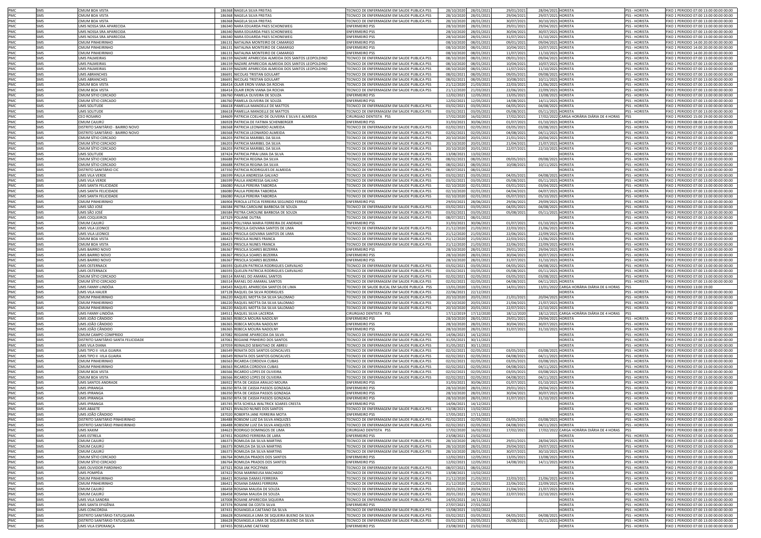| | | | | | | | | | | | | |
|---|---|---|---|---|---|---|---|---|---|---|---|---|
| PMC | SMS | CMUM BOA VISTA | 186368 | NAGELA SILVA FREITAS | TECNICO DE ENFERMAGEM EM SAUDE PUBLICA PSS | 28/10/2020 | 28/01/2021 | 29/01/2021 | 28/04/2021 | HORISTA | PSS - HORISTA | FIXO 1 PERIODO 07:00 13:00 00:00 00:00 |
| PMC | SMS | CMUM BOA VISTA | 186368 | NAGELA SILVA FREITAS | TECNICO DE ENFERMAGEM EM SAUDE PUBLICA PSS | 28/10/2020 | 28/01/2021 | 29/04/2021 | 29/07/2021 | HORISTA | PSS - HORISTA | FIXO 1 PERIODO 07:00 13:00 00:00 00:00 |
| PMC | SMS | CMUM BOA VISTA | 186368 | NAGELA SILVA FREITAS | TECNICO DE ENFERMAGEM EM SAUDE PUBLICA PSS | 28/10/2020 | 28/01/2021 | 30/07/2021 | 30/10/2021 | HORISTA | PSS - HORISTA | FIXO 1 PERIODO 07:00 13:00 00:00 00:00 |
| PMC | SMS | UMS NOSSA SRA APARECIDA | 186340 | NARA EDUARDA PAES SCHONEWEG | ENFERMEIRO PSS | 28/10/2020 | 28/01/2021 | 29/01/2021 | 29/04/2021 | HORISTA | PSS - HORISTA | FIXO 1 PERIODO 07:00 13:00 00:00 00:00 |
| PMC | SMS | UMS NOSSA SRA APARECIDA | 186340 | NARA EDUARDA PAES SCHONEWEG | ENFERMEIRO PSS | 28/10/2020 | 28/01/2021 | 30/04/2021 | 30/07/2021 | HORISTA | PSS - HORISTA | FIXO 1 PERIODO 07:00 13:00 00:00 00:00 |
| PMC | SMS | UMS NOSSA SRA APARECIDA | 186340 | NARA EDUARDA PAES SCHONEWEG | ENFERMEIRO PSS | 28/10/2020 | 28/01/2021 | 31/07/2021 | 31/10/2021 | HORISTA | PSS - HORISTA | FIXO 1 PERIODO 07:00 13:00 00:00 00:00 |
| PMC | SMS | CMUM PINHEIRINHO | 186131 | NATALINA MONTEIRO DE CAMARGO | ENFERMEIRO PSS | 08/10/2020 | 08/01/2021 | 09/01/2021 | 09/04/2021 | HORISTA | PSS - HORISTA | FIXO 1 PERIODO 14:00 20:00 00:00 00:00 |
| PMC | SMS | CMUM PINHEIRINHO | 186131 | NATALINA MONTEIRO DE CAMARGO | ENFERMEIRO PSS | 08/10/2020 | 08/01/2021 | 10/04/2021 | 10/07/2021 | HORISTA | PSS - HORISTA | FIXO 1 PERIODO 14:00 20:00 00:00 00:00 |
| PMC | SMS | CMUM PINHEIRINHO | 186131 | NATALINA MONTEIRO DE CAMARGO | ENFERMEIRO PSS | 08/10/2020 | 08/01/2021 | 11/07/2021 | 11/10/2021 | HORISTA | PSS - HORISTA | FIXO 1 PERIODO 14:00 20:00 00:00 00:00 |
| PMC | SMS | UMS PALMEIRAS | 186159 | NAZARE APARECIDA ALMEIDA DOS SANTOS LEOPOLDINO | TECNICO DE ENFERMAGEM EM SAUDE PUBLICA PSS | 08/10/2020 | 08/01/2021 | 09/01/2021 | 09/04/2021 | HORISTA | PSS - HORISTA | FIXO 1 PERIODO 07:00 13:00 00:00 00:00 |
| PMC | SMS | UMS PALMEIRAS | 186159 | NAZARE APARECIDA ALMEIDA DOS SANTOS LEOPOLDINO | TECNICO DE ENFERMAGEM EM SAUDE PUBLICA PSS | 08/10/2020 | 08/01/2021 | 10/04/2021 | 10/07/2021 | HORISTA | PSS - HORISTA | FIXO 1 PERIODO 07:00 13:00 00:00 00:00 |
| PMC | SMS | UMS PALMEIRAS | 186159 | NAZARE APARECIDA ALMEIDA DOS SANTOS LEOPOLDINO | TECNICO DE ENFERMAGEM EM SAUDE PUBLICA PSS | 08/10/2020 | 08/01/2021 | 11/07/2021 | 11/10/2021 | HORISTA | PSS - HORISTA | FIXO 1 PERIODO 07:00 13:00 00:00 00:00 |
| PMC | SMS | UMS ABRANCHES | 186691 | NICOLAS TRISTAN GOULART | TECNICO DE ENFERMAGEM EM SAUDE PUBLICA PSS | 08/02/2021 | 08/05/2021 | 09/05/2021 | 09/08/2021 | HORISTA | PSS - HORISTA | FIXO 1 PERIODO 07:00 13:00 00:00 00:00 |
| PMC | SMS | UMS ABRANCHES | 186691 | NICOLAS TRISTAN GOULART | TECNICO DE ENFERMAGEM EM SAUDE PUBLICA PSS | 08/02/2021 | 08/05/2021 | 10/08/2021 | 10/11/2021 | HORISTA | PSS - HORISTA | FIXO 1 PERIODO 07:00 13:00 00:00 00:00 |
| PMC | SMS | CMUM BOA VISTA | 186414 | OLAIR ERON VIANA DA ROCHA | TECNICO DE ENFERMAGEM EM SAUDE PUBLICA PSS | 21/12/2020 | 21/03/2021 | 22/03/2021 | 21/06/2021 | HORISTA | PSS - HORISTA | FIXO 1 PERIODO 07:00 13:00 00:00 00:00 |
| PMC | SMS | CMUM BOA VISTA | 186414 | OLAIR ERON VIANA DA ROCHA | TECNICO DE ENFERMAGEM EM SAUDE PUBLICA PSS | 21/12/2020 | 21/03/2021 | 22/06/2021 | 22/09/2021 | HORISTA | PSS - HORISTA | FIXO 1 PERIODO 07:00 13:00 00:00 00:00 |
| PMC | SMS | CMUM SÍTIO CERCADO | 186760 | PAMELA OLIVEIRA DE SOUZA | ENFERMEIRO PSS | 12/02/2021 | 12/05/2021 | 13/05/2021 | 13/08/2021 | HORISTA | PSS - HORISTA | FIXO 1 PERIODO 07:00 13:00 00:00 00:00 |
| PMC | SMS | CMUM SÍTIO CERCADO | 186760 | PAMELA OLIVEIRA DE SOUZA | ENFERMEIRO PSS | 12/02/2021 | 12/05/2021 | 14/08/2021 | 14/11/2021 | HORISTA | PSS - HORISTA | FIXO 1 PERIODO 07:00 13:00 00:00 00:00 |
| PMC | SMS | UMS SOLITUDE | 186618 | PAMELLA MANOELLE DE MATTOS | TECNICO DE ENFERMAGEM EM SAUDE PUBLICA PSS | 03/02/2021 | 03/05/2021 | 04/05/2021 | 04/08/2021 | HORISTA | PSS - HORISTA | FIXO 1 PERIODO 07:00 13:00 00:00 00:00 |
| PMC | SMS | UMS SOLITUDE | 186618 | PAMELLA MANOELLE DE MATTOS | TECNICO DE ENFERMAGEM EM SAUDE PUBLICA PSS | 03/02/2021 | 03/05/2021 | 05/08/2021 | 05/11/2021 | HORISTA | PSS - HORISTA | FIXO 1 PERIODO 07:00 13:00 00:00 00:00 |
| PMC | SMS | CEO ROSARIO | 184609 | PATRICIA COELHO DE OLIVEIRA E SILVA E ALMEIDA | CIRURGIAO DENTISTA PSS | 17/02/2020 | 16/02/2021 | 17/02/2021 | 17/02/2022 | CARGA HORÁRIA DIÁRIA DE 4 HORAS | PSS | FIXO 1 PERIODO 15:00 19:00 00:00 00:00 |
| PMC | SMS | CMUM CAJURÚ | 186928 | PATRICIA DE FATIMA SCHENBERGER | ENFERMEIRO PSS | 31/03/2021 | 30/06/2021 | 01/07/2021 | 01/10/2021 | HORISTA | PSS - HORISTA | FIXO 1 PERIODO 08:00 14:00 00:00 00:00 |
| PMC | SMS | DISTRITO SANITÁRIO - BAIRRO NOVO | 186568 | PATRICIA LEONARDO ALMEIDA | TECNICO DE ENFERMAGEM EM SAUDE PUBLICA PSS | 02/02/2021 | 02/05/2021 | 03/05/2021 | 03/08/2021 | HORISTA | PSS - HORISTA | FIXO 1 PERIODO 07:00 13:00 00:00 00:00 |
| PMC | SMS | DISTRITO SANITÁRIO - BAIRRO NOVO | 186568 | PATRICIA LEONARDO ALMEIDA | TECNICO DE ENFERMAGEM EM SAUDE PUBLICA PSS | 02/02/2021 | 02/05/2021 | 04/08/2021 | 04/11/2021 | HORISTA | PSS - HORISTA | FIXO 1 PERIODO 07:00 13:00 00:00 00:00 |
| PMC | SMS | CMUM SÍTIO CERCADO | 186203 | PATRICIA MARIBEL DA SILVA | TECNICO DE ENFERMAGEM EM SAUDE PUBLICA PSS | 20/10/2020 | 20/01/2021 | 21/01/2021 | 20/04/2021 | HORISTA | PSS - HORISTA | FIXO 1 PERIODO 07:00 13:00 00:00 00:00 |
| PMC | SMS | CMUM SÍTIO CERCADO | 186203 | PATRICIA MARIBEL DA SILVA | TECNICO DE ENFERMAGEM EM SAUDE PUBLICA PSS | 20/10/2020 | 20/01/2021 | 21/04/2021 | 21/07/2021 | HORISTA | PSS - HORISTA | FIXO 1 PERIODO 07:00 13:00 00:00 00:00 |
| PMC | SMS | CMUM SÍTIO CERCADO | 186203 | PATRICIA MARIBEL DA SILVA | TECNICO DE ENFERMAGEM EM SAUDE PUBLICA PSS | 20/10/2020 | 20/01/2021 | 22/07/2021 | 22/10/2021 | HORISTA | PSS - HORISTA | FIXO 1 PERIODO 07:00 13:00 00:00 00:00 |
| PMC | SMS | UMS SOLITUDE | 187424 | PATRICIA PIRAI LIMA DA SILVA | TECNICO DE ENFERMAGEM EM SAUDE PUBLICA PSS | 13/08/2021 | 13/02/2022 | | | HORISTA | PSS - HORISTA | FIXO 1 PERIODO 07:00 13:00 00:00 00:00 |
| PMC | SMS | CMUM SÍTIO CERCADO | 186688 | PATRICIA REGINA DA SILVA | TECNICO DE ENFERMAGEM EM SAUDE PUBLICA PSS | 08/02/2021 | 08/05/2021 | 09/05/2021 | 09/08/2021 | HORISTA | PSS - HORISTA | FIXO 1 PERIODO 07:00 13:00 00:00 00:00 |
| PMC | SMS | CMUM SÍTIO CERCADO | 186688 | PATRICIA REGINA DA SILVA | TECNICO DE ENFERMAGEM EM SAUDE PUBLICA PSS | 08/02/2021 | 08/05/2021 | 10/08/2021 | 10/11/2021 | HORISTA | PSS - HORISTA | FIXO 1 PERIODO 07:00 13:00 00:00 00:00 |
| PMC | SMS | DISTRITO SANITÁRIO CIC | 187350 | PATRICIA RODRIGUES DE ALMEIDA | TECNICO DE ENFERMAGEM EM SAUDE PUBLICA PSS | 08/07/2021 | 08/01/2022 | | | HORISTA | PSS - HORISTA | FIXO 1 PERIODO 07:00 13:00 00:00 00:00 |
| PMC | SMS | UMS VILA VERDE | 186599 | PAULA ANDRESSA GALVAO | TECNICO DE ENFERMAGEM EM SAUDE PUBLICA PSS | 03/02/2021 | 03/05/2021 | 04/05/2021 | 04/08/2021 | HORISTA | PSS - HORISTA | FIXO 1 PERIODO 07:00 13:00 00:00 00:00 |
| PMC | SMS | UMS VILA VERDE | 186599 | PAULA ANDRESSA GALVAO | TECNICO DE ENFERMAGEM EM SAUDE PUBLICA PSS | 03/02/2021 | 03/05/2021 | 05/08/2021 | 05/11/2021 | HORISTA | PSS - HORISTA | FIXO 1 PERIODO 07:00 13:00 00:00 00:00 |
| PMC | SMS | UMS SANTA FELICIDADE | 186080 | PAULA PEREIRA TABORDA | TECNICO DE ENFERMAGEM EM SAUDE PUBLICA PSS | 02/10/2020 | 02/01/2021 | 03/01/2021 | 03/04/2021 | HORISTA | PSS - HORISTA | FIXO 1 PERIODO 07:00 13:00 00:00 00:00 |
| PMC | SMS | UMS SANTA FELICIDADE | 186080 | PAULA PEREIRA TABORDA | TECNICO DE ENFERMAGEM EM SAUDE PUBLICA PSS | 02/10/2020 | 02/01/2021 | 04/04/2021 | 04/07/2021 | HORISTA | PSS - HORISTA | FIXO 1 PERIODO 07:00 13:00 00:00 00:00 |
| PMC | SMS | UMS SANTA FELICIDADE | 186080 | PAULA PEREIRA TABORDA | TECNICO DE ENFERMAGEM EM SAUDE PUBLICA PSS | 02/10/2020 | 02/01/2021 | 05/07/2021 | 05/10/2021 | HORISTA | PSS - HORISTA | FIXO 1 PERIODO 07:00 13:00 00:00 00:00 |
| PMC | SMS | CMUM PINHEIRINHO | 186904 | PEROLA LETICIA FERREIRA SEGUNDO FERRAZ | ENFERMEIRO PSS | 29/03/2021 | 28/06/2021 | 29/06/2021 | 29/09/2021 | HORISTA | PSS - HORISTA | FIXO 1 PERIODO 07:00 13:00 00:00 00:00 |
| PMC | SMS | UMS SÃO JOSÉ | 186584 | PIETRA CAROLINE BARBOSA DE SOUZA | TECNICO DE ENFERMAGEM EM SAUDE PUBLICA PSS | 03/02/2021 | 03/05/2021 | 04/05/2021 | 04/08/2021 | HORISTA | PSS - HORISTA | FIXO 1 PERIODO 07:00 13:00 00:00 00:00 |
| PMC | SMS | UMS SÃO JOSÉ | 186584 | PIETRA CAROLINE BARBOSA DE SOUZA | TECNICO DE ENFERMAGEM EM SAUDE PUBLICA PSS | 03/02/2021 | 03/05/2021 | 05/08/2021 | 05/11/2021 | HORISTA | PSS - HORISTA | FIXO 1 PERIODO 07:00 13:00 00:00 00:00 |
| PMC | SMS | UMS COQUEIROS | 187329 | POLIANE DUTRA | TECNICO DE ENFERMAGEM EM SAUDE PUBLICA PSS | 08/07/2021 | 08/01/2022 | | | HORISTA | PSS - HORISTA | FIXO 1 PERIODO 07:00 13:00 00:00 00:00 |
| PMC | SMS | CMUM CAJURÚ | 186924 | POLLYANA MARIA FERREIRA DE ANDRADE | ENFERMEIRO PSS | 31/03/2021 | 30/06/2021 | 01/07/2021 | 01/10/2021 | HORISTA | PSS - HORISTA | FIXO 1 PERIODO 07:00 13:00 00:00 00:00 |
| PMC | SMS | UMS VILA LEONICE | 186425 | PRISCILA GIOVANA SANTOS DE LIMA | TECNICO DE ENFERMAGEM EM SAUDE PUBLICA PSS | 21/12/2020 | 21/03/2021 | 22/03/2021 | 21/06/2021 | HORISTA | PSS - HORISTA | FIXO 1 PERIODO 07:00 13:00 00:00 00:00 |
| PMC | SMS | UMS VILA LEONICE | 186425 | PRISCILA GIOVANA SANTOS DE LIMA | TECNICO DE ENFERMAGEM EM SAUDE PUBLICA PSS | 21/12/2020 | 21/03/2021 | 22/06/2021 | 22/09/2021 | HORISTA | PSS - HORISTA | FIXO 1 PERIODO 07:00 13:00 00:00 00:00 |
| PMC | SMS | CMUM BOA VISTA | 186423 | PRISCILA NUNES FRANCA | TECNICO DE ENFERMAGEM EM SAUDE PUBLICA PSS | 21/12/2020 | 21/03/2021 | 22/03/2021 | 21/06/2021 | HORISTA | PSS - HORISTA | FIXO 1 PERIODO 07:00 13:00 00:00 00:00 |
| PMC | SMS | CMUM BOA VISTA | 186423 | PRISCILA NUNES FRANCA | TECNICO DE ENFERMAGEM EM SAUDE PUBLICA PSS | 21/12/2020 | 21/03/2021 | 22/06/2021 | 22/09/2021 | HORISTA | PSS - HORISTA | FIXO 1 PERIODO 07:00 13:00 00:00 00:00 |
| PMC | SMS | UMS BAIRRO NOVO | 186367 | PRISCILA SOARES BEZERRA | ENFERMEIRO PSS | 28/10/2020 | 28/01/2021 | 29/01/2021 | 29/04/2021 | HORISTA | PSS - HORISTA | FIXO 1 PERIODO 07:00 13:00 00:00 00:00 |
| PMC | SMS | UMS BAIRRO NOVO | 186367 | PRISCILA SOARES BEZERRA | ENFERMEIRO PSS | 28/10/2020 | 28/01/2021 | 30/04/2021 | 30/07/2021 | HORISTA | PSS - HORISTA | FIXO 1 PERIODO 07:00 13:00 00:00 00:00 |
| PMC | SMS | UMS BAIRRO NOVO | 186367 | PRISCILA SOARES BEZERRA | ENFERMEIRO PSS | 28/10/2020 | 28/01/2021 | 31/07/2021 | 31/10/2021 | HORISTA | PSS - HORISTA | FIXO 1 PERIODO 07:00 13:00 00:00 00:00 |
| PMC | SMS | UMS OSTERNACK | 186593 | QUELEN PATRICIA RODRIGUES CARVALHO | TECNICO DE ENFERMAGEM EM SAUDE PUBLICA PSS | 03/02/2021 | 03/05/2021 | 04/05/2021 | 04/08/2021 | HORISTA | PSS - HORISTA | FIXO 1 PERIODO 07:00 13:00 00:00 00:00 |
| PMC | SMS | UMS OSTERNACK | 186593 | QUELEN PATRICIA RODRIGUES CARVALHO | TECNICO DE ENFERMAGEM EM SAUDE PUBLICA PSS | 03/02/2021 | 03/05/2021 | 05/08/2021 | 05/11/2021 | HORISTA | PSS - HORISTA | FIXO 1 PERIODO 07:00 13:00 00:00 00:00 |
| PMC | SMS | CMUM SÍTIO CERCADO | 186514 | RAFAEL DO AMARAL SANTOS | TECNICO DE ENFERMAGEM EM SAUDE PUBLICA PSS | 02/02/2021 | 02/05/2021 | 03/05/2021 | 03/08/2021 | HORISTA | PSS - HORISTA | FIXO 1 PERIODO 07:00 13:00 00:00 00:00 |
| PMC | SMS | CMUM SÍTIO CERCADO | 186514 | RAFAEL DO AMARAL SANTOS | TECNICO DE ENFERMAGEM EM SAUDE PUBLICA PSS | 02/02/2021 | 02/05/2021 | 04/08/2021 | 04/11/2021 | HORISTA | PSS - HORISTA | FIXO 1 PERIODO 07:00 13:00 00:00 00:00 |
| PMC | SMS | UMS FANNY-LINDÓIA | 184543 | RAQUEL APARECIDA SANTOS DE LIMA | TECNICO DE SAUDE BUCAL EM SAUDE PUBLICA PSS | 13/01/2020 | 13/01/2021 | 14/01/2021 | 13/01/2022 | CARGA HORÁRIA DIÁRIA DE 6 HORAS | PSS | FIXO 1 PERIODO 13:00 19:00 |
| PMC | SMS | UMS VILA HAUER | 187128 | RAQUEL DA SILVA RODRIGUES | TECNICO DE ENFERMAGEM EM SAUDE PUBLICA PSS | 22/06/2021 | 22/12/2021 | | | HORISTA | PSS - HORISTA | FIXO 1 PERIODO 07:00 13:00 00:00 00:00 |
| PMC | SMS | CMUM PINHEIRINHO | 186220 | RAQUEL MOTTA DA SILVA SALOMAO | TECNICO DE ENFERMAGEM EM SAUDE PUBLICA PSS | 20/10/2020 | 20/01/2021 | 21/01/2021 | 20/04/2021 | HORISTA | PSS - HORISTA | FIXO 1 PERIODO 07:00 13:00 00:00 00:00 |
| PMC | SMS | CMUM PINHEIRINHO | 186220 | RAQUEL MOTTA DA SILVA SALOMAO | TECNICO DE ENFERMAGEM EM SAUDE PUBLICA PSS | 20/10/2020 | 20/01/2021 | 21/04/2021 | 21/07/2021 | HORISTA | PSS - HORISTA | FIXO 1 PERIODO 07:00 13:00 00:00 00:00 |
| PMC | SMS | CMUM PINHEIRINHO | 186220 | RAQUEL MOTTA DA SILVA SALOMAO | TECNICO DE ENFERMAGEM EM SAUDE PUBLICA PSS | 20/10/2020 | 20/01/2021 | 22/07/2021 | 22/10/2021 | HORISTA | PSS - HORISTA | FIXO 1 PERIODO 07:00 13:00 00:00 00:00 |
| PMC | SMS | UMS FANNY-LINDÓIA | 184511 | RAQUEL SILVA LACERDA | CIRURGIAO DENTISTA PSS | 17/12/2019 | 17/12/2020 | 18/12/2020 | 18/12/2021 | CARGA HORÁRIA DIÁRIA DE 4 HORAS | PSS | FIXO 1 PERIODO 14:00 18:00 00:00 00:00 |
| PMC | SMS | UMS JOÃO CÂNDIDO | 186365 | REBECA MOURA NADOLNY | ENFERMEIRO PSS | 28/10/2020 | 28/01/2021 | 29/01/2021 | 29/04/2021 | HORISTA | PSS - HORISTA | FIXO 1 PERIODO 07:00 13:00 00:00 00:00 |
| PMC | SMS | UMS JOÃO CÂNDIDO | 186365 | REBECA MOURA NADOLNY | ENFERMEIRO PSS | 28/10/2020 | 28/01/2021 | 30/04/2021 | 30/07/2021 | HORISTA | PSS - HORISTA | FIXO 1 PERIODO 07:00 13:00 00:00 00:00 |
| PMC | SMS | UMS JOÃO CÂNDIDO | 186365 | REBECA MOURA NADOLNY | ENFERMEIRO PSS | 28/10/2020 | 28/01/2021 | 31/07/2021 | 31/10/2021 | HORISTA | PSS - HORISTA | FIXO 1 PERIODO 07:00 13:00 00:00 00:00 |
| PMC | SMS | CMUM CAMPO COMPRIDO | 187082 | REGIANE APARECIDA DA SILVA | TECNICO DE ENFERMAGEM EM SAUDE PUBLICA PSS | 14/06/2021 | 14/12/2021 | | | HORISTA | PSS - HORISTA | FIXO 1 PERIODO 13:30 19:30 00:00 00:00 |
| PMC | SMS | DISTRITO SANITÁRIO SANTA FELICIDADE | 187061 | REGIANE PINHEIRO DOS SANTOS | TECNICO DE ENFERMAGEM EM SAUDE PUBLICA PSS | 31/05/2021 | 30/11/2021 | | | HORISTA | PSS - HORISTA | FIXO 1 PERIODO 07:00 13:00 00:00 00:00 |
| PMC | SMS | UMS VILA DIANA | 187059 | REINALDO SEBASTIAO DE ABREU | TECNICO DE ENFERMAGEM EM SAUDE PUBLICA PSS | 31/05/2021 | 30/11/2021 | | | HORISTA | PSS - HORISTA | FIXO 1 PERIODO 07:00 13:00 00:00 00:00 |
| PMC | SMS | UMS TIPO II -VILA GUAIRA | 186549 | RENATA DOS SANTOS GONCALVES | TECNICO DE ENFERMAGEM EM SAUDE PUBLICA PSS | 02/02/2021 | 02/05/2021 | 03/05/2021 | 03/08/2021 | HORISTA | PSS - HORISTA | FIXO 1 PERIODO 07:00 13:00 00:00 00:00 |
| PMC | SMS | UMS TIPO II -VILA GUAIRA | 186549 | RENATA DOS SANTOS GONCALVES | TECNICO DE ENFERMAGEM EM SAUDE PUBLICA PSS | 02/02/2021 | 02/05/2021 | 04/08/2021 | 04/11/2021 | HORISTA | PSS - HORISTA | FIXO 1 PERIODO 07:00 13:00 00:00 00:00 |
| PMC | SMS | CMUM PINHEIRINHO | 186563 | RICARDA CORDOVA CUBAS | TECNICO DE ENFERMAGEM EM SAUDE PUBLICA PSS | 02/02/2021 | 02/05/2021 | 03/05/2021 | 03/08/2021 | HORISTA | PSS - HORISTA | FIXO 1 PERIODO 07:00 13:00 00:00 00:00 |
| PMC | SMS | CMUM PINHEIRINHO | 186563 | RICARDA CORDOVA CUBAS | TECNICO DE ENFERMAGEM EM SAUDE PUBLICA PSS | 02/02/2021 | 02/05/2021 | 04/08/2021 | 04/11/2021 | HORISTA | PSS - HORISTA | FIXO 1 PERIODO 07:00 13:00 00:00 00:00 |
| PMC | SMS | CMUM BOA VISTA | 186566 | RICARDO LOPES DE OLIVEIRA | TECNICO DE ENFERMAGEM EM SAUDE PUBLICA PSS | 02/02/2021 | 02/05/2021 | 03/05/2021 | 03/08/2021 | HORISTA | PSS - HORISTA | FIXO 1 PERIODO 07:00 13:00 00:00 00:00 |
| PMC | SMS | CMUM BOA VISTA | 186566 | RICARDO LOPES DE OLIVEIRA | TECNICO DE ENFERMAGEM EM SAUDE PUBLICA PSS | 02/02/2021 | 02/05/2021 | 04/08/2021 | 04/11/2021 | HORISTA | PSS - HORISTA | FIXO 1 PERIODO 07:00 13:00 00:00 00:00 |
| PMC | SMS | UMS SANTOS ANDRADE | 186922 | RITA DE CASSIA ARAUJO MOURA | ENFERMEIRO PSS | 31/03/2021 | 30/06/2021 | 01/07/2021 | 01/10/2021 | HORISTA | PSS - HORISTA | FIXO 1 PERIODO 07:00 13:00 00:00 00:00 |
| PMC | SMS | UMS IPIRANGA | 186350 | RITA DE CASSIA PASSOS GONZAGA | ENFERMEIRO PSS | 28/10/2020 | 28/01/2021 | 29/01/2021 | 29/04/2021 | HORISTA | PSS - HORISTA | FIXO 1 PERIODO 07:00 13:00 00:00 00:00 |
| PMC | SMS | UMS IPIRANGA | 186350 | RITA DE CASSIA PASSOS GONZAGA | ENFERMEIRO PSS | 28/10/2020 | 28/01/2021 | 30/04/2021 | 30/07/2021 | HORISTA | PSS - HORISTA | FIXO 1 PERIODO 07:00 13:00 00:00 00:00 |
| PMC | SMS | UMS IPIRANGA | 186350 | RITA DE CASSIA PASSOS GONZAGA | ENFERMEIRO PSS | 28/10/2020 | 28/01/2021 | 31/07/2021 | 31/10/2021 | HORISTA | PSS - HORISTA | FIXO 1 PERIODO 07:00 13:00 00:00 00:00 |
| PMC | SMS | UMS IPIRANGA | 187745 | RITA SCHEILA WALTRICK SOARES CRESTA | ENFERMEIRO PSS | 14/06/2021 | 14/12/2021 | | | HORISTA | PSS - HORISTA | FIXO 1 PERIODO 07:00 13:00 00:00 00:00 |
| PMC | SMS | UMS ABAETÉ | 187421 | RIVALDO NUNES DOS SANTOS | TECNICO DE ENFERMAGEM EM SAUDE PUBLICA PSS | 13/08/2021 | 13/02/2022 | | | HORISTA | PSS - HORISTA | FIXO 1 PERIODO 07:00 13:00 00:00 00:00 |
| PMC | SMS | UMS JOÃO CÂNDIDO | 187020 | ROBERTA JANE FERREIRA MOTA | ENFERMEIRO PSS | 17/05/2021 | 17/11/2021 | | | HORISTA | PSS - HORISTA | FIXO 1 PERIODO 07:00 13:00 00:00 00:00 |
| PMC | SMS | DISTRITO SANITÁRIO PINHEIRINHO | 186488 | ROBSOM LUIZ DA SILVA ANQUIZES | TECNICO DE ENFERMAGEM EM SAUDE PUBLICA PSS | 02/02/2021 | 02/05/2021 | 03/05/2021 | 03/08/2021 | HORISTA | PSS - HORISTA | FIXO 1 PERIODO 07:00 13:00 00:00 00:00 |
| PMC | SMS | DISTRITO SANITÁRIO PINHEIRINHO | 186488 | ROBSOM LUIZ DA SILVA ANQUIZES | TECNICO DE ENFERMAGEM EM SAUDE PUBLICA PSS | 02/02/2021 | 02/05/2021 | 04/08/2021 | 04/11/2021 | HORISTA | PSS - HORISTA | FIXO 1 PERIODO 07:00 13:00 00:00 00:00 |
| PMC | SMS | UMS XAXIM | 184623 | RODRIGO DOMINGOS DE LIMA | CIRURGIAO DENTISTA PSS | 17/02/2020 | 16/02/2021 | 17/02/2021 | 17/02/2022 | CARGA HORÁRIA DIÁRIA DE 4 HORAS | PSS | FIXO 1 PERIODO 08:00 12:00 00:00 00:00 |
| PMC | SMS | UMS ESTRELA | 187451 | ROGERIO FERREIRA DE LARA | ENFERMEIRO PSS | 23/08/2021 | 23/02/2022 | | | HORISTA | PSS - HORISTA | FIXO 1 PERIODO 07:00 13:00 00:00 00:00 |
| PMC | SMS | CMUM CAJURÚ | 186373 | ROMILDA DA SILVA MARTINS | TECNICO DE ENFERMAGEM EM SAUDE PUBLICA PSS | 28/10/2020 | 28/01/2021 | 29/01/2021 | 28/04/2021 | HORISTA | PSS - HORISTA | FIXO 1 PERIODO 07:00 13:00 00:00 00:00 |
| PMC | SMS | CMUM CAJURÚ | 186373 | ROMILDA DA SILVA MARTINS | TECNICO DE ENFERMAGEM EM SAUDE PUBLICA PSS | 28/10/2020 | 28/01/2021 | 29/04/2021 | 29/07/2021 | HORISTA | PSS - HORISTA | FIXO 1 PERIODO 07:00 13:00 00:00 00:00 |
| PMC | SMS | CMUM CAJURÚ | 186373 | ROMILDA DA SILVA MARTINS | TECNICO DE ENFERMAGEM EM SAUDE PUBLICA PSS | 28/10/2020 | 28/01/2021 | 30/07/2021 | 30/10/2021 | HORISTA | PSS - HORISTA | FIXO 1 PERIODO 07:00 13:00 00:00 00:00 |
| PMC | SMS | CMUM SÍTIO CERCADO | 186764 | ROMILDA PRADOS DOS SANTOS | ENFERMEIRO PSS | 12/02/2021 | 12/05/2021 | 13/05/2021 | 13/08/2021 | HORISTA | PSS - HORISTA | FIXO 1 PERIODO 07:00 13:00 00:00 00:00 |
| PMC | SMS | CMUM SÍTIO CERCADO | 186764 | ROMILDA PRADOS DOS SANTOS | ENFERMEIRO PSS | 12/02/2021 | 12/05/2021 | 14/08/2021 | 14/11/2021 | HORISTA | PSS - HORISTA | FIXO 1 PERIODO 07:00 13:00 00:00 00:00 |
| PMC | SMS | UMS OUVIDOR PARDINHO | 187321 | ROSA JAK POCZYNEK | TECNICO DE ENFERMAGEM EM SAUDE PUBLICA PSS | 08/07/2021 | 08/01/2022 | | | HORISTA | PSS - HORISTA | FIXO 1 PERIODO 07:00 13:00 00:00 00:00 |
| PMC | SMS | UMS POMPÉIA | 187422 | ROSA MARINEUSA MACHADO | TECNICO DE ENFERMAGEM EM SAUDE PUBLICA PSS | 13/08/2021 | 13/02/2022 | | | HORISTA | PSS - HORISTA | FIXO 1 PERIODO 07:00 13:00 00:00 00:00 |
| PMC | SMS | CMUM PINHEIRINHO | 186421 | ROSANA DAMAS FERREIRA | TECNICO DE ENFERMAGEM EM SAUDE PUBLICA PSS | 21/12/2020 | 21/03/2021 | 22/03/2021 | 21/06/2021 | HORISTA | PSS - HORISTA | FIXO 1 PERIODO 07:00 13:00 00:00 00:00 |
| PMC | SMS | CMUM PINHEIRINHO | 186421 | ROSANA DAMAS FERREIRA | TECNICO DE ENFERMAGEM EM SAUDE PUBLICA PSS | 21/12/2020 | 21/03/2021 | 22/06/2021 | 22/09/2021 | HORISTA | PSS - HORISTA | FIXO 1 PERIODO 07:00 13:00 00:00 00:00 |
| PMC | SMS | CMUM CAJURÚ | 186458 | ROSANA MAUDA DE SOUZA | TECNICO DE ENFERMAGEM EM SAUDE PUBLICA PSS | 20/01/2021 | 20/04/2021 | 21/04/2021 | 21/07/2021 | HORISTA | PSS - HORISTA | FIXO 1 PERIODO 07:00 13:00 00:00 00:00 |
| PMC | SMS | CMUM CAJURÚ | 186458 | ROSANA MAUDA DE SOUZA | TECNICO DE ENFERMAGEM EM SAUDE PUBLICA PSS | 20/01/2021 | 20/04/2021 | 22/07/2021 | 22/10/2021 | HORISTA | PSS - HORISTA | FIXO 1 PERIODO 07:00 13:00 00:00 00:00 |
| PMC | SMS | UMS VILA SANDRA | 187008 | ROSANE APARECIDA SIQUEIRA | TECNICO DE ENFERMAGEM EM SAUDE PUBLICA PSS | 14/05/2021 | 14/11/2021 | | | HORISTA | PSS - HORISTA | FIXO 1 PERIODO 07:00 13:00 00:00 00:00 |
| PMC | SMS | UMS SANTA EFIGÊNIA | 187374 | ROSANE DA COSTA SILVA | ENFERMEIRO PSS | 27/07/2021 | 27/01/2022 | | | HORISTA | PSS - HORISTA | FIXO 1 PERIODO 07:00 13:00 00:00 00:00 |
| PMC | SMS | UMS CONCÓRDIA | 187431 | ROSANGELA CAETANO DA SILVA | TECNICO DE ENFERMAGEM EM SAUDE PUBLICA PSS | 13/08/2021 | 13/02/2022 | | | HORISTA | PSS - HORISTA | FIXO 1 PERIODO 07:00 13:00 00:00 00:00 |
| PMC | SMS | DISTRITO SANITÁRIO-TATUQUARA | 186628 | ROSANGELA LIMA DE SIQUEIRA BUENO DA SILVA | TECNICO DE ENFERMAGEM EM SAUDE PUBLICA PSS | 03/02/2021 | 03/05/2021 | 04/05/2021 | 04/08/2021 | HORISTA | PSS - HORISTA | FIXO 1 PERIODO 07:00 13:00 00:00 00:00 |
| PMC | SMS | DISTRITO SANITÁRIO-TATUQUARA | 186628 | ROSANGELA LIMA DE SIQUEIRA BUENO DA SILVA | TECNICO DE ENFERMAGEM EM SAUDE PUBLICA PSS | 03/02/2021 | 03/05/2021 | 05/08/2021 | 05/11/2021 | HORISTA | PSS - HORISTA | FIXO 1 PERIODO 07:00 13:00 00:00 00:00 |
| PMC | SMS | UMS VILA ESPERANÇA | 187455 | ROSELAINE CAETANO | ENFERMEIRO PSS | 23/08/2021 | 23/02/2022 | | | HORISTA | PSS - HORISTA | FIXO 1 PERIODO 07:00 13:00 00:00 00:00 |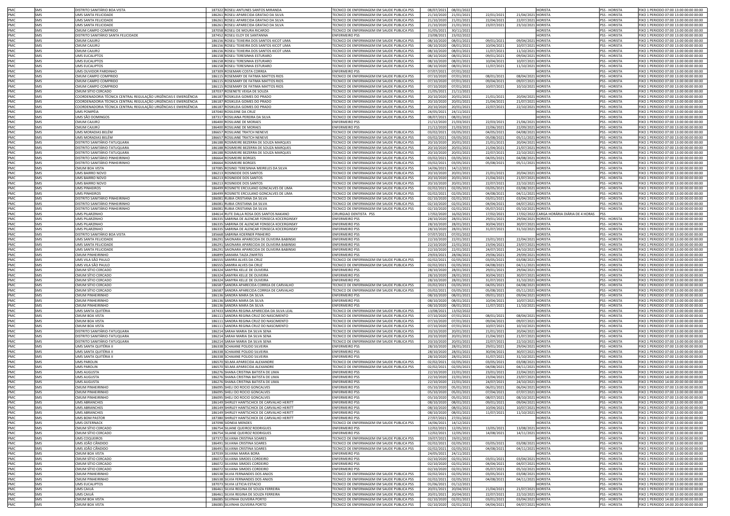| | | | | | | | | | | | | |
|---|---|---|---|---|---|---|---|---|---|---|---|---|
| PMC | SMS | DISTRITO SANITÁRIO BOA VISTA | 187322 | ROSELI ANTUNES SANTOS MIRANDA | TECNICO DE ENFERMAGEM EM SAUDE PUBLICA PSS | 08/07/2021 | 08/01/2022 | | | HORISTA | PSS - HORISTA | FIXO 1 PERIODO 07:00 13:00 00:00 00:00 |
| PMC | SMS | UMS SANTA FELICIDADE | 186261 | ROSELI APARECIDA GRATAO DA SILVA | TECNICO DE ENFERMAGEM EM SAUDE PUBLICA PSS | 21/10/2020 | 21/01/2021 | 22/04/2021 | 21/04/2021 | HORISTA | PSS - HORISTA | FIXO 1 PERIODO 07:00 13:00 00:00 00:00 |
| PMC | SMS | UMS SANTA FELICIDADE | 186261 | ROSELI APARECIDA GRATAO DA SILVA | TECNICO DE ENFERMAGEM EM SAUDE PUBLICA PSS | 21/10/2020 | 21/01/2021 | 22/04/2021 | 22/07/2021 | HORISTA | PSS - HORISTA | FIXO 1 PERIODO 07:00 13:00 00:00 00:00 |
| PMC | SMS | UMS SANTA FELICIDADE | 186261 | ROSELI APARECIDA GRATAO DA SILVA | TECNICO DE ENFERMAGEM EM SAUDE PUBLICA PSS | 21/10/2020 | 21/01/2021 | 23/07/2021 | 23/10/2021 | HORISTA | PSS - HORISTA | FIXO 1 PERIODO 07:00 13:00 00:00 00:00 |
| PMC | SMS | CMUM CAMPO COMPRIDO | 187058 | ROSELI DE MOURA RICARDO | TECNICO DE ENFERMAGEM EM SAUDE PUBLICA PSS | 31/05/2021 | 30/11/2021 | | | HORISTA | PSS - HORISTA | FIXO 1 PERIODO 07:00 13:00 00:00 00:00 |
| PMC | SMS | DISTRITO SANITÁRIO SANTA FELICIDADE | 187452 | ROSELI ELOY DE SANTANNA | ENFERMEIRO PSS | 23/08/2021 | 23/02/2022 | | | HORISTA | PSS - HORISTA | FIXO 1 PERIODO 07:00 13:00 00:00 00:00 |
| PMC | SMS | CMUM CAJURÚ | 186156 | ROSELI TEIXEIRA DOS SANTOS KICOT LIMA | TECNICO DE ENFERMAGEM EM SAUDE PUBLICA PSS | 08/10/2020 | 08/01/2021 | 09/01/2021 | 09/04/2021 | HORISTA | PSS - HORISTA | FIXO 1 PERIODO 07:00 13:00 00:00 00:00 |
| PMC | SMS | CMUM CAJURÚ | 186156 | ROSELI TEIXEIRA DOS SANTOS KICOT LIMA | TECNICO DE ENFERMAGEM EM SAUDE PUBLICA PSS | 08/10/2020 | 08/01/2021 | 10/04/2021 | 10/07/2021 | HORISTA | PSS - HORISTA | FIXO 1 PERIODO 07:00 13:00 00:00 00:00 |
| PMC | SMS | CMUM CAJURÚ | 186156 | ROSELI TEIXEIRA DOS SANTOS KICOT LIMA | TECNICO DE ENFERMAGEM EM SAUDE PUBLICA PSS | 08/10/2020 | 08/01/2021 | 11/07/2021 | 11/10/2021 | HORISTA | PSS - HORISTA | FIXO 1 PERIODO 07:00 13:00 00:00 00:00 |
| PMC | SMS | UMS EUCALIPTOS | 186158 | ROSELI TERESINHA ESTURARO | TECNICO DE ENFERMAGEM EM SAUDE PUBLICA PSS | 08/10/2020 | 08/01/2021 | 09/01/2021 | 09/04/2021 | HORISTA | PSS - HORISTA | FIXO 1 PERIODO 07:00 13:00 00:00 00:00 |
| PMC | SMS | UMS EUCALIPTOS | 186158 | ROSELI TERESINHA ESTURARO | TECNICO DE ENFERMAGEM EM SAUDE PUBLICA PSS | 08/10/2020 | 08/01/2021 | 10/04/2021 | 10/07/2021 | HORISTA | PSS - HORISTA | FIXO 1 PERIODO 07:00 13:00 00:00 00:00 |
| PMC | SMS | UMS EUCALIPTOS | 186158 | ROSELI TERESINHA ESTURARO | TECNICO DE ENFERMAGEM EM SAUDE PUBLICA PSS | 08/10/2020 | 08/01/2021 | 11/07/2021 | 11/10/2021 | HORISTA | PSS - HORISTA | FIXO 1 PERIODO 07:00 13:00 00:00 00:00 |
| PMC | SMS | UMS OUVIDOR PARDINHO | 187309 | ROSEMARI COSTA CORREA | ENFERMEIRO PSS | 07/07/2021 | 07/01/2022 | | | HORISTA | PSS - HORISTA | FIXO 1 PERIODO 07:00 13:00 00:00 00:00 |
| PMC | SMS | CMUM CAMPO COMPRIDO | 186115 | ROSEMARY DE FATIMA MATTOS RIOS | TECNICO DE ENFERMAGEM EM SAUDE PUBLICA PSS | 07/10/2020 | 07/01/2021 | 08/01/2021 | 08/04/2021 | HORISTA | PSS - HORISTA | FIXO 1 PERIODO 07:00 13:00 00:00 00:00 |
| PMC | SMS | CMUM CAMPO COMPRIDO | 186115 | ROSEMARY DE FATIMA MATTOS RIOS | TECNICO DE ENFERMAGEM EM SAUDE PUBLICA PSS | 07/10/2020 | 07/01/2021 | 09/04/2021 | 09/07/2021 | HORISTA | PSS - HORISTA | FIXO 1 PERIODO 07:00 13:00 00:00 00:00 |
| PMC | SMS | CMUM CAMPO COMPRIDO | 186115 | ROSEMARY DE FATIMA MATTOS RIOS | TECNICO DE ENFERMAGEM EM SAUDE PUBLICA PSS | 07/10/2020 | 07/01/2021 | 10/07/2021 | 10/10/2021 | HORISTA | PSS - HORISTA | FIXO 1 PERIODO 07:00 13:00 00:00 00:00 |
| PMC | SMS | CMUM SITIO CERCADO | 187037 | ROSENETE VEIGA DE SOUZA | TECNICO DE ENFERMAGEM EM SAUDE PUBLICA PSS | 21/05/2021 | 21/11/2021 | | | HORISTA | PSS - HORISTA | FIXO 1 PERIODO 07:00 13:00 00:00 00:00 |
| PMC | SMS | COORDENADORIA TÉCNICA CENTRAL REGULAÇÃO URGÊNCIAS E EMERGÊNCIA | 186187 | ROSIKLEIA GOMES DO PRADO | TECNICO DE ENFERMAGEM EM SAUDE PUBLICA PSS | 20/10/2020 | 20/01/2021 | 21/01/2021 | 20/04/2021 | HORISTA | PSS - HORISTA | FIXO 1 PERIODO 07:00 13:00 00:00 00:00 |
| PMC | SMS | COORDENADORIA TÉCNICA CENTRAL REGULAÇÃO URGÊNCIAS E EMERGÊNCIA | 186187 | ROSIKLEIA GOMES DO PRADO | TECNICO DE ENFERMAGEM EM SAUDE PUBLICA PSS | 20/10/2020 | 20/01/2021 | 21/04/2021 | 21/07/2021 | HORISTA | PSS - HORISTA | FIXO 1 PERIODO 07:00 13:00 00:00 00:00 |
| PMC | SMS | COORDENADORIA TÉCNICA CENTRAL REGULAÇÃO URGÊNCIAS E EMERGÊNCIA | 186187 | ROSIKLEIA GOMES DO PRADO | TECNICO DE ENFERMAGEM EM SAUDE PUBLICA PSS | 20/10/2020 | 20/01/2021 | 22/07/2021 | 22/10/2021 | HORISTA | PSS - HORISTA | FIXO 1 PERIODO 07:00 13:00 00:00 00:00 |
| PMC | SMS | UMS POMPÉIA | 187040 | ROSILEINE DA CRUZ | TECNICO DE ENFERMAGEM EM SAUDE PUBLICA PSS | 24/05/2021 | 24/11/2021 | | | HORISTA | PSS - HORISTA | FIXO 1 PERIODO 07:00 13:00 00:00 00:00 |
| PMC | SMS | UMS SÃO DOMINGOS | 187317 | ROSILIANA PEREIRA DA SILVA | TECNICO DE ENFERMAGEM EM SAUDE PUBLICA PSS | 08/07/2021 | 08/01/2022 | | | HORISTA | PSS - HORISTA | FIXO 1 PERIODO 07:00 13:00 00:00 00:00 |
| PMC | SMS | CMUM CAJURÚ | 186400 | ROSILIANE DE MORAES | ENFERMEIRO PSS | 21/12/2020 | 21/03/2021 | 22/03/2021 | 21/06/2021 | HORISTA | PSS - HORISTA | FIXO 1 PERIODO 07:00 13:00 00:00 00:00 |
| PMC | SMS | CMUM CAJURÚ | 186400 | ROSILIANE DE MORAES | ENFERMEIRO PSS | 21/12/2020 | 21/03/2021 | 22/06/2021 | 22/09/2021 | HORISTA | PSS - HORISTA | FIXO 1 PERIODO 07:00 13:00 00:00 00:00 |
| PMC | SMS | UMS MORADIAS BELÉM | 186657 | ROSILIANE TRATCH NENEVE | TECNICO DE ENFERMAGEM EM SAUDE PUBLICA PSS | 03/02/2021 | 03/05/2021 | 04/05/2021 | 04/08/2021 | HORISTA | PSS - HORISTA | FIXO 1 PERIODO 07:00 13:00 00:00 00:00 |
| PMC | SMS | UMS MORADIAS BELÉM | 186657 | ROSILIANE TRATCH NENEVE | TECNICO DE ENFERMAGEM EM SAUDE PUBLICA PSS | 03/02/2021 | 03/05/2021 | 05/08/2021 | 05/11/2021 | HORISTA | PSS - HORISTA | FIXO 1 PERIODO 07:00 13:00 00:00 00:00 |
| PMC | SMS | DISTRITO SANITÁRIO-TATUQUARA | 186188 | ROSIMEIRE BEZERRA DE SOUZA MARQUES | TECNICO DE ENFERMAGEM EM SAUDE PUBLICA PSS | 20/10/2020 | 20/01/2021 | 21/01/2021 | 20/04/2021 | HORISTA | PSS - HORISTA | FIXO 1 PERIODO 07:00 13:00 00:00 00:00 |
| PMC | SMS | DISTRITO SANITÁRIO-TATUQUARA | 186188 | ROSIMEIRE BEZERRA DE SOUZA MARQUES | TECNICO DE ENFERMAGEM EM SAUDE PUBLICA PSS | 20/10/2020 | 20/01/2021 | 21/04/2021 | 21/07/2021 | HORISTA | PSS - HORISTA | FIXO 1 PERIODO 07:00 13:00 00:00 00:00 |
| PMC | SMS | DISTRITO SANITÁRIO-TATUQUARA | 186188 | ROSIMEIRE BEZERRA DE SOUZA MARQUES | TECNICO DE ENFERMAGEM EM SAUDE PUBLICA PSS | 20/10/2020 | 20/01/2021 | 22/07/2021 | 22/10/2021 | HORISTA | PSS - HORISTA | FIXO 1 PERIODO 07:00 13:00 00:00 00:00 |
| PMC | SMS | DISTRITO SANITÁRIO PINHEIRINHO | 186664 | ROSIMEIRE BORGES | TECNICO DE ENFERMAGEM EM SAUDE PUBLICA PSS | 03/02/2021 | 03/05/2021 | 04/05/2021 | 04/08/2021 | HORISTA | PSS - HORISTA | FIXO 1 PERIODO 07:00 13:00 00:00 00:00 |
| PMC | SMS | DISTRITO SANITÁRIO PINHEIRINHO | 186664 | ROSIMEIRE BORGES | TECNICO DE ENFERMAGEM EM SAUDE PUBLICA PSS | 03/02/2021 | 03/05/2021 | 05/08/2021 | 05/11/2021 | HORISTA | PSS - HORISTA | FIXO 1 PERIODO 07:00 13:00 00:00 00:00 |
| PMC | SMS | CMUM BOA VISTA | 187085 | ROSINEI TERESINHA MEIRELES DA SILVA | TECNICO DE ENFERMAGEM EM SAUDE PUBLICA PSS | 14/06/2021 | 14/12/2021 | | | HORISTA | PSS - HORISTA | FIXO 1 PERIODO 07:00 13:00 00:00 00:00 |
| PMC | SMS | UMS BAIRRO NOVO | 186213 | ROSINEIDE DOS SANTOS | TECNICO DE ENFERMAGEM EM SAUDE PUBLICA PSS | 20/10/2020 | 20/01/2021 | 21/01/2021 | 20/04/2021 | HORISTA | PSS - HORISTA | FIXO 1 PERIODO 07:00 13:00 00:00 00:00 |
| PMC | SMS | UMS BAIRRO NOVO | 186213 | ROSINEIDE DOS SANTOS | TECNICO DE ENFERMAGEM EM SAUDE PUBLICA PSS | 20/10/2020 | 20/01/2021 | 21/04/2021 | 21/07/2021 | HORISTA | PSS - HORISTA | FIXO 1 PERIODO 07:00 13:00 00:00 00:00 |
| PMC | SMS | UMS BAIRRO NOVO | 186213 | ROSINEIDE DOS SANTOS | TECNICO DE ENFERMAGEM EM SAUDE PUBLICA PSS | 20/10/2020 | 20/01/2021 | 22/07/2021 | 22/10/2021 | HORISTA | PSS - HORISTA | FIXO 1 PERIODO 07:00 13:00 00:00 00:00 |
| PMC | SMS | UMS PINHEIROS | 186499 | ROSINETE ERCULANO GONCALVES DE LIMA | TECNICO DE ENFERMAGEM EM SAUDE PUBLICA PSS | 02/02/2021 | 02/05/2021 | 03/05/2021 | 03/08/2021 | HORISTA | PSS - HORISTA | FIXO 1 PERIODO 07:00 13:00 00:00 00:00 |
| PMC | SMS | UMS PINHEIROS | 186499 | ROSINETE ERCULANO GONCALVES DE LIMA | TECNICO DE ENFERMAGEM EM SAUDE PUBLICA PSS | 02/02/2021 | 02/05/2021 | 04/08/2021 | 04/11/2021 | HORISTA | PSS - HORISTA | FIXO 1 PERIODO 07:00 13:00 00:00 00:00 |
| PMC | SMS | DISTRITO SANITÁRIO PINHEIRINHO | 186081 | RUBIA CRISTIANA DA SILVA | TECNICO DE ENFERMAGEM EM SAUDE PUBLICA PSS | 02/10/2020 | 02/01/2021 | 03/01/2021 | 03/04/2021 | HORISTA | PSS - HORISTA | FIXO 1 PERIODO 07:00 13:00 00:00 00:00 |
| PMC | SMS | DISTRITO SANITÁRIO PINHEIRINHO | 186081 | RUBIA CRISTIANA DA SILVA | TECNICO DE ENFERMAGEM EM SAUDE PUBLICA PSS | 02/10/2020 | 02/01/2021 | 04/04/2021 | 04/07/2021 | HORISTA | PSS - HORISTA | FIXO 1 PERIODO 07:00 13:00 00:00 00:00 |
| PMC | SMS | DISTRITO SANITÁRIO PINHEIRINHO | 186081 | RUBIA CRISTIANA DA SILVA | TECNICO DE ENFERMAGEM EM SAUDE PUBLICA PSS | 02/10/2020 | 02/01/2021 | 05/07/2021 | 05/10/2021 | HORISTA | PSS - HORISTA | FIXO 1 PERIODO 07:00 13:00 00:00 00:00 |
| PMC | SMS | UMS PILARZINHO | 184614 | RUTE DALLA ROSA DOS SANTOS NAKANO | CIRURGIAO DENTISTA PSS | 17/02/2020 | 16/02/2021 | 17/02/2021 | 17/02/2022 | CARGA HORÁRIA DIÁRIA DE 4 HORAS | PSS | FIXO 1 PERIODO 15:00 19:00 00:00 00:00 |
| PMC | SMS | UMS PILARZINHO | 186335 | SABRINA DE ALENCAR FONSECA KOCERGINSKY | ENFERMEIRO PSS | 28/10/2020 | 28/01/2021 | 29/01/2021 | 29/04/2021 | HORISTA | PSS - HORISTA | FIXO 1 PERIODO 07:00 13:00 00:00 00:00 |
| PMC | SMS | UMS PILARZINHO | 186335 | SABRINA DE ALENCAR FONSECA KOCERGINSKY | ENFERMEIRO PSS | 28/10/2020 | 28/01/2021 | 30/04/2021 | 30/07/2021 | HORISTA | PSS - HORISTA | FIXO 1 PERIODO 07:00 13:00 00:00 00:00 |
| PMC | SMS | UMS PILARZINHO | 186335 | SABRINA DE ALENCAR FONSECA KOCERGINSKY | ENFERMEIRO PSS | 28/10/2020 | 28/01/2021 | 31/07/2021 | 31/10/2021 | HORISTA | PSS - HORISTA | FIXO 1 PERIODO 07:00 13:00 00:00 00:00 |
| PMC | SMS | DISTRITO SANITÁRIO BOA VISTA | 185668 | SABRINA KOERNER PINHEIRO | ENFERMEIRO PSS | 07/07/2021 | 07/01/2022 | | | HORISTA | PSS - HORISTA | FIXO 1 PERIODO 07:00 13:00 00:00 00:00 |
| PMC | SMS | UMS SANTA FELICIDADE | 186291 | SAIONARA APARECIDA DE OLIVEIRA BABINSKI | ENFERMEIRO PSS | 22/10/2020 | 22/01/2021 | 23/01/2021 | 22/04/2021 | HORISTA | PSS - HORISTA | FIXO 1 PERIODO 07:00 13:00 00:00 00:00 |
| PMC | SMS | UMS SANTA FELICIDADE | 186291 | SAIONARA APARECIDA DE OLIVEIRA BABINSKI | ENFERMEIRO PSS | 22/10/2020 | 22/01/2021 | 23/04/2021 | 23/07/2021 | HORISTA | PSS - HORISTA | FIXO 1 PERIODO 07:00 13:00 00:00 00:00 |
| PMC | SMS | UMS SANTA FELICIDADE | 186291 | SAIONARA APARECIDA DE OLIVEIRA BABINSKI | ENFERMEIRO PSS | 22/10/2020 | 22/01/2021 | 24/07/2021 | 24/10/2021 | HORISTA | PSS - HORISTA | FIXO 1 PERIODO 07:00 13:00 00:00 00:00 |
| PMC | SMS | CMUM PINHEIRINHO | 186899 | SAMARA TAIZA ZWIRTES | ENFERMEIRO PSS | 29/03/2021 | 28/06/2021 | 29/06/2021 | 29/09/2021 | HORISTA | PSS - HORISTA | FIXO 1 PERIODO 07:00 13:00 00:00 00:00 |
| PMC | SMS | UMS VILA SÃO PAULO | 186555 | SAMIRA ALVES DA CRUZ | TECNICO DE ENFERMAGEM EM SAUDE PUBLICA PSS | 02/02/2021 | 02/05/2021 | 03/05/2021 | 03/08/2021 | HORISTA | PSS - HORISTA | FIXO 1 PERIODO 07:00 13:00 00:00 00:00 |
| PMC | SMS | UMS VILA SÃO PAULO | 186555 | SAMIRA ALVES DA CRUZ | TECNICO DE ENFERMAGEM EM SAUDE PUBLICA PSS | 02/02/2021 | 02/05/2021 | 04/08/2021 | 04/11/2021 | HORISTA | PSS - HORISTA | FIXO 1 PERIODO 07:00 13:00 00:00 00:00 |
| PMC | SMS | CMUM SITIO CERCADO | 186324 | SAMYRA KELLE DE OLIVEIRA | ENFERMEIRO PSS | 28/10/2020 | 28/01/2021 | 29/01/2021 | 29/04/2021 | HORISTA | PSS - HORISTA | FIXO 1 PERIODO 07:00 13:00 00:00 00:00 |
| PMC | SMS | CMUM SITIO CERCADO | 186324 | SAMYRA KELLE DE OLIVEIRA | ENFERMEIRO PSS | 28/10/2020 | 28/01/2021 | 30/04/2021 | 30/07/2021 | HORISTA | PSS - HORISTA | FIXO 1 PERIODO 07:00 13:00 00:00 00:00 |
| PMC | SMS | CMUM SITIO CERCADO | 186324 | SAMYRA KELLE DE OLIVEIRA | ENFERMEIRO PSS | 28/10/2020 | 28/01/2021 | 31/07/2021 | 31/10/2021 | HORISTA | PSS - HORISTA | FIXO 1 PERIODO 07:00 13:00 00:00 00:00 |
| PMC | SMS | CMUM SITIO CERCADO | 186587 | SANDRA APARECIDA CORREA DE CARVALHO | TECNICO DE ENFERMAGEM EM SAUDE PUBLICA PSS | 03/02/2021 | 03/05/2021 | 04/05/2021 | 04/08/2021 | HORISTA | PSS - HORISTA | FIXO 1 PERIODO 07:00 13:00 00:00 00:00 |
| PMC | SMS | CMUM SITIO CERCADO | 186587 | SANDRA APARECIDA CORREA DE CARVALHO | TECNICO DE ENFERMAGEM EM SAUDE PUBLICA PSS | 03/02/2021 | 03/05/2021 | 05/08/2021 | 05/11/2021 | HORISTA | PSS - HORISTA | FIXO 1 PERIODO 07:00 13:00 00:00 00:00 |
| PMC | SMS | CMUM PINHEIRINHO | 186136 | SANDRA MARA DA SILVA | ENFERMEIRO PSS | 08/10/2020 | 08/01/2021 | 09/01/2021 | 09/04/2021 | HORISTA | PSS - HORISTA | FIXO 1 PERIODO 07:00 13:00 00:00 00:00 |
| PMC | SMS | CMUM PINHEIRINHO | 186136 | SANDRA MARA DA SILVA | ENFERMEIRO PSS | 08/10/2020 | 08/01/2021 | 10/04/2021 | 10/07/2021 | HORISTA | PSS - HORISTA | FIXO 1 PERIODO 07:00 13:00 00:00 00:00 |
| PMC | SMS | CMUM PINHEIRINHO | 186136 | SANDRA MARA DA SILVA | ENFERMEIRO PSS | 08/10/2020 | 08/01/2021 | 11/07/2021 | 11/10/2021 | HORISTA | PSS - HORISTA | FIXO 1 PERIODO 07:00 13:00 00:00 00:00 |
| PMC | SMS | UMS SANTA QUITÉRIA | 187433 | SANDRA REGINA APARECIDA DA SILVA LEAL | TECNICO DE ENFERMAGEM EM SAUDE PUBLICA PSS | 13/08/2021 | 13/02/2022 | | | HORISTA | PSS - HORISTA | FIXO 1 PERIODO 07:00 13:00 00:00 00:00 |
| PMC | SMS | CMUM BOA VISTA | 186111 | SANDRA REGINA CRUZ DO NASCIMENTO | TECNICO DE ENFERMAGEM EM SAUDE PUBLICA PSS | 07/10/2020 | 07/01/2021 | 08/01/2021 | 08/04/2021 | HORISTA | PSS - HORISTA | FIXO 1 PERIODO 07:00 13:00 00:00 00:00 |
| PMC | SMS | CMUM BOA VISTA | 186111 | SANDRA REGINA CRUZ DO NASCIMENTO | TECNICO DE ENFERMAGEM EM SAUDE PUBLICA PSS | 07/10/2020 | 07/01/2021 | 09/04/2021 | 09/07/2021 | HORISTA | PSS - HORISTA | FIXO 1 PERIODO 07:00 13:00 00:00 00:00 |
| PMC | SMS | CMUM BOA VISTA | 186111 | SANDRA REGINA CRUZ DO NASCIMENTO | TECNICO DE ENFERMAGEM EM SAUDE PUBLICA PSS | 07/10/2020 | 07/01/2021 | 10/07/2021 | 10/10/2021 | HORISTA | PSS - HORISTA | FIXO 1 PERIODO 07:00 13:00 00:00 00:00 |
| PMC | SMS | DISTRITO SANITÁRIO-TATUQUARA | 186214 | SARAH MARIA DA SILVA SENA | TECNICO DE ENFERMAGEM EM SAUDE PUBLICA PSS | 20/10/2020 | 20/01/2021 | 21/01/2021 | 20/04/2021 | HORISTA | PSS - HORISTA | FIXO 1 PERIODO 07:00 13:00 00:00 00:00 |
| PMC | SMS | DISTRITO SANITÁRIO-TATUQUARA | 186214 | SARAH MARIA DA SILVA SENA | TECNICO DE ENFERMAGEM EM SAUDE PUBLICA PSS | 20/10/2020 | 20/01/2021 | 21/04/2021 | 21/07/2021 | HORISTA | PSS - HORISTA | FIXO 1 PERIODO 07:00 13:00 00:00 00:00 |
| PMC | SMS | DISTRITO SANITÁRIO-TATUQUARA | 186214 | SARAH MARIA DA SILVA SENA | TECNICO DE ENFERMAGEM EM SAUDE PUBLICA PSS | 20/10/2020 | 20/01/2021 | 22/07/2021 | 22/10/2021 | HORISTA | PSS - HORISTA | FIXO 1 PERIODO 07:00 13:00 00:00 00:00 |
| PMC | SMS | UMS SANTA QUITÉRIA II | 186338 | SCHAIANE POLIDO SILVEIRA | ENFERMEIRO PSS | 28/10/2020 | 28/01/2021 | 29/01/2021 | 29/04/2021 | HORISTA | PSS - HORISTA | FIXO 1 PERIODO 07:00 13:00 00:00 00:00 |
| PMC | SMS | UMS SANTA QUITÉRIA II | 186338 | SCHAIANE POLIDO SILVEIRA | ENFERMEIRO PSS | 28/10/2020 | 28/01/2021 | 30/04/2021 | 30/07/2021 | HORISTA | PSS - HORISTA | FIXO 1 PERIODO 07:00 13:00 00:00 00:00 |
| PMC | SMS | UMS SANTA QUITÉRIA II | 186338 | SCHAIANE POLIDO SILVEIRA | ENFERMEIRO PSS | 28/10/2020 | 28/01/2021 | 31/07/2021 | 31/10/2021 | HORISTA | PSS - HORISTA | FIXO 1 PERIODO 07:00 13:00 00:00 00:00 |
| PMC | SMS | UMS PAROLIN | 186570 | SELMA APARECIDA ALEXANDRE | TECNICO DE ENFERMAGEM EM SAUDE PUBLICA PSS | 02/02/2021 | 02/05/2021 | 03/05/2021 | 03/08/2021 | HORISTA | PSS - HORISTA | FIXO 1 PERIODO 07:00 13:00 00:00 00:00 |
| PMC | SMS | UMS PAROLIN | 186570 | SELMA APARECIDA ALEXANDRE | TECNICO DE ENFERMAGEM EM SAUDE PUBLICA PSS | 02/02/2021 | 02/05/2021 | 04/08/2021 | 04/11/2021 | HORISTA | PSS - HORISTA | FIXO 1 PERIODO 07:00 13:00 00:00 00:00 |
| PMC | SMS | UMS AUGUSTA | 186276 | SHANA CRISTINA BATISTA DE LIMA | ENFERMEIRO PSS | 22/10/2020 | 22/01/2021 | 23/01/2021 | 22/04/2021 | HORISTA | PSS - HORISTA | FIXO 1 PERIODO 14:00 20:00 00:00 00:00 |
| PMC | SMS | UMS AUGUSTA | 186276 | SHANA CRISTINA BATISTA DE LIMA | ENFERMEIRO PSS | 22/10/2020 | 22/01/2021 | 23/04/2021 | 23/07/2021 | HORISTA | PSS - HORISTA | FIXO 1 PERIODO 14:00 20:00 00:00 00:00 |
| PMC | SMS | UMS AUGUSTA | 186276 | SHANA CRISTINA BATISTA DE LIMA | ENFERMEIRO PSS | 22/10/2020 | 22/01/2021 | 24/07/2021 | 24/10/2021 | HORISTA | PSS - HORISTA | FIXO 1 PERIODO 14:00 20:00 00:00 00:00 |
| PMC | SMS | CMUM PINHEIRINHO | 186095 | SHELI DO ROCIO GONCALVES | ENFERMEIRO PSS | 05/10/2020 | 05/01/2021 | 06/01/2021 | 06/04/2021 | HORISTA | PSS - HORISTA | FIXO 1 PERIODO 07:00 13:00 00:00 00:00 |
| PMC | SMS | CMUM PINHEIRINHO | 186095 | SHELI DO ROCIO GONCALVES | ENFERMEIRO PSS | 05/10/2020 | 05/01/2021 | 07/04/2021 | 07/07/2021 | HORISTA | PSS - HORISTA | FIXO 1 PERIODO 07:00 13:00 00:00 00:00 |
| PMC | SMS | CMUM PINHEIRINHO | 186095 | SHELI DO ROCIO GONCALVES | ENFERMEIRO PSS | 05/10/2020 | 05/01/2021 | 08/07/2021 | 08/10/2021 | HORISTA | PSS - HORISTA | FIXO 1 PERIODO 07:00 13:00 00:00 00:00 |
| PMC | SMS | UMS ABRANCHES | 186149 | SHIRLEY HANTSCHICK DE CARVALHO HERITT | ENFERMEIRO PSS | 08/10/2020 | 08/01/2021 | 09/01/2021 | 09/04/2021 | HORISTA | PSS - HORISTA | FIXO 1 PERIODO 07:00 13:00 00:00 00:00 |
| PMC | SMS | UMS ABRANCHES | 186149 | SHIRLEY HANTSCHICK DE CARVALHO HERITT | ENFERMEIRO PSS | 08/10/2020 | 08/01/2021 | 10/04/2021 | 10/07/2021 | HORISTA | PSS - HORISTA | FIXO 1 PERIODO 07:00 13:00 00:00 00:00 |
| PMC | SMS | UMS ABRANCHES | 186149 | SHIRLEY HANTSCHICK DE CARVALHO HERITT | ENFERMEIRO PSS | 08/10/2020 | 08/01/2021 | 11/07/2021 | 11/10/2021 | HORISTA | PSS - HORISTA | FIXO 1 PERIODO 07:00 13:00 00:00 00:00 |
| PMC | SMS | UMS BOM PASTOR | 187380 | SHIRLEY HANTSCHICK DE CARVALHO HERITT | ENFERMEIRO PSS | 27/07/2021 | 27/01/2022 | | | HORISTA | PSS - HORISTA | FIXO 1 PERIODO 07:00 13:00 00:00 00:00 |
| PMC | SMS | UMS OSTERNACK | 187098 | SIDNEIA MENDES | TECNICO DE ENFERMAGEM EM SAUDE PUBLICA PSS | 14/06/2021 | 14/12/2021 | | | HORISTA | PSS - HORISTA | FIXO 1 PERIODO 07:00 13:00 00:00 00:00 |
| PMC | SMS | CMUM SITIO CERCADO | 186754 | SILIANE QUEIROZ RODRIGUES | ENFERMEIRO PSS | 12/02/2021 | 12/05/2021 | 13/05/2021 | 13/08/2021 | HORISTA | PSS - HORISTA | FIXO 1 PERIODO 07:00 13:00 00:00 00:00 |
| PMC | SMS | CMUM SITIO CERCADO | 186754 | SILIANE QUEIROZ RODRIGUES | ENFERMEIRO PSS | 12/02/2021 | 12/05/2021 | 14/08/2021 | 14/11/2021 | HORISTA | PSS - HORISTA | FIXO 1 PERIODO 07:00 13:00 00:00 00:00 |
| PMC | SMS | UMS COQUEIROS | 187372 | SILVANA CRISTINA SOARES | TECNICO DE ENFERMAGEM EM SAUDE PUBLICA PSS | 19/07/2021 | 19/01/2022 | | | HORISTA | PSS - HORISTA | FIXO 1 PERIODO 07:00 13:00 00:00 00:00 |
| PMC | SMS | UMS JOÃO CÂNDIDO | 186491 | SILVANA CRISTINA SOARES | TECNICO DE ENFERMAGEM EM SAUDE PUBLICA PSS | 02/02/2021 | 02/05/2021 | 03/05/2021 | 03/08/2021 | HORISTA | PSS - HORISTA | FIXO 1 PERIODO 07:00 13:00 00:00 00:00 |
| PMC | SMS | UMS JOÃO CÂNDIDO | 186491 | SILVANA CRISTINA SOARES | TECNICO DE ENFERMAGEM EM SAUDE PUBLICA PSS | 02/02/2021 | 02/05/2021 | 04/08/2021 | 04/11/2021 | HORISTA | PSS - HORISTA | FIXO 1 PERIODO 07:00 13:00 00:00 00:00 |
| PMC | SMS | CMUM BOA VISTA | 187039 | SILVANA MARIA BORA | ENFERMEIRO PSS | 24/05/2021 | 24/11/2021 | | | HORISTA | PSS - HORISTA | FIXO 1 PERIODO 07:00 13:00 00:00 00:00 |
| PMC | SMS | CMUM SITIO CERCADO | 186072 | SILVANA SIMOES CORDEIRO | ENFERMEIRO PSS | 02/10/2020 | 02/01/2021 | 03/01/2021 | 03/04/2021 | HORISTA | PSS - HORISTA | FIXO 1 PERIODO 07:00 13:00 00:00 00:00 |
| PMC | SMS | CMUM SITIO CERCADO | 186072 | SILVANA SIMOES CORDEIRO | ENFERMEIRO PSS | 02/10/2020 | 02/01/2021 | 04/04/2021 | 04/07/2021 | HORISTA | PSS - HORISTA | FIXO 1 PERIODO 07:00 13:00 00:00 00:00 |
| PMC | SMS | CMUM SITIO CERCADO | 186072 | SILVANA SIMOES CORDEIRO | ENFERMEIRO PSS | 02/10/2020 | 02/01/2021 | 05/07/2021 | 05/10/2021 | HORISTA | PSS - HORISTA | FIXO 1 PERIODO 07:00 13:00 00:00 00:00 |
| PMC | SMS | CMUM PINHEIRINHO | 186538 | SILVIA FERNANDES DOS ANJOS | TECNICO DE ENFERMAGEM EM SAUDE PUBLICA PSS | 02/02/2021 | 02/05/2021 | 03/05/2021 | 03/08/2021 | HORISTA | PSS - HORISTA | FIXO 1 PERIODO 07:00 13:00 00:00 00:00 |
| PMC | SMS | CMUM PINHEIRINHO | 186538 | SILVIA FERNANDES DOS ANJOS | TECNICO DE ENFERMAGEM EM SAUDE PUBLICA PSS | 02/02/2021 | 02/05/2021 | 04/08/2021 | 04/11/2021 | HORISTA | PSS - HORISTA | FIXO 1 PERIODO 07:00 13:00 00:00 00:00 |
| PMC | SMS | UMS EUCALIPTOS | 187073 | SILVIA LETICIA ESTACIO | TECNICO DE ENFERMAGEM EM SAUDE PUBLICA PSS | 01/06/2021 | 01/12/2021 | | | HORISTA | PSS - HORISTA | FIXO 1 PERIODO 07:00 13:00 00:00 00:00 |
| PMC | SMS | UMS CAIUÁ | 186461 | SILVIA REGINA DE SOUZA FERREIRA | TECNICO DE ENFERMAGEM EM SAUDE PUBLICA PSS | 20/01/2021 | 20/04/2021 | 21/04/2021 | 21/07/2021 | HORISTA | PSS - HORISTA | FIXO 1 PERIODO 07:00 13:00 00:00 00:00 |
| PMC | SMS | UMS CAIUÁ | 186461 | SILVIA REGINA DE SOUZA FERREIRA | TECNICO DE ENFERMAGEM EM SAUDE PUBLICA PSS | 20/01/2021 | 20/04/2021 | 22/07/2021 | 22/10/2021 | HORISTA | PSS - HORISTA | FIXO 1 PERIODO 07:00 13:00 00:00 00:00 |
| PMC | SMS | CMUM BOA VISTA | 186085 | SILVINHA OLIVEIRA PORTO | TECNICO DE ENFERMAGEM EM SAUDE PUBLICA PSS | 02/10/2020 | 02/01/2021 | 03/01/2021 | 03/04/2021 | HORISTA | PSS - HORISTA | FIXO 1 PERIODO 14:00 20:00 00:00 00:00 |
| PMC | SMS | CMUM BOA VISTA | 186085 | SILVINHA OLIVEIRA PORTO | TECNICO DE ENFERMAGEM EM SAUDE PUBLICA PSS | 02/10/2020 | 02/01/2021 | 04/04/2021 | 04/07/2021 | HORISTA | PSS - HORISTA | FIXO 1 PERIODO 14:00 20:00 00:00 00:00 |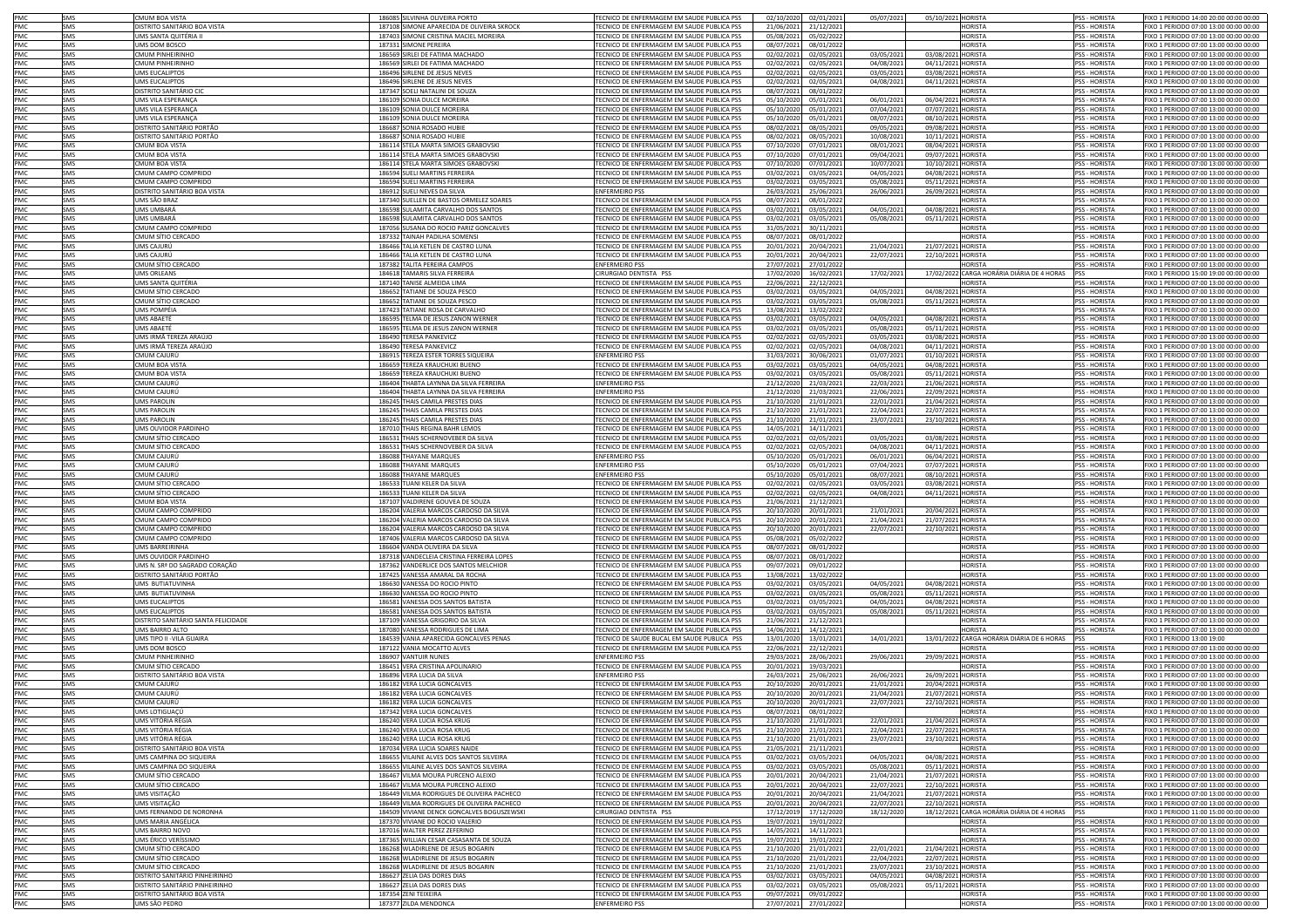| | | | | | | | | | | | |
|---|---|---|---|---|---|---|---|---|---|---|---|
| PMC | SMS | CMUM BOA VISTA | 186085 | SILVINHA OLIVEIRA PORTO | TECNICO DE ENFERMAGEM EM SAUDE PUBLICA PSS | 02/10/2020 | 02/01/2021 | 05/07/2021 | 05/10/2021 | HORISTA | PSS - HORISTA | FIXO 1 PERIODO 14:00 20:00 00:00 00:00 |
| PMC | SMS | DISTRITO SANITÁRIO BOA VISTA | 187108 | SIMONE APARECIDA DE OLIVEIRA SKROCK | TECNICO DE ENFERMAGEM EM SAUDE PUBLICA PSS | 21/06/2021 | 21/12/2021 | | | HORISTA | PSS - HORISTA | FIXO 1 PERIODO 07:00 13:00 00:00 00:00 |
| PMC | SMS | UMS SANTA QUITÉRIA II | 187403 | SIMONE CRISTINA MACIEL MOREIRA | TECNICO DE ENFERMAGEM EM SAUDE PUBLICA PSS | 05/08/2021 | 05/02/2022 | | | HORISTA | PSS - HORISTA | FIXO 1 PERIODO 07:00 13:00 00:00 00:00 |
| PMC | SMS | UMS DOM BOSCO | 187331 | SIMONE PEREIRA | TECNICO DE ENFERMAGEM EM SAUDE PUBLICA PSS | 08/07/2021 | 08/01/2022 | | | HORISTA | PSS - HORISTA | FIXO 1 PERIODO 07:00 13:00 00:00 00:00 |
| PMC | SMS | CMUM PINHEIRINHO | 186569 | SIRLEI DE FATIMA MACHADO | TECNICO DE ENFERMAGEM EM SAUDE PUBLICA PSS | 02/02/2021 | 02/05/2021 | 03/05/2021 | 03/08/2021 | HORISTA | PSS - HORISTA | FIXO 1 PERIODO 07:00 13:00 00:00 00:00 |
| PMC | SMS | CMUM PINHEIRINHO | 186569 | SIRLEI DE FATIMA MACHADO | TECNICO DE ENFERMAGEM EM SAUDE PUBLICA PSS | 02/02/2021 | 02/05/2021 | 04/08/2021 | 04/11/2021 | HORISTA | PSS - HORISTA | FIXO 1 PERIODO 07:00 13:00 00:00 00:00 |
| PMC | SMS | UMS EUCALIPTOS | 186496 | SIRLENE DE JESUS NEVES | TECNICO DE ENFERMAGEM EM SAUDE PUBLICA PSS | 02/02/2021 | 02/05/2021 | 03/05/2021 | 03/08/2021 | HORISTA | PSS - HORISTA | FIXO 1 PERIODO 07:00 13:00 00:00 00:00 |
| PMC | SMS | UMS EUCALIPTOS | 186496 | SIRLENE DE JESUS NEVES | TECNICO DE ENFERMAGEM EM SAUDE PUBLICA PSS | 02/02/2021 | 02/05/2021 | 04/08/2021 | 04/11/2021 | HORISTA | PSS - HORISTA | FIXO 1 PERIODO 07:00 13:00 00:00 00:00 |
| PMC | SMS | DISTRITO SANITÁRIO CIC | 187347 | SOELI NATALINI DE SOUZA | TECNICO DE ENFERMAGEM EM SAUDE PUBLICA PSS | 08/07/2021 | 08/01/2022 | | | HORISTA | PSS - HORISTA | FIXO 1 PERIODO 07:00 13:00 00:00 00:00 |
| PMC | SMS | UMS VILA ESPERANÇA | 186109 | SONIA DULCE MOREIRA | TECNICO DE ENFERMAGEM EM SAUDE PUBLICA PSS | 05/10/2020 | 05/01/2021 | 06/01/2021 | 06/04/2021 | HORISTA | PSS - HORISTA | FIXO 1 PERIODO 07:00 13:00 00:00 00:00 |
| PMC | SMS | UMS VILA ESPERANÇA | 186109 | SONIA DULCE MOREIRA | TECNICO DE ENFERMAGEM EM SAUDE PUBLICA PSS | 05/10/2020 | 05/01/2021 | 07/04/2021 | 07/07/2021 | HORISTA | PSS - HORISTA | FIXO 1 PERIODO 07:00 13:00 00:00 00:00 |
| PMC | SMS | UMS VILA ESPERANÇA | 186109 | SONIA DULCE MOREIRA | TECNICO DE ENFERMAGEM EM SAUDE PUBLICA PSS | 05/10/2020 | 05/01/2021 | 08/07/2021 | 08/10/2021 | HORISTA | PSS - HORISTA | FIXO 1 PERIODO 07:00 13:00 00:00 00:00 |
| PMC | SMS | DISTRITO SANITÁRIO PORTÃO | 186687 | SONIA ROSADO HUBIE | TECNICO DE ENFERMAGEM EM SAUDE PUBLICA PSS | 08/02/2021 | 08/05/2021 | 09/05/2021 | 09/08/2021 | HORISTA | PSS - HORISTA | FIXO 1 PERIODO 07:00 13:00 00:00 00:00 |
| PMC | SMS | DISTRITO SANITÁRIO PORTÃO | 186687 | SONIA ROSADO HUBIE | TECNICO DE ENFERMAGEM EM SAUDE PUBLICA PSS | 08/02/2021 | 08/05/2021 | 10/08/2021 | 10/11/2021 | HORISTA | PSS - HORISTA | FIXO 1 PERIODO 07:00 13:00 00:00 00:00 |
| PMC | SMS | CMUM BOA VISTA | 186114 | STELA MARTA SIMOES GRABOVSKI | TECNICO DE ENFERMAGEM EM SAUDE PUBLICA PSS | 07/10/2020 | 07/01/2021 | 08/01/2021 | 08/04/2021 | HORISTA | PSS - HORISTA | FIXO 1 PERIODO 07:00 13:00 00:00 00:00 |
| PMC | SMS | CMUM BOA VISTA | 186114 | STELA MARTA SIMOES GRABOVSKI | TECNICO DE ENFERMAGEM EM SAUDE PUBLICA PSS | 07/10/2020 | 07/01/2021 | 09/04/2021 | 09/07/2021 | HORISTA | PSS - HORISTA | FIXO 1 PERIODO 07:00 13:00 00:00 00:00 |
| PMC | SMS | CMUM BOA VISTA | 186114 | STELA MARTA SIMOES GRABOVSKI | TECNICO DE ENFERMAGEM EM SAUDE PUBLICA PSS | 07/10/2020 | 07/01/2021 | 10/07/2021 | 10/10/2021 | HORISTA | PSS - HORISTA | FIXO 1 PERIODO 07:00 13:00 00:00 00:00 |
| PMC | SMS | CMUM CAMPO COMPRIDO | 186594 | SUELI MARTINS FERREIRA | TECNICO DE ENFERMAGEM EM SAUDE PUBLICA PSS | 03/02/2021 | 03/05/2021 | 04/05/2021 | 04/08/2021 | HORISTA | PSS - HORISTA | FIXO 1 PERIODO 07:00 13:00 00:00 00:00 |
| PMC | SMS | CMUM CAMPO COMPRIDO | 186594 | SUELI MARTINS FERREIRA | TECNICO DE ENFERMAGEM EM SAUDE PUBLICA PSS | 03/02/2021 | 03/05/2021 | 05/08/2021 | 05/11/2021 | HORISTA | PSS - HORISTA | FIXO 1 PERIODO 07:00 13:00 00:00 00:00 |
| PMC | SMS | DISTRITO SANITÁRIO BOA VISTA | 186912 | SUELI NEVES DA SILVA | ENFERMEIRO PSS | 26/03/2021 | 25/06/2021 | 26/06/2021 | 26/09/2021 | HORISTA | PSS - HORISTA | FIXO 1 PERIODO 07:00 13:00 00:00 00:00 |
| PMC | SMS | UMS SÃO BRAZ | 187340 | SUELLEN DE BASTOS ORMELEZ SOARES | TECNICO DE ENFERMAGEM EM SAUDE PUBLICA PSS | 08/07/2021 | 08/01/2022 | | | HORISTA | PSS - HORISTA | FIXO 1 PERIODO 07:00 13:00 00:00 00:00 |
| PMC | SMS | UMS UMBARÁ | 186598 | SULAMITA CARVALHO DOS SANTOS | TECNICO DE ENFERMAGEM EM SAUDE PUBLICA PSS | 03/02/2021 | 03/05/2021 | 04/05/2021 | 04/08/2021 | HORISTA | PSS - HORISTA | FIXO 1 PERIODO 07:00 13:00 00:00 00:00 |
| PMC | SMS | UMS UMBARÁ | 186598 | SULAMITA CARVALHO DOS SANTOS | TECNICO DE ENFERMAGEM EM SAUDE PUBLICA PSS | 03/02/2021 | 03/05/2021 | 05/08/2021 | 05/11/2021 | HORISTA | PSS - HORISTA | FIXO 1 PERIODO 07:00 13:00 00:00 00:00 |
| PMC | SMS | CMUM CAMPO COMPRIDO | 187056 | SUSANA DO ROCIO PARIZ GONCALVES | TECNICO DE ENFERMAGEM EM SAUDE PUBLICA PSS | 31/05/2021 | 30/11/2021 | | | HORISTA | PSS - HORISTA | FIXO 1 PERIODO 07:00 13:00 00:00 00:00 |
| PMC | SMS | CMUM SÍTIO CERCADO | 187332 | TAINAH PADILHA SOMENSI | TECNICO DE ENFERMAGEM EM SAUDE PUBLICA PSS | 08/07/2021 | 08/01/2022 | | | HORISTA | PSS - HORISTA | FIXO 1 PERIODO 07:00 13:00 00:00 00:00 |
| PMC | SMS | UMS CAJURÚ | 186466 | TALIA KETLEN DE CASTRO LUNA | TECNICO DE ENFERMAGEM EM SAUDE PUBLICA PSS | 20/01/2021 | 20/04/2021 | 21/04/2021 | 21/07/2021 | HORISTA | PSS - HORISTA | FIXO 1 PERIODO 07:00 13:00 00:00 00:00 |
| PMC | SMS | UMS CAJURÚ | 186466 | TALIA KETLEN DE CASTRO LUNA | TECNICO DE ENFERMAGEM EM SAUDE PUBLICA PSS | 20/01/2021 | 20/04/2021 | 22/07/2021 | 22/10/2021 | HORISTA | PSS - HORISTA | FIXO 1 PERIODO 07:00 13:00 00:00 00:00 |
| PMC | SMS | CMUM SÍTIO CERCADO | 187382 | TALITA PEREIRA CAMPOS | ENFERMEIRO PSS | 27/07/2021 | 27/01/2022 | | | HORISTA | PSS - HORISTA | FIXO 1 PERIODO 07:00 13:00 00:00 00:00 |
| PMC | SMS | UMS ORLEANS | 184618 | TAMARIS SILVA FERREIRA | CIRURGIAO DENTISTA PSS | 17/02/2020 | 16/02/2021 | 17/02/2021 | 17/02/2022 | CARGA HORÁRIA DIÁRIA DE 4 HORAS | PSS | FIXO 1 PERIODO 15:00 19:00 00:00 00:00 |
| PMC | SMS | UMS SANTA QUITÉRIA | 187140 | TANISE ALMEIDA LIMA | TECNICO DE ENFERMAGEM EM SAUDE PUBLICA PSS | 22/06/2021 | 22/12/2021 | | | HORISTA | PSS - HORISTA | FIXO 1 PERIODO 07:00 13:00 00:00 00:00 |
| PMC | SMS | CMUM SÍTIO CERCADO | 186652 | TATIANE DE SOUZA PESCO | TECNICO DE ENFERMAGEM EM SAUDE PUBLICA PSS | 03/02/2021 | 03/05/2021 | 04/05/2021 | 04/08/2021 | HORISTA | PSS - HORISTA | FIXO 1 PERIODO 07:00 13:00 00:00 00:00 |
| PMC | SMS | CMUM SÍTIO CERCADO | 186652 | TATIANE DE SOUZA PESCO | TECNICO DE ENFERMAGEM EM SAUDE PUBLICA PSS | 03/02/2021 | 03/05/2021 | 05/08/2021 | 05/11/2021 | HORISTA | PSS - HORISTA | FIXO 1 PERIODO 07:00 13:00 00:00 00:00 |
| PMC | SMS | UMS POMPÉIA | 187423 | TATIANE ROSA DE CARVALHO | TECNICO DE ENFERMAGEM EM SAUDE PUBLICA PSS | 13/08/2021 | 13/02/2022 | | | HORISTA | PSS - HORISTA | FIXO 1 PERIODO 07:00 13:00 00:00 00:00 |
| PMC | SMS | UMS ABAETÉ | 186595 | TELMA DE JESUS ZANON WERNER | TECNICO DE ENFERMAGEM EM SAUDE PUBLICA PSS | 03/02/2021 | 03/05/2021 | 04/05/2021 | 04/08/2021 | HORISTA | PSS - HORISTA | FIXO 1 PERIODO 07:00 13:00 00:00 00:00 |
| PMC | SMS | UMS ABAETÉ | 186595 | TELMA DE JESUS ZANON WERNER | TECNICO DE ENFERMAGEM EM SAUDE PUBLICA PSS | 03/02/2021 | 03/05/2021 | 05/08/2021 | 05/11/2021 | HORISTA | PSS - HORISTA | FIXO 1 PERIODO 07:00 13:00 00:00 00:00 |
| PMC | SMS | UMS IRMÃ TEREZA ARAÚJO | 186490 | TERESA PANKEVICZ | TECNICO DE ENFERMAGEM EM SAUDE PUBLICA PSS | 02/02/2021 | 02/05/2021 | 03/05/2021 | 03/08/2021 | HORISTA | PSS - HORISTA | FIXO 1 PERIODO 07:00 13:00 00:00 00:00 |
| PMC | SMS | UMS IRMÃ TEREZA ARAÚJO | 186490 | TERESA PANKEVICZ | TECNICO DE ENFERMAGEM EM SAUDE PUBLICA PSS | 02/02/2021 | 02/05/2021 | 04/08/2021 | 04/11/2021 | HORISTA | PSS - HORISTA | FIXO 1 PERIODO 07:00 13:00 00:00 00:00 |
| PMC | SMS | CMUM CAJURÚ | 186915 | TEREZA ESTER TORRES SIQUEIRA | ENFERMEIRO PSS | 31/03/2021 | 30/06/2021 | 01/07/2021 | 01/10/2021 | HORISTA | PSS - HORISTA | FIXO 1 PERIODO 07:00 13:00 00:00 00:00 |
| PMC | SMS | CMUM BOA VISTA | 186659 | TEREZA KRAUCHUKI BUENO | TECNICO DE ENFERMAGEM EM SAUDE PUBLICA PSS | 03/02/2021 | 03/05/2021 | 04/05/2021 | 04/08/2021 | HORISTA | PSS - HORISTA | FIXO 1 PERIODO 07:00 13:00 00:00 00:00 |
| PMC | SMS | CMUM BOA VISTA | 186659 | TEREZA KRAUCHUKI BUENO | TECNICO DE ENFERMAGEM EM SAUDE PUBLICA PSS | 03/02/2021 | 03/05/2021 | 05/08/2021 | 05/11/2021 | HORISTA | PSS - HORISTA | FIXO 1 PERIODO 07:00 13:00 00:00 00:00 |
| PMC | SMS | CMUM CAJURÚ | 186404 | THABTA LAYNNA DA SILVA FERREIRA | ENFERMEIRO PSS | 21/12/2020 | 21/03/2021 | 22/03/2021 | 21/06/2021 | HORISTA | PSS - HORISTA | FIXO 1 PERIODO 07:00 13:00 00:00 00:00 |
| PMC | SMS | CMUM CAJURÚ | 186404 | THABTA LAYNNA DA SILVA FERREIRA | ENFERMEIRO PSS | 21/12/2020 | 21/03/2021 | 22/06/2021 | 22/09/2021 | HORISTA | PSS - HORISTA | FIXO 1 PERIODO 07:00 13:00 00:00 00:00 |
| PMC | SMS | UMS PAROLIN | 186245 | THAIS CAMILA PRESTES DIAS | TECNICO DE ENFERMAGEM EM SAUDE PUBLICA PSS | 21/10/2020 | 21/01/2021 | 22/01/2021 | 21/04/2021 | HORISTA | PSS - HORISTA | FIXO 1 PERIODO 07:00 13:00 00:00 00:00 |
| PMC | SMS | UMS PAROLIN | 186245 | THAIS CAMILA PRESTES DIAS | TECNICO DE ENFERMAGEM EM SAUDE PUBLICA PSS | 21/10/2020 | 21/01/2021 | 22/04/2021 | 22/07/2021 | HORISTA | PSS - HORISTA | FIXO 1 PERIODO 07:00 13:00 00:00 00:00 |
| PMC | SMS | UMS PAROLIN | 186245 | THAIS CAMILA PRESTES DIAS | TECNICO DE ENFERMAGEM EM SAUDE PUBLICA PSS | 21/10/2020 | 21/01/2021 | 23/07/2021 | 23/10/2021 | HORISTA | PSS - HORISTA | FIXO 1 PERIODO 07:00 13:00 00:00 00:00 |
| PMC | SMS | UMS OUVIDOR PARDINHO | 187010 | THAIS REGINA BAHR LEMOS | TECNICO DE ENFERMAGEM EM SAUDE PUBLICA PSS | 14/05/2021 | 14/11/2021 | | | HORISTA | PSS - HORISTA | FIXO 1 PERIODO 07:00 13:00 00:00 00:00 |
| PMC | SMS | CMUM SÍTIO CERCADO | 186531 | THAIS SCHERNOVEBER DA SILVA | TECNICO DE ENFERMAGEM EM SAUDE PUBLICA PSS | 02/02/2021 | 02/05/2021 | 03/05/2021 | 03/08/2021 | HORISTA | PSS - HORISTA | FIXO 1 PERIODO 07:00 13:00 00:00 00:00 |
| PMC | SMS | CMUM SÍTIO CERCADO | 186531 | THAIS SCHERNOVEBER DA SILVA | TECNICO DE ENFERMAGEM EM SAUDE PUBLICA PSS | 02/02/2021 | 02/05/2021 | 04/08/2021 | 04/11/2021 | HORISTA | PSS - HORISTA | FIXO 1 PERIODO 07:00 13:00 00:00 00:00 |
| PMC | SMS | CMUM CAJURÚ | 186088 | THAYANE MARQUES | ENFERMEIRO PSS | 05/10/2020 | 05/01/2021 | 06/01/2021 | 06/04/2021 | HORISTA | PSS - HORISTA | FIXO 1 PERIODO 07:00 13:00 00:00 00:00 |
| PMC | SMS | CMUM CAJURÚ | 186088 | THAYANE MARQUES | ENFERMEIRO PSS | 05/10/2020 | 05/01/2021 | 07/04/2021 | 07/07/2021 | HORISTA | PSS - HORISTA | FIXO 1 PERIODO 07:00 13:00 00:00 00:00 |
| PMC | SMS | CMUM CAJURÚ | 186088 | THAYANE MARQUES | ENFERMEIRO PSS | 05/10/2020 | 05/01/2021 | 08/07/2021 | 08/10/2021 | HORISTA | PSS - HORISTA | FIXO 1 PERIODO 07:00 13:00 00:00 00:00 |
| PMC | SMS | CMUM SÍTIO CERCADO | 186533 | TUANI KELER DA SILVA | TECNICO DE ENFERMAGEM EM SAUDE PUBLICA PSS | 02/02/2021 | 02/05/2021 | 03/05/2021 | 03/08/2021 | HORISTA | PSS - HORISTA | FIXO 1 PERIODO 07:00 13:00 00:00 00:00 |
| PMC | SMS | CMUM SÍTIO CERCADO | 186533 | TUANI KELER DA SILVA | TECNICO DE ENFERMAGEM EM SAUDE PUBLICA PSS | 02/02/2021 | 02/05/2021 | 04/08/2021 | 04/11/2021 | HORISTA | PSS - HORISTA | FIXO 1 PERIODO 07:00 13:00 00:00 00:00 |
| PMC | SMS | CMUM BOA VISTA | 187107 | VALDIRENE GOUVEA DE SOUZA | TECNICO DE ENFERMAGEM EM SAUDE PUBLICA PSS | 21/06/2021 | 21/12/2021 | | | HORISTA | PSS - HORISTA | FIXO 1 PERIODO 07:00 13:00 00:00 00:00 |
| PMC | SMS | CMUM CAMPO COMPRIDO | 186204 | VALERIA MARCOS CARDOSO DA SILVA | TECNICO DE ENFERMAGEM EM SAUDE PUBLICA PSS | 20/10/2020 | 20/01/2021 | 21/01/2021 | 20/04/2021 | HORISTA | PSS - HORISTA | FIXO 1 PERIODO 07:00 13:00 00:00 00:00 |
| PMC | SMS | CMUM CAMPO COMPRIDO | 186204 | VALERIA MARCOS CARDOSO DA SILVA | TECNICO DE ENFERMAGEM EM SAUDE PUBLICA PSS | 20/10/2020 | 20/01/2021 | 21/04/2021 | 21/07/2021 | HORISTA | PSS - HORISTA | FIXO 1 PERIODO 07:00 13:00 00:00 00:00 |
| PMC | SMS | CMUM CAMPO COMPRIDO | 186204 | VALERIA MARCOS CARDOSO DA SILVA | TECNICO DE ENFERMAGEM EM SAUDE PUBLICA PSS | 20/10/2020 | 20/01/2021 | 22/07/2021 | 22/10/2021 | HORISTA | PSS - HORISTA | FIXO 1 PERIODO 07:00 13:00 00:00 00:00 |
| PMC | SMS | CMUM CAMPO COMPRIDO | 187406 | VALERIA MARCOS CARDOSO DA SILVA | TECNICO DE ENFERMAGEM EM SAUDE PUBLICA PSS | 05/08/2021 | 05/02/2022 | | | HORISTA | PSS - HORISTA | FIXO 1 PERIODO 07:00 13:00 00:00 00:00 |
| PMC | SMS | UMS BARREIRINHA | 186604 | VANDA OLIVEIRA DA SILVA | TECNICO DE ENFERMAGEM EM SAUDE PUBLICA PSS | 08/07/2021 | 08/01/2022 | | | HORISTA | PSS - HORISTA | FIXO 1 PERIODO 07:00 13:00 00:00 00:00 |
| PMC | SMS | UMS OUVIDOR PARDINHO | 187318 | VANDECLEIA CRISTINA FERREIRA LOPES | TECNICO DE ENFERMAGEM EM SAUDE PUBLICA PSS | 08/07/2021 | 08/01/2022 | | | HORISTA | PSS - HORISTA | FIXO 1 PERIODO 07:00 13:00 00:00 00:00 |
| PMC | SMS | UMS N. SRª DO SAGRADO CORAÇÃO | 187362 | VANDERLICE DOS SANTOS MELCHIOR | TECNICO DE ENFERMAGEM EM SAUDE PUBLICA PSS | 09/07/2021 | 09/01/2022 | | | HORISTA | PSS - HORISTA | FIXO 1 PERIODO 07:00 13:00 00:00 00:00 |
| PMC | SMS | DISTRITO SANITÁRIO PORTÃO | 187425 | VANESSA AMARAL DA ROCHA | TECNICO DE ENFERMAGEM EM SAUDE PUBLICA PSS | 13/08/2021 | 13/02/2022 | | | HORISTA | PSS - HORISTA | FIXO 1 PERIODO 07:00 13:00 00:00 00:00 |
| PMC | SMS | UMS BUTIATUVINHA | 186630 | VANESSA DO ROCIO PINTO | TECNICO DE ENFERMAGEM EM SAUDE PUBLICA PSS | 03/02/2021 | 03/05/2021 | 04/05/2021 | 04/08/2021 | HORISTA | PSS - HORISTA | FIXO 1 PERIODO 07:00 13:00 00:00 00:00 |
| PMC | SMS | UMS BUTIATUVINHA | 186630 | VANESSA DO ROCIO PINTO | TECNICO DE ENFERMAGEM EM SAUDE PUBLICA PSS | 03/02/2021 | 03/05/2021 | 05/08/2021 | 05/11/2021 | HORISTA | PSS - HORISTA | FIXO 1 PERIODO 07:00 13:00 00:00 00:00 |
| PMC | SMS | UMS EUCALIPTOS | 186581 | VANESSA DOS SANTOS BATISTA | TECNICO DE ENFERMAGEM EM SAUDE PUBLICA PSS | 03/02/2021 | 03/05/2021 | 04/05/2021 | 04/08/2021 | HORISTA | PSS - HORISTA | FIXO 1 PERIODO 07:00 13:00 00:00 00:00 |
| PMC | SMS | UMS EUCALIPTOS | 186581 | VANESSA DOS SANTOS BATISTA | TECNICO DE ENFERMAGEM EM SAUDE PUBLICA PSS | 03/02/2021 | 03/05/2021 | 05/08/2021 | 05/11/2021 | HORISTA | PSS - HORISTA | FIXO 1 PERIODO 07:00 13:00 00:00 00:00 |
| PMC | SMS | DISTRITO SANITÁRIO SANTA FELICIDADE | 187109 | VANESSA GRIGORIO DA SILVA | TECNICO DE ENFERMAGEM EM SAUDE PUBLICA PSS | 21/06/2021 | 21/12/2021 | | | HORISTA | PSS - HORISTA | FIXO 1 PERIODO 07:00 13:00 00:00 00:00 |
| PMC | SMS | UMS BAIRRO ALTO | 187080 | VANESSA RODRIGUES DE LIMA | TECNICO DE ENFERMAGEM EM SAUDE PUBLICA PSS | 14/06/2021 | 14/12/2021 | | | HORISTA | PSS - HORISTA | FIXO 1 PERIODO 07:00 13:00 00:00 00:00 |
| PMC | SMS | UMS TIPO II -VILA GUAIRA | 184539 | VANIA APARECIDA GONCALVES PENAS | TECNICO DE SAUDE BUCAL EM SAUDE PUBLICA PSS | 13/01/2020 | 13/01/2021 | 14/01/2021 | 13/01/2022 | CARGA HORÁRIA DIÁRIA DE 6 HORAS | PSS | FIXO 1 PERIODO 13:00 19:00 |
| PMC | SMS | UMS DOM BOSCO | 187122 | VANIA MOCATTO ALVES | TECNICO DE ENFERMAGEM EM SAUDE PUBLICA PSS | 22/06/2021 | 22/12/2021 | | | HORISTA | PSS - HORISTA | FIXO 1 PERIODO 07:00 13:00 00:00 00:00 |
| PMC | SMS | CMUM PINHEIRINHO | 186907 | VANTUIR NUNES | ENFERMEIRO PSS | 29/03/2021 | 28/06/2021 | 29/06/2021 | 29/09/2021 | HORISTA | PSS - HORISTA | FIXO 1 PERIODO 07:00 13:00 00:00 00:00 |
| PMC | SMS | CMUM SÍTIO CERCADO | 186451 | VERA CRISTINA APOLINARIO | TECNICO DE ENFERMAGEM EM SAUDE PUBLICA PSS | 20/01/2021 | 19/03/2021 | | | HORISTA | PSS - HORISTA | FIXO 1 PERIODO 07:00 13:00 00:00 00:00 |
| PMC | SMS | DISTRITO SANITÁRIO BOA VISTA | 186896 | VERA LUCIA DA SILVA | ENFERMEIRO PSS | 26/03/2021 | 25/06/2021 | 26/06/2021 | 26/09/2021 | HORISTA | PSS - HORISTA | FIXO 1 PERIODO 07:00 13:00 00:00 00:00 |
| PMC | SMS | CMUM CAJURÚ | 186182 | VERA LUCIA GONCALVES | TECNICO DE ENFERMAGEM EM SAUDE PUBLICA PSS | 20/10/2020 | 20/01/2021 | 21/01/2021 | 20/04/2021 | HORISTA | PSS - HORISTA | FIXO 1 PERIODO 07:00 13:00 00:00 00:00 |
| PMC | SMS | CMUM CAJURÚ | 186182 | VERA LUCIA GONCALVES | TECNICO DE ENFERMAGEM EM SAUDE PUBLICA PSS | 20/10/2020 | 20/01/2021 | 21/04/2021 | 21/07/2021 | HORISTA | PSS - HORISTA | FIXO 1 PERIODO 07:00 13:00 00:00 00:00 |
| PMC | SMS | CMUM CAJURÚ | 186182 | VERA LUCIA GONCALVES | TECNICO DE ENFERMAGEM EM SAUDE PUBLICA PSS | 20/10/2020 | 20/01/2021 | 22/07/2021 | 22/10/2021 | HORISTA | PSS - HORISTA | FIXO 1 PERIODO 07:00 13:00 00:00 00:00 |
| PMC | SMS | UMS LOTIGUAÇÚ | 187342 | VERA LUCIA GONCALVES | TECNICO DE ENFERMAGEM EM SAUDE PUBLICA PSS | 08/07/2021 | 08/01/2022 | | | HORISTA | PSS - HORISTA | FIXO 1 PERIODO 07:00 13:00 00:00 00:00 |
| PMC | SMS | UMS VITÓRIA RÉGIA | 186240 | VERA LUCIA ROSA KRUG | TECNICO DE ENFERMAGEM EM SAUDE PUBLICA PSS | 21/10/2020 | 21/01/2021 | 22/01/2021 | 21/04/2021 | HORISTA | PSS - HORISTA | FIXO 1 PERIODO 07:00 13:00 00:00 00:00 |
| PMC | SMS | UMS VITÓRIA RÉGIA | 186240 | VERA LUCIA ROSA KRUG | TECNICO DE ENFERMAGEM EM SAUDE PUBLICA PSS | 21/10/2020 | 21/01/2021 | 22/04/2021 | 22/07/2021 | HORISTA | PSS - HORISTA | FIXO 1 PERIODO 07:00 13:00 00:00 00:00 |
| PMC | SMS | UMS VITÓRIA RÉGIA | 186240 | VERA LUCIA ROSA KRUG | TECNICO DE ENFERMAGEM EM SAUDE PUBLICA PSS | 21/10/2020 | 21/01/2021 | 23/07/2021 | 23/10/2021 | HORISTA | PSS - HORISTA | FIXO 1 PERIODO 07:00 13:00 00:00 00:00 |
| PMC | SMS | DISTRITO SANITÁRIO BOA VISTA | 187034 | VERA LUCIA SOARES NAIDE | TECNICO DE ENFERMAGEM EM SAUDE PUBLICA PSS | 21/05/2021 | 21/11/2021 | | | HORISTA | PSS - HORISTA | FIXO 1 PERIODO 07:00 13:00 00:00 00:00 |
| PMC | SMS | UMS CAMPINA DO SIQUEIRA | 186655 | VILAINE ALVES DOS SANTOS SILVEIRA | TECNICO DE ENFERMAGEM EM SAUDE PUBLICA PSS | 03/02/2021 | 03/05/2021 | 04/05/2021 | 04/08/2021 | HORISTA | PSS - HORISTA | FIXO 1 PERIODO 07:00 13:00 00:00 00:00 |
| PMC | SMS | UMS CAMPINA DO SIQUEIRA | 186655 | VILAINE ALVES DOS SANTOS SILVEIRA | TECNICO DE ENFERMAGEM EM SAUDE PUBLICA PSS | 03/02/2021 | 03/05/2021 | 05/08/2021 | 05/11/2021 | HORISTA | PSS - HORISTA | FIXO 1 PERIODO 07:00 13:00 00:00 00:00 |
| PMC | SMS | CMUM SÍTIO CERCADO | 186467 | VILMA MOURA PURCENO ALEIXO | TECNICO DE ENFERMAGEM EM SAUDE PUBLICA PSS | 20/01/2021 | 20/04/2021 | 21/04/2021 | 21/07/2021 | HORISTA | PSS - HORISTA | FIXO 1 PERIODO 07:00 13:00 00:00 00:00 |
| PMC | SMS | CMUM SÍTIO CERCADO | 186467 | VILMA MOURA PURCENO ALEIXO | TECNICO DE ENFERMAGEM EM SAUDE PUBLICA PSS | 20/01/2021 | 20/04/2021 | 22/07/2021 | 22/10/2021 | HORISTA | PSS - HORISTA | FIXO 1 PERIODO 07:00 13:00 00:00 00:00 |
| PMC | SMS | UMS VISITAÇÃO | 186449 | VILMA RODRIGUES DE OLIVEIRA PACHECO | TECNICO DE ENFERMAGEM EM SAUDE PUBLICA PSS | 20/01/2021 | 20/04/2021 | 21/04/2021 | 21/07/2021 | HORISTA | PSS - HORISTA | FIXO 1 PERIODO 07:00 13:00 00:00 00:00 |
| PMC | SMS | UMS VISITAÇÃO | 186449 | VILMA RODRIGUES DE OLIVEIRA PACHECO | TECNICO DE ENFERMAGEM EM SAUDE PUBLICA PSS | 20/01/2021 | 20/04/2021 | 22/07/2021 | 22/10/2021 | HORISTA | PSS - HORISTA | FIXO 1 PERIODO 07:00 13:00 00:00 00:00 |
| PMC | SMS | UMS FERNANDO DE NORONHA | 184509 | VIVIANE DENCK GONCALVES BOGUSZEWSKI | CIRURGIAO DENTISTA PSS | 17/12/2019 | 17/12/2020 | 18/12/2020 | 18/12/2021 | CARGA HORÁRIA DIÁRIA DE 4 HORAS | PSS | FIXO 1 PERIODO 11:00 15:00 00:00 00:00 |
| PMC | SMS | UMS MARIA ANGÉLICA | 187370 | VIVIANE DO ROCIO VALERIO | TECNICO DE ENFERMAGEM EM SAUDE PUBLICA PSS | 19/07/2021 | 19/01/2022 | | | HORISTA | PSS - HORISTA | FIXO 1 PERIODO 07:00 13:00 00:00 00:00 |
| PMC | SMS | UMS BAIRRO NOVO | 187016 | WALTER PEREZ ZEFERINO | TECNICO DE ENFERMAGEM EM SAUDE PUBLICA PSS | 14/05/2021 | 14/11/2021 | | | HORISTA | PSS - HORISTA | FIXO 1 PERIODO 07:00 13:00 00:00 00:00 |
| PMC | SMS | UMS ÉRICO VERÍSSIMO | 187365 | WILLIAN CESAR CASASANTA DE SOUZA | TECNICO DE ENFERMAGEM EM SAUDE PUBLICA PSS | 19/07/2021 | 19/01/2022 | | | HORISTA | PSS - HORISTA | FIXO 1 PERIODO 07:00 13:00 00:00 00:00 |
| PMC | SMS | CMUM SÍTIO CERCADO | 186268 | WLADIRLENE DE JESUS BOGARIN | TECNICO DE ENFERMAGEM EM SAUDE PUBLICA PSS | 21/10/2020 | 21/01/2021 | 22/01/2021 | 21/04/2021 | HORISTA | PSS - HORISTA | FIXO 1 PERIODO 07:00 13:00 00:00 00:00 |
| PMC | SMS | CMUM SÍTIO CERCADO | 186268 | WLADIRLENE DE JESUS BOGARIN | TECNICO DE ENFERMAGEM EM SAUDE PUBLICA PSS | 21/10/2020 | 21/01/2021 | 22/04/2021 | 22/07/2021 | HORISTA | PSS - HORISTA | FIXO 1 PERIODO 07:00 13:00 00:00 00:00 |
| PMC | SMS | CMUM SÍTIO CERCADO | 186268 | WLADIRLENE DE JESUS BOGARIN | TECNICO DE ENFERMAGEM EM SAUDE PUBLICA PSS | 21/10/2020 | 21/01/2021 | 23/07/2021 | 23/10/2021 | HORISTA | PSS - HORISTA | FIXO 1 PERIODO 07:00 13:00 00:00 00:00 |
| PMC | SMS | DISTRITO SANITÁRIO PINHEIRINHO | 186627 | ZELIA DAS DORES DIAS | TECNICO DE ENFERMAGEM EM SAUDE PUBLICA PSS | 03/02/2021 | 03/05/2021 | 04/05/2021 | 04/08/2021 | HORISTA | PSS - HORISTA | FIXO 1 PERIODO 07:00 13:00 00:00 00:00 |
| PMC | SMS | DISTRITO SANITÁRIO PINHEIRINHO | 186627 | ZELIA DAS DORES DIAS | TECNICO DE ENFERMAGEM EM SAUDE PUBLICA PSS | 03/02/2021 | 03/05/2021 | 05/08/2021 | 05/11/2021 | HORISTA | PSS - HORISTA | FIXO 1 PERIODO 07:00 13:00 00:00 00:00 |
| PMC | SMS | DISTRITO SANITÁRIO BOA VISTA | 187354 | ZENI TEIXEIRA | TECNICO DE ENFERMAGEM EM SAUDE PUBLICA PSS | 09/07/2021 | 09/01/2022 | | | HORISTA | PSS - HORISTA | FIXO 1 PERIODO 07:00 13:00 00:00 00:00 |
| PMC | SMS | UMS SÃO PEDRO | 187377 | ZILDA MENDONCA | ENFERMEIRO PSS | 27/07/2021 | 27/01/2022 | | | HORISTA | PSS - HORISTA | FIXO 1 PERIODO 07:00 13:00 00:00 00:00 |